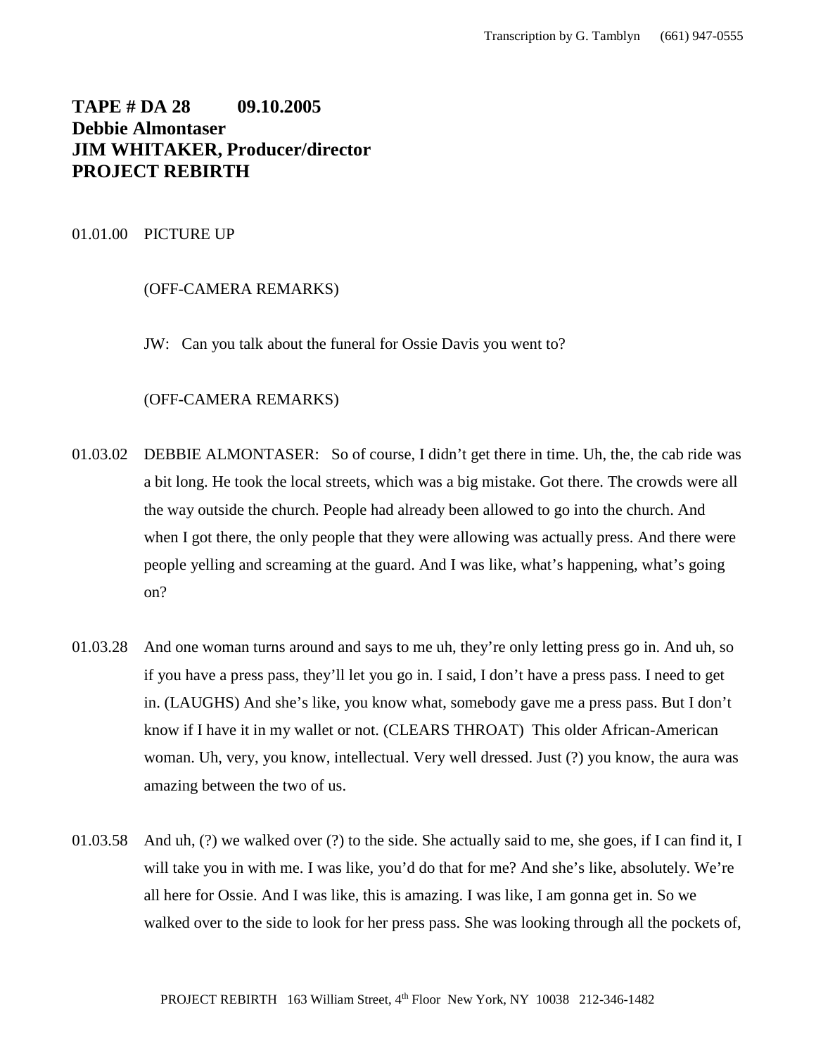# TAPE # DA 28 09.10.2005
**Debbie Almontaser**
**JIM WHITAKER, Producer/director**
**PROJECT REBIRTH**

01.01.00 PICTURE UP

(OFF-CAMERA REMARKS)

JW: Can you talk about the funeral for Ossie Davis you went to?

(OFF-CAMERA REMARKS)

01.03.02 DEBBIE ALMONTASER: So of course, I didn't get there in time. Uh, the, the cab ride was a bit long. He took the local streets, which was a big mistake. Got there. The crowds were all the way outside the church. People had already been allowed to go into the church. And when I got there, the only people that they were allowing was actually press. And there were people yelling and screaming at the guard. And I was like, what's happening, what's going on?

01.03.28 And one woman turns around and says to me uh, they're only letting press go in. And uh, so if you have a press pass, they'll let you go in. I said, I don't have a press pass. I need to get in. (LAUGHS) And she's like, you know what, somebody gave me a press pass. But I don't know if I have it in my wallet or not. (CLEARS THROAT) This older African-American woman. Uh, very, you know, intellectual. Very well dressed. Just (?) you know, the aura was amazing between the two of us.

01.03.58 And uh, (?) we walked over (?) to the side. She actually said to me, she goes, if I can find it, I will take you in with me. I was like, you'd do that for me? And she's like, absolutely. We're all here for Ossie. And I was like, this is amazing. I was like, I am gonna get in. So we walked over to the side to look for her press pass. She was looking through all the pockets of,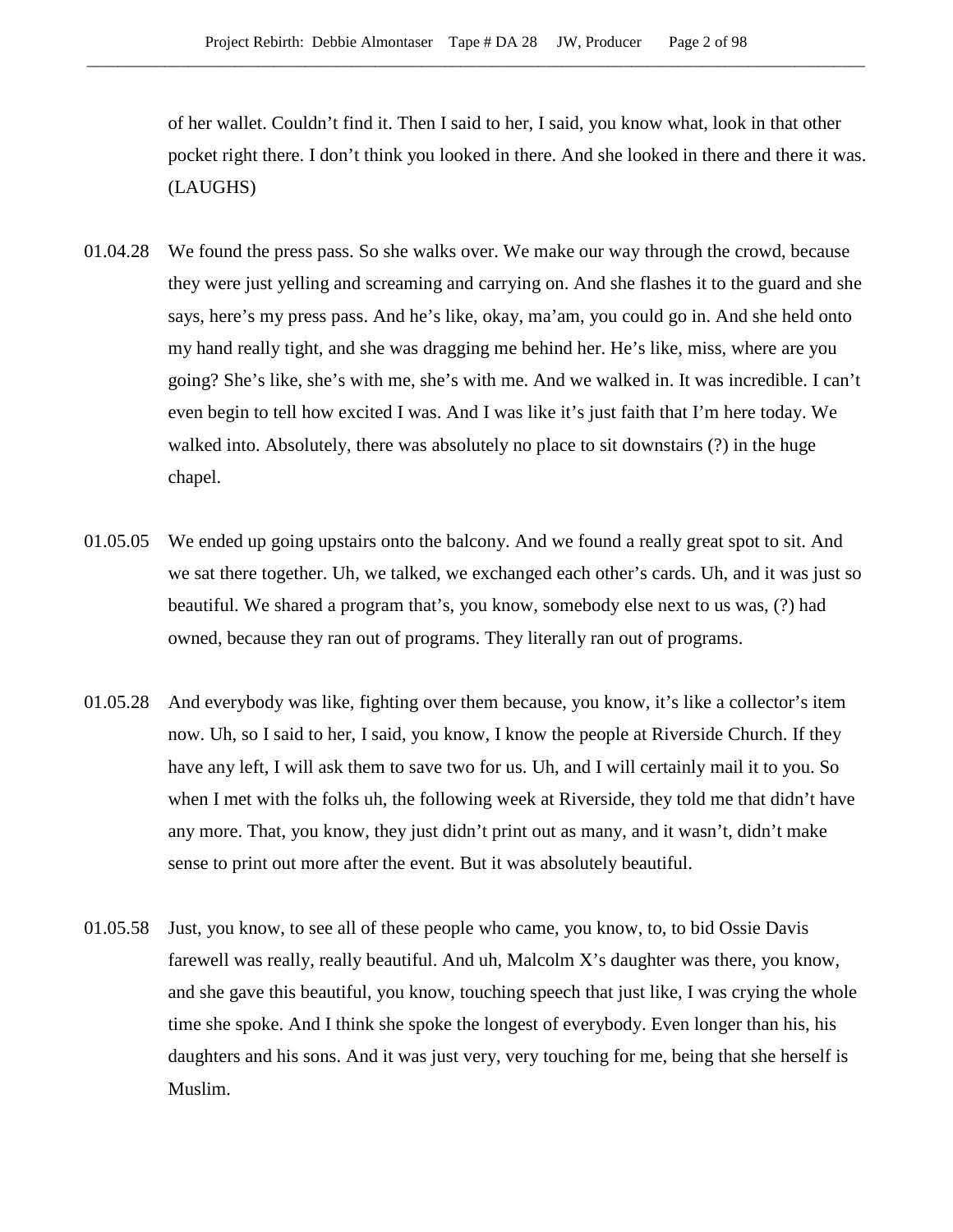of her wallet. Couldn't find it. Then I said to her, I said, you know what, look in that other pocket right there. I don't think you looked in there. And she looked in there and there it was. (LAUGHS)

01.04.28 We found the press pass. So she walks over. We make our way through the crowd, because they were just yelling and screaming and carrying on. And she flashes it to the guard and she says, here's my press pass. And he's like, okay, ma'am, you could go in. And she held onto my hand really tight, and she was dragging me behind her. He's like, miss, where are you going? She's like, she's with me, she's with me. And we walked in. It was incredible. I can't even begin to tell how excited I was. And I was like it's just faith that I'm here today. We walked into. Absolutely, there was absolutely no place to sit downstairs (?) in the huge chapel.

01.05.05 We ended up going upstairs onto the balcony. And we found a really great spot to sit. And we sat there together. Uh, we talked, we exchanged each other's cards. Uh, and it was just so beautiful. We shared a program that's, you know, somebody else next to us was, (?) had owned, because they ran out of programs. They literally ran out of programs.

01.05.28 And everybody was like, fighting over them because, you know, it's like a collector's item now. Uh, so I said to her, I said, you know, I know the people at Riverside Church. If they have any left, I will ask them to save two for us. Uh, and I will certainly mail it to you. So when I met with the folks uh, the following week at Riverside, they told me that didn't have any more. That, you know, they just didn't print out as many, and it wasn't, didn't make sense to print out more after the event. But it was absolutely beautiful.

01.05.58 Just, you know, to see all of these people who came, you know, to, to bid Ossie Davis farewell was really, really beautiful. And uh, Malcolm X's daughter was there, you know, and she gave this beautiful, you know, touching speech that just like, I was crying the whole time she spoke. And I think she spoke the longest of everybody. Even longer than his, his daughters and his sons. And it was just very, very touching for me, being that she herself is Muslim.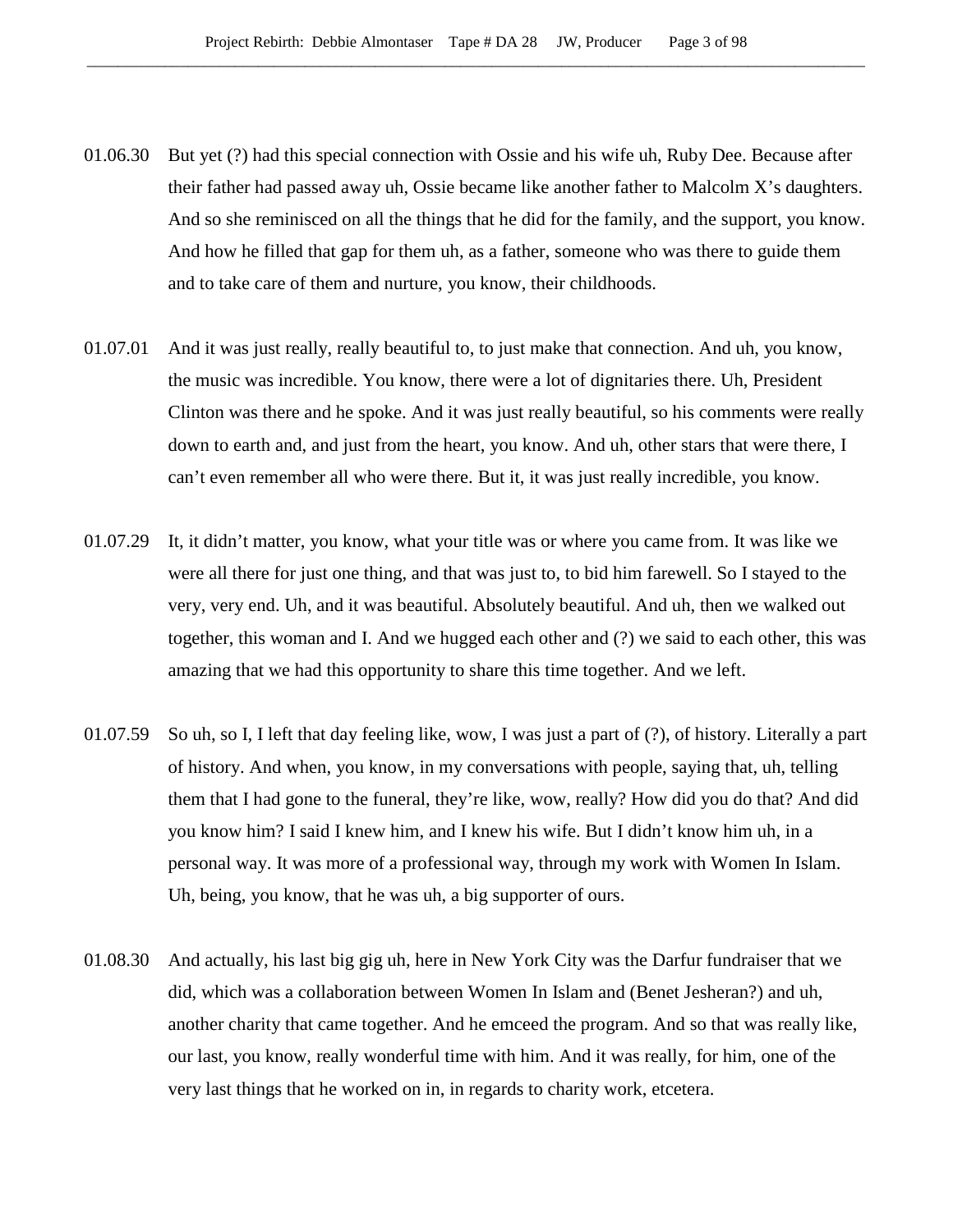01.06.30 But yet (?) had this special connection with Ossie and his wife uh, Ruby Dee. Because after their father had passed away uh, Ossie became like another father to Malcolm X's daughters. And so she reminisced on all the things that he did for the family, and the support, you know. And how he filled that gap for them uh, as a father, someone who was there to guide them and to take care of them and nurture, you know, their childhoods.

01.07.01 And it was just really, really beautiful to, to just make that connection. And uh, you know, the music was incredible. You know, there were a lot of dignitaries there. Uh, President Clinton was there and he spoke. And it was just really beautiful, so his comments were really down to earth and, and just from the heart, you know. And uh, other stars that were there, I can't even remember all who were there. But it, it was just really incredible, you know.

01.07.29 It, it didn't matter, you know, what your title was or where you came from. It was like we were all there for just one thing, and that was just to, to bid him farewell. So I stayed to the very, very end. Uh, and it was beautiful. Absolutely beautiful. And uh, then we walked out together, this woman and I. And we hugged each other and (?) we said to each other, this was amazing that we had this opportunity to share this time together. And we left.

01.07.59 So uh, so I, I left that day feeling like, wow, I was just a part of (?), of history. Literally a part of history. And when, you know, in my conversations with people, saying that, uh, telling them that I had gone to the funeral, they're like, wow, really? How did you do that? And did you know him? I said I knew him, and I knew his wife. But I didn't know him uh, in a personal way. It was more of a professional way, through my work with Women In Islam. Uh, being, you know, that he was uh, a big supporter of ours.

01.08.30 And actually, his last big gig uh, here in New York City was the Darfur fundraiser that we did, which was a collaboration between Women In Islam and (Benet Jesheran?) and uh, another charity that came together. And he emceed the program. And so that was really like, our last, you know, really wonderful time with him. And it was really, for him, one of the very last things that he worked on in, in regards to charity work, etcetera.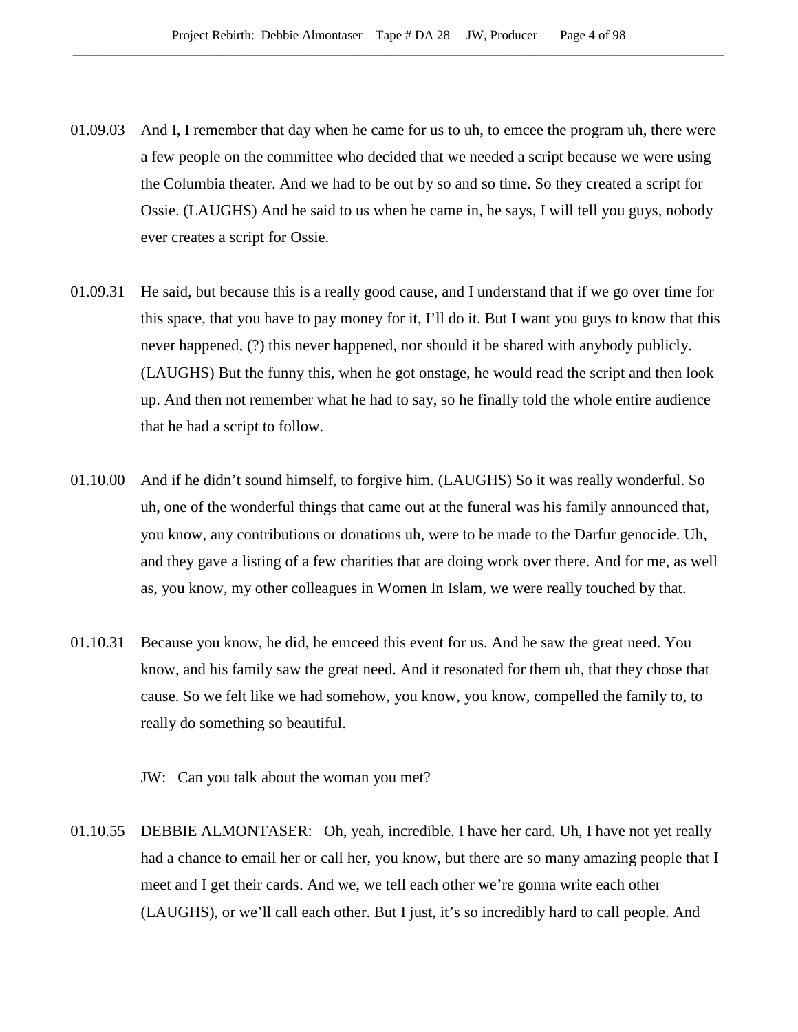01.09.03 And I, I remember that day when he came for us to uh, to emcee the program uh, there were a few people on the committee who decided that we needed a script because we were using the Columbia theater. And we had to be out by so and so time. So they created a script for Ossie. (LAUGHS) And he said to us when he came in, he says, I will tell you guys, nobody ever creates a script for Ossie.

01.09.31 He said, but because this is a really good cause, and I understand that if we go over time for this space, that you have to pay money for it, I'll do it. But I want you guys to know that this never happened, (?) this never happened, nor should it be shared with anybody publicly. (LAUGHS) But the funny this, when he got onstage, he would read the script and then look up. And then not remember what he had to say, so he finally told the whole entire audience that he had a script to follow.

01.10.00 And if he didn't sound himself, to forgive him. (LAUGHS) So it was really wonderful. So uh, one of the wonderful things that came out at the funeral was his family announced that, you know, any contributions or donations uh, were to be made to the Darfur genocide. Uh, and they gave a listing of a few charities that are doing work over there. And for me, as well as, you know, my other colleagues in Women In Islam, we were really touched by that.

01.10.31 Because you know, he did, he emceed this event for us. And he saw the great need. You know, and his family saw the great need. And it resonated for them uh, that they chose that cause. So we felt like we had somehow, you know, you know, compelled the family to, to really do something so beautiful.

JW: Can you talk about the woman you met?

01.10.55 DEBBIE ALMONTASER: Oh, yeah, incredible. I have her card. Uh, I have not yet really had a chance to email her or call her, you know, but there are so many amazing people that I meet and I get their cards. And we, we tell each other we're gonna write each other (LAUGHS), or we'll call each other. But I just, it's so incredibly hard to call people. And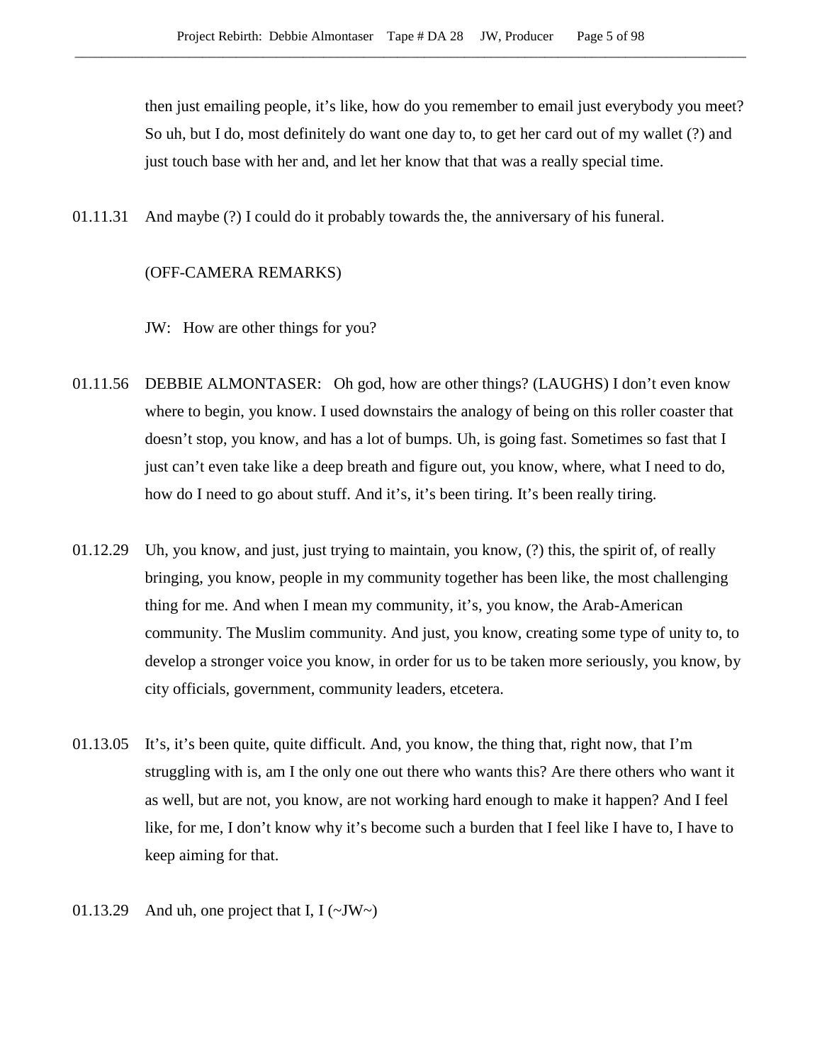then just emailing people, it's like, how do you remember to email just everybody you meet? So uh, but I do, most definitely do want one day to, to get her card out of my wallet (?) and just touch base with her and, and let her know that that was a really special time.

01.11.31 And maybe (?) I could do it probably towards the, the anniversary of his funeral.

(OFF-CAMERA REMARKS)

JW: How are other things for you?

01.11.56 DEBBIE ALMONTASER: Oh god, how are other things? (LAUGHS) I don't even know where to begin, you know. I used downstairs the analogy of being on this roller coaster that doesn't stop, you know, and has a lot of bumps. Uh, is going fast. Sometimes so fast that I just can't even take like a deep breath and figure out, you know, where, what I need to do, how do I need to go about stuff. And it's, it's been tiring. It's been really tiring.

01.12.29 Uh, you know, and just, just trying to maintain, you know, (?) this, the spirit of, of really bringing, you know, people in my community together has been like, the most challenging thing for me. And when I mean my community, it's, you know, the Arab-American community. The Muslim community. And just, you know, creating some type of unity to, to develop a stronger voice you know, in order for us to be taken more seriously, you know, by city officials, government, community leaders, etcetera.

01.13.05 It's, it's been quite, quite difficult. And, you know, the thing that, right now, that I'm struggling with is, am I the only one out there who wants this? Are there others who want it as well, but are not, you know, are not working hard enough to make it happen? And I feel like, for me, I don't know why it's become such a burden that I feel like I have to, I have to keep aiming for that.

01.13.29 And uh, one project that I, I (~JW~)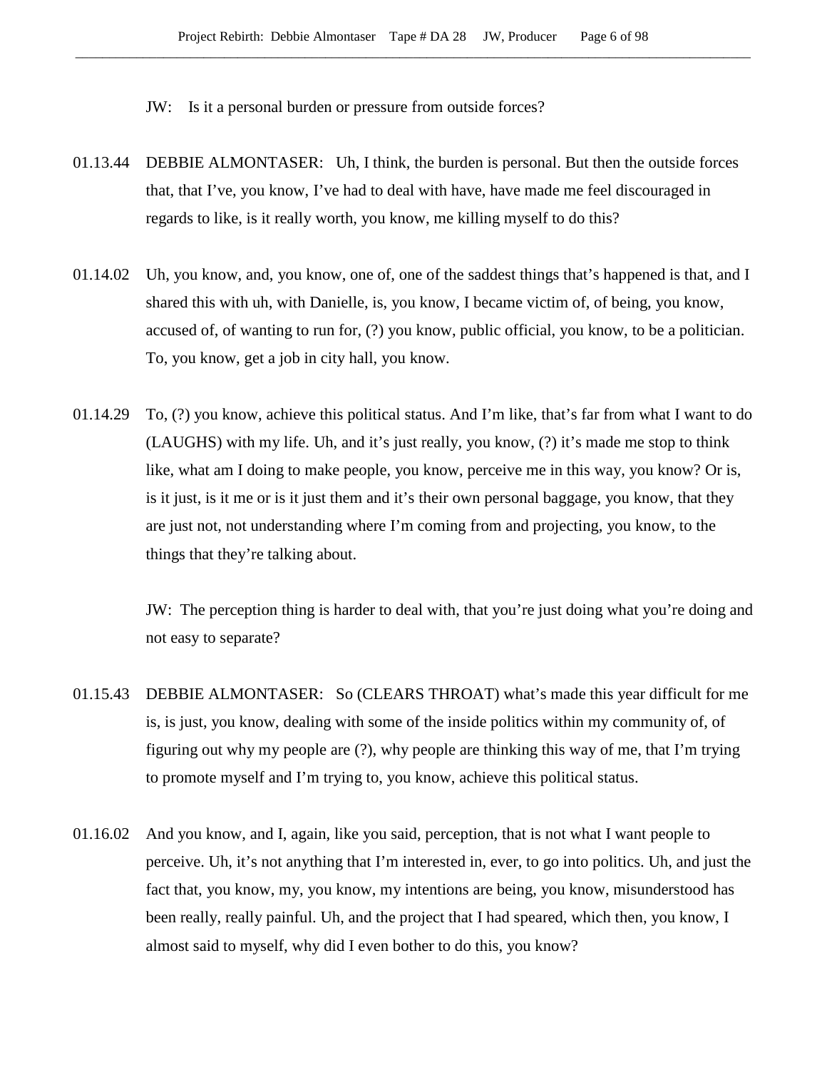JW: Is it a personal burden or pressure from outside forces?

01.13.44 DEBBIE ALMONTASER: Uh, I think, the burden is personal. But then the outside forces that, that I've, you know, I've had to deal with have, have made me feel discouraged in regards to like, is it really worth, you know, me killing myself to do this?

01.14.02 Uh, you know, and, you know, one of, one of the saddest things that's happened is that, and I shared this with uh, with Danielle, is, you know, I became victim of, of being, you know, accused of, of wanting to run for, (?) you know, public official, you know, to be a politician. To, you know, get a job in city hall, you know.

01.14.29 To, (?) you know, achieve this political status. And I'm like, that's far from what I want to do (LAUGHS) with my life. Uh, and it's just really, you know, (?) it's made me stop to think like, what am I doing to make people, you know, perceive me in this way, you know? Or is, is it just, is it me or is it just them and it's their own personal baggage, you know, that they are just not, not understanding where I'm coming from and projecting, you know, to the things that they're talking about.

JW: The perception thing is harder to deal with, that you're just doing what you're doing and not easy to separate?

01.15.43 DEBBIE ALMONTASER: So (CLEARS THROAT) what's made this year difficult for me is, is just, you know, dealing with some of the inside politics within my community of, of figuring out why my people are (?), why people are thinking this way of me, that I'm trying to promote myself and I'm trying to, you know, achieve this political status.

01.16.02 And you know, and I, again, like you said, perception, that is not what I want people to perceive. Uh, it's not anything that I'm interested in, ever, to go into politics. Uh, and just the fact that, you know, my, you know, my intentions are being, you know, misunderstood has been really, really painful. Uh, and the project that I had speared, which then, you know, I almost said to myself, why did I even bother to do this, you know?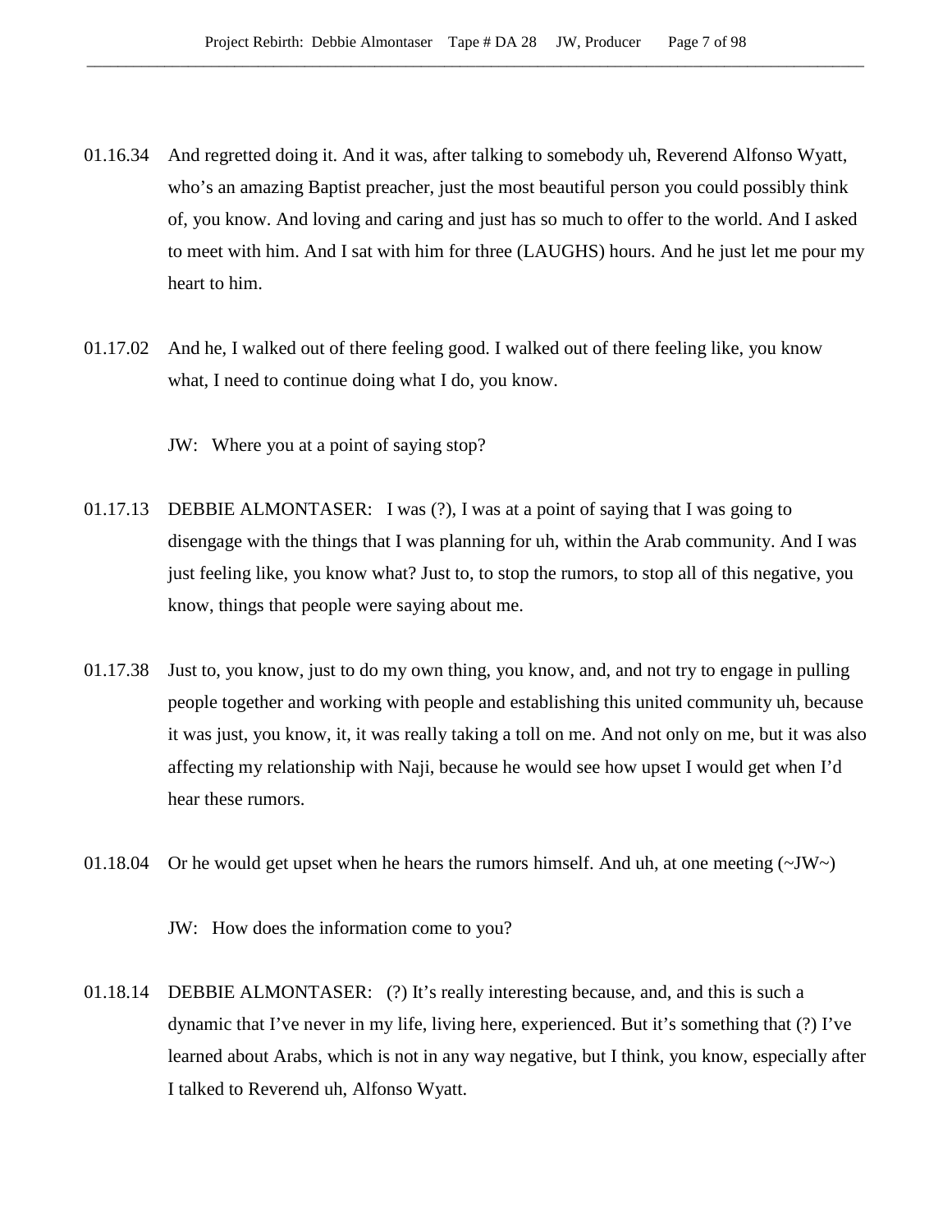01.16.34 And regretted doing it. And it was, after talking to somebody uh, Reverend Alfonso Wyatt, who's an amazing Baptist preacher, just the most beautiful person you could possibly think of, you know. And loving and caring and just has so much to offer to the world. And I asked to meet with him. And I sat with him for three (LAUGHS) hours. And he just let me pour my heart to him.

01.17.02 And he, I walked out of there feeling good. I walked out of there feeling like, you know what, I need to continue doing what I do, you know.

JW: Where you at a point of saying stop?

01.17.13 DEBBIE ALMONTASER: I was (?), I was at a point of saying that I was going to disengage with the things that I was planning for uh, within the Arab community. And I was just feeling like, you know what? Just to, to stop the rumors, to stop all of this negative, you know, things that people were saying about me.

01.17.38 Just to, you know, just to do my own thing, you know, and, and not try to engage in pulling people together and working with people and establishing this united community uh, because it was just, you know, it, it was really taking a toll on me. And not only on me, but it was also affecting my relationship with Naji, because he would see how upset I would get when I'd hear these rumors.

01.18.04 Or he would get upset when he hears the rumors himself. And uh, at one meeting (~JW~)

JW: How does the information come to you?

01.18.14 DEBBIE ALMONTASER: (?) It's really interesting because, and, and this is such a dynamic that I've never in my life, living here, experienced. But it's something that (?) I've learned about Arabs, which is not in any way negative, but I think, you know, especially after I talked to Reverend uh, Alfonso Wyatt.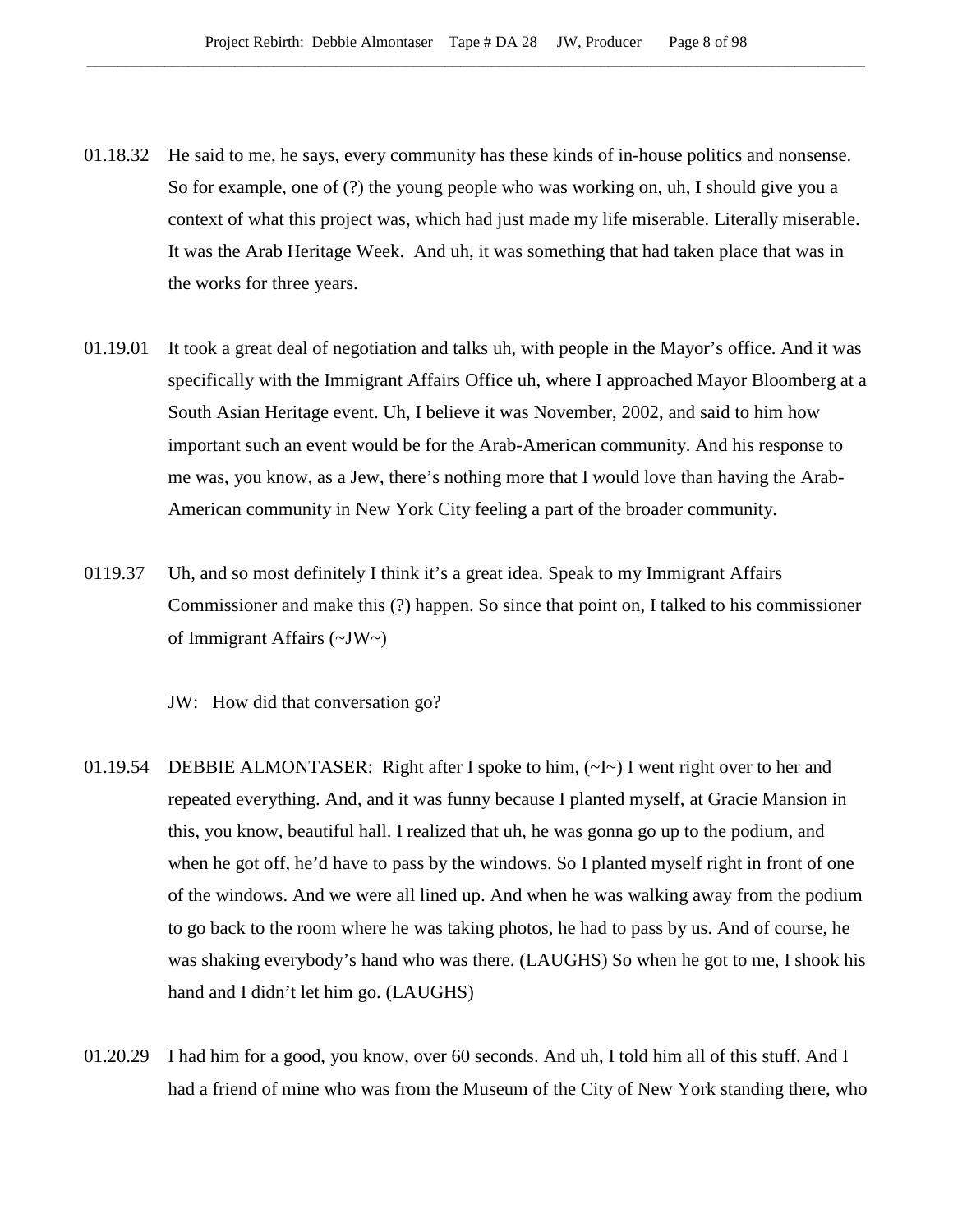01.18.32 He said to me, he says, every community has these kinds of in-house politics and nonsense. So for example, one of (?) the young people who was working on, uh, I should give you a context of what this project was, which had just made my life miserable. Literally miserable. It was the Arab Heritage Week. And uh, it was something that had taken place that was in the works for three years.

01.19.01 It took a great deal of negotiation and talks uh, with people in the Mayor's office. And it was specifically with the Immigrant Affairs Office uh, where I approached Mayor Bloomberg at a South Asian Heritage event. Uh, I believe it was November, 2002, and said to him how important such an event would be for the Arab-American community. And his response to me was, you know, as a Jew, there's nothing more that I would love than having the Arab-American community in New York City feeling a part of the broader community.

0119.37 Uh, and so most definitely I think it's a great idea. Speak to my Immigrant Affairs Commissioner and make this (?) happen. So since that point on, I talked to his commissioner of Immigrant Affairs (~JW~)

JW: How did that conversation go?

01.19.54 DEBBIE ALMONTASER: Right after I spoke to him, (~I~) I went right over to her and repeated everything. And, and it was funny because I planted myself, at Gracie Mansion in this, you know, beautiful hall. I realized that uh, he was gonna go up to the podium, and when he got off, he'd have to pass by the windows. So I planted myself right in front of one of the windows. And we were all lined up. And when he was walking away from the podium to go back to the room where he was taking photos, he had to pass by us. And of course, he was shaking everybody's hand who was there. (LAUGHS) So when he got to me, I shook his hand and I didn't let him go. (LAUGHS)

01.20.29 I had him for a good, you know, over 60 seconds. And uh, I told him all of this stuff. And I had a friend of mine who was from the Museum of the City of New York standing there, who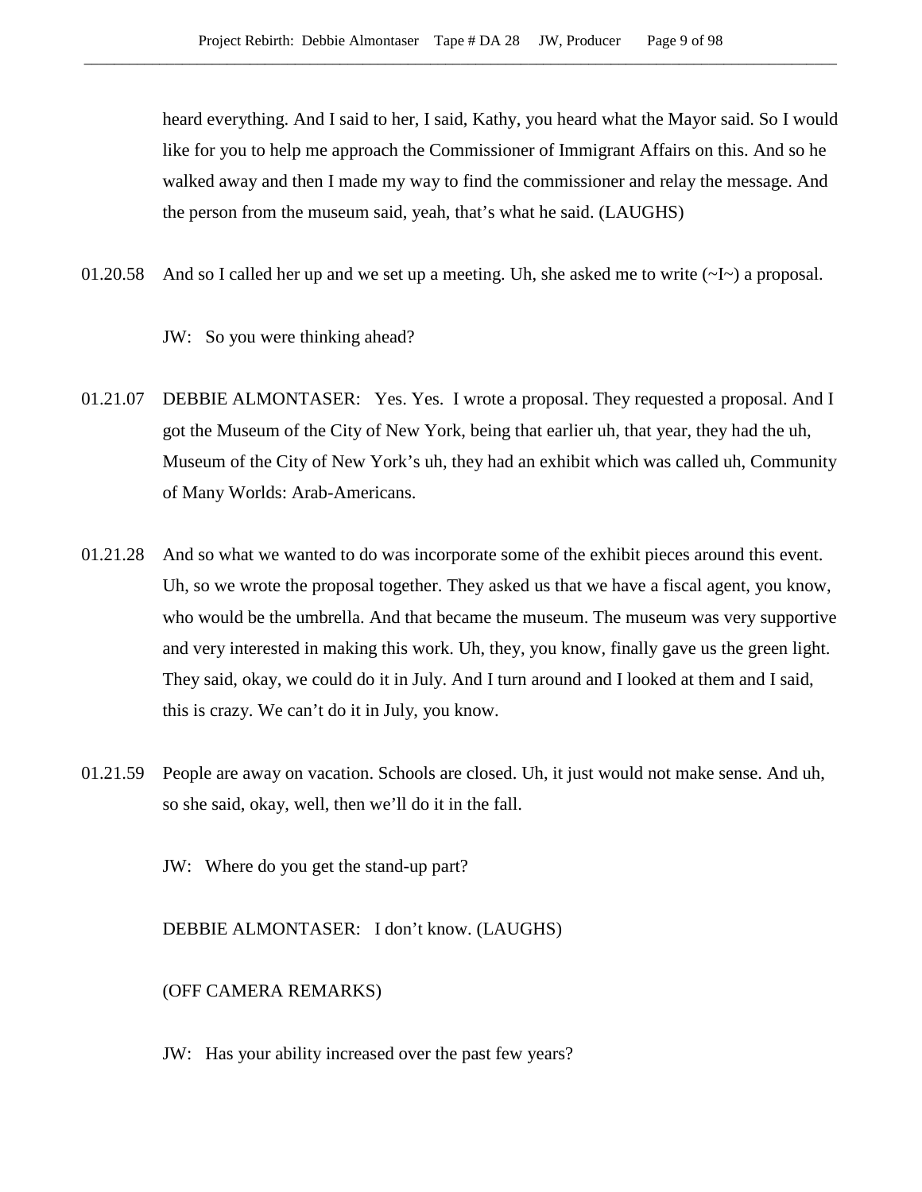heard everything. And I said to her, I said, Kathy, you heard what the Mayor said. So I would like for you to help me approach the Commissioner of Immigrant Affairs on this. And so he walked away and then I made my way to find the commissioner and relay the message. And the person from the museum said, yeah, that's what he said. (LAUGHS)

01.20.58 And so I called her up and we set up a meeting. Uh, she asked me to write (~I~) a proposal.

JW: So you were thinking ahead?

01.21.07 DEBBIE ALMONTASER: Yes. Yes. I wrote a proposal. They requested a proposal. And I got the Museum of the City of New York, being that earlier uh, that year, they had the uh, Museum of the City of New York's uh, they had an exhibit which was called uh, Community of Many Worlds: Arab-Americans.

01.21.28 And so what we wanted to do was incorporate some of the exhibit pieces around this event. Uh, so we wrote the proposal together. They asked us that we have a fiscal agent, you know, who would be the umbrella. And that became the museum. The museum was very supportive and very interested in making this work. Uh, they, you know, finally gave us the green light. They said, okay, we could do it in July. And I turn around and I looked at them and I said, this is crazy. We can't do it in July, you know.

01.21.59 People are away on vacation. Schools are closed. Uh, it just would not make sense. And uh, so she said, okay, well, then we'll do it in the fall.

JW: Where do you get the stand-up part?

DEBBIE ALMONTASER: I don't know. (LAUGHS)

(OFF CAMERA REMARKS)

JW: Has your ability increased over the past few years?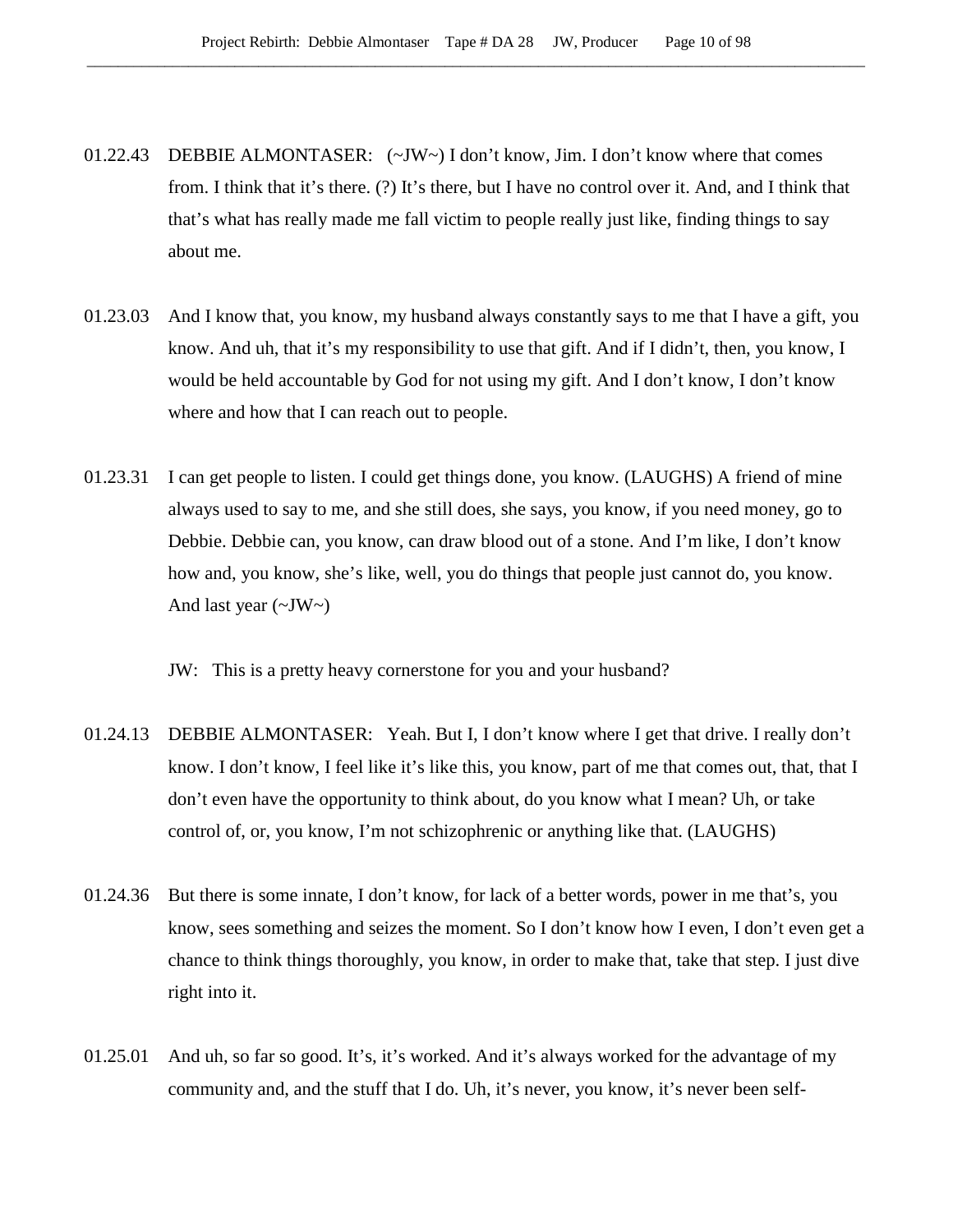01.22.43 DEBBIE ALMONTASER: (~JW~) I don't know, Jim. I don't know where that comes from. I think that it's there. (?) It's there, but I have no control over it. And, and I think that that's what has really made me fall victim to people really just like, finding things to say about me.

01.23.03 And I know that, you know, my husband always constantly says to me that I have a gift, you know. And uh, that it's my responsibility to use that gift. And if I didn't, then, you know, I would be held accountable by God for not using my gift. And I don't know, I don't know where and how that I can reach out to people.

01.23.31 I can get people to listen. I could get things done, you know. (LAUGHS) A friend of mine always used to say to me, and she still does, she says, you know, if you need money, go to Debbie. Debbie can, you know, can draw blood out of a stone. And I'm like, I don't know how and, you know, she's like, well, you do things that people just cannot do, you know. And last year (~JW~)

JW: This is a pretty heavy cornerstone for you and your husband?

01.24.13 DEBBIE ALMONTASER: Yeah. But I, I don't know where I get that drive. I really don't know. I don't know, I feel like it's like this, you know, part of me that comes out, that, that I don't even have the opportunity to think about, do you know what I mean? Uh, or take control of, or, you know, I'm not schizophrenic or anything like that. (LAUGHS)

01.24.36 But there is some innate, I don't know, for lack of a better words, power in me that's, you know, sees something and seizes the moment. So I don't know how I even, I don't even get a chance to think things thoroughly, you know, in order to make that, take that step. I just dive right into it.

01.25.01 And uh, so far so good. It's, it's worked. And it's always worked for the advantage of my community and, and the stuff that I do. Uh, it's never, you know, it's never been self-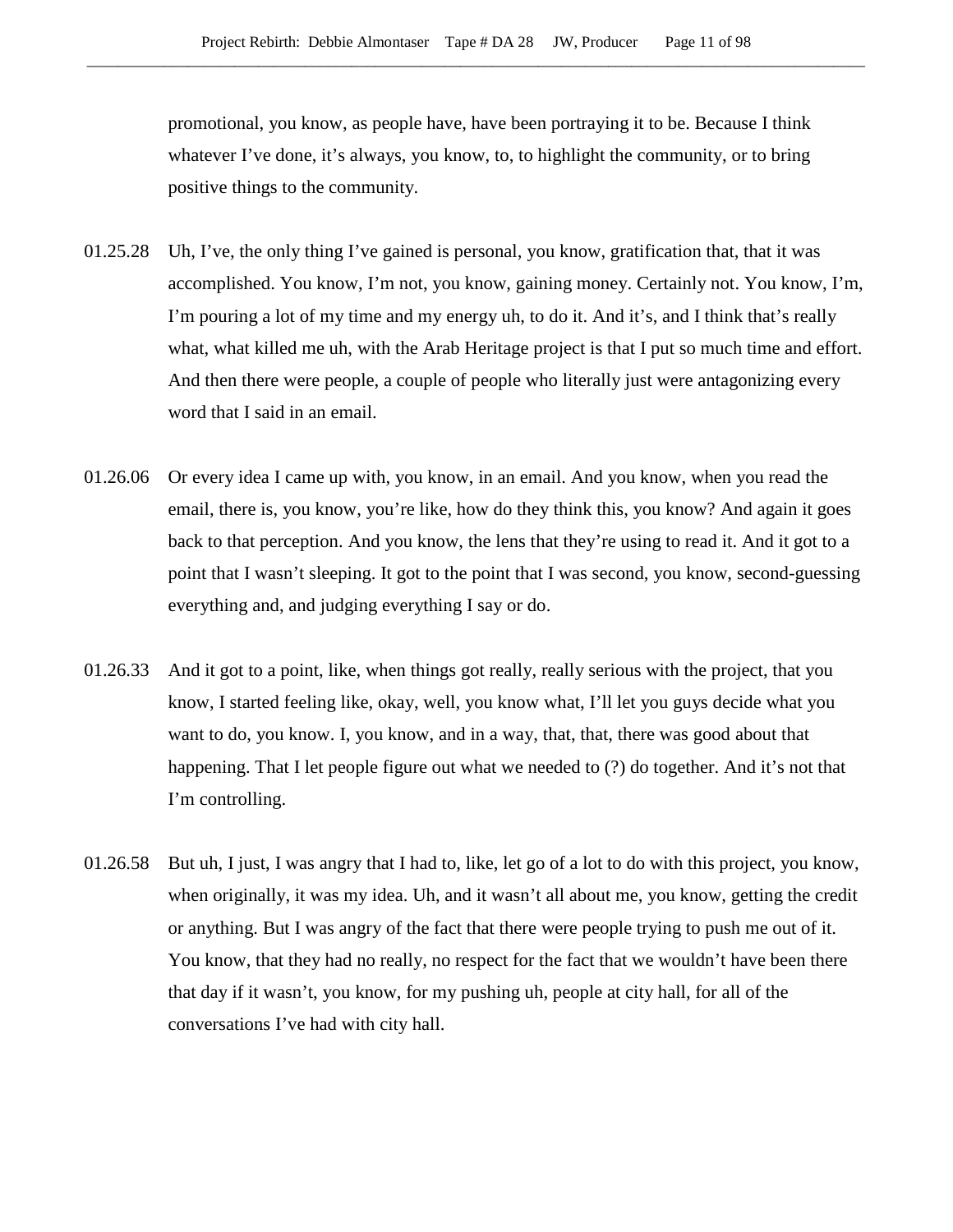promotional, you know, as people have, have been portraying it to be. Because I think whatever I've done, it's always, you know, to, to highlight the community, or to bring positive things to the community.

01.25.28 Uh, I've, the only thing I've gained is personal, you know, gratification that, that it was accomplished. You know, I'm not, you know, gaining money. Certainly not. You know, I'm, I'm pouring a lot of my time and my energy uh, to do it. And it's, and I think that's really what, what killed me uh, with the Arab Heritage project is that I put so much time and effort. And then there were people, a couple of people who literally just were antagonizing every word that I said in an email.

01.26.06 Or every idea I came up with, you know, in an email. And you know, when you read the email, there is, you know, you're like, how do they think this, you know? And again it goes back to that perception. And you know, the lens that they're using to read it. And it got to a point that I wasn't sleeping. It got to the point that I was second, you know, second-guessing everything and, and judging everything I say or do.

01.26.33 And it got to a point, like, when things got really, really serious with the project, that you know, I started feeling like, okay, well, you know what, I'll let you guys decide what you want to do, you know. I, you know, and in a way, that, that, there was good about that happening. That I let people figure out what we needed to (?) do together. And it's not that I'm controlling.

01.26.58 But uh, I just, I was angry that I had to, like, let go of a lot to do with this project, you know, when originally, it was my idea. Uh, and it wasn't all about me, you know, getting the credit or anything. But I was angry of the fact that there were people trying to push me out of it. You know, that they had no really, no respect for the fact that we wouldn't have been there that day if it wasn't, you know, for my pushing uh, people at city hall, for all of the conversations I've had with city hall.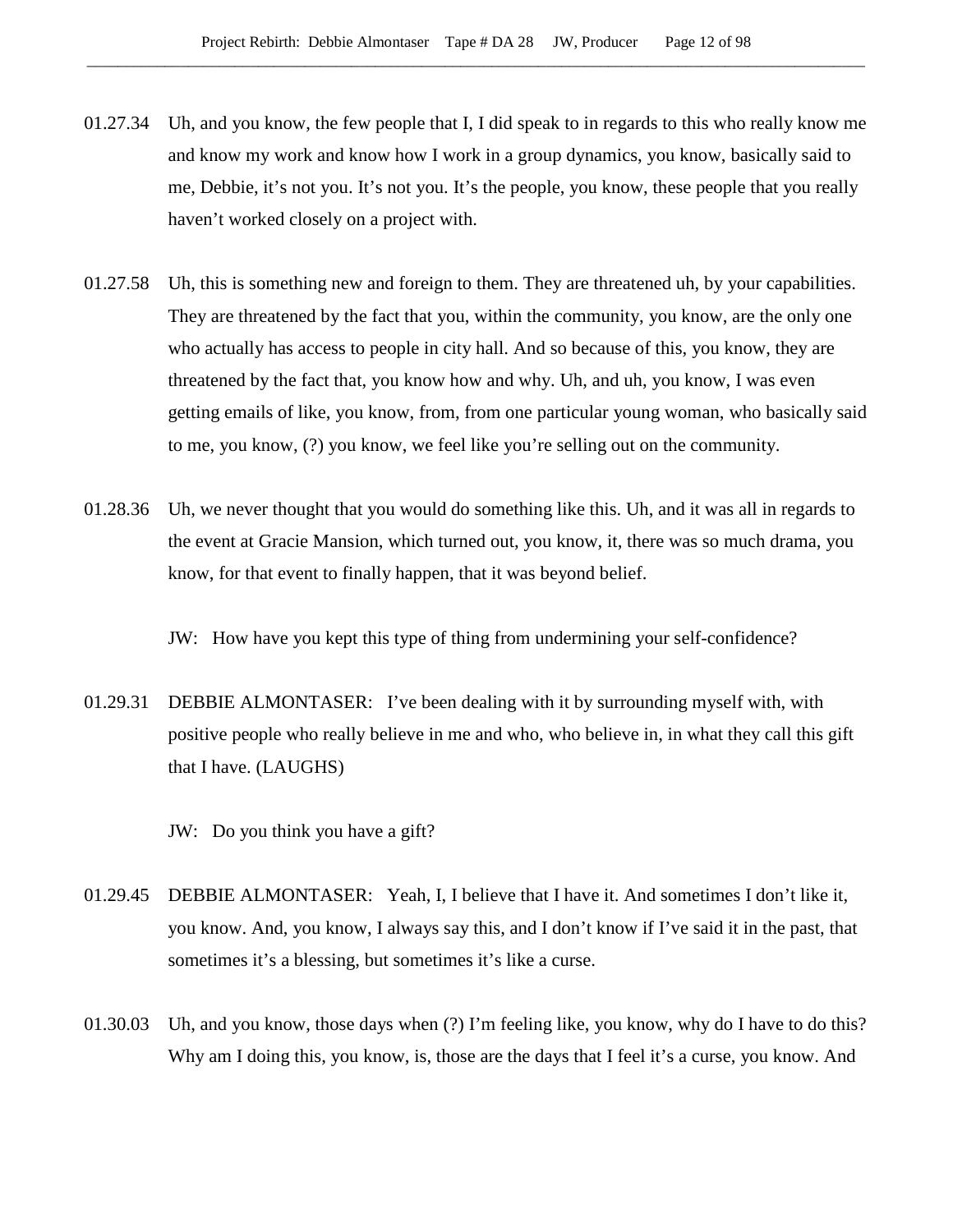01.27.34 Uh, and you know, the few people that I, I did speak to in regards to this who really know me and know my work and know how I work in a group dynamics, you know, basically said to me, Debbie, it's not you. It's not you. It's the people, you know, these people that you really haven't worked closely on a project with.

01.27.58 Uh, this is something new and foreign to them. They are threatened uh, by your capabilities. They are threatened by the fact that you, within the community, you know, are the only one who actually has access to people in city hall. And so because of this, you know, they are threatened by the fact that, you know how and why. Uh, and uh, you know, I was even getting emails of like, you know, from, from one particular young woman, who basically said to me, you know, (?) you know, we feel like you're selling out on the community.

01.28.36 Uh, we never thought that you would do something like this. Uh, and it was all in regards to the event at Gracie Mansion, which turned out, you know, it, there was so much drama, you know, for that event to finally happen, that it was beyond belief.

JW: How have you kept this type of thing from undermining your self-confidence?

01.29.31 DEBBIE ALMONTASER: I've been dealing with it by surrounding myself with, with positive people who really believe in me and who, who believe in, in what they call this gift that I have. (LAUGHS)

JW: Do you think you have a gift?

01.29.45 DEBBIE ALMONTASER: Yeah, I, I believe that I have it. And sometimes I don't like it, you know. And, you know, I always say this, and I don't know if I've said it in the past, that sometimes it's a blessing, but sometimes it's like a curse.

01.30.03 Uh, and you know, those days when (?) I'm feeling like, you know, why do I have to do this? Why am I doing this, you know, is, those are the days that I feel it's a curse, you know. And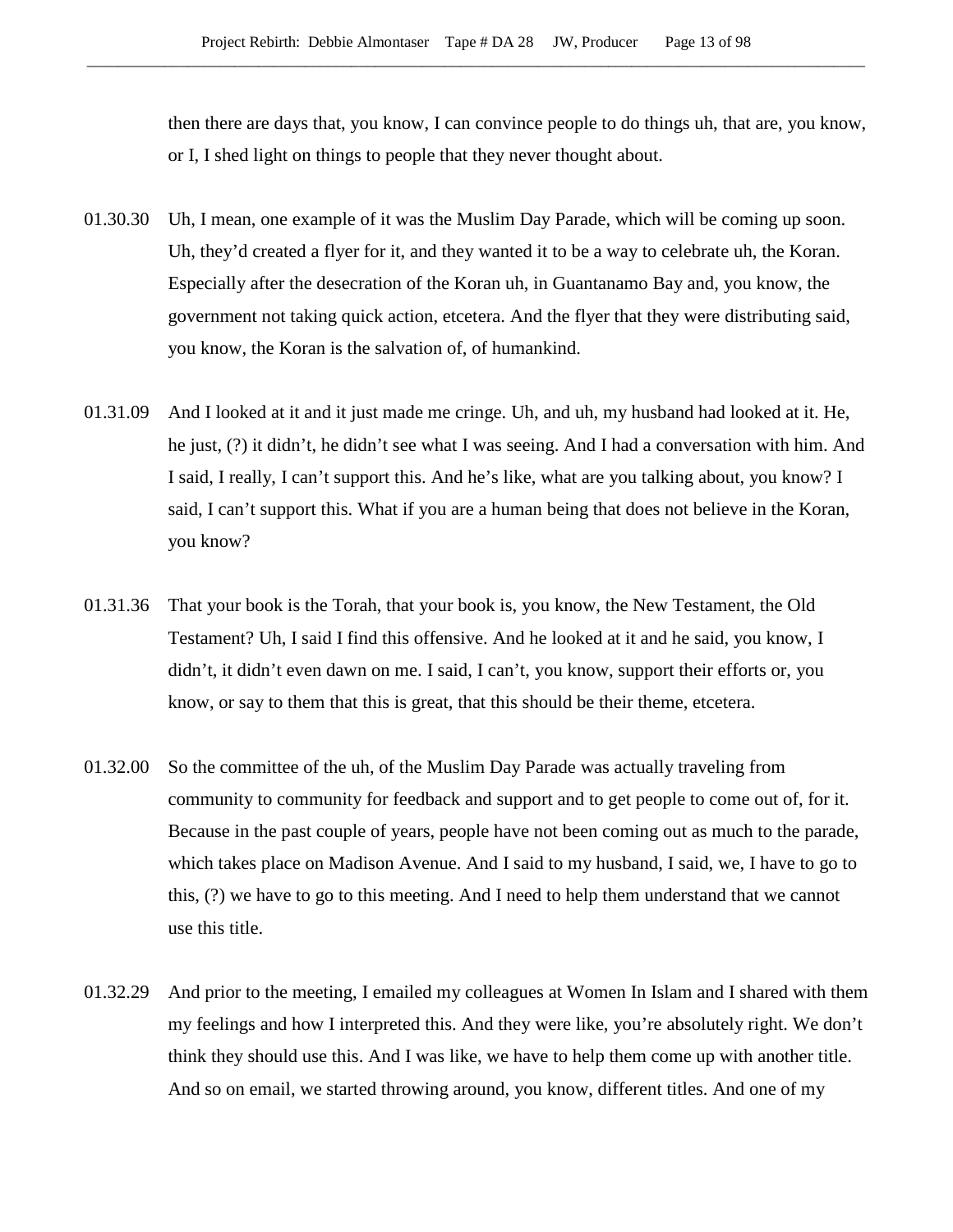then there are days that, you know, I can convince people to do things uh, that are, you know, or I, I shed light on things to people that they never thought about.

01.30.30 Uh, I mean, one example of it was the Muslim Day Parade, which will be coming up soon. Uh, they'd created a flyer for it, and they wanted it to be a way to celebrate uh, the Koran. Especially after the desecration of the Koran uh, in Guantanamo Bay and, you know, the government not taking quick action, etcetera. And the flyer that they were distributing said, you know, the Koran is the salvation of, of humankind.

01.31.09 And I looked at it and it just made me cringe. Uh, and uh, my husband had looked at it. He, he just, (?) it didn't, he didn't see what I was seeing. And I had a conversation with him. And I said, I really, I can't support this. And he's like, what are you talking about, you know? I said, I can't support this. What if you are a human being that does not believe in the Koran, you know?

01.31.36 That your book is the Torah, that your book is, you know, the New Testament, the Old Testament? Uh, I said I find this offensive. And he looked at it and he said, you know, I didn't, it didn't even dawn on me. I said, I can't, you know, support their efforts or, you know, or say to them that this is great, that this should be their theme, etcetera.

01.32.00 So the committee of the uh, of the Muslim Day Parade was actually traveling from community to community for feedback and support and to get people to come out of, for it. Because in the past couple of years, people have not been coming out as much to the parade, which takes place on Madison Avenue. And I said to my husband, I said, we, I have to go to this, (?) we have to go to this meeting. And I need to help them understand that we cannot use this title.

01.32.29 And prior to the meeting, I emailed my colleagues at Women In Islam and I shared with them my feelings and how I interpreted this. And they were like, you're absolutely right. We don't think they should use this. And I was like, we have to help them come up with another title. And so on email, we started throwing around, you know, different titles. And one of my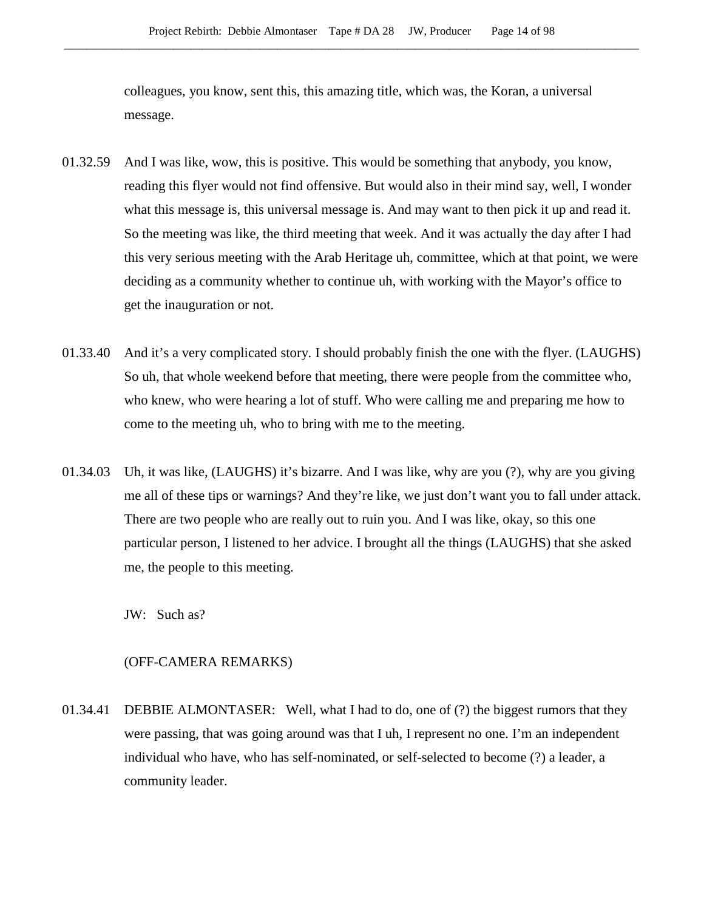colleagues, you know, sent this, this amazing title, which was, the Koran, a universal message.

01.32.59 And I was like, wow, this is positive. This would be something that anybody, you know, reading this flyer would not find offensive. But would also in their mind say, well, I wonder what this message is, this universal message is. And may want to then pick it up and read it. So the meeting was like, the third meeting that week. And it was actually the day after I had this very serious meeting with the Arab Heritage uh, committee, which at that point, we were deciding as a community whether to continue uh, with working with the Mayor's office to get the inauguration or not.

01.33.40 And it's a very complicated story. I should probably finish the one with the flyer. (LAUGHS) So uh, that whole weekend before that meeting, there were people from the committee who, who knew, who were hearing a lot of stuff. Who were calling me and preparing me how to come to the meeting uh, who to bring with me to the meeting.

01.34.03 Uh, it was like, (LAUGHS) it's bizarre. And I was like, why are you (?), why are you giving me all of these tips or warnings? And they're like, we just don't want you to fall under attack. There are two people who are really out to ruin you. And I was like, okay, so this one particular person, I listened to her advice. I brought all the things (LAUGHS) that she asked me, the people to this meeting.

JW: Such as?

(OFF-CAMERA REMARKS)

01.34.41 DEBBIE ALMONTASER: Well, what I had to do, one of (?) the biggest rumors that they were passing, that was going around was that I uh, I represent no one. I'm an independent individual who have, who has self-nominated, or self-selected to become (?) a leader, a community leader.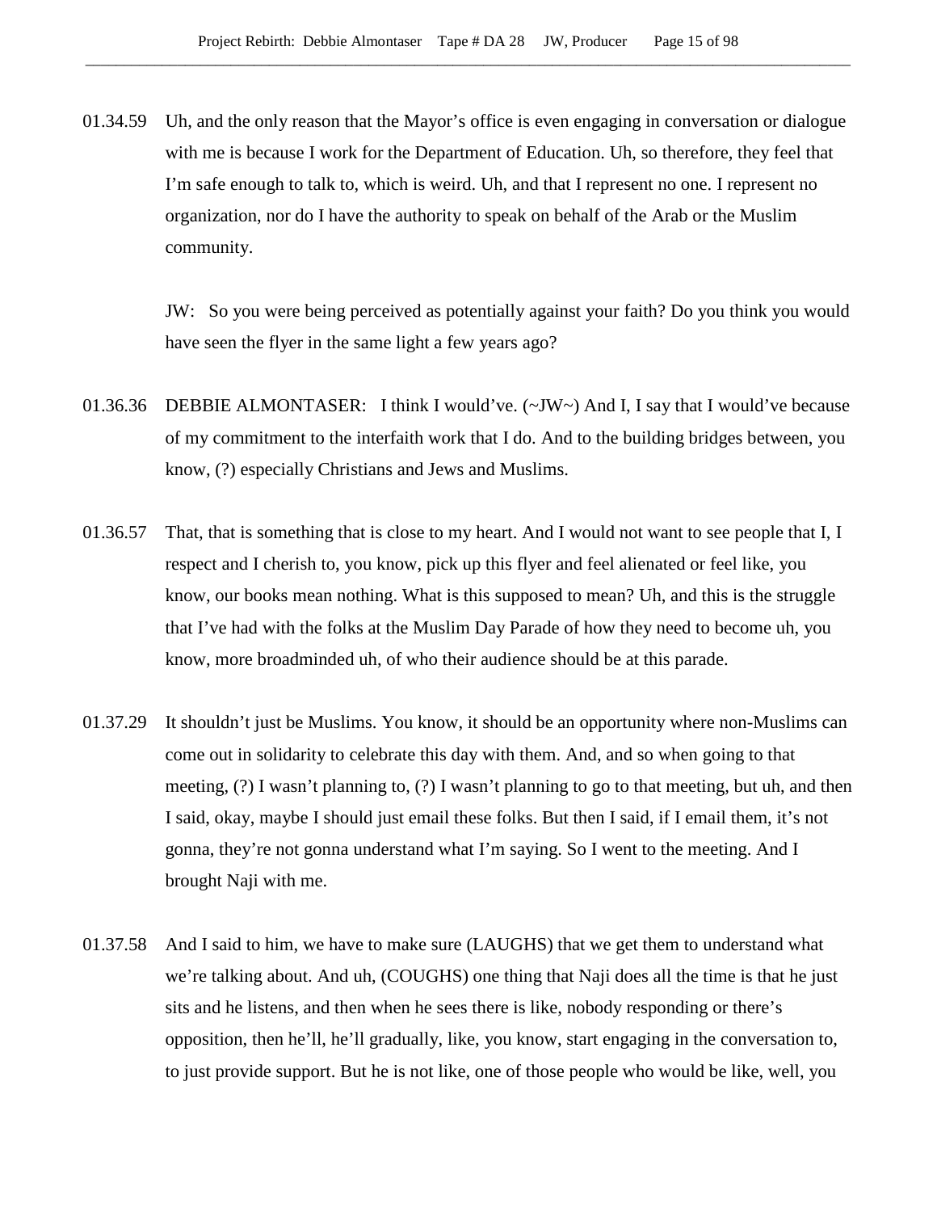01.34.59 Uh, and the only reason that the Mayor's office is even engaging in conversation or dialogue with me is because I work for the Department of Education. Uh, so therefore, they feel that I'm safe enough to talk to, which is weird. Uh, and that I represent no one. I represent no organization, nor do I have the authority to speak on behalf of the Arab or the Muslim community.

JW: So you were being perceived as potentially against your faith? Do you think you would have seen the flyer in the same light a few years ago?

01.36.36 DEBBIE ALMONTASER: I think I would've. (~JW~) And I, I say that I would've because of my commitment to the interfaith work that I do. And to the building bridges between, you know, (?) especially Christians and Jews and Muslims.

01.36.57 That, that is something that is close to my heart. And I would not want to see people that I, I respect and I cherish to, you know, pick up this flyer and feel alienated or feel like, you know, our books mean nothing. What is this supposed to mean? Uh, and this is the struggle that I've had with the folks at the Muslim Day Parade of how they need to become uh, you know, more broadminded uh, of who their audience should be at this parade.

01.37.29 It shouldn't just be Muslims. You know, it should be an opportunity where non-Muslims can come out in solidarity to celebrate this day with them. And, and so when going to that meeting, (?) I wasn't planning to, (?) I wasn't planning to go to that meeting, but uh, and then I said, okay, maybe I should just email these folks. But then I said, if I email them, it's not gonna, they're not gonna understand what I'm saying. So I went to the meeting. And I brought Naji with me.

01.37.58 And I said to him, we have to make sure (LAUGHS) that we get them to understand what we're talking about. And uh, (COUGHS) one thing that Naji does all the time is that he just sits and he listens, and then when he sees there is like, nobody responding or there's opposition, then he'll, he'll gradually, like, you know, start engaging in the conversation to, to just provide support. But he is not like, one of those people who would be like, well, you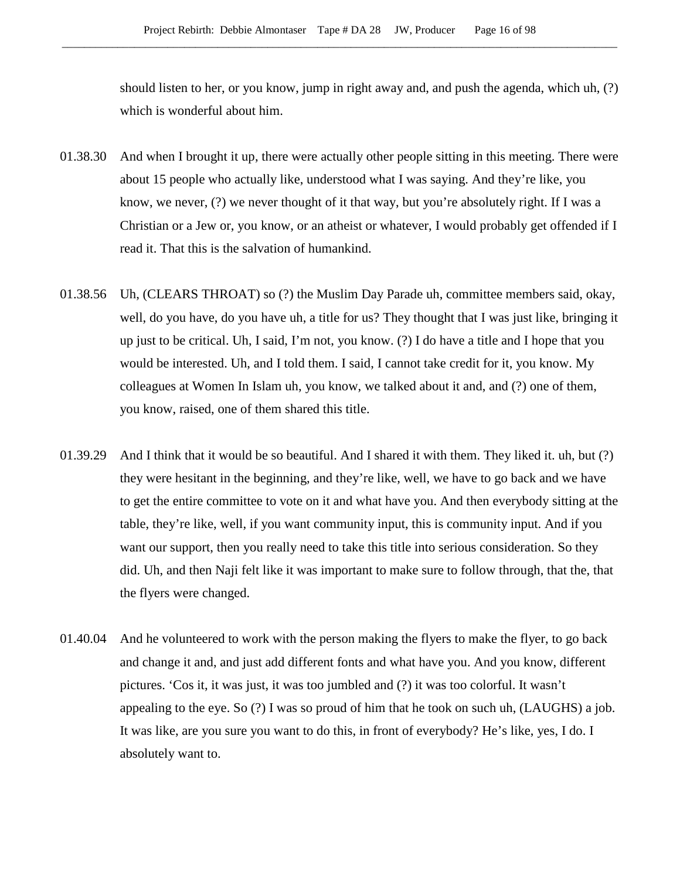should listen to her, or you know, jump in right away and, and push the agenda, which uh, (?) which is wonderful about him.

01.38.30 And when I brought it up, there were actually other people sitting in this meeting. There were about 15 people who actually like, understood what I was saying. And they're like, you know, we never, (?) we never thought of it that way, but you're absolutely right. If I was a Christian or a Jew or, you know, or an atheist or whatever, I would probably get offended if I read it. That this is the salvation of humankind.

01.38.56 Uh, (CLEARS THROAT) so (?) the Muslim Day Parade uh, committee members said, okay, well, do you have, do you have uh, a title for us? They thought that I was just like, bringing it up just to be critical. Uh, I said, I'm not, you know. (?) I do have a title and I hope that you would be interested. Uh, and I told them. I said, I cannot take credit for it, you know. My colleagues at Women In Islam uh, you know, we talked about it and, and (?) one of them, you know, raised, one of them shared this title.

01.39.29 And I think that it would be so beautiful. And I shared it with them. They liked it. uh, but (?) they were hesitant in the beginning, and they're like, well, we have to go back and we have to get the entire committee to vote on it and what have you. And then everybody sitting at the table, they're like, well, if you want community input, this is community input. And if you want our support, then you really need to take this title into serious consideration. So they did. Uh, and then Naji felt like it was important to make sure to follow through, that the, that the flyers were changed.

01.40.04 And he volunteered to work with the person making the flyers to make the flyer, to go back and change it and, and just add different fonts and what have you. And you know, different pictures. 'Cos it, it was just, it was too jumbled and (?) it was too colorful. It wasn't appealing to the eye. So (?) I was so proud of him that he took on such uh, (LAUGHS) a job. It was like, are you sure you want to do this, in front of everybody? He's like, yes, I do. I absolutely want to.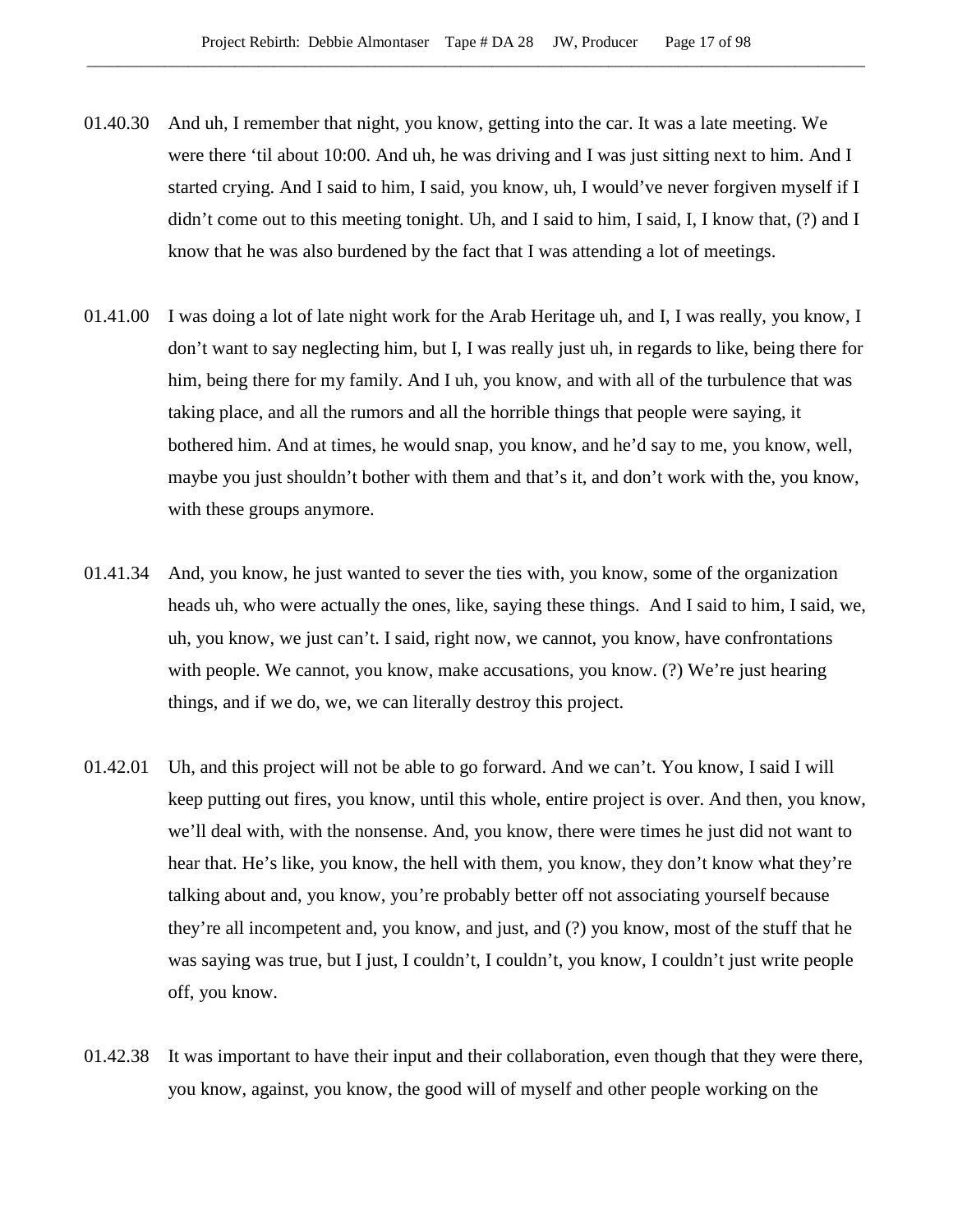01.40.30 And uh, I remember that night, you know, getting into the car. It was a late meeting. We were there 'til about 10:00. And uh, he was driving and I was just sitting next to him. And I started crying. And I said to him, I said, you know, uh, I would've never forgiven myself if I didn't come out to this meeting tonight. Uh, and I said to him, I said, I, I know that, (?) and I know that he was also burdened by the fact that I was attending a lot of meetings.

01.41.00 I was doing a lot of late night work for the Arab Heritage uh, and I, I was really, you know, I don't want to say neglecting him, but I, I was really just uh, in regards to like, being there for him, being there for my family. And I uh, you know, and with all of the turbulence that was taking place, and all the rumors and all the horrible things that people were saying, it bothered him. And at times, he would snap, you know, and he'd say to me, you know, well, maybe you just shouldn't bother with them and that's it, and don't work with the, you know, with these groups anymore.

01.41.34 And, you know, he just wanted to sever the ties with, you know, some of the organization heads uh, who were actually the ones, like, saying these things. And I said to him, I said, we, uh, you know, we just can't. I said, right now, we cannot, you know, have confrontations with people. We cannot, you know, make accusations, you know. (?) We're just hearing things, and if we do, we, we can literally destroy this project.

01.42.01 Uh, and this project will not be able to go forward. And we can't. You know, I said I will keep putting out fires, you know, until this whole, entire project is over. And then, you know, we'll deal with, with the nonsense. And, you know, there were times he just did not want to hear that. He's like, you know, the hell with them, you know, they don't know what they're talking about and, you know, you're probably better off not associating yourself because they're all incompetent and, you know, and just, and (?) you know, most of the stuff that he was saying was true, but I just, I couldn't, I couldn't, you know, I couldn't just write people off, you know.

01.42.38 It was important to have their input and their collaboration, even though that they were there, you know, against, you know, the good will of myself and other people working on the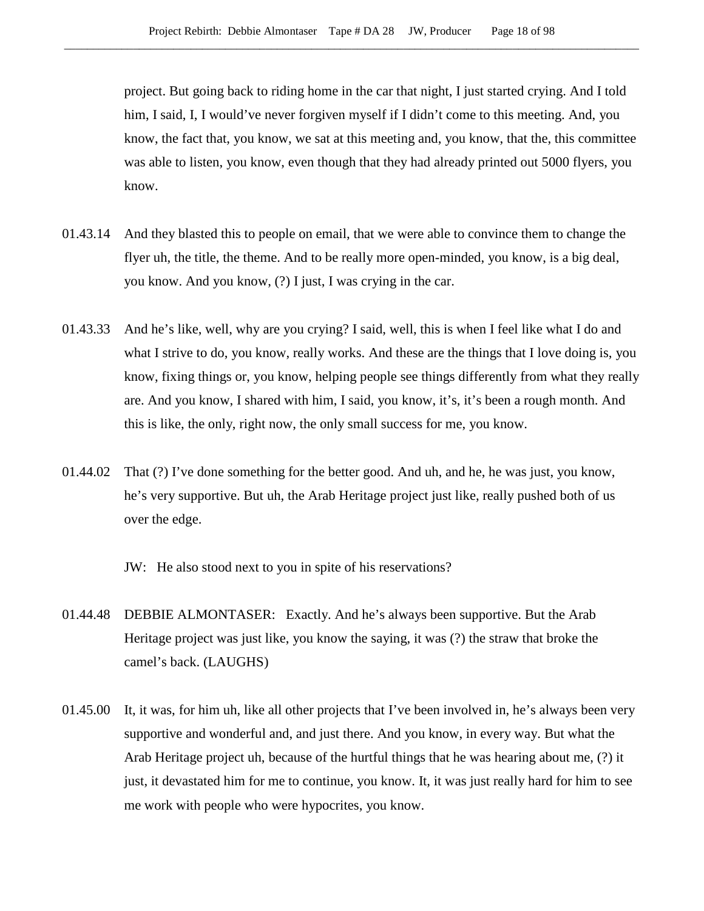project. But going back to riding home in the car that night, I just started crying. And I told him, I said, I, I would've never forgiven myself if I didn't come to this meeting. And, you know, the fact that, you know, we sat at this meeting and, you know, that the, this committee was able to listen, you know, even though that they had already printed out 5000 flyers, you know.

01.43.14 And they blasted this to people on email, that we were able to convince them to change the flyer uh, the title, the theme. And to be really more open-minded, you know, is a big deal, you know. And you know, (?) I just, I was crying in the car.

01.43.33 And he's like, well, why are you crying? I said, well, this is when I feel like what I do and what I strive to do, you know, really works. And these are the things that I love doing is, you know, fixing things or, you know, helping people see things differently from what they really are. And you know, I shared with him, I said, you know, it's, it's been a rough month. And this is like, the only, right now, the only small success for me, you know.

01.44.02 That (?) I've done something for the better good. And uh, and he, he was just, you know, he's very supportive. But uh, the Arab Heritage project just like, really pushed both of us over the edge.

JW: He also stood next to you in spite of his reservations?

01.44.48 DEBBIE ALMONTASER: Exactly. And he's always been supportive. But the Arab Heritage project was just like, you know the saying, it was (?) the straw that broke the camel's back. (LAUGHS)

01.45.00 It, it was, for him uh, like all other projects that I've been involved in, he's always been very supportive and wonderful and, and just there. And you know, in every way. But what the Arab Heritage project uh, because of the hurtful things that he was hearing about me, (?) it just, it devastated him for me to continue, you know. It, it was just really hard for him to see me work with people who were hypocrites, you know.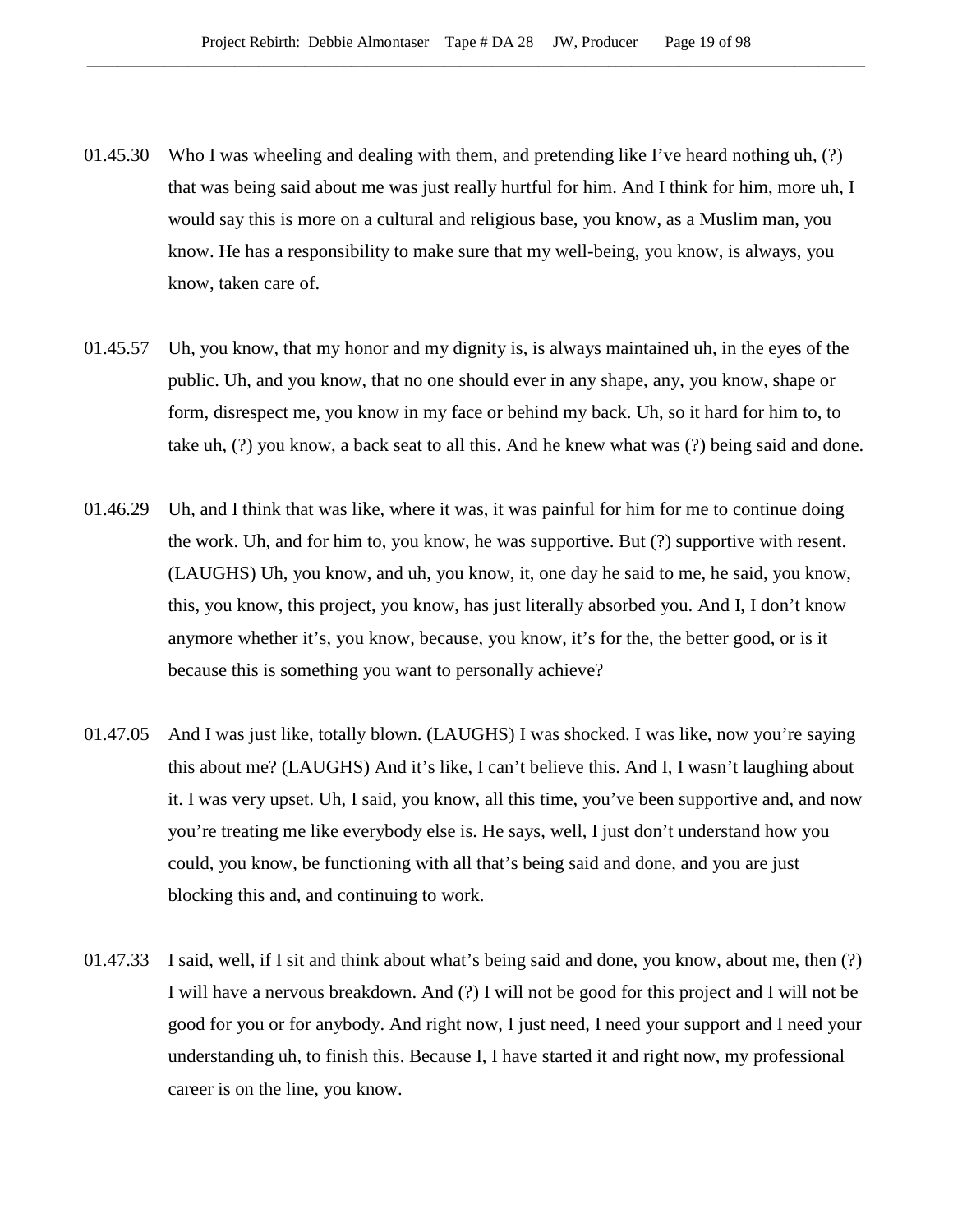01.45.30 Who I was wheeling and dealing with them, and pretending like I've heard nothing uh, (?) that was being said about me was just really hurtful for him. And I think for him, more uh, I would say this is more on a cultural and religious base, you know, as a Muslim man, you know. He has a responsibility to make sure that my well-being, you know, is always, you know, taken care of.

01.45.57 Uh, you know, that my honor and my dignity is, is always maintained uh, in the eyes of the public. Uh, and you know, that no one should ever in any shape, any, you know, shape or form, disrespect me, you know in my face or behind my back. Uh, so it hard for him to, to take uh, (?) you know, a back seat to all this. And he knew what was (?) being said and done.

01.46.29 Uh, and I think that was like, where it was, it was painful for him for me to continue doing the work. Uh, and for him to, you know, he was supportive. But (?) supportive with resent. (LAUGHS) Uh, you know, and uh, you know, it, one day he said to me, he said, you know, this, you know, this project, you know, has just literally absorbed you. And I, I don't know anymore whether it's, you know, because, you know, it's for the, the better good, or is it because this is something you want to personally achieve?

01.47.05 And I was just like, totally blown. (LAUGHS) I was shocked. I was like, now you're saying this about me? (LAUGHS) And it's like, I can't believe this. And I, I wasn't laughing about it. I was very upset. Uh, I said, you know, all this time, you've been supportive and, and now you're treating me like everybody else is. He says, well, I just don't understand how you could, you know, be functioning with all that's being said and done, and you are just blocking this and, and continuing to work.

01.47.33 I said, well, if I sit and think about what's being said and done, you know, about me, then (?) I will have a nervous breakdown. And (?) I will not be good for this project and I will not be good for you or for anybody. And right now, I just need, I need your support and I need your understanding uh, to finish this. Because I, I have started it and right now, my professional career is on the line, you know.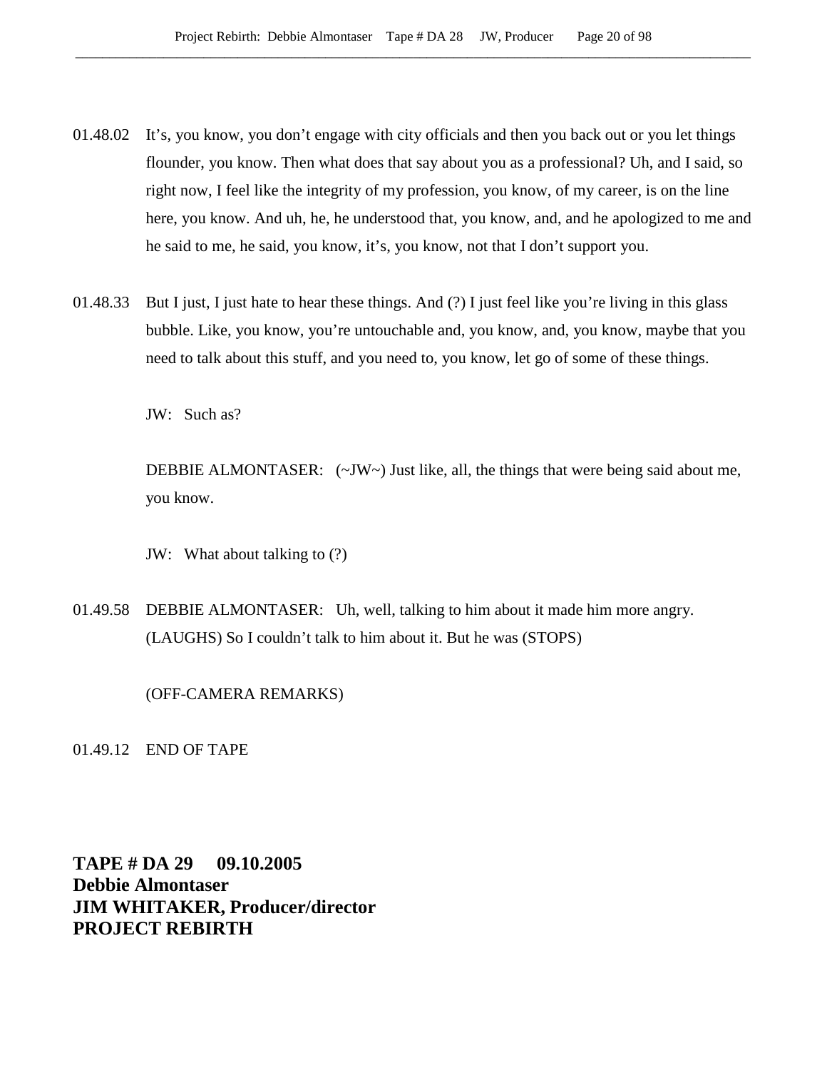01.48.02 It's, you know, you don't engage with city officials and then you back out or you let things flounder, you know. Then what does that say about you as a professional? Uh, and I said, so right now, I feel like the integrity of my profession, you know, of my career, is on the line here, you know. And uh, he, he understood that, you know, and, and he apologized to me and he said to me, he said, you know, it's, you know, not that I don't support you.

01.48.33 But I just, I just hate to hear these things. And (?) I just feel like you're living in this glass bubble. Like, you know, you're untouchable and, you know, and, you know, maybe that you need to talk about this stuff, and you need to, you know, let go of some of these things.

JW: Such as?

DEBBIE ALMONTASER: (~JW~) Just like, all, the things that were being said about me, you know.

JW: What about talking to (?)

01.49.58 DEBBIE ALMONTASER: Uh, well, talking to him about it made him more angry. (LAUGHS) So I couldn't talk to him about it. But he was (STOPS)

(OFF-CAMERA REMARKS)

01.49.12 END OF TAPE

**TAPE # DA 29 09.10.2005**
**Debbie Almontaser**
**JIM WHITAKER, Producer/director**
**PROJECT REBIRTH**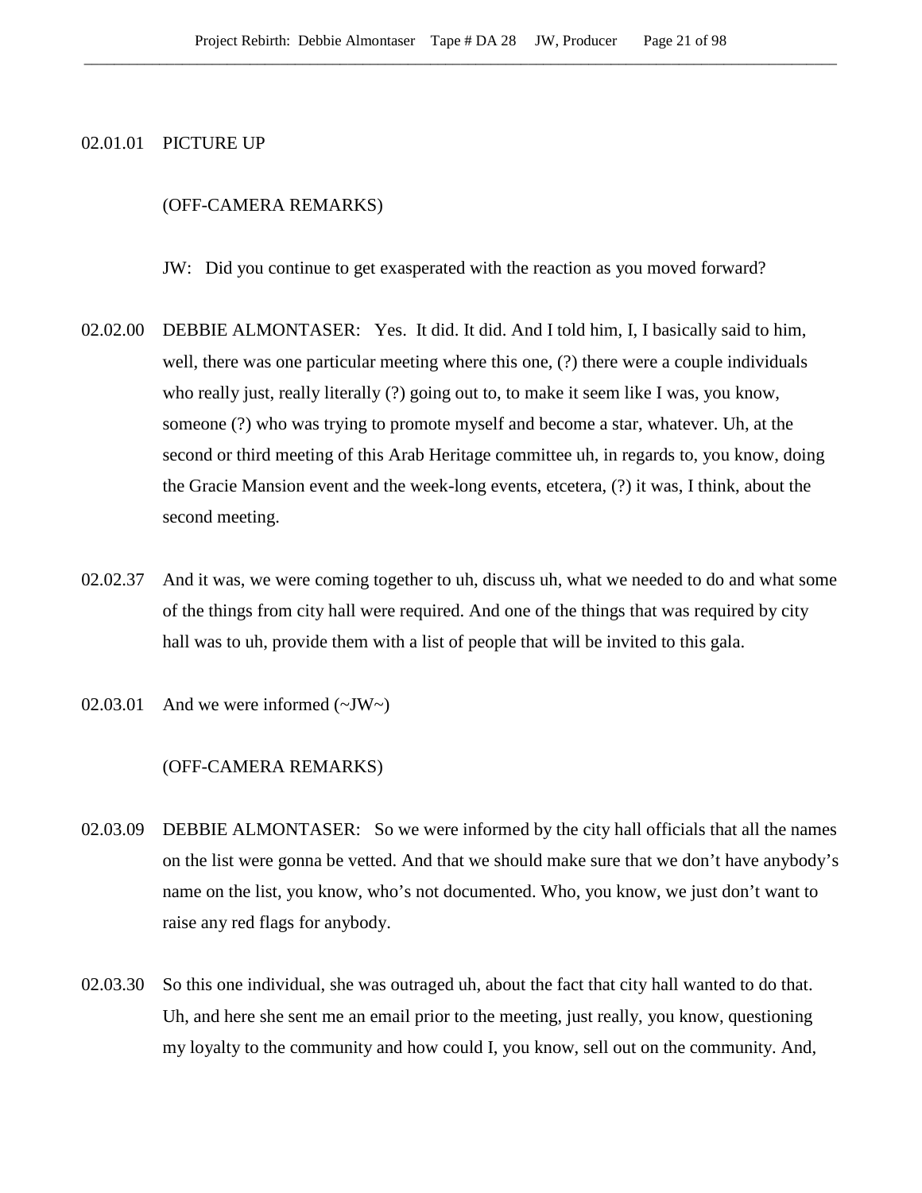02.01.01 PICTURE UP

(OFF-CAMERA REMARKS)

JW: Did you continue to get exasperated with the reaction as you moved forward?

02.02.00 DEBBIE ALMONTASER: Yes. It did. It did. And I told him, I, I basically said to him, well, there was one particular meeting where this one, (?) there were a couple individuals who really just, really literally (?) going out to, to make it seem like I was, you know, someone (?) who was trying to promote myself and become a star, whatever. Uh, at the second or third meeting of this Arab Heritage committee uh, in regards to, you know, doing the Gracie Mansion event and the week-long events, etcetera, (?) it was, I think, about the second meeting.

02.02.37 And it was, we were coming together to uh, discuss uh, what we needed to do and what some of the things from city hall were required. And one of the things that was required by city hall was to uh, provide them with a list of people that will be invited to this gala.

02.03.01 And we were informed (~JW~)

(OFF-CAMERA REMARKS)

02.03.09 DEBBIE ALMONTASER: So we were informed by the city hall officials that all the names on the list were gonna be vetted. And that we should make sure that we don't have anybody's name on the list, you know, who's not documented. Who, you know, we just don't want to raise any red flags for anybody.

02.03.30 So this one individual, she was outraged uh, about the fact that city hall wanted to do that. Uh, and here she sent me an email prior to the meeting, just really, you know, questioning my loyalty to the community and how could I, you know, sell out on the community. And,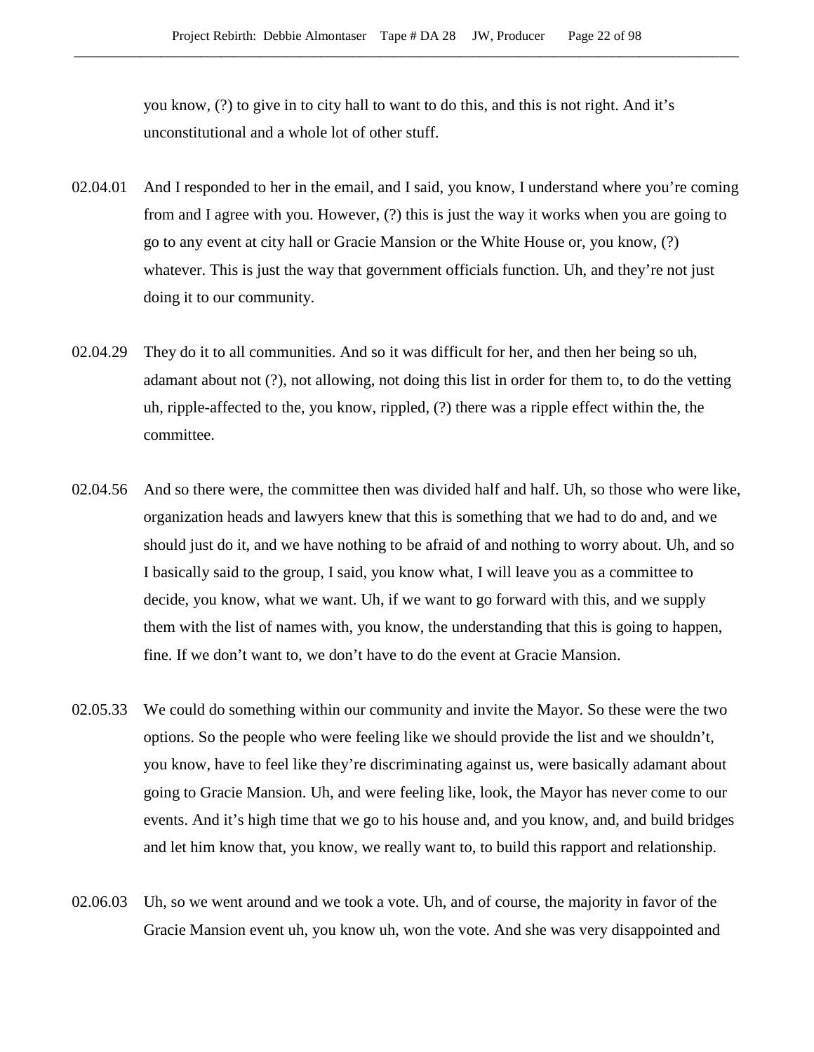you know, (?) to give in to city hall to want to do this, and this is not right. And it's unconstitutional and a whole lot of other stuff.

02.04.01 And I responded to her in the email, and I said, you know, I understand where you're coming from and I agree with you. However, (?) this is just the way it works when you are going to go to any event at city hall or Gracie Mansion or the White House or, you know, (?) whatever. This is just the way that government officials function. Uh, and they're not just doing it to our community.

02.04.29 They do it to all communities. And so it was difficult for her, and then her being so uh, adamant about not (?), not allowing, not doing this list in order for them to, to do the vetting uh, ripple-affected to the, you know, rippled, (?) there was a ripple effect within the, the committee.

02.04.56 And so there were, the committee then was divided half and half. Uh, so those who were like, organization heads and lawyers knew that this is something that we had to do and, and we should just do it, and we have nothing to be afraid of and nothing to worry about. Uh, and so I basically said to the group, I said, you know what, I will leave you as a committee to decide, you know, what we want. Uh, if we want to go forward with this, and we supply them with the list of names with, you know, the understanding that this is going to happen, fine. If we don't want to, we don't have to do the event at Gracie Mansion.

02.05.33 We could do something within our community and invite the Mayor. So these were the two options. So the people who were feeling like we should provide the list and we shouldn't, you know, have to feel like they're discriminating against us, were basically adamant about going to Gracie Mansion. Uh, and were feeling like, look, the Mayor has never come to our events. And it's high time that we go to his house and, and you know, and, and build bridges and let him know that, you know, we really want to, to build this rapport and relationship.

02.06.03 Uh, so we went around and we took a vote. Uh, and of course, the majority in favor of the Gracie Mansion event uh, you know uh, won the vote. And she was very disappointed and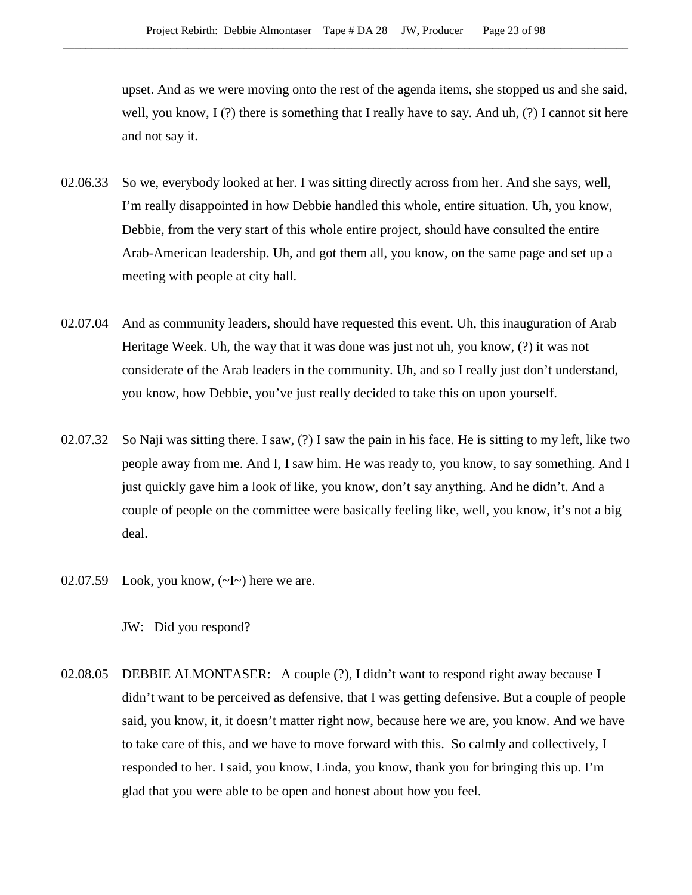upset. And as we were moving onto the rest of the agenda items, she stopped us and she said, well, you know, I (?) there is something that I really have to say. And uh, (?) I cannot sit here and not say it.

02.06.33 So we, everybody looked at her. I was sitting directly across from her. And she says, well, I'm really disappointed in how Debbie handled this whole, entire situation. Uh, you know, Debbie, from the very start of this whole entire project, should have consulted the entire Arab-American leadership. Uh, and got them all, you know, on the same page and set up a meeting with people at city hall.

02.07.04 And as community leaders, should have requested this event. Uh, this inauguration of Arab Heritage Week. Uh, the way that it was done was just not uh, you know, (?) it was not considerate of the Arab leaders in the community. Uh, and so I really just don't understand, you know, how Debbie, you've just really decided to take this on upon yourself.

02.07.32 So Naji was sitting there. I saw, (?) I saw the pain in his face. He is sitting to my left, like two people away from me. And I, I saw him. He was ready to, you know, to say something. And I just quickly gave him a look of like, you know, don't say anything. And he didn't. And a couple of people on the committee were basically feeling like, well, you know, it's not a big deal.

02.07.59 Look, you know, (~I~) here we are.

JW: Did you respond?

02.08.05 DEBBIE ALMONTASER: A couple (?), I didn't want to respond right away because I didn't want to be perceived as defensive, that I was getting defensive. But a couple of people said, you know, it, it doesn't matter right now, because here we are, you know. And we have to take care of this, and we have to move forward with this. So calmly and collectively, I responded to her. I said, you know, Linda, you know, thank you for bringing this up. I'm glad that you were able to be open and honest about how you feel.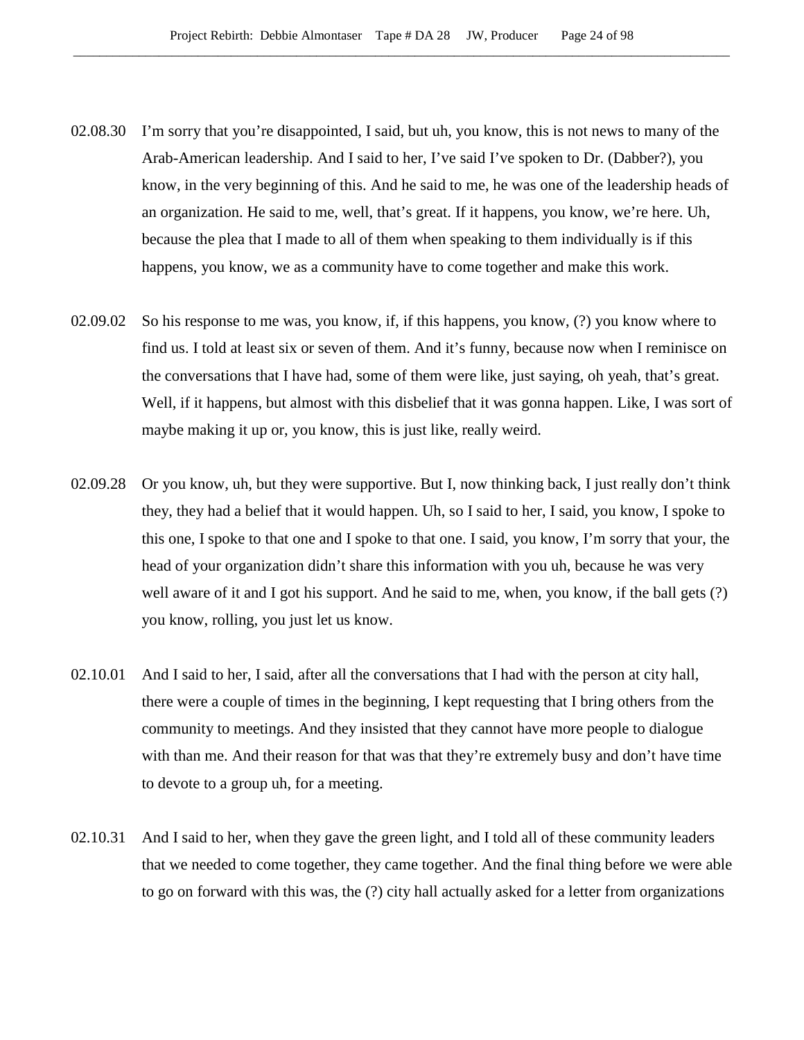02.08.30 I'm sorry that you're disappointed, I said, but uh, you know, this is not news to many of the Arab-American leadership. And I said to her, I've said I've spoken to Dr. (Dabber?), you know, in the very beginning of this. And he said to me, he was one of the leadership heads of an organization. He said to me, well, that's great. If it happens, you know, we're here. Uh, because the plea that I made to all of them when speaking to them individually is if this happens, you know, we as a community have to come together and make this work.

02.09.02 So his response to me was, you know, if, if this happens, you know, (?) you know where to find us. I told at least six or seven of them. And it's funny, because now when I reminisce on the conversations that I have had, some of them were like, just saying, oh yeah, that's great. Well, if it happens, but almost with this disbelief that it was gonna happen. Like, I was sort of maybe making it up or, you know, this is just like, really weird.

02.09.28 Or you know, uh, but they were supportive. But I, now thinking back, I just really don't think they, they had a belief that it would happen. Uh, so I said to her, I said, you know, I spoke to this one, I spoke to that one and I spoke to that one. I said, you know, I'm sorry that your, the head of your organization didn't share this information with you uh, because he was very well aware of it and I got his support. And he said to me, when, you know, if the ball gets (?) you know, rolling, you just let us know.

02.10.01 And I said to her, I said, after all the conversations that I had with the person at city hall, there were a couple of times in the beginning, I kept requesting that I bring others from the community to meetings. And they insisted that they cannot have more people to dialogue with than me. And their reason for that was that they're extremely busy and don't have time to devote to a group uh, for a meeting.

02.10.31 And I said to her, when they gave the green light, and I told all of these community leaders that we needed to come together, they came together. And the final thing before we were able to go on forward with this was, the (?) city hall actually asked for a letter from organizations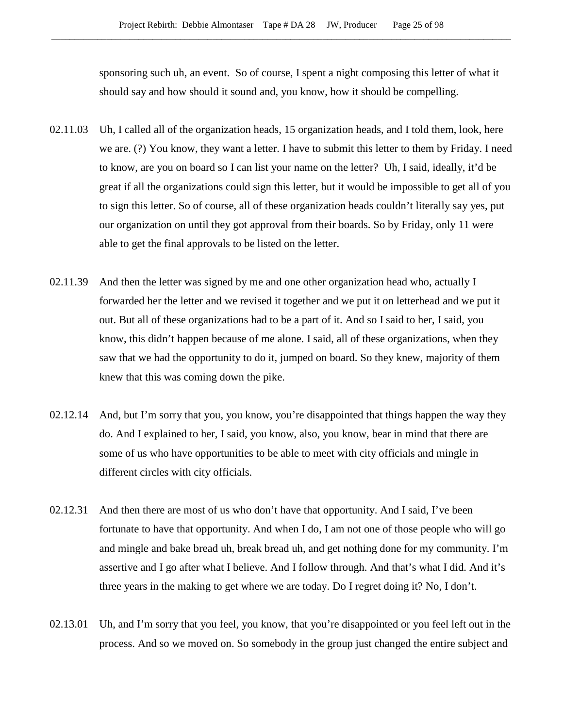sponsoring such uh, an event. So of course, I spent a night composing this letter of what it should say and how should it sound and, you know, how it should be compelling.

02.11.03 Uh, I called all of the organization heads, 15 organization heads, and I told them, look, here we are. (?) You know, they want a letter. I have to submit this letter to them by Friday. I need to know, are you on board so I can list your name on the letter? Uh, I said, ideally, it'd be great if all the organizations could sign this letter, but it would be impossible to get all of you to sign this letter. So of course, all of these organization heads couldn't literally say yes, put our organization on until they got approval from their boards. So by Friday, only 11 were able to get the final approvals to be listed on the letter.

02.11.39 And then the letter was signed by me and one other organization head who, actually I forwarded her the letter and we revised it together and we put it on letterhead and we put it out. But all of these organizations had to be a part of it. And so I said to her, I said, you know, this didn't happen because of me alone. I said, all of these organizations, when they saw that we had the opportunity to do it, jumped on board. So they knew, majority of them knew that this was coming down the pike.

02.12.14 And, but I'm sorry that you, you know, you're disappointed that things happen the way they do. And I explained to her, I said, you know, also, you know, bear in mind that there are some of us who have opportunities to be able to meet with city officials and mingle in different circles with city officials.

02.12.31 And then there are most of us who don't have that opportunity. And I said, I've been fortunate to have that opportunity. And when I do, I am not one of those people who will go and mingle and bake bread uh, break bread uh, and get nothing done for my community. I'm assertive and I go after what I believe. And I follow through. And that's what I did. And it's three years in the making to get where we are today. Do I regret doing it? No, I don't.

02.13.01 Uh, and I'm sorry that you feel, you know, that you're disappointed or you feel left out in the process. And so we moved on. So somebody in the group just changed the entire subject and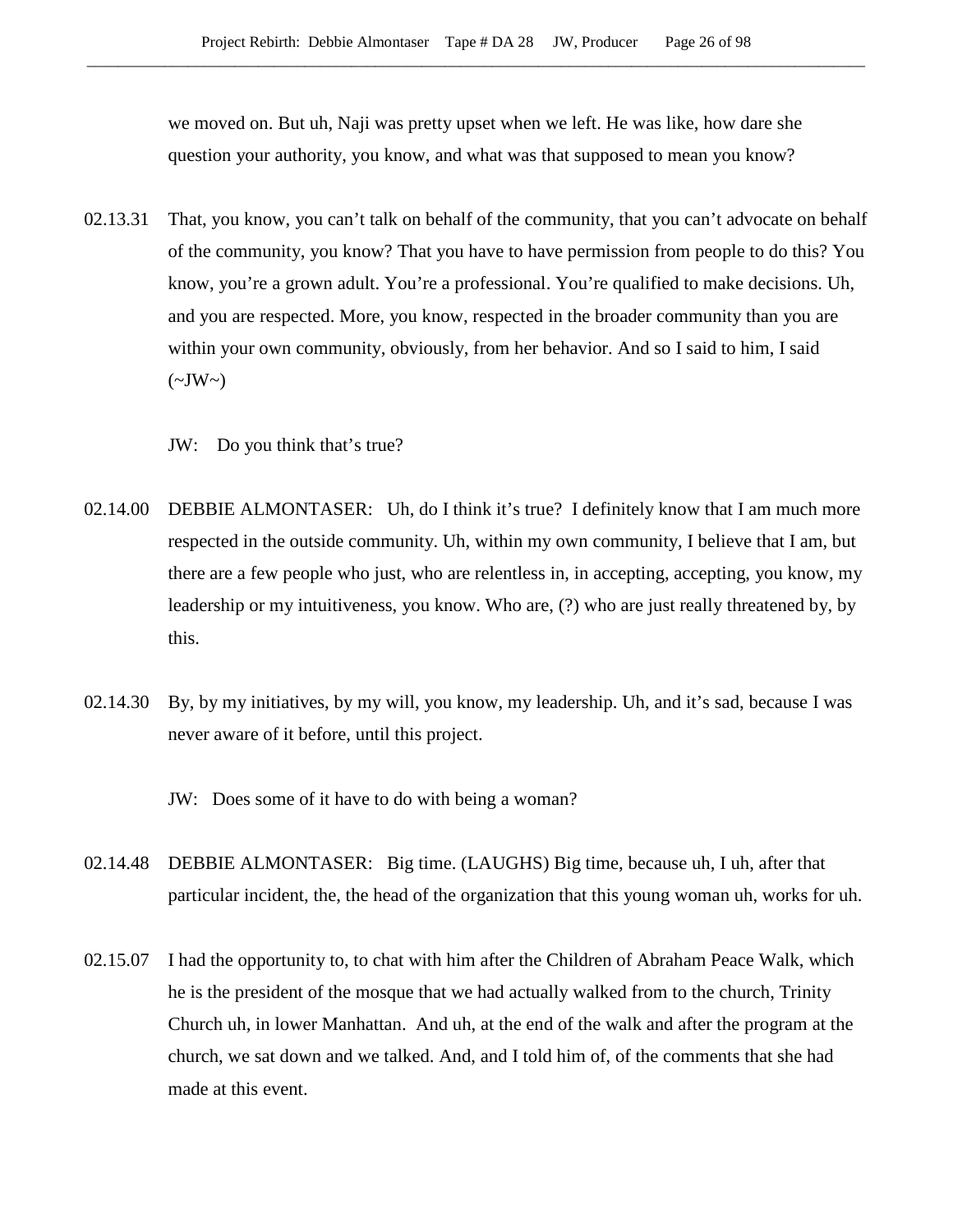we moved on. But uh, Naji was pretty upset when we left. He was like, how dare she question your authority, you know, and what was that supposed to mean you know?

02.13.31 That, you know, you can't talk on behalf of the community, that you can't advocate on behalf of the community, you know? That you have to have permission from people to do this? You know, you're a grown adult. You're a professional. You're qualified to make decisions. Uh, and you are respected. More, you know, respected in the broader community than you are within your own community, obviously, from her behavior. And so I said to him, I said (~JW~)

JW: Do you think that's true?

02.14.00 DEBBIE ALMONTASER: Uh, do I think it's true? I definitely know that I am much more respected in the outside community. Uh, within my own community, I believe that I am, but there are a few people who just, who are relentless in, in accepting, accepting, you know, my leadership or my intuitiveness, you know. Who are, (?) who are just really threatened by, by this.

02.14.30 By, by my initiatives, by my will, you know, my leadership. Uh, and it's sad, because I was never aware of it before, until this project.

JW: Does some of it have to do with being a woman?

02.14.48 DEBBIE ALMONTASER: Big time. (LAUGHS) Big time, because uh, I uh, after that particular incident, the, the head of the organization that this young woman uh, works for uh.

02.15.07 I had the opportunity to, to chat with him after the Children of Abraham Peace Walk, which he is the president of the mosque that we had actually walked from to the church, Trinity Church uh, in lower Manhattan. And uh, at the end of the walk and after the program at the church, we sat down and we talked. And, and I told him of, of the comments that she had made at this event.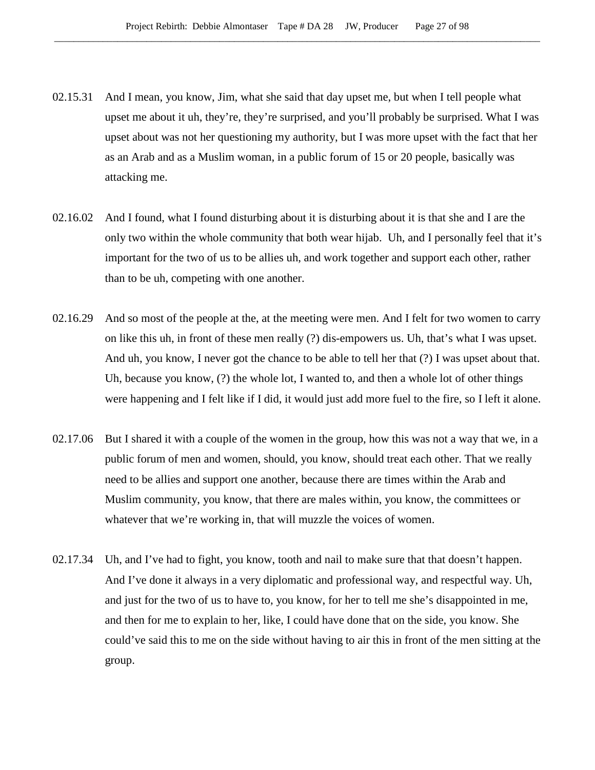02.15.31 And I mean, you know, Jim, what she said that day upset me, but when I tell people what upset me about it uh, they're, they're surprised, and you'll probably be surprised. What I was upset about was not her questioning my authority, but I was more upset with the fact that her as an Arab and as a Muslim woman, in a public forum of 15 or 20 people, basically was attacking me.

02.16.02 And I found, what I found disturbing about it is disturbing about it is that she and I are the only two within the whole community that both wear hijab. Uh, and I personally feel that it's important for the two of us to be allies uh, and work together and support each other, rather than to be uh, competing with one another.

02.16.29 And so most of the people at the, at the meeting were men. And I felt for two women to carry on like this uh, in front of these men really (?) dis-empowers us. Uh, that's what I was upset. And uh, you know, I never got the chance to be able to tell her that (?) I was upset about that. Uh, because you know, (?) the whole lot, I wanted to, and then a whole lot of other things were happening and I felt like if I did, it would just add more fuel to the fire, so I left it alone.

02.17.06 But I shared it with a couple of the women in the group, how this was not a way that we, in a public forum of men and women, should, you know, should treat each other. That we really need to be allies and support one another, because there are times within the Arab and Muslim community, you know, that there are males within, you know, the committees or whatever that we're working in, that will muzzle the voices of women.

02.17.34 Uh, and I've had to fight, you know, tooth and nail to make sure that that doesn't happen. And I've done it always in a very diplomatic and professional way, and respectful way. Uh, and just for the two of us to have to, you know, for her to tell me she's disappointed in me, and then for me to explain to her, like, I could have done that on the side, you know. She could've said this to me on the side without having to air this in front of the men sitting at the group.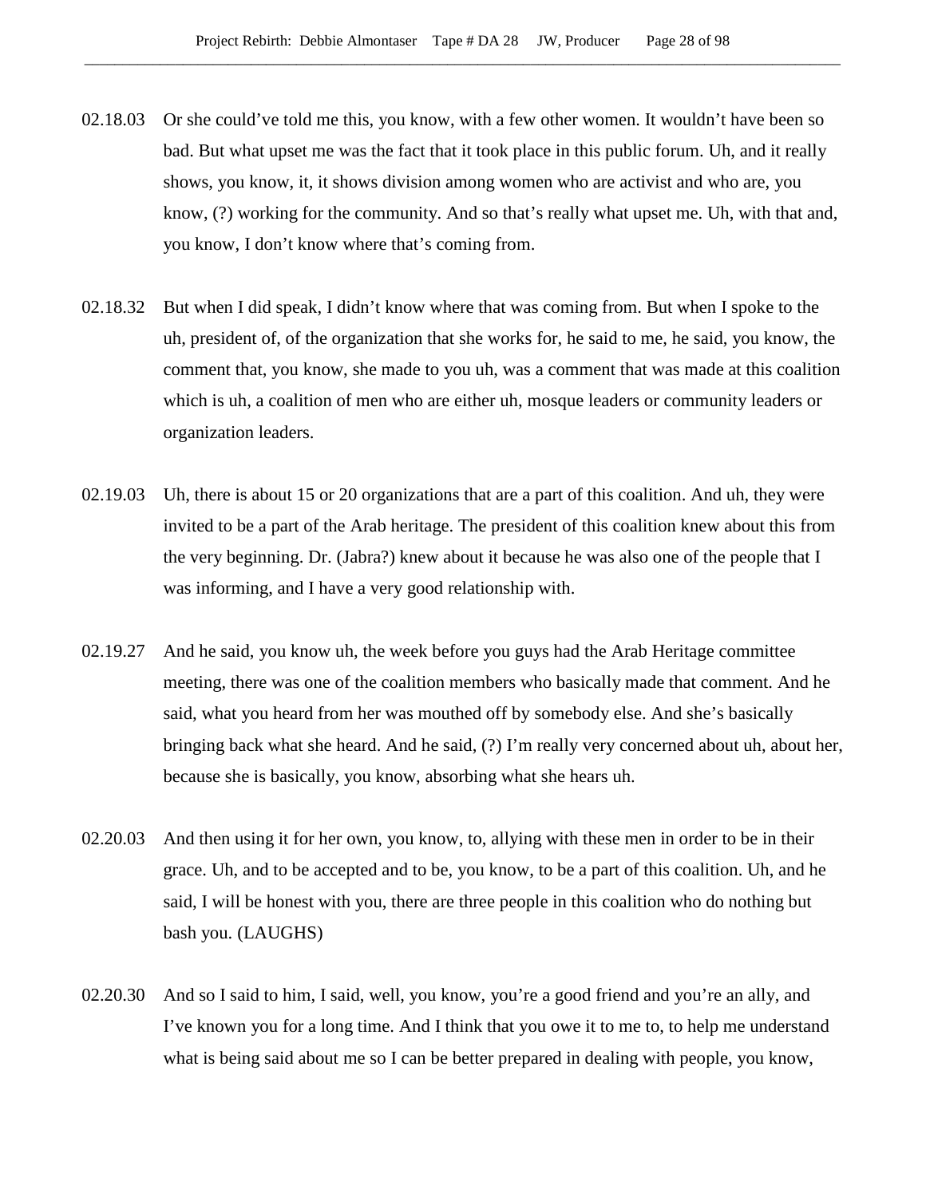02.18.03 Or she could've told me this, you know, with a few other women. It wouldn't have been so bad. But what upset me was the fact that it took place in this public forum. Uh, and it really shows, you know, it, it shows division among women who are activist and who are, you know, (?) working for the community. And so that's really what upset me. Uh, with that and, you know, I don't know where that's coming from.

02.18.32 But when I did speak, I didn't know where that was coming from. But when I spoke to the uh, president of, of the organization that she works for, he said to me, he said, you know, the comment that, you know, she made to you uh, was a comment that was made at this coalition which is uh, a coalition of men who are either uh, mosque leaders or community leaders or organization leaders.

02.19.03 Uh, there is about 15 or 20 organizations that are a part of this coalition. And uh, they were invited to be a part of the Arab heritage. The president of this coalition knew about this from the very beginning. Dr. (Jabra?) knew about it because he was also one of the people that I was informing, and I have a very good relationship with.

02.19.27 And he said, you know uh, the week before you guys had the Arab Heritage committee meeting, there was one of the coalition members who basically made that comment. And he said, what you heard from her was mouthed off by somebody else. And she's basically bringing back what she heard. And he said, (?) I'm really very concerned about uh, about her, because she is basically, you know, absorbing what she hears uh.

02.20.03 And then using it for her own, you know, to, allying with these men in order to be in their grace. Uh, and to be accepted and to be, you know, to be a part of this coalition. Uh, and he said, I will be honest with you, there are three people in this coalition who do nothing but bash you. (LAUGHS)

02.20.30 And so I said to him, I said, well, you know, you're a good friend and you're an ally, and I've known you for a long time. And I think that you owe it to me to, to help me understand what is being said about me so I can be better prepared in dealing with people, you know,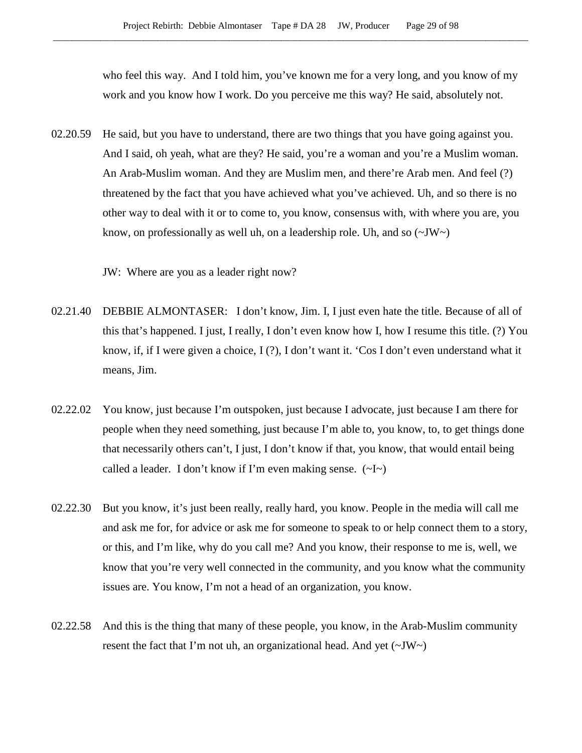who feel this way. And I told him, you've known me for a very long, and you know of my work and you know how I work. Do you perceive me this way? He said, absolutely not.

02.20.59 He said, but you have to understand, there are two things that you have going against you. And I said, oh yeah, what are they? He said, you're a woman and you're a Muslim woman. An Arab-Muslim woman. And they are Muslim men, and there're Arab men. And feel (?) threatened by the fact that you have achieved what you've achieved. Uh, and so there is no other way to deal with it or to come to, you know, consensus with, with where you are, you know, on professionally as well uh, on a leadership role. Uh, and so (~JW~)

JW: Where are you as a leader right now?

02.21.40 DEBBIE ALMONTASER: I don't know, Jim. I, I just even hate the title. Because of all of this that's happened. I just, I really, I don't even know how I, how I resume this title. (?) You know, if, if I were given a choice, I (?), I don't want it. 'Cos I don't even understand what it means, Jim.

02.22.02 You know, just because I'm outspoken, just because I advocate, just because I am there for people when they need something, just because I'm able to, you know, to, to get things done that necessarily others can't, I just, I don't know if that, you know, that would entail being called a leader. I don't know if I'm even making sense. (~I~)

02.22.30 But you know, it's just been really, really hard, you know. People in the media will call me and ask me for, for advice or ask me for someone to speak to or help connect them to a story, or this, and I'm like, why do you call me? And you know, their response to me is, well, we know that you're very well connected in the community, and you know what the community issues are. You know, I'm not a head of an organization, you know.

02.22.58 And this is the thing that many of these people, you know, in the Arab-Muslim community resent the fact that I'm not uh, an organizational head. And yet (~JW~)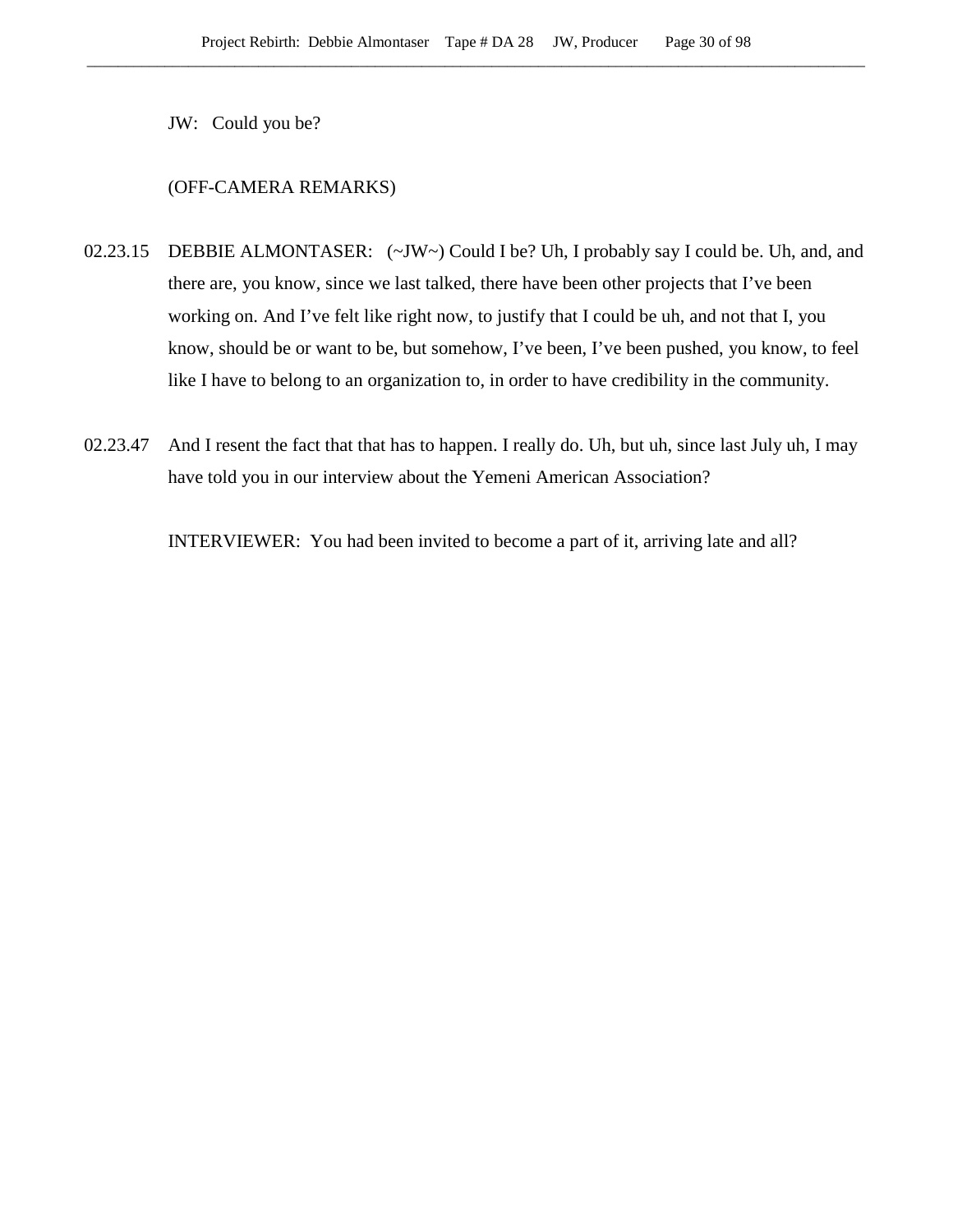JW: Could you be?

(OFF-CAMERA REMARKS)

02.23.15 DEBBIE ALMONTASER: (~JW~) Could I be? Uh, I probably say I could be. Uh, and, and there are, you know, since we last talked, there have been other projects that I've been working on. And I've felt like right now, to justify that I could be uh, and not that I, you know, should be or want to be, but somehow, I've been, I've been pushed, you know, to feel like I have to belong to an organization to, in order to have credibility in the community.

02.23.47 And I resent the fact that that has to happen. I really do. Uh, but uh, since last July uh, I may have told you in our interview about the Yemeni American Association?

INTERVIEWER: You had been invited to become a part of it, arriving late and all?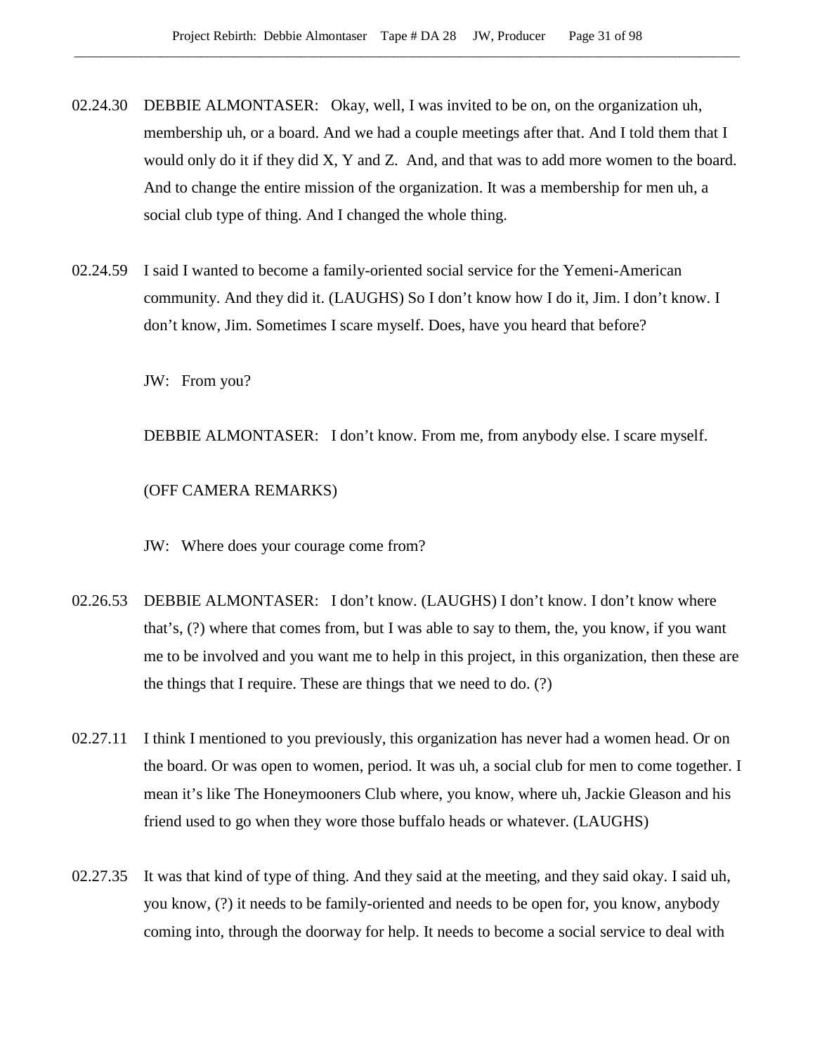02.24.30 DEBBIE ALMONTASER: Okay, well, I was invited to be on, on the organization uh, membership uh, or a board. And we had a couple meetings after that. And I told them that I would only do it if they did X, Y and Z. And, and that was to add more women to the board. And to change the entire mission of the organization. It was a membership for men uh, a social club type of thing. And I changed the whole thing.

02.24.59 I said I wanted to become a family-oriented social service for the Yemeni-American community. And they did it. (LAUGHS) So I don't know how I do it, Jim. I don't know. I don't know, Jim. Sometimes I scare myself. Does, have you heard that before?

JW: From you?

DEBBIE ALMONTASER: I don't know. From me, from anybody else. I scare myself.

(OFF CAMERA REMARKS)

JW: Where does your courage come from?

02.26.53 DEBBIE ALMONTASER: I don't know. (LAUGHS) I don't know. I don't know where that's, (?) where that comes from, but I was able to say to them, the, you know, if you want me to be involved and you want me to help in this project, in this organization, then these are the things that I require. These are things that we need to do. (?)

02.27.11 I think I mentioned to you previously, this organization has never had a women head. Or on the board. Or was open to women, period. It was uh, a social club for men to come together. I mean it's like The Honeymooners Club where, you know, where uh, Jackie Gleason and his friend used to go when they wore those buffalo heads or whatever. (LAUGHS)

02.27.35 It was that kind of type of thing. And they said at the meeting, and they said okay. I said uh, you know, (?) it needs to be family-oriented and needs to be open for, you know, anybody coming into, through the doorway for help. It needs to become a social service to deal with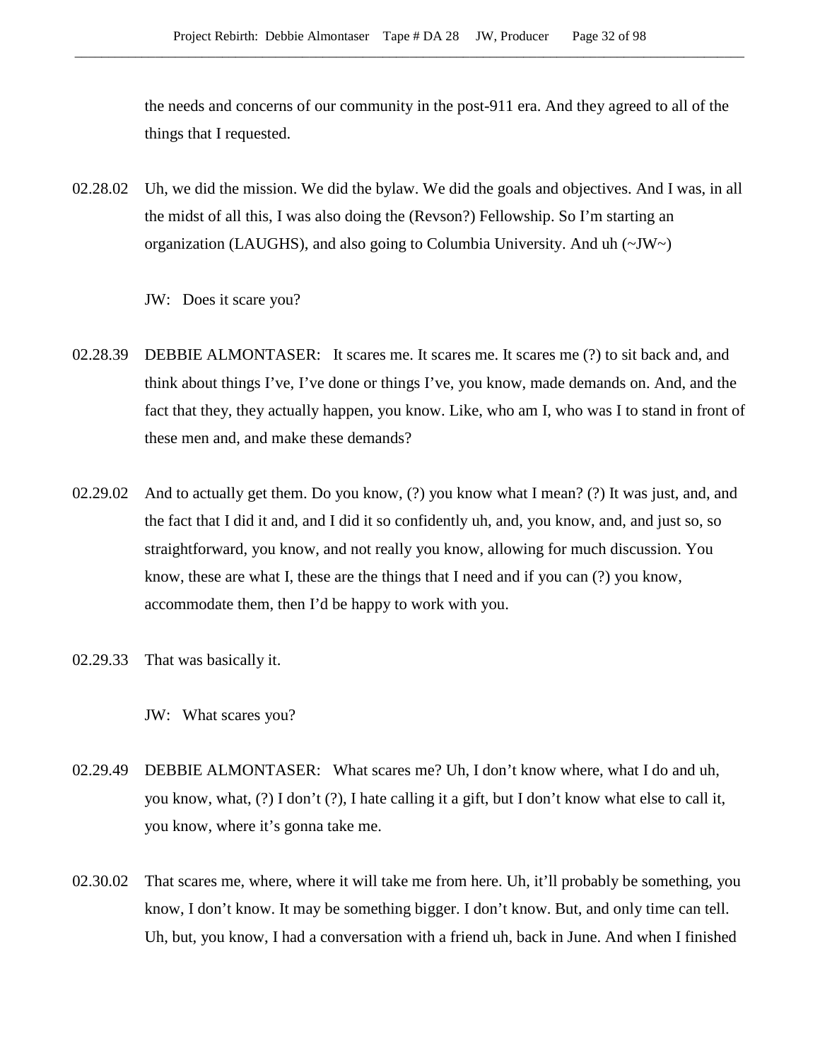the needs and concerns of our community in the post-911 era. And they agreed to all of the things that I requested.

02.28.02 Uh, we did the mission. We did the bylaw. We did the goals and objectives. And I was, in all the midst of all this, I was also doing the (Revson?) Fellowship. So I'm starting an organization (LAUGHS), and also going to Columbia University. And uh (~JW~)

JW: Does it scare you?

02.28.39 DEBBIE ALMONTASER: It scares me. It scares me. It scares me (?) to sit back and, and think about things I've, I've done or things I've, you know, made demands on. And, and the fact that they, they actually happen, you know. Like, who am I, who was I to stand in front of these men and, and make these demands?

02.29.02 And to actually get them. Do you know, (?) you know what I mean? (?) It was just, and, and the fact that I did it and, and I did it so confidently uh, and, you know, and, and just so, so straightforward, you know, and not really you know, allowing for much discussion. You know, these are what I, these are the things that I need and if you can (?) you know, accommodate them, then I'd be happy to work with you.

02.29.33 That was basically it.

JW: What scares you?

02.29.49 DEBBIE ALMONTASER: What scares me? Uh, I don't know where, what I do and uh, you know, what, (?) I don't (?), I hate calling it a gift, but I don't know what else to call it, you know, where it's gonna take me.

02.30.02 That scares me, where, where it will take me from here. Uh, it'll probably be something, you know, I don't know. It may be something bigger. I don't know. But, and only time can tell. Uh, but, you know, I had a conversation with a friend uh, back in June. And when I finished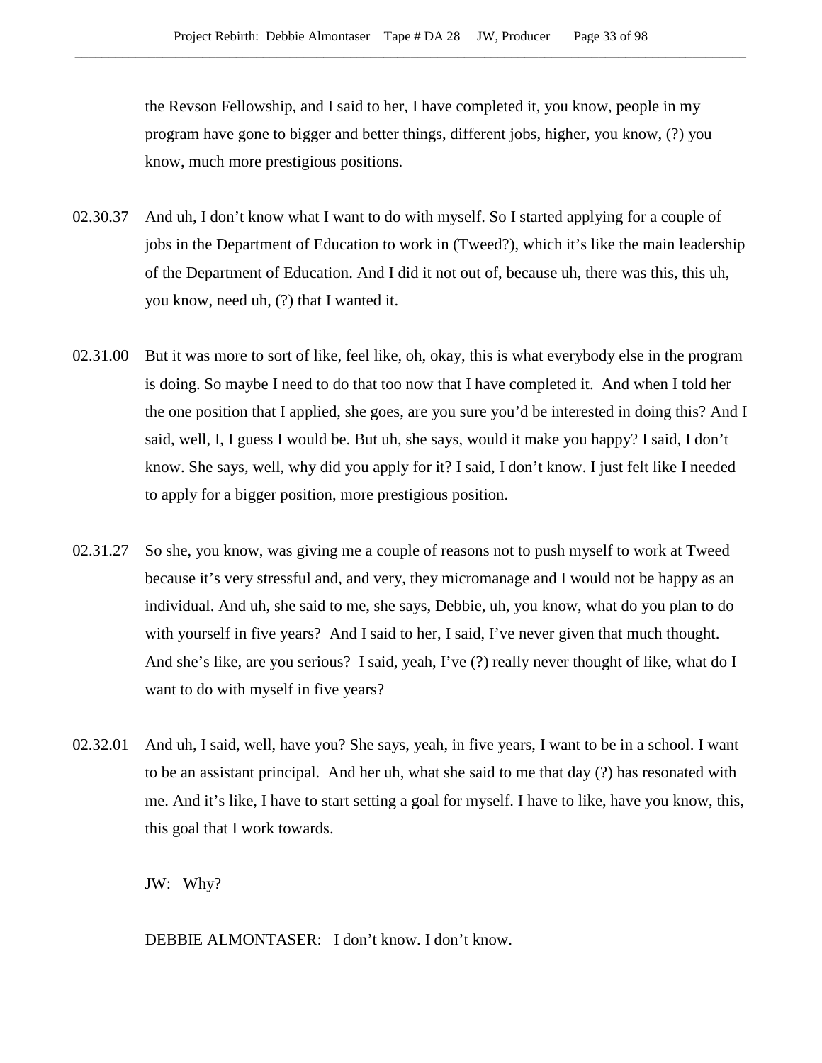the Revson Fellowship, and I said to her, I have completed it, you know, people in my program have gone to bigger and better things, different jobs, higher, you know, (?) you know, much more prestigious positions.

02.30.37 And uh, I don't know what I want to do with myself. So I started applying for a couple of jobs in the Department of Education to work in (Tweed?), which it's like the main leadership of the Department of Education. And I did it not out of, because uh, there was this, this uh, you know, need uh, (?) that I wanted it.

02.31.00 But it was more to sort of like, feel like, oh, okay, this is what everybody else in the program is doing. So maybe I need to do that too now that I have completed it. And when I told her the one position that I applied, she goes, are you sure you'd be interested in doing this? And I said, well, I, I guess I would be. But uh, she says, would it make you happy? I said, I don't know. She says, well, why did you apply for it? I said, I don't know. I just felt like I needed to apply for a bigger position, more prestigious position.

02.31.27 So she, you know, was giving me a couple of reasons not to push myself to work at Tweed because it's very stressful and, and very, they micromanage and I would not be happy as an individual. And uh, she said to me, she says, Debbie, uh, you know, what do you plan to do with yourself in five years? And I said to her, I said, I've never given that much thought. And she's like, are you serious? I said, yeah, I've (?) really never thought of like, what do I want to do with myself in five years?

02.32.01 And uh, I said, well, have you? She says, yeah, in five years, I want to be in a school. I want to be an assistant principal. And her uh, what she said to me that day (?) has resonated with me. And it's like, I have to start setting a goal for myself. I have to like, have you know, this, this goal that I work towards.

JW: Why?

DEBBIE ALMONTASER: I don't know. I don't know.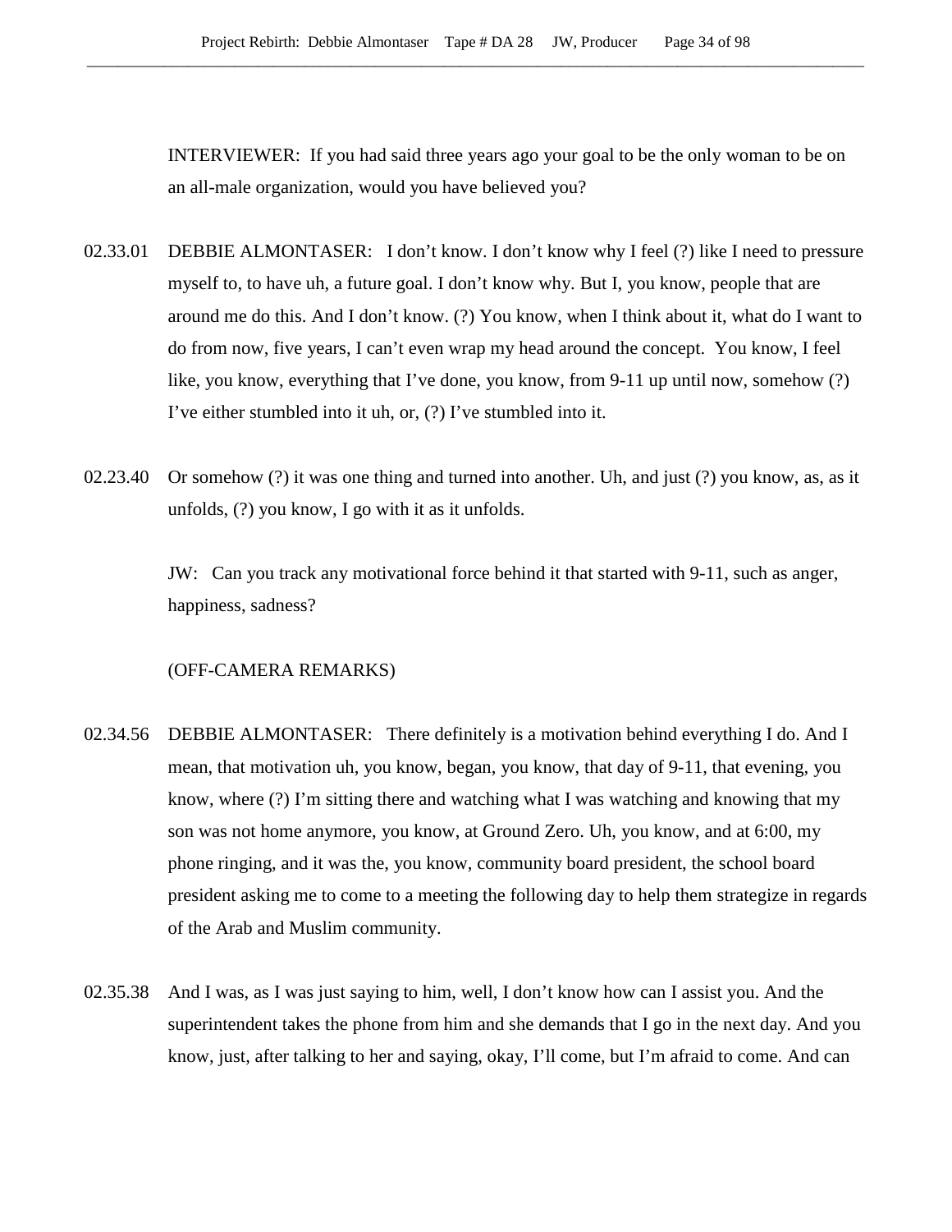INTERVIEWER: If you had said three years ago your goal to be the only woman to be on an all-male organization, would you have believed you?

02.33.01 DEBBIE ALMONTASER: I don't know. I don't know why I feel (?) like I need to pressure myself to, to have uh, a future goal. I don't know why. But I, you know, people that are around me do this. And I don't know. (?) You know, when I think about it, what do I want to do from now, five years, I can't even wrap my head around the concept. You know, I feel like, you know, everything that I've done, you know, from 9-11 up until now, somehow (?) I've either stumbled into it uh, or, (?) I've stumbled into it.

02.23.40 Or somehow (?) it was one thing and turned into another. Uh, and just (?) you know, as, as it unfolds, (?) you know, I go with it as it unfolds.

JW: Can you track any motivational force behind it that started with 9-11, such as anger, happiness, sadness?

(OFF-CAMERA REMARKS)

02.34.56 DEBBIE ALMONTASER: There definitely is a motivation behind everything I do. And I mean, that motivation uh, you know, began, you know, that day of 9-11, that evening, you know, where (?) I'm sitting there and watching what I was watching and knowing that my son was not home anymore, you know, at Ground Zero. Uh, you know, and at 6:00, my phone ringing, and it was the, you know, community board president, the school board president asking me to come to a meeting the following day to help them strategize in regards of the Arab and Muslim community.

02.35.38 And I was, as I was just saying to him, well, I don't know how can I assist you. And the superintendent takes the phone from him and she demands that I go in the next day. And you know, just, after talking to her and saying, okay, I'll come, but I'm afraid to come. And can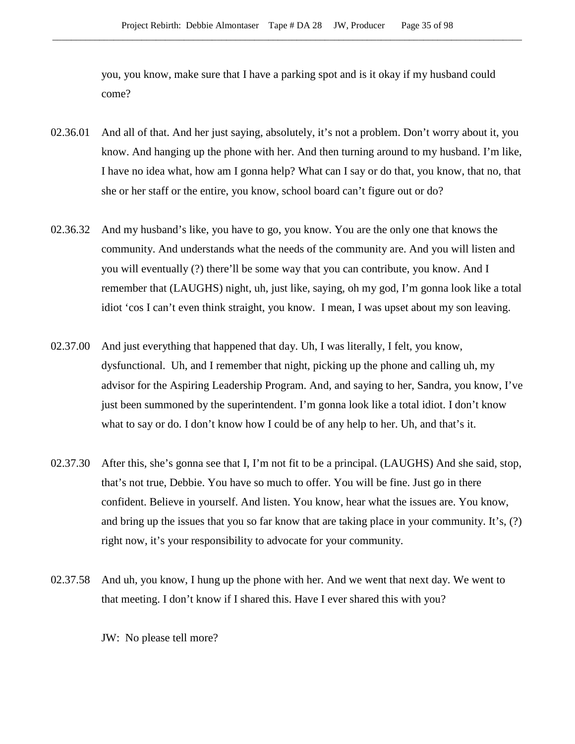you, you know, make sure that I have a parking spot and is it okay if my husband could come?

02.36.01 And all of that. And her just saying, absolutely, it's not a problem. Don't worry about it, you know. And hanging up the phone with her. And then turning around to my husband. I'm like, I have no idea what, how am I gonna help? What can I say or do that, you know, that no, that she or her staff or the entire, you know, school board can't figure out or do?

02.36.32 And my husband's like, you have to go, you know. You are the only one that knows the community. And understands what the needs of the community are. And you will listen and you will eventually (?) there'll be some way that you can contribute, you know. And I remember that (LAUGHS) night, uh, just like, saying, oh my god, I'm gonna look like a total idiot 'cos I can't even think straight, you know. I mean, I was upset about my son leaving.

02.37.00 And just everything that happened that day. Uh, I was literally, I felt, you know, dysfunctional. Uh, and I remember that night, picking up the phone and calling uh, my advisor for the Aspiring Leadership Program. And, and saying to her, Sandra, you know, I've just been summoned by the superintendent. I'm gonna look like a total idiot. I don't know what to say or do. I don't know how I could be of any help to her. Uh, and that's it.

02.37.30 After this, she's gonna see that I, I'm not fit to be a principal. (LAUGHS) And she said, stop, that's not true, Debbie. You have so much to offer. You will be fine. Just go in there confident. Believe in yourself. And listen. You know, hear what the issues are. You know, and bring up the issues that you so far know that are taking place in your community. It's, (?) right now, it's your responsibility to advocate for your community.

02.37.58 And uh, you know, I hung up the phone with her. And we went that next day. We went to that meeting. I don't know if I shared this. Have I ever shared this with you?

JW: No please tell more?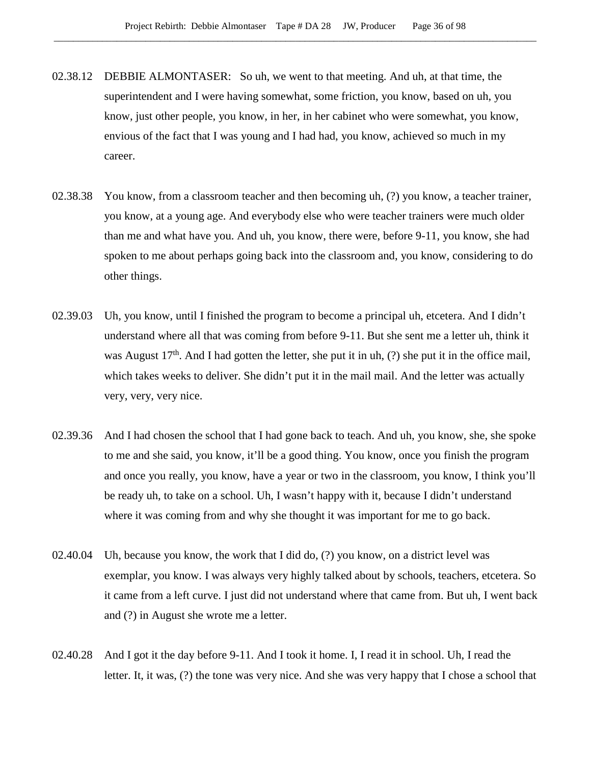02.38.12 DEBBIE ALMONTASER: So uh, we went to that meeting. And uh, at that time, the superintendent and I were having somewhat, some friction, you know, based on uh, you know, just other people, you know, in her, in her cabinet who were somewhat, you know, envious of the fact that I was young and I had had, you know, achieved so much in my career.

02.38.38 You know, from a classroom teacher and then becoming uh, (?) you know, a teacher trainer, you know, at a young age. And everybody else who were teacher trainers were much older than me and what have you. And uh, you know, there were, before 9-11, you know, she had spoken to me about perhaps going back into the classroom and, you know, considering to do other things.

02.39.03 Uh, you know, until I finished the program to become a principal uh, etcetera. And I didn't understand where all that was coming from before 9-11. But she sent me a letter uh, think it was August 17th. And I had gotten the letter, she put it in uh, (?) she put it in the office mail, which takes weeks to deliver. She didn't put it in the mail mail. And the letter was actually very, very, very nice.

02.39.36 And I had chosen the school that I had gone back to teach. And uh, you know, she, she spoke to me and she said, you know, it'll be a good thing. You know, once you finish the program and once you really, you know, have a year or two in the classroom, you know, I think you'll be ready uh, to take on a school. Uh, I wasn't happy with it, because I didn't understand where it was coming from and why she thought it was important for me to go back.

02.40.04 Uh, because you know, the work that I did do, (?) you know, on a district level was exemplar, you know. I was always very highly talked about by schools, teachers, etcetera. So it came from a left curve. I just did not understand where that came from. But uh, I went back and (?) in August she wrote me a letter.

02.40.28 And I got it the day before 9-11. And I took it home. I, I read it in school. Uh, I read the letter. It, it was, (?) the tone was very nice. And she was very happy that I chose a school that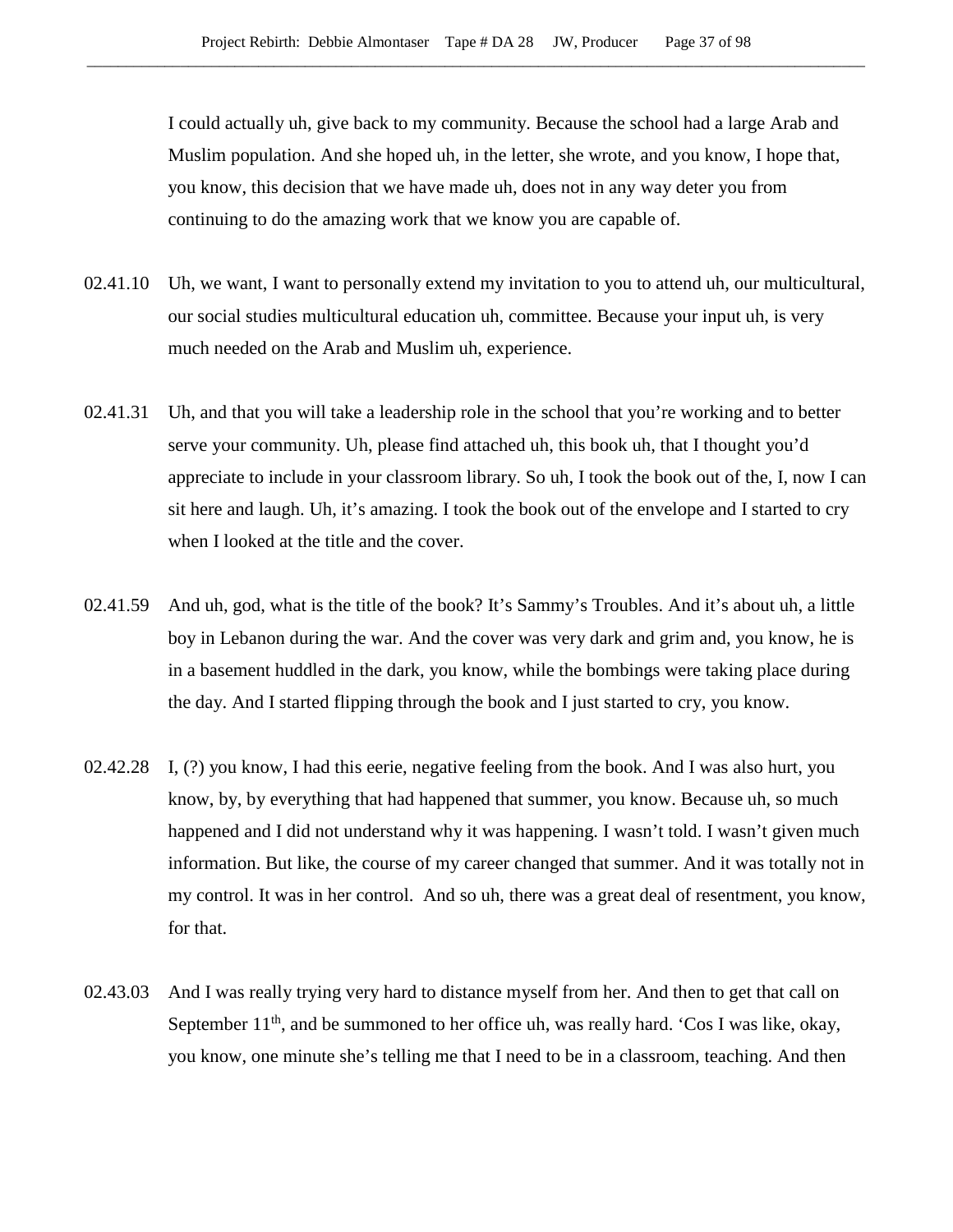I could actually uh, give back to my community. Because the school had a large Arab and Muslim population. And she hoped uh, in the letter, she wrote, and you know, I hope that, you know, this decision that we have made uh, does not in any way deter you from continuing to do the amazing work that we know you are capable of.

02.41.10 Uh, we want, I want to personally extend my invitation to you to attend uh, our multicultural, our social studies multicultural education uh, committee. Because your input uh, is very much needed on the Arab and Muslim uh, experience.

02.41.31 Uh, and that you will take a leadership role in the school that you're working and to better serve your community. Uh, please find attached uh, this book uh, that I thought you'd appreciate to include in your classroom library. So uh, I took the book out of the, I, now I can sit here and laugh. Uh, it's amazing. I took the book out of the envelope and I started to cry when I looked at the title and the cover.

02.41.59 And uh, god, what is the title of the book? It's Sammy's Troubles. And it's about uh, a little boy in Lebanon during the war. And the cover was very dark and grim and, you know, he is in a basement huddled in the dark, you know, while the bombings were taking place during the day. And I started flipping through the book and I just started to cry, you know.

02.42.28 I, (?) you know, I had this eerie, negative feeling from the book. And I was also hurt, you know, by, by everything that had happened that summer, you know. Because uh, so much happened and I did not understand why it was happening. I wasn't told. I wasn't given much information. But like, the course of my career changed that summer. And it was totally not in my control. It was in her control. And so uh, there was a great deal of resentment, you know, for that.

02.43.03 And I was really trying very hard to distance myself from her. And then to get that call on September 11th, and be summoned to her office uh, was really hard. 'Cos I was like, okay, you know, one minute she's telling me that I need to be in a classroom, teaching. And then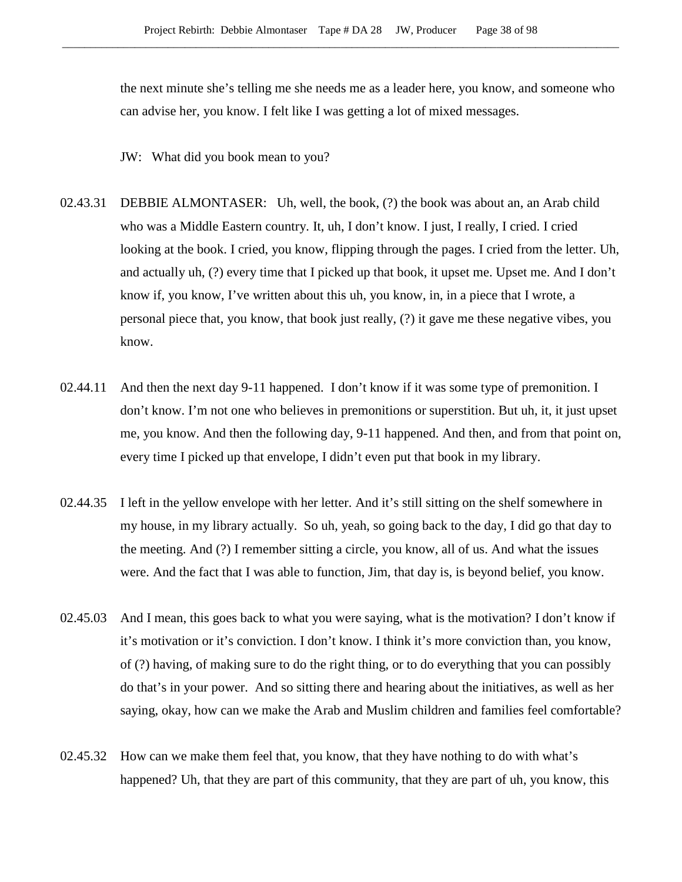the next minute she's telling me she needs me as a leader here, you know, and someone who can advise her, you know. I felt like I was getting a lot of mixed messages.

JW: What did you book mean to you?

02.43.31 DEBBIE ALMONTASER: Uh, well, the book, (?) the book was about an, an Arab child who was a Middle Eastern country. It, uh, I don't know. I just, I really, I cried. I cried looking at the book. I cried, you know, flipping through the pages. I cried from the letter. Uh, and actually uh, (?) every time that I picked up that book, it upset me. Upset me. And I don't know if, you know, I've written about this uh, you know, in, in a piece that I wrote, a personal piece that, you know, that book just really, (?) it gave me these negative vibes, you know.

02.44.11 And then the next day 9-11 happened. I don't know if it was some type of premonition. I don't know. I'm not one who believes in premonitions or superstition. But uh, it, it just upset me, you know. And then the following day, 9-11 happened. And then, and from that point on, every time I picked up that envelope, I didn't even put that book in my library.

02.44.35 I left in the yellow envelope with her letter. And it's still sitting on the shelf somewhere in my house, in my library actually. So uh, yeah, so going back to the day, I did go that day to the meeting. And (?) I remember sitting a circle, you know, all of us. And what the issues were. And the fact that I was able to function, Jim, that day is, is beyond belief, you know.

02.45.03 And I mean, this goes back to what you were saying, what is the motivation? I don't know if it's motivation or it's conviction. I don't know. I think it's more conviction than, you know, of (?) having, of making sure to do the right thing, or to do everything that you can possibly do that's in your power. And so sitting there and hearing about the initiatives, as well as her saying, okay, how can we make the Arab and Muslim children and families feel comfortable?

02.45.32 How can we make them feel that, you know, that they have nothing to do with what's happened? Uh, that they are part of this community, that they are part of uh, you know, this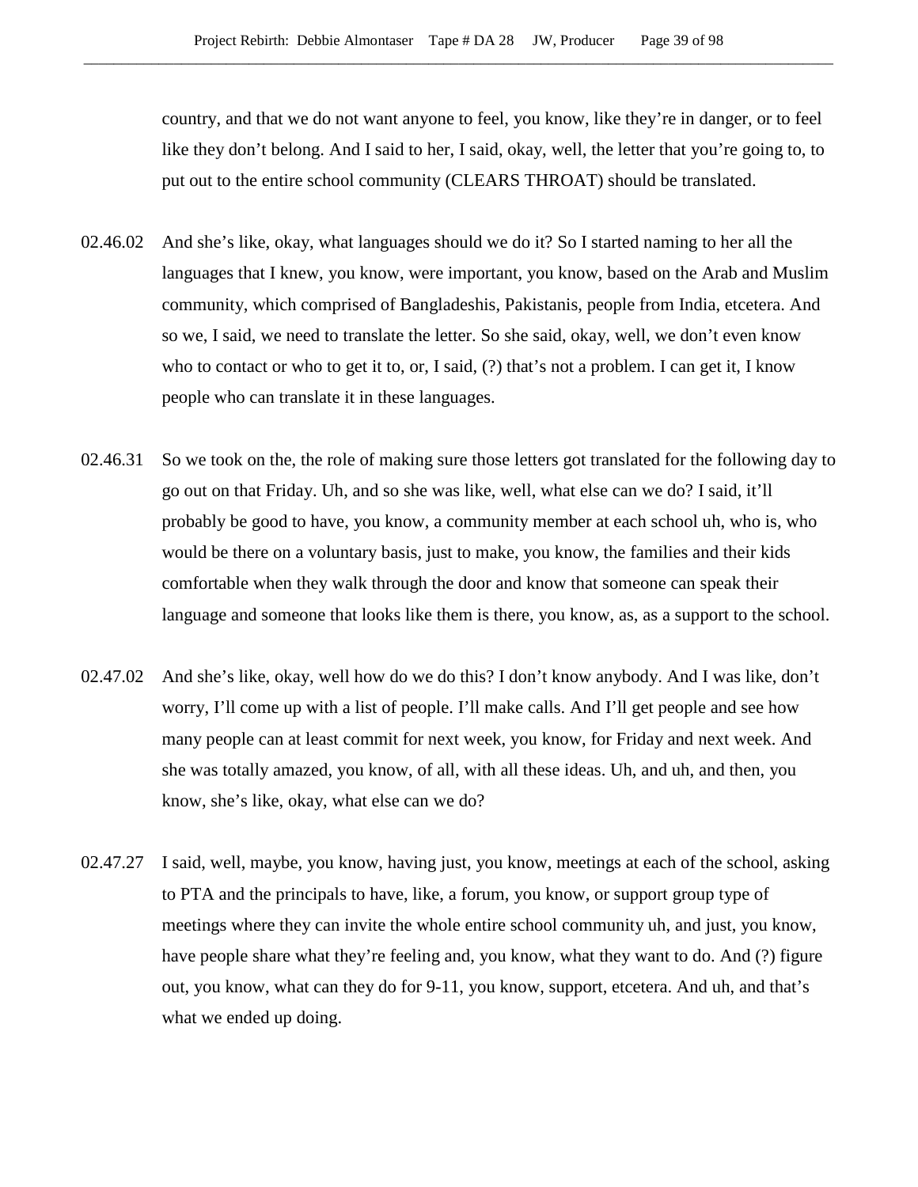country, and that we do not want anyone to feel, you know, like they're in danger, or to feel like they don't belong. And I said to her, I said, okay, well, the letter that you're going to, to put out to the entire school community (CLEARS THROAT) should be translated.

02.46.02 And she's like, okay, what languages should we do it? So I started naming to her all the languages that I knew, you know, were important, you know, based on the Arab and Muslim community, which comprised of Bangladeshis, Pakistanis, people from India, etcetera. And so we, I said, we need to translate the letter. So she said, okay, well, we don't even know who to contact or who to get it to, or, I said, (?) that's not a problem. I can get it, I know people who can translate it in these languages.

02.46.31 So we took on the, the role of making sure those letters got translated for the following day to go out on that Friday. Uh, and so she was like, well, what else can we do? I said, it'll probably be good to have, you know, a community member at each school uh, who is, who would be there on a voluntary basis, just to make, you know, the families and their kids comfortable when they walk through the door and know that someone can speak their language and someone that looks like them is there, you know, as, as a support to the school.

02.47.02 And she's like, okay, well how do we do this? I don't know anybody. And I was like, don't worry, I'll come up with a list of people. I'll make calls. And I'll get people and see how many people can at least commit for next week, you know, for Friday and next week. And she was totally amazed, you know, of all, with all these ideas. Uh, and uh, and then, you know, she's like, okay, what else can we do?

02.47.27 I said, well, maybe, you know, having just, you know, meetings at each of the school, asking to PTA and the principals to have, like, a forum, you know, or support group type of meetings where they can invite the whole entire school community uh, and just, you know, have people share what they're feeling and, you know, what they want to do. And (?) figure out, you know, what can they do for 9-11, you know, support, etcetera. And uh, and that's what we ended up doing.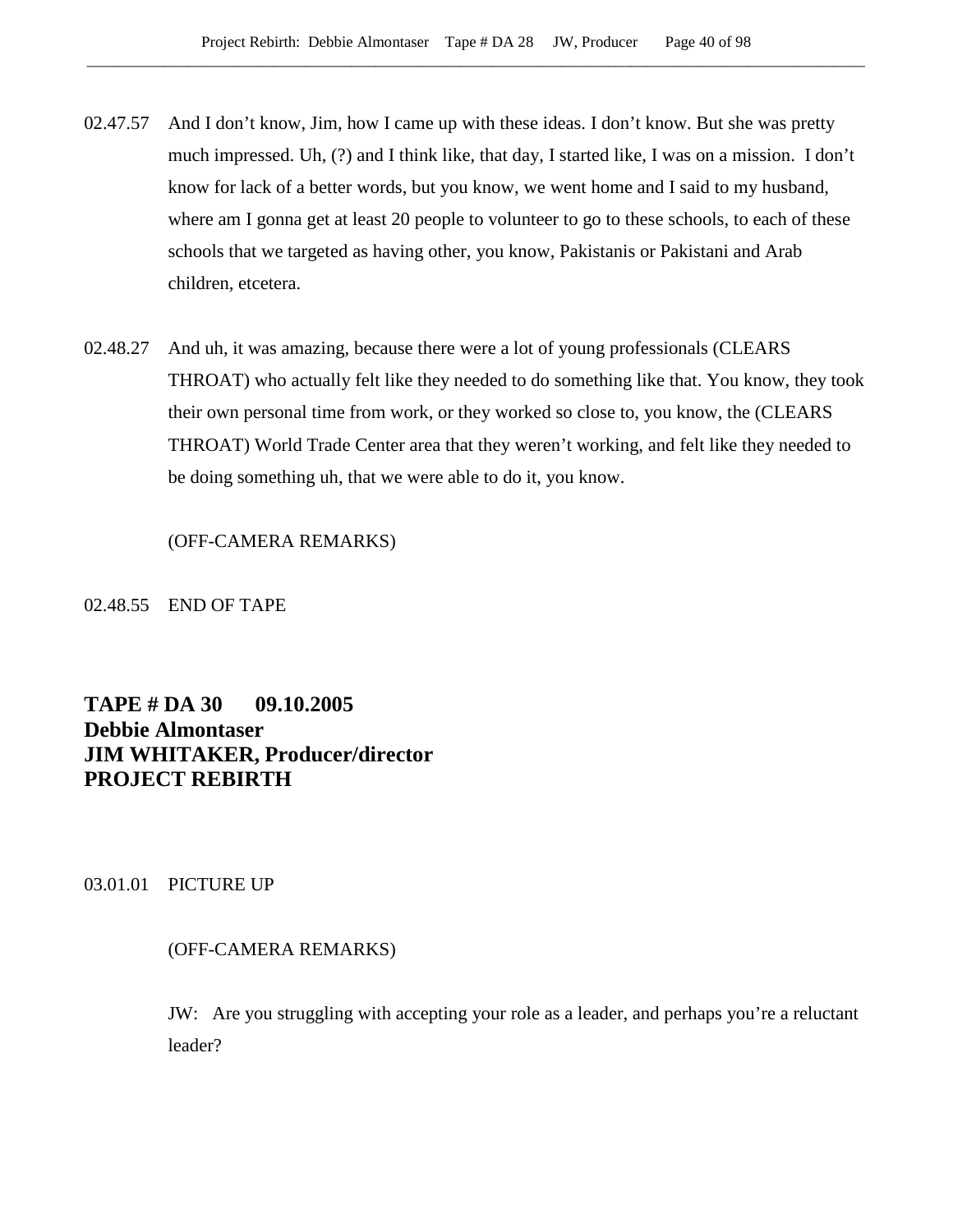02.47.57 And I don't know, Jim, how I came up with these ideas. I don't know. But she was pretty much impressed. Uh, (?) and I think like, that day, I started like, I was on a mission. I don't know for lack of a better words, but you know, we went home and I said to my husband, where am I gonna get at least 20 people to volunteer to go to these schools, to each of these schools that we targeted as having other, you know, Pakistanis or Pakistani and Arab children, etcetera.

02.48.27 And uh, it was amazing, because there were a lot of young professionals (CLEARS THROAT) who actually felt like they needed to do something like that. You know, they took their own personal time from work, or they worked so close to, you know, the (CLEARS THROAT) World Trade Center area that they weren't working, and felt like they needed to be doing something uh, that we were able to do it, you know.

(OFF-CAMERA REMARKS)

02.48.55 END OF TAPE

**TAPE # DA 30 09.10.2005**
**Debbie Almontaser**
**JIM WHITAKER, Producer/director**
**PROJECT REBIRTH**

03.01.01 PICTURE UP

(OFF-CAMERA REMARKS)

JW: Are you struggling with accepting your role as a leader, and perhaps you're a reluctant leader?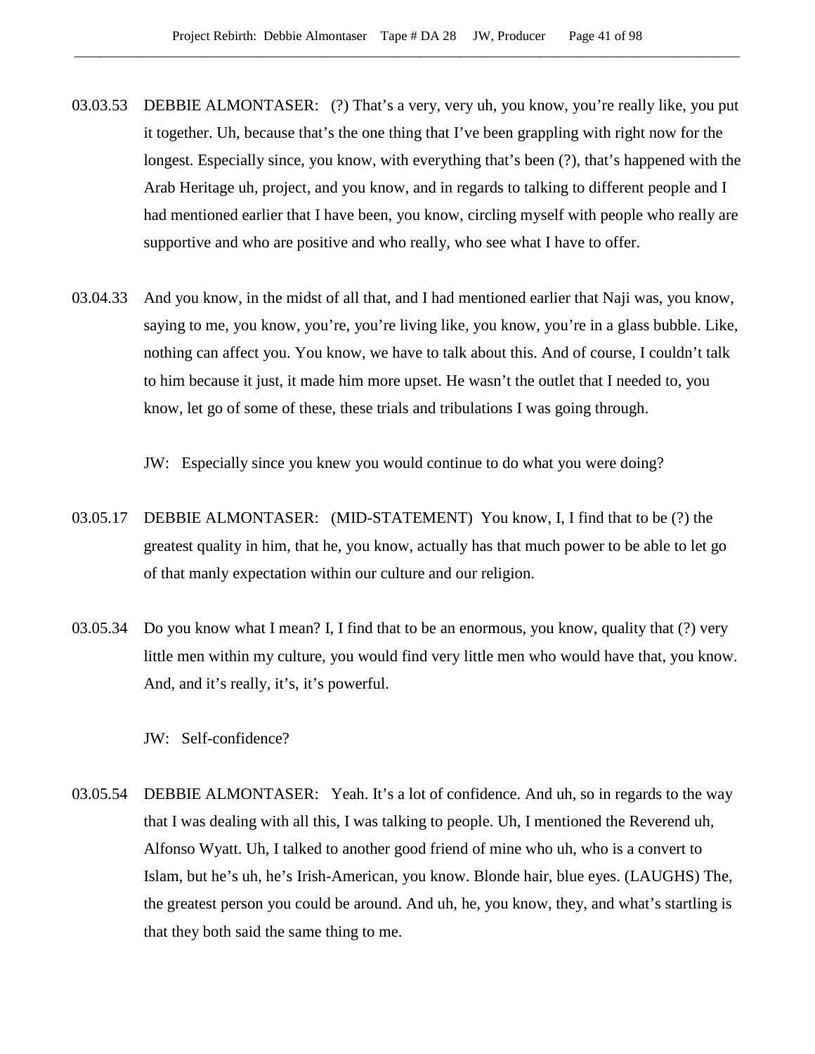03.03.53 DEBBIE ALMONTASER: (?) That's a very, very uh, you know, you're really like, you put it together. Uh, because that's the one thing that I've been grappling with right now for the longest. Especially since, you know, with everything that's been (?), that's happened with the Arab Heritage uh, project, and you know, and in regards to talking to different people and I had mentioned earlier that I have been, you know, circling myself with people who really are supportive and who are positive and who really, who see what I have to offer.

03.04.33 And you know, in the midst of all that, and I had mentioned earlier that Naji was, you know, saying to me, you know, you're, you're living like, you know, you're in a glass bubble. Like, nothing can affect you. You know, we have to talk about this. And of course, I couldn't talk to him because it just, it made him more upset. He wasn't the outlet that I needed to, you know, let go of some of these, these trials and tribulations I was going through.

JW: Especially since you knew you would continue to do what you were doing?

03.05.17 DEBBIE ALMONTASER: (MID-STATEMENT) You know, I, I find that to be (?) the greatest quality in him, that he, you know, actually has that much power to be able to let go of that manly expectation within our culture and our religion.

03.05.34 Do you know what I mean? I, I find that to be an enormous, you know, quality that (?) very little men within my culture, you would find very little men who would have that, you know. And, and it's really, it's, it's powerful.

JW: Self-confidence?

03.05.54 DEBBIE ALMONTASER: Yeah. It's a lot of confidence. And uh, so in regards to the way that I was dealing with all this, I was talking to people. Uh, I mentioned the Reverend uh, Alfonso Wyatt. Uh, I talked to another good friend of mine who uh, who is a convert to Islam, but he's uh, he's Irish-American, you know. Blonde hair, blue eyes. (LAUGHS) The, the greatest person you could be around. And uh, he, you know, they, and what's startling is that they both said the same thing to me.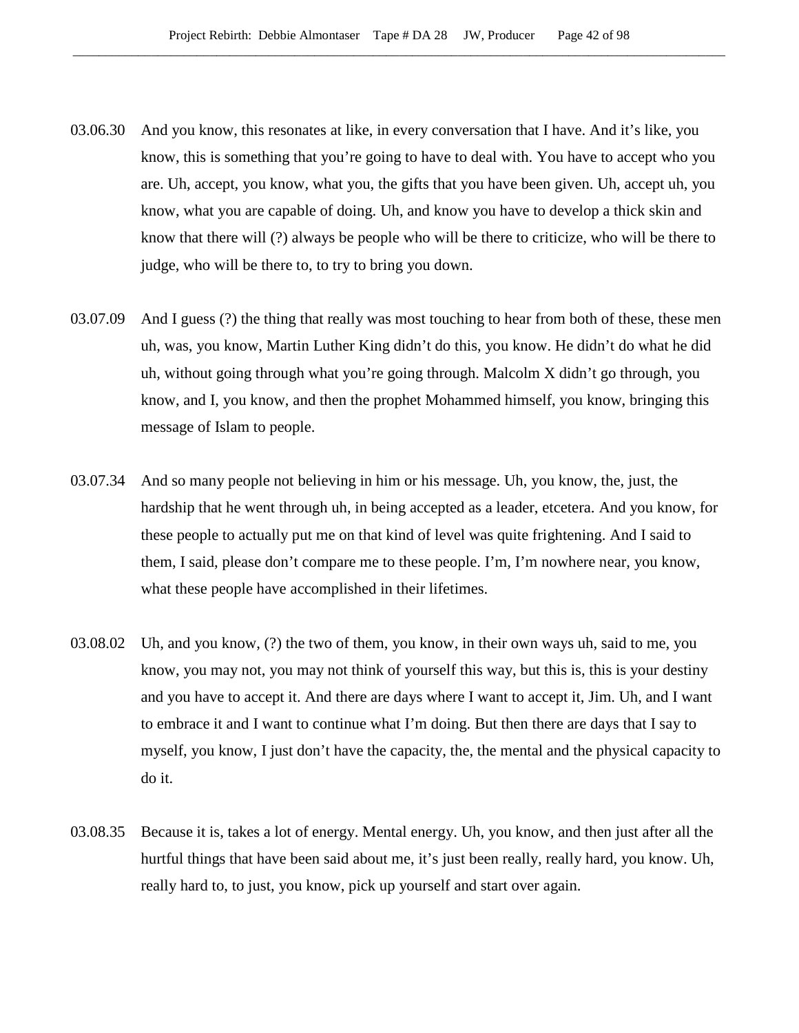03.06.30 And you know, this resonates at like, in every conversation that I have. And it's like, you know, this is something that you're going to have to deal with. You have to accept who you are. Uh, accept, you know, what you, the gifts that you have been given. Uh, accept uh, you know, what you are capable of doing. Uh, and know you have to develop a thick skin and know that there will (?) always be people who will be there to criticize, who will be there to judge, who will be there to, to try to bring you down.

03.07.09 And I guess (?) the thing that really was most touching to hear from both of these, these men uh, was, you know, Martin Luther King didn't do this, you know. He didn't do what he did uh, without going through what you're going through. Malcolm X didn't go through, you know, and I, you know, and then the prophet Mohammed himself, you know, bringing this message of Islam to people.

03.07.34 And so many people not believing in him or his message. Uh, you know, the, just, the hardship that he went through uh, in being accepted as a leader, etcetera. And you know, for these people to actually put me on that kind of level was quite frightening. And I said to them, I said, please don't compare me to these people. I'm, I'm nowhere near, you know, what these people have accomplished in their lifetimes.

03.08.02 Uh, and you know, (?) the two of them, you know, in their own ways uh, said to me, you know, you may not, you may not think of yourself this way, but this is, this is your destiny and you have to accept it. And there are days where I want to accept it, Jim. Uh, and I want to embrace it and I want to continue what I'm doing. But then there are days that I say to myself, you know, I just don't have the capacity, the, the mental and the physical capacity to do it.

03.08.35 Because it is, takes a lot of energy. Mental energy. Uh, you know, and then just after all the hurtful things that have been said about me, it's just been really, really hard, you know. Uh, really hard to, to just, you know, pick up yourself and start over again.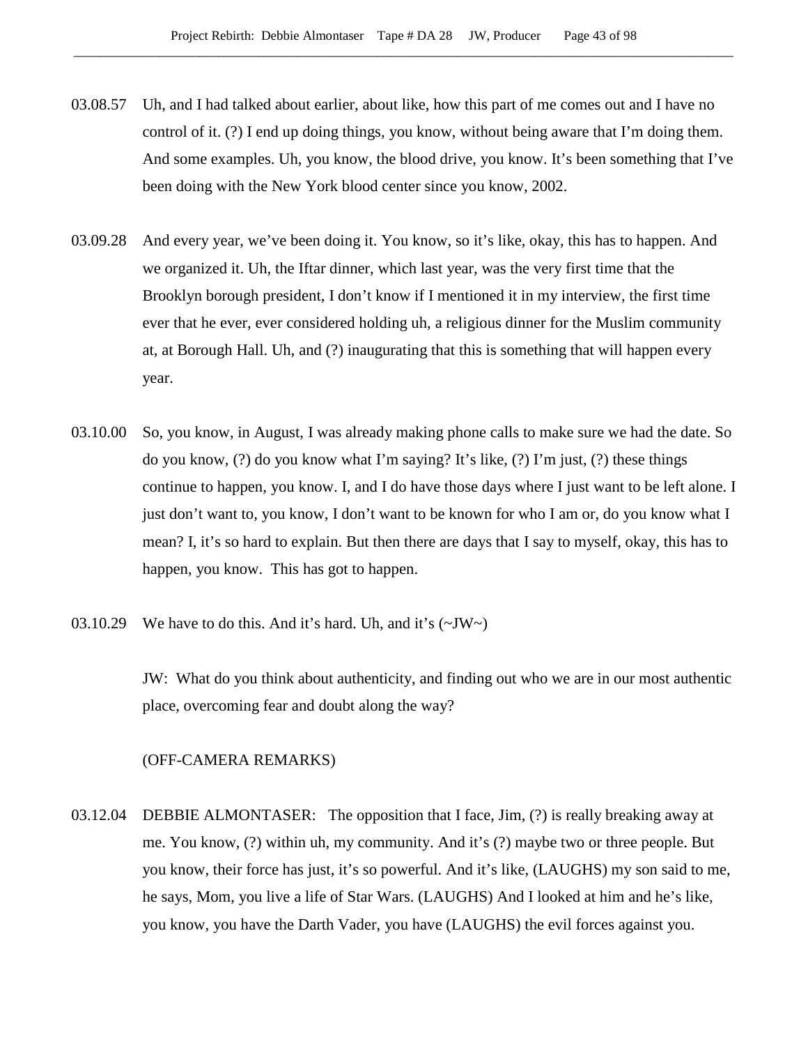03.08.57 Uh, and I had talked about earlier, about like, how this part of me comes out and I have no control of it. (?) I end up doing things, you know, without being aware that I'm doing them. And some examples. Uh, you know, the blood drive, you know. It's been something that I've been doing with the New York blood center since you know, 2002.

03.09.28 And every year, we've been doing it. You know, so it's like, okay, this has to happen. And we organized it. Uh, the Iftar dinner, which last year, was the very first time that the Brooklyn borough president, I don't know if I mentioned it in my interview, the first time ever that he ever, ever considered holding uh, a religious dinner for the Muslim community at, at Borough Hall. Uh, and (?) inaugurating that this is something that will happen every year.

03.10.00 So, you know, in August, I was already making phone calls to make sure we had the date. So do you know, (?) do you know what I'm saying? It's like, (?) I'm just, (?) these things continue to happen, you know. I, and I do have those days where I just want to be left alone. I just don't want to, you know, I don't want to be known for who I am or, do you know what I mean? I, it's so hard to explain. But then there are days that I say to myself, okay, this has to happen, you know. This has got to happen.

03.10.29 We have to do this. And it's hard. Uh, and it's (~JW~)

JW: What do you think about authenticity, and finding out who we are in our most authentic place, overcoming fear and doubt along the way?

(OFF-CAMERA REMARKS)

03.12.04 DEBBIE ALMONTASER: The opposition that I face, Jim, (?) is really breaking away at me. You know, (?) within uh, my community. And it's (?) maybe two or three people. But you know, their force has just, it's so powerful. And it's like, (LAUGHS) my son said to me, he says, Mom, you live a life of Star Wars. (LAUGHS) And I looked at him and he's like, you know, you have the Darth Vader, you have (LAUGHS) the evil forces against you.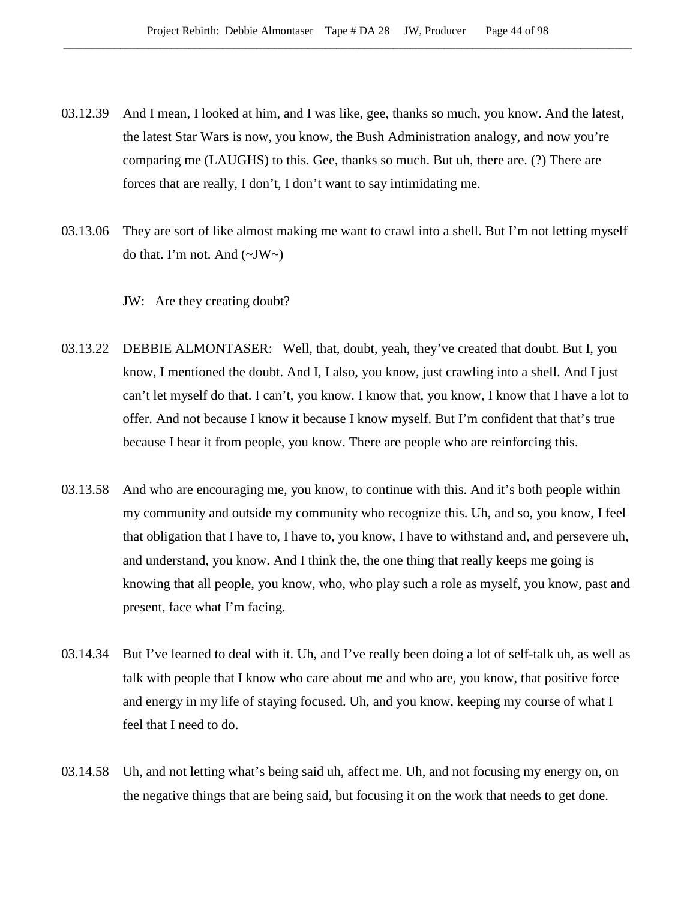03.12.39 And I mean, I looked at him, and I was like, gee, thanks so much, you know. And the latest, the latest Star Wars is now, you know, the Bush Administration analogy, and now you're comparing me (LAUGHS) to this. Gee, thanks so much. But uh, there are. (?) There are forces that are really, I don't, I don't want to say intimidating me.

03.13.06 They are sort of like almost making me want to crawl into a shell. But I'm not letting myself do that. I'm not. And (~JW~)

JW: Are they creating doubt?

03.13.22 DEBBIE ALMONTASER: Well, that, doubt, yeah, they've created that doubt. But I, you know, I mentioned the doubt. And I, I also, you know, just crawling into a shell. And I just can't let myself do that. I can't, you know. I know that, you know, I know that I have a lot to offer. And not because I know it because I know myself. But I'm confident that that's true because I hear it from people, you know. There are people who are reinforcing this.

03.13.58 And who are encouraging me, you know, to continue with this. And it's both people within my community and outside my community who recognize this. Uh, and so, you know, I feel that obligation that I have to, I have to, you know, I have to withstand and, and persevere uh, and understand, you know. And I think the, the one thing that really keeps me going is knowing that all people, you know, who, who play such a role as myself, you know, past and present, face what I'm facing.

03.14.34 But I've learned to deal with it. Uh, and I've really been doing a lot of self-talk uh, as well as talk with people that I know who care about me and who are, you know, that positive force and energy in my life of staying focused. Uh, and you know, keeping my course of what I feel that I need to do.

03.14.58 Uh, and not letting what's being said uh, affect me. Uh, and not focusing my energy on, on the negative things that are being said, but focusing it on the work that needs to get done.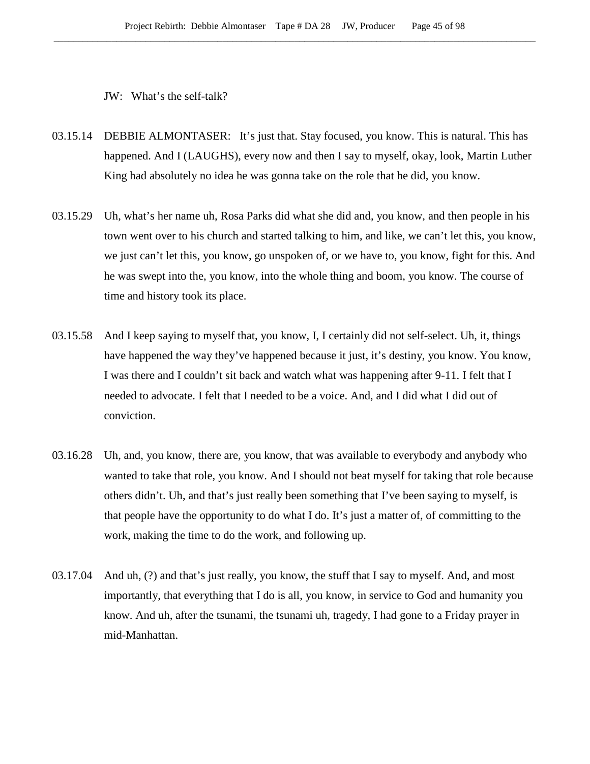JW: What's the self-talk?

03.15.14 DEBBIE ALMONTASER: It's just that. Stay focused, you know. This is natural. This has happened. And I (LAUGHS), every now and then I say to myself, okay, look, Martin Luther King had absolutely no idea he was gonna take on the role that he did, you know.

03.15.29 Uh, what's her name uh, Rosa Parks did what she did and, you know, and then people in his town went over to his church and started talking to him, and like, we can't let this, you know, we just can't let this, you know, go unspoken of, or we have to, you know, fight for this. And he was swept into the, you know, into the whole thing and boom, you know. The course of time and history took its place.

03.15.58 And I keep saying to myself that, you know, I, I certainly did not self-select. Uh, it, things have happened the way they've happened because it just, it's destiny, you know. You know, I was there and I couldn't sit back and watch what was happening after 9-11. I felt that I needed to advocate. I felt that I needed to be a voice. And, and I did what I did out of conviction.

03.16.28 Uh, and, you know, there are, you know, that was available to everybody and anybody who wanted to take that role, you know. And I should not beat myself for taking that role because others didn't. Uh, and that's just really been something that I've been saying to myself, is that people have the opportunity to do what I do. It's just a matter of, of committing to the work, making the time to do the work, and following up.

03.17.04 And uh, (?) and that's just really, you know, the stuff that I say to myself. And, and most importantly, that everything that I do is all, you know, in service to God and humanity you know. And uh, after the tsunami, the tsunami uh, tragedy, I had gone to a Friday prayer in mid-Manhattan.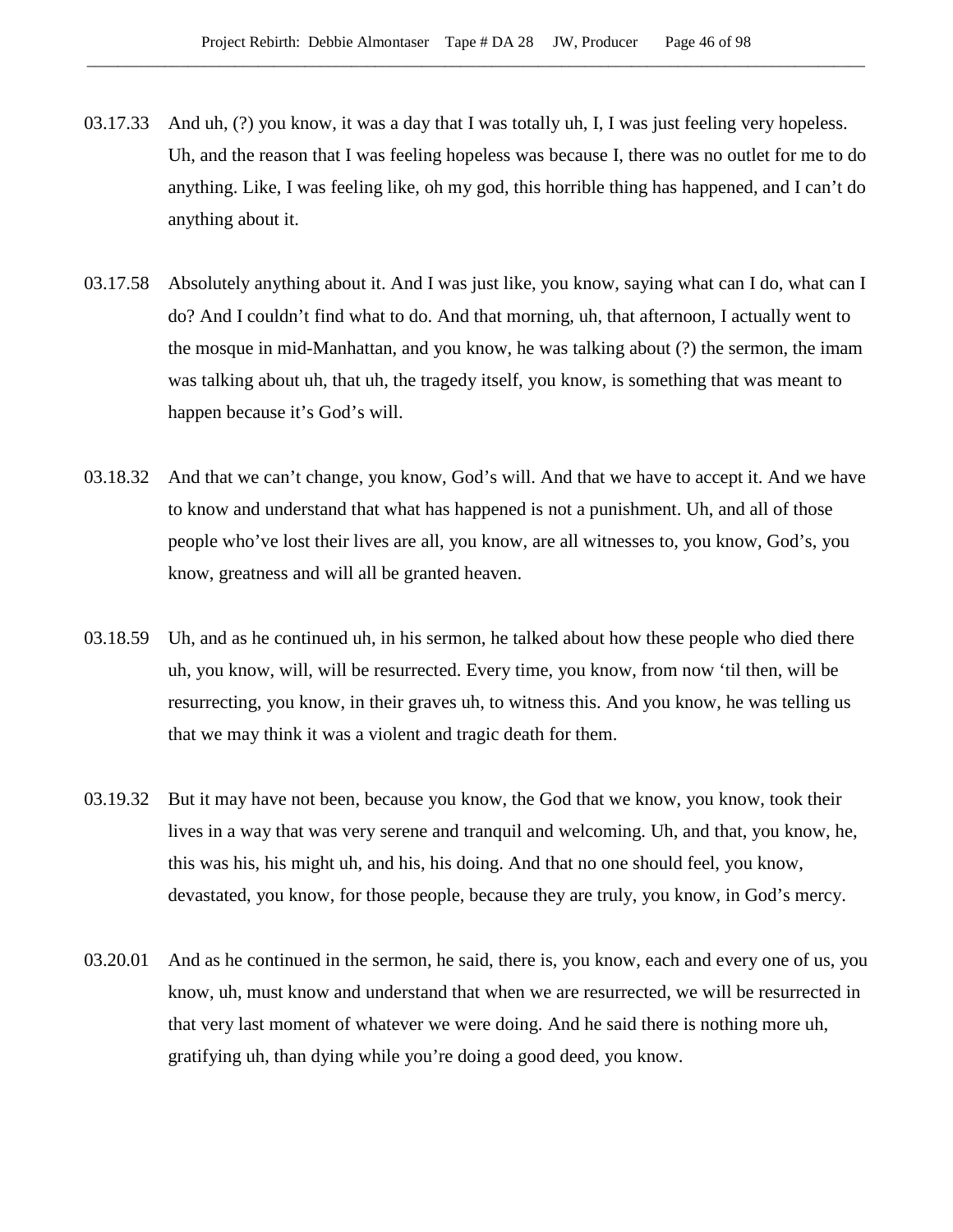03.17.33 And uh, (?) you know, it was a day that I was totally uh, I, I was just feeling very hopeless. Uh, and the reason that I was feeling hopeless was because I, there was no outlet for me to do anything. Like, I was feeling like, oh my god, this horrible thing has happened, and I can't do anything about it.

03.17.58 Absolutely anything about it. And I was just like, you know, saying what can I do, what can I do? And I couldn't find what to do. And that morning, uh, that afternoon, I actually went to the mosque in mid-Manhattan, and you know, he was talking about (?) the sermon, the imam was talking about uh, that uh, the tragedy itself, you know, is something that was meant to happen because it's God's will.

03.18.32 And that we can't change, you know, God's will. And that we have to accept it. And we have to know and understand that what has happened is not a punishment. Uh, and all of those people who've lost their lives are all, you know, are all witnesses to, you know, God's, you know, greatness and will all be granted heaven.

03.18.59 Uh, and as he continued uh, in his sermon, he talked about how these people who died there uh, you know, will, will be resurrected. Every time, you know, from now 'til then, will be resurrecting, you know, in their graves uh, to witness this. And you know, he was telling us that we may think it was a violent and tragic death for them.

03.19.32 But it may have not been, because you know, the God that we know, you know, took their lives in a way that was very serene and tranquil and welcoming. Uh, and that, you know, he, this was his, his might uh, and his, his doing. And that no one should feel, you know, devastated, you know, for those people, because they are truly, you know, in God's mercy.

03.20.01 And as he continued in the sermon, he said, there is, you know, each and every one of us, you know, uh, must know and understand that when we are resurrected, we will be resurrected in that very last moment of whatever we were doing. And he said there is nothing more uh, gratifying uh, than dying while you're doing a good deed, you know.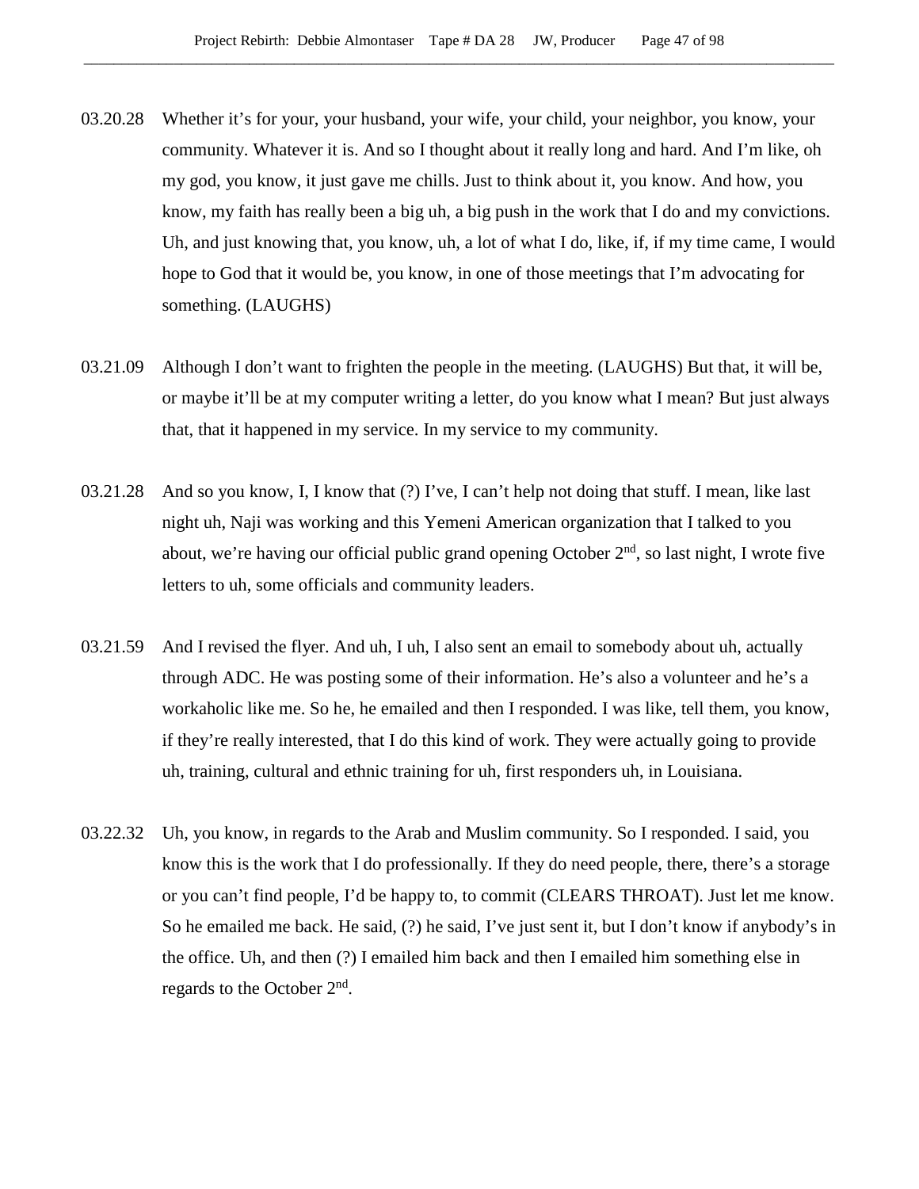03.20.28 Whether it's for your, your husband, your wife, your child, your neighbor, you know, your community. Whatever it is. And so I thought about it really long and hard. And I'm like, oh my god, you know, it just gave me chills. Just to think about it, you know. And how, you know, my faith has really been a big uh, a big push in the work that I do and my convictions. Uh, and just knowing that, you know, uh, a lot of what I do, like, if, if my time came, I would hope to God that it would be, you know, in one of those meetings that I'm advocating for something. (LAUGHS)

03.21.09 Although I don't want to frighten the people in the meeting. (LAUGHS) But that, it will be, or maybe it'll be at my computer writing a letter, do you know what I mean? But just always that, that it happened in my service. In my service to my community.

03.21.28 And so you know, I, I know that (?) I've, I can't help not doing that stuff. I mean, like last night uh, Naji was working and this Yemeni American organization that I talked to you about, we're having our official public grand opening October 2nd, so last night, I wrote five letters to uh, some officials and community leaders.

03.21.59 And I revised the flyer. And uh, I uh, I also sent an email to somebody about uh, actually through ADC. He was posting some of their information. He's also a volunteer and he's a workaholic like me. So he, he emailed and then I responded. I was like, tell them, you know, if they're really interested, that I do this kind of work. They were actually going to provide uh, training, cultural and ethnic training for uh, first responders uh, in Louisiana.

03.22.32 Uh, you know, in regards to the Arab and Muslim community. So I responded. I said, you know this is the work that I do professionally. If they do need people, there, there's a storage or you can't find people, I'd be happy to, to commit (CLEARS THROAT). Just let me know. So he emailed me back. He said, (?) he said, I've just sent it, but I don't know if anybody's in the office. Uh, and then (?) I emailed him back and then I emailed him something else in regards to the October 2nd.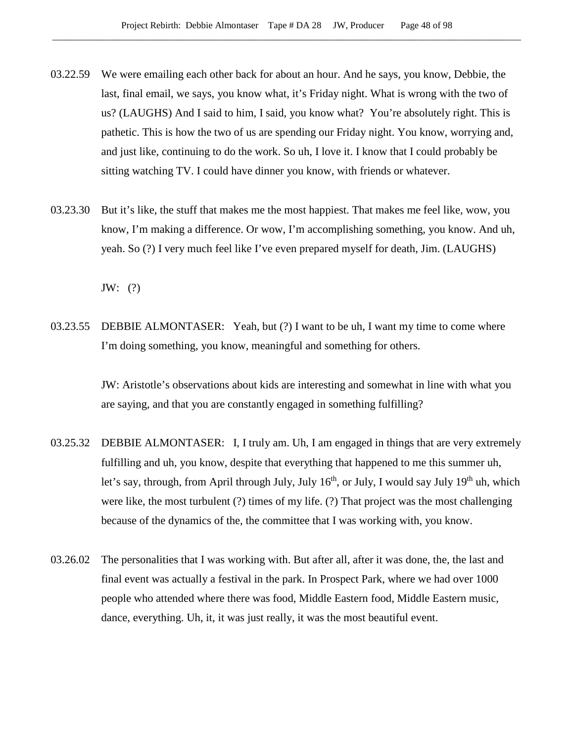03.22.59 We were emailing each other back for about an hour. And he says, you know, Debbie, the last, final email, we says, you know what, it's Friday night. What is wrong with the two of us? (LAUGHS) And I said to him, I said, you know what? You're absolutely right. This is pathetic. This is how the two of us are spending our Friday night. You know, worrying and, and just like, continuing to do the work. So uh, I love it. I know that I could probably be sitting watching TV. I could have dinner you know, with friends or whatever.

03.23.30 But it's like, the stuff that makes me the most happiest. That makes me feel like, wow, you know, I'm making a difference. Or wow, I'm accomplishing something, you know. And uh, yeah. So (?) I very much feel like I've even prepared myself for death, Jim. (LAUGHS)

JW: (?)

03.23.55 DEBBIE ALMONTASER: Yeah, but (?) I want to be uh, I want my time to come where I'm doing something, you know, meaningful and something for others.

JW: Aristotle's observations about kids are interesting and somewhat in line with what you are saying, and that you are constantly engaged in something fulfilling?

03.25.32 DEBBIE ALMONTASER: I, I truly am. Uh, I am engaged in things that are very extremely fulfilling and uh, you know, despite that everything that happened to me this summer uh, let's say, through, from April through July, July 16th, or July, I would say July 19th uh, which were like, the most turbulent (?) times of my life. (?) That project was the most challenging because of the dynamics of the, the committee that I was working with, you know.

03.26.02 The personalities that I was working with. But after all, after it was done, the, the last and final event was actually a festival in the park. In Prospect Park, where we had over 1000 people who attended where there was food, Middle Eastern food, Middle Eastern music, dance, everything. Uh, it, it was just really, it was the most beautiful event.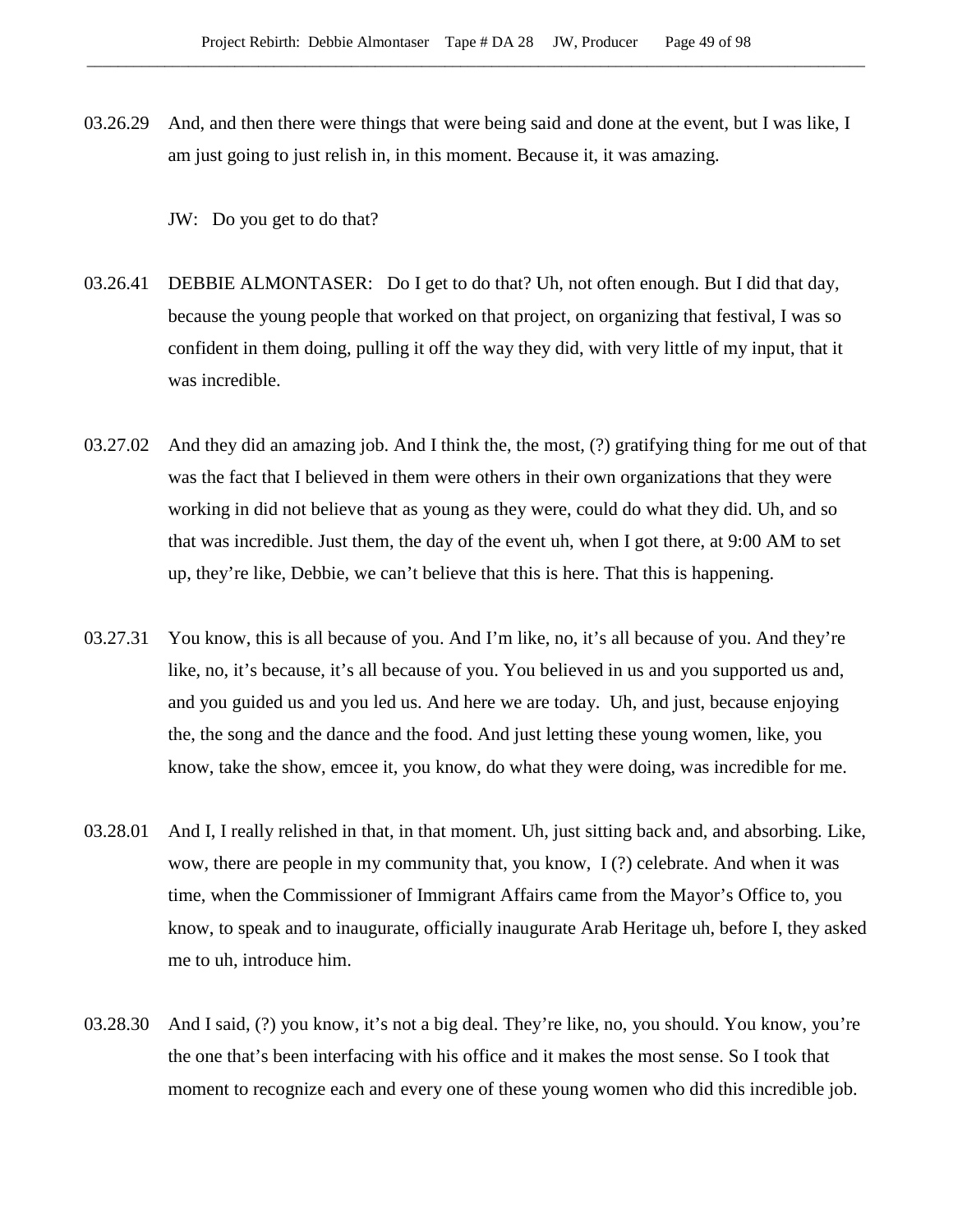03.26.29 And, and then there were things that were being said and done at the event, but I was like, I am just going to just relish in, in this moment. Because it, it was amazing.

JW: Do you get to do that?

03.26.41 DEBBIE ALMONTASER: Do I get to do that? Uh, not often enough. But I did that day, because the young people that worked on that project, on organizing that festival, I was so confident in them doing, pulling it off the way they did, with very little of my input, that it was incredible.

03.27.02 And they did an amazing job. And I think the, the most, (?) gratifying thing for me out of that was the fact that I believed in them were others in their own organizations that they were working in did not believe that as young as they were, could do what they did. Uh, and so that was incredible. Just them, the day of the event uh, when I got there, at 9:00 AM to set up, they're like, Debbie, we can't believe that this is here. That this is happening.

03.27.31 You know, this is all because of you. And I'm like, no, it's all because of you. And they're like, no, it's because, it's all because of you. You believed in us and you supported us and, and you guided us and you led us. And here we are today. Uh, and just, because enjoying the, the song and the dance and the food. And just letting these young women, like, you know, take the show, emcee it, you know, do what they were doing, was incredible for me.

03.28.01 And I, I really relished in that, in that moment. Uh, just sitting back and, and absorbing. Like, wow, there are people in my community that, you know, I (?) celebrate. And when it was time, when the Commissioner of Immigrant Affairs came from the Mayor's Office to, you know, to speak and to inaugurate, officially inaugurate Arab Heritage uh, before I, they asked me to uh, introduce him.

03.28.30 And I said, (?) you know, it's not a big deal. They're like, no, you should. You know, you're the one that's been interfacing with his office and it makes the most sense. So I took that moment to recognize each and every one of these young women who did this incredible job.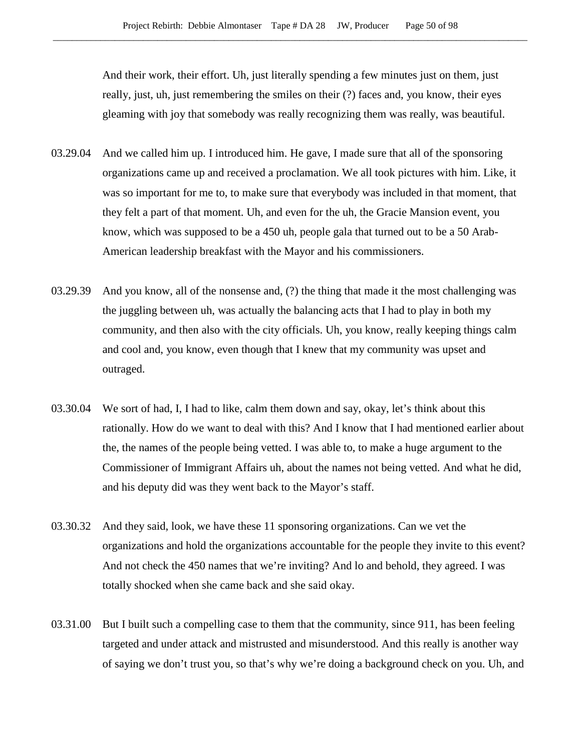And their work, their effort. Uh, just literally spending a few minutes just on them, just really, just, uh, just remembering the smiles on their (?) faces and, you know, their eyes gleaming with joy that somebody was really recognizing them was really, was beautiful.

03.29.04 And we called him up. I introduced him. He gave, I made sure that all of the sponsoring organizations came up and received a proclamation. We all took pictures with him. Like, it was so important for me to, to make sure that everybody was included in that moment, that they felt a part of that moment. Uh, and even for the uh, the Gracie Mansion event, you know, which was supposed to be a 450 uh, people gala that turned out to be a 50 Arab-American leadership breakfast with the Mayor and his commissioners.

03.29.39 And you know, all of the nonsense and, (?) the thing that made it the most challenging was the juggling between uh, was actually the balancing acts that I had to play in both my community, and then also with the city officials. Uh, you know, really keeping things calm and cool and, you know, even though that I knew that my community was upset and outraged.

03.30.04 We sort of had, I, I had to like, calm them down and say, okay, let's think about this rationally. How do we want to deal with this? And I know that I had mentioned earlier about the, the names of the people being vetted. I was able to, to make a huge argument to the Commissioner of Immigrant Affairs uh, about the names not being vetted. And what he did, and his deputy did was they went back to the Mayor's staff.

03.30.32 And they said, look, we have these 11 sponsoring organizations. Can we vet the organizations and hold the organizations accountable for the people they invite to this event? And not check the 450 names that we're inviting? And lo and behold, they agreed. I was totally shocked when she came back and she said okay.

03.31.00 But I built such a compelling case to them that the community, since 911, has been feeling targeted and under attack and mistrusted and misunderstood. And this really is another way of saying we don't trust you, so that's why we're doing a background check on you. Uh, and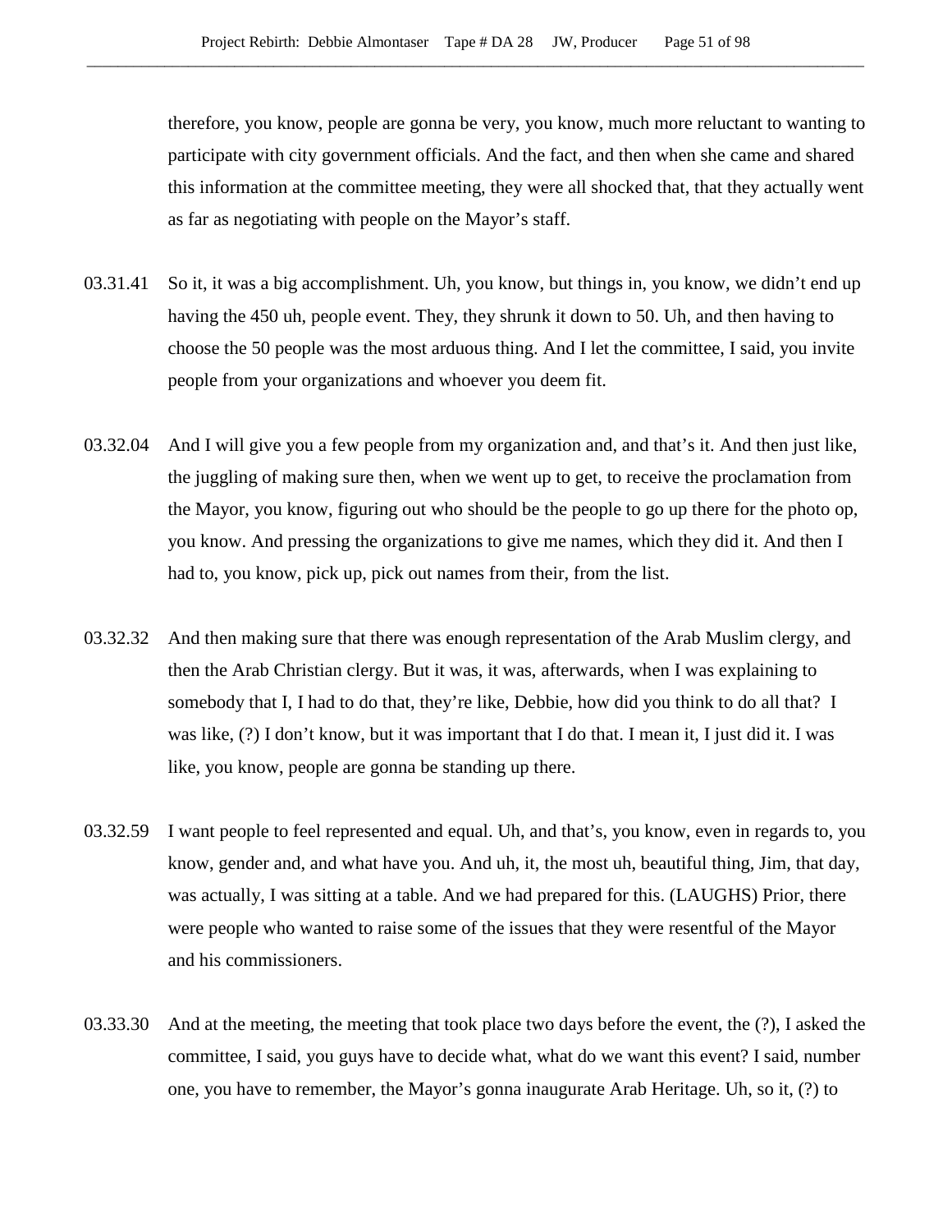therefore, you know, people are gonna be very, you know, much more reluctant to wanting to participate with city government officials. And the fact, and then when she came and shared this information at the committee meeting, they were all shocked that, that they actually went as far as negotiating with people on the Mayor's staff.

03.31.41 So it, it was a big accomplishment. Uh, you know, but things in, you know, we didn't end up having the 450 uh, people event. They, they shrunk it down to 50. Uh, and then having to choose the 50 people was the most arduous thing. And I let the committee, I said, you invite people from your organizations and whoever you deem fit.

03.32.04 And I will give you a few people from my organization and, and that's it. And then just like, the juggling of making sure then, when we went up to get, to receive the proclamation from the Mayor, you know, figuring out who should be the people to go up there for the photo op, you know. And pressing the organizations to give me names, which they did it. And then I had to, you know, pick up, pick out names from their, from the list.

03.32.32 And then making sure that there was enough representation of the Arab Muslim clergy, and then the Arab Christian clergy. But it was, it was, afterwards, when I was explaining to somebody that I, I had to do that, they're like, Debbie, how did you think to do all that? I was like, (?) I don't know, but it was important that I do that. I mean it, I just did it. I was like, you know, people are gonna be standing up there.

03.32.59 I want people to feel represented and equal. Uh, and that's, you know, even in regards to, you know, gender and, and what have you. And uh, it, the most uh, beautiful thing, Jim, that day, was actually, I was sitting at a table. And we had prepared for this. (LAUGHS) Prior, there were people who wanted to raise some of the issues that they were resentful of the Mayor and his commissioners.

03.33.30 And at the meeting, the meeting that took place two days before the event, the (?), I asked the committee, I said, you guys have to decide what, what do we want this event? I said, number one, you have to remember, the Mayor's gonna inaugurate Arab Heritage. Uh, so it, (?) to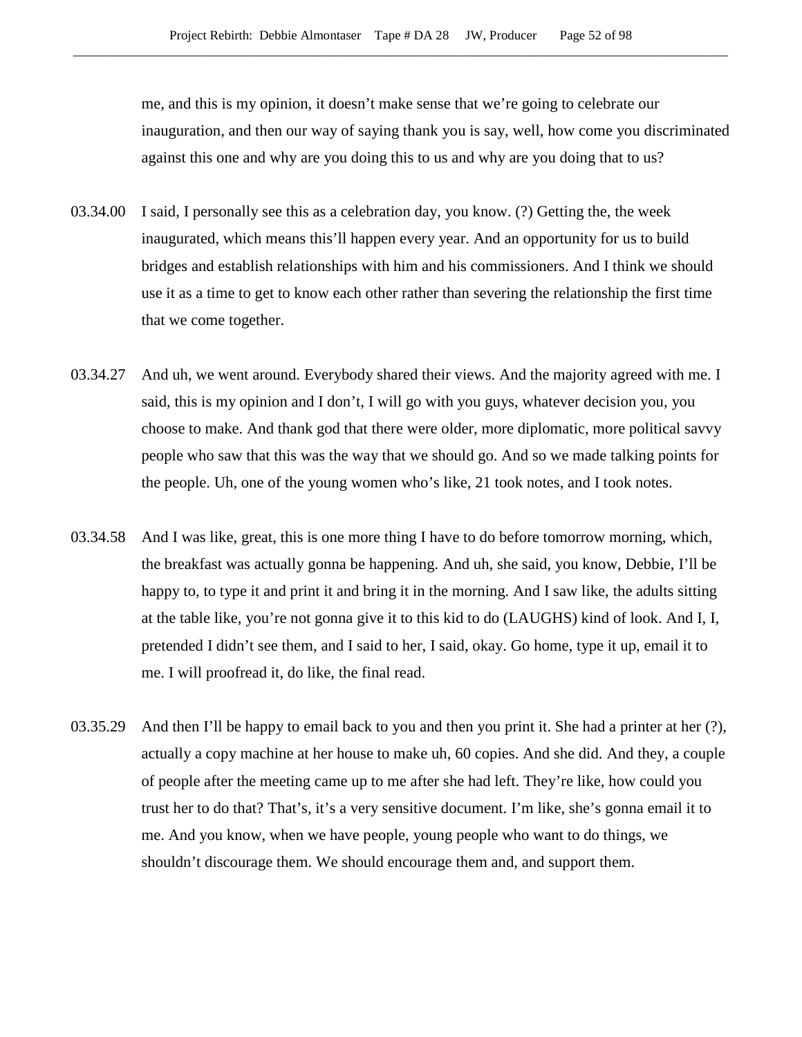me, and this is my opinion, it doesn't make sense that we're going to celebrate our inauguration, and then our way of saying thank you is say, well, how come you discriminated against this one and why are you doing this to us and why are you doing that to us?

03.34.00 I said, I personally see this as a celebration day, you know. (?) Getting the, the week inaugurated, which means this'll happen every year. And an opportunity for us to build bridges and establish relationships with him and his commissioners. And I think we should use it as a time to get to know each other rather than severing the relationship the first time that we come together.

03.34.27 And uh, we went around. Everybody shared their views. And the majority agreed with me. I said, this is my opinion and I don't, I will go with you guys, whatever decision you, you choose to make. And thank god that there were older, more diplomatic, more political savvy people who saw that this was the way that we should go. And so we made talking points for the people. Uh, one of the young women who's like, 21 took notes, and I took notes.

03.34.58 And I was like, great, this is one more thing I have to do before tomorrow morning, which, the breakfast was actually gonna be happening. And uh, she said, you know, Debbie, I'll be happy to, to type it and print it and bring it in the morning. And I saw like, the adults sitting at the table like, you're not gonna give it to this kid to do (LAUGHS) kind of look. And I, I, pretended I didn't see them, and I said to her, I said, okay. Go home, type it up, email it to me. I will proofread it, do like, the final read.

03.35.29 And then I'll be happy to email back to you and then you print it. She had a printer at her (?), actually a copy machine at her house to make uh, 60 copies. And she did. And they, a couple of people after the meeting came up to me after she had left. They're like, how could you trust her to do that? That's, it's a very sensitive document. I'm like, she's gonna email it to me. And you know, when we have people, young people who want to do things, we shouldn't discourage them. We should encourage them and, and support them.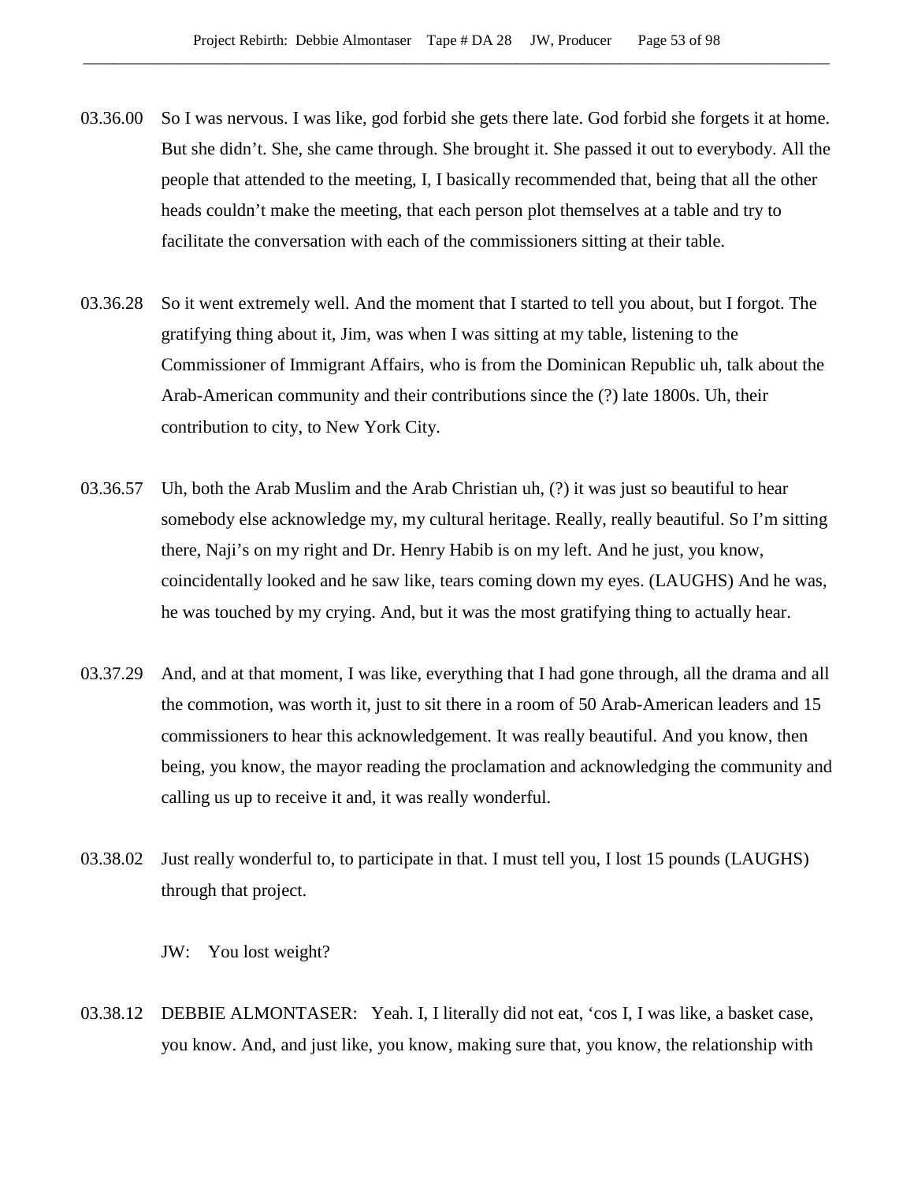03.36.00 So I was nervous. I was like, god forbid she gets there late. God forbid she forgets it at home. But she didn't. She, she came through. She brought it. She passed it out to everybody. All the people that attended to the meeting, I, I basically recommended that, being that all the other heads couldn't make the meeting, that each person plot themselves at a table and try to facilitate the conversation with each of the commissioners sitting at their table.

03.36.28 So it went extremely well. And the moment that I started to tell you about, but I forgot. The gratifying thing about it, Jim, was when I was sitting at my table, listening to the Commissioner of Immigrant Affairs, who is from the Dominican Republic uh, talk about the Arab-American community and their contributions since the (?) late 1800s. Uh, their contribution to city, to New York City.

03.36.57 Uh, both the Arab Muslim and the Arab Christian uh, (?) it was just so beautiful to hear somebody else acknowledge my, my cultural heritage. Really, really beautiful. So I'm sitting there, Naji's on my right and Dr. Henry Habib is on my left. And he just, you know, coincidentally looked and he saw like, tears coming down my eyes. (LAUGHS) And he was, he was touched by my crying. And, but it was the most gratifying thing to actually hear.

03.37.29 And, and at that moment, I was like, everything that I had gone through, all the drama and all the commotion, was worth it, just to sit there in a room of 50 Arab-American leaders and 15 commissioners to hear this acknowledgement. It was really beautiful. And you know, then being, you know, the mayor reading the proclamation and acknowledging the community and calling us up to receive it and, it was really wonderful.

03.38.02 Just really wonderful to, to participate in that. I must tell you, I lost 15 pounds (LAUGHS) through that project.

JW: You lost weight?

03.38.12 DEBBIE ALMONTASER: Yeah. I, I literally did not eat, 'cos I, I was like, a basket case, you know. And, and just like, you know, making sure that, you know, the relationship with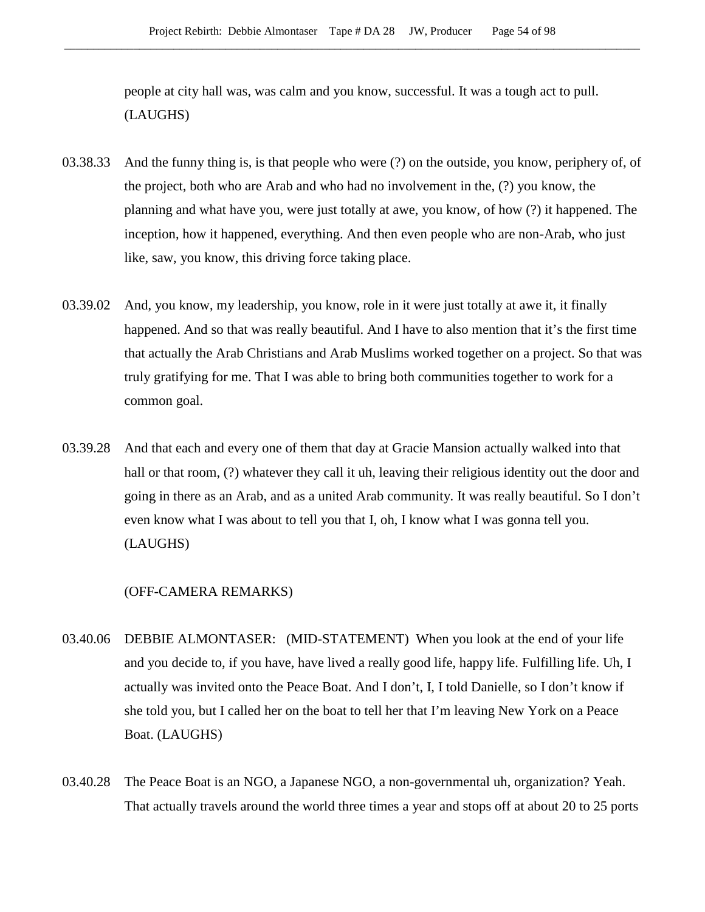people at city hall was, was calm and you know, successful. It was a tough act to pull. (LAUGHS)

03.38.33 And the funny thing is, is that people who were (?) on the outside, you know, periphery of, of the project, both who are Arab and who had no involvement in the, (?) you know, the planning and what have you, were just totally at awe, you know, of how (?) it happened. The inception, how it happened, everything. And then even people who are non-Arab, who just like, saw, you know, this driving force taking place.

03.39.02 And, you know, my leadership, you know, role in it were just totally at awe it, it finally happened. And so that was really beautiful. And I have to also mention that it's the first time that actually the Arab Christians and Arab Muslims worked together on a project. So that was truly gratifying for me. That I was able to bring both communities together to work for a common goal.

03.39.28 And that each and every one of them that day at Gracie Mansion actually walked into that hall or that room, (?) whatever they call it uh, leaving their religious identity out the door and going in there as an Arab, and as a united Arab community. It was really beautiful. So I don't even know what I was about to tell you that I, oh, I know what I was gonna tell you. (LAUGHS)

(OFF-CAMERA REMARKS)

03.40.06 DEBBIE ALMONTASER: (MID-STATEMENT) When you look at the end of your life and you decide to, if you have, have lived a really good life, happy life. Fulfilling life. Uh, I actually was invited onto the Peace Boat. And I don't, I, I told Danielle, so I don't know if she told you, but I called her on the boat to tell her that I'm leaving New York on a Peace Boat. (LAUGHS)

03.40.28 The Peace Boat is an NGO, a Japanese NGO, a non-governmental uh, organization? Yeah. That actually travels around the world three times a year and stops off at about 20 to 25 ports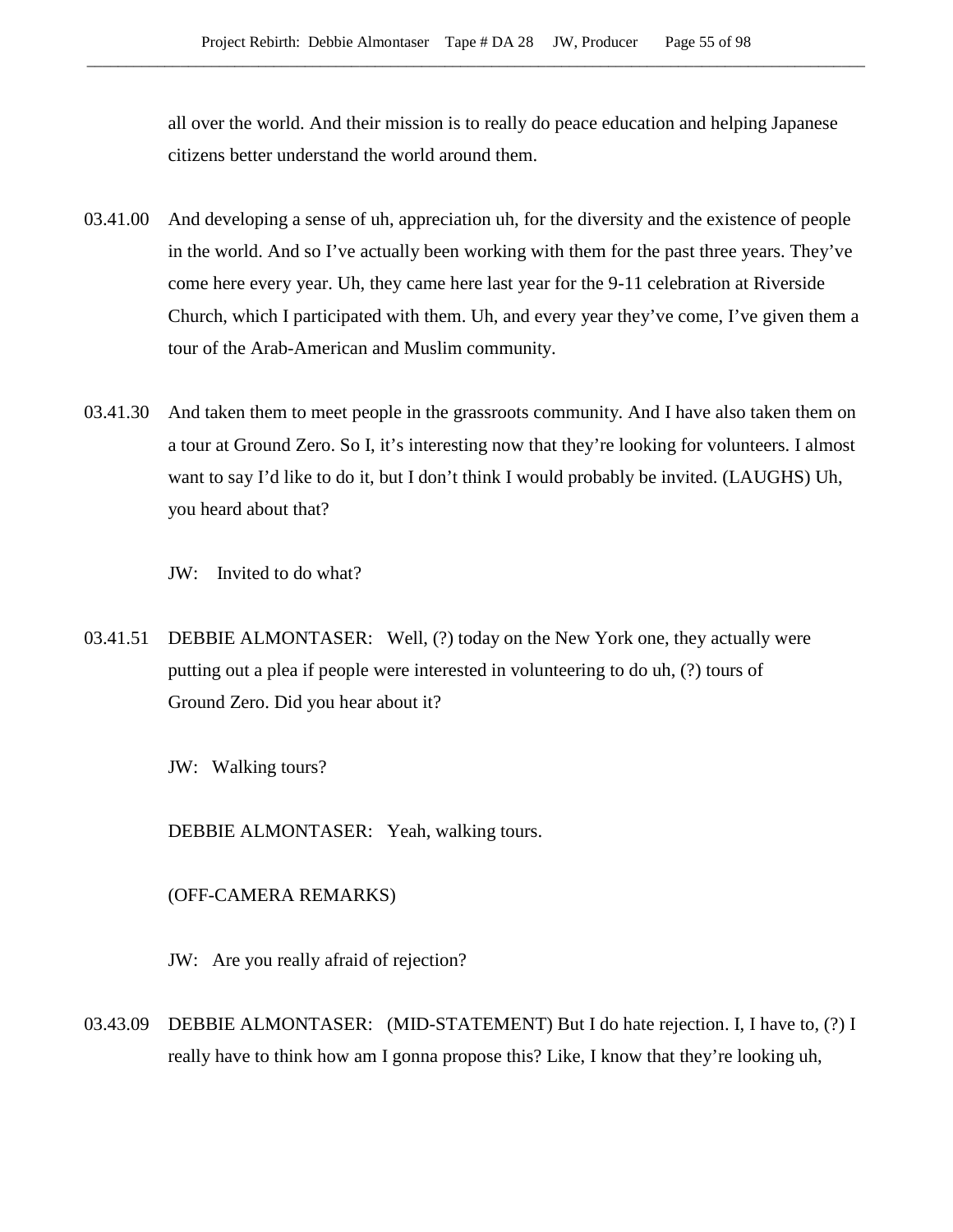all over the world. And their mission is to really do peace education and helping Japanese citizens better understand the world around them.

03.41.00 And developing a sense of uh, appreciation uh, for the diversity and the existence of people in the world. And so I've actually been working with them for the past three years. They've come here every year. Uh, they came here last year for the 9-11 celebration at Riverside Church, which I participated with them. Uh, and every year they've come, I've given them a tour of the Arab-American and Muslim community.

03.41.30 And taken them to meet people in the grassroots community. And I have also taken them on a tour at Ground Zero. So I, it's interesting now that they're looking for volunteers. I almost want to say I'd like to do it, but I don't think I would probably be invited. (LAUGHS) Uh, you heard about that?

JW: Invited to do what?

03.41.51 DEBBIE ALMONTASER: Well, (?) today on the New York one, they actually were putting out a plea if people were interested in volunteering to do uh, (?) tours of Ground Zero. Did you hear about it?

JW: Walking tours?

DEBBIE ALMONTASER: Yeah, walking tours.

(OFF-CAMERA REMARKS)

JW: Are you really afraid of rejection?

03.43.09 DEBBIE ALMONTASER: (MID-STATEMENT) But I do hate rejection. I, I have to, (?) I really have to think how am I gonna propose this? Like, I know that they're looking uh,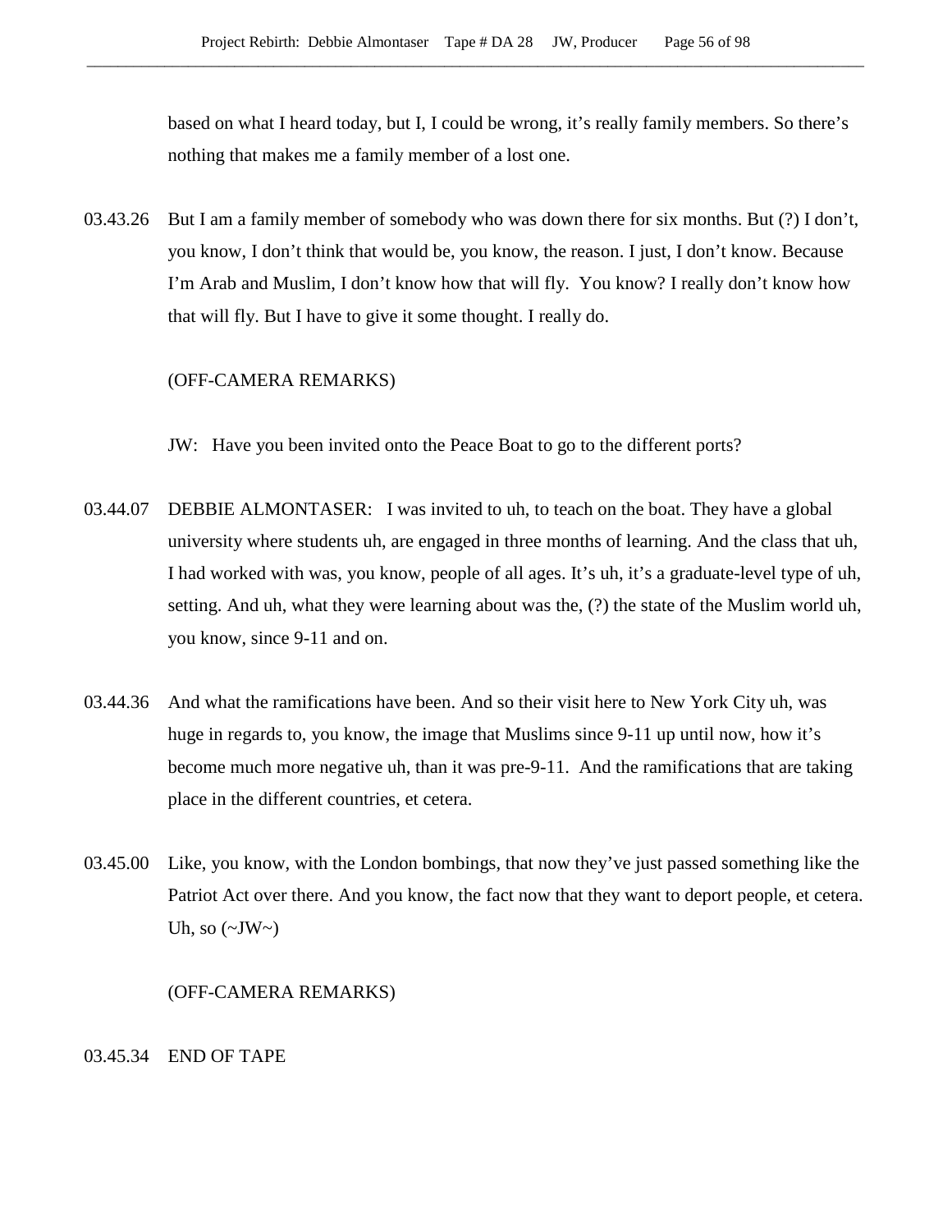based on what I heard today, but I, I could be wrong, it's really family members. So there's nothing that makes me a family member of a lost one.

03.43.26 But I am a family member of somebody who was down there for six months. But (?) I don't, you know, I don't think that would be, you know, the reason. I just, I don't know. Because I'm Arab and Muslim, I don't know how that will fly. You know? I really don't know how that will fly. But I have to give it some thought. I really do.

(OFF-CAMERA REMARKS)

JW: Have you been invited onto the Peace Boat to go to the different ports?

03.44.07 DEBBIE ALMONTASER: I was invited to uh, to teach on the boat. They have a global university where students uh, are engaged in three months of learning. And the class that uh, I had worked with was, you know, people of all ages. It's uh, it's a graduate-level type of uh, setting. And uh, what they were learning about was the, (?) the state of the Muslim world uh, you know, since 9-11 and on.

03.44.36 And what the ramifications have been. And so their visit here to New York City uh, was huge in regards to, you know, the image that Muslims since 9-11 up until now, how it's become much more negative uh, than it was pre-9-11. And the ramifications that are taking place in the different countries, et cetera.

03.45.00 Like, you know, with the London bombings, that now they've just passed something like the Patriot Act over there. And you know, the fact now that they want to deport people, et cetera. Uh, so (~JW~)

(OFF-CAMERA REMARKS)

03.45.34 END OF TAPE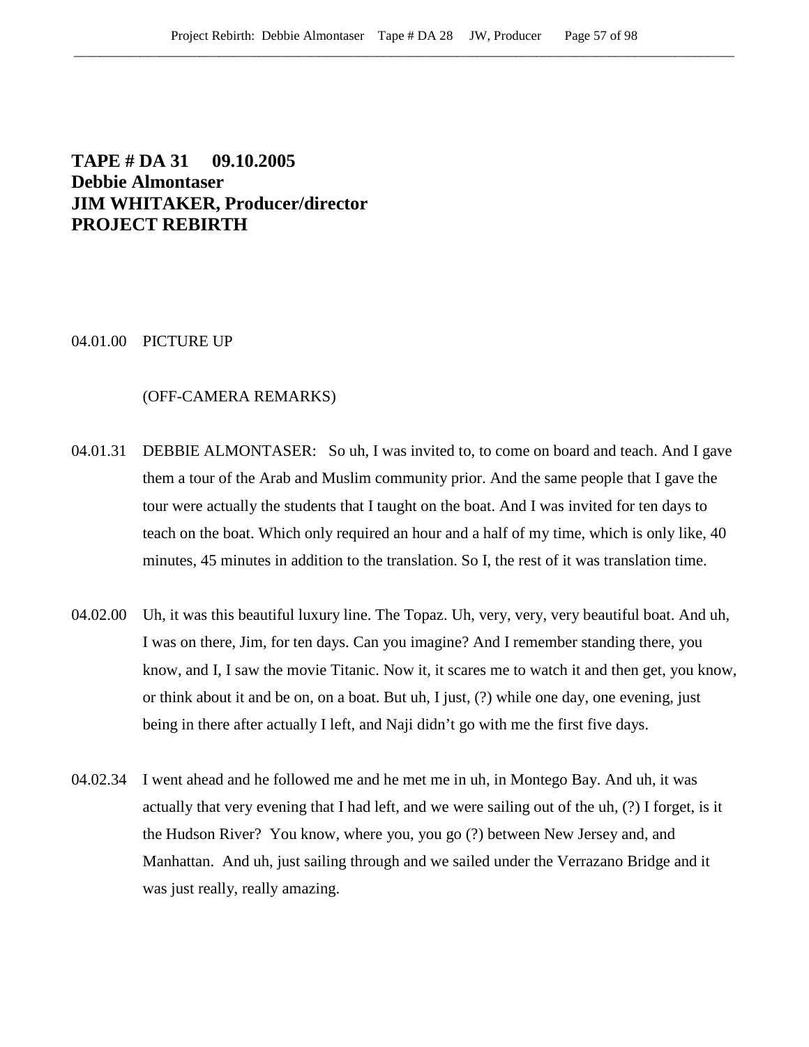**TAPE # DA 31 09.10.2005**
**Debbie Almontaser**
**JIM WHITAKER, Producer/director**
**PROJECT REBIRTH**

04.01.00 PICTURE UP

(OFF-CAMERA REMARKS)

04.01.31 DEBBIE ALMONTASER: So uh, I was invited to, to come on board and teach. And I gave them a tour of the Arab and Muslim community prior. And the same people that I gave the tour were actually the students that I taught on the boat. And I was invited for ten days to teach on the boat. Which only required an hour and a half of my time, which is only like, 40 minutes, 45 minutes in addition to the translation. So I, the rest of it was translation time.

04.02.00 Uh, it was this beautiful luxury line. The Topaz. Uh, very, very, very beautiful boat. And uh, I was on there, Jim, for ten days. Can you imagine? And I remember standing there, you know, and I, I saw the movie Titanic. Now it, it scares me to watch it and then get, you know, or think about it and be on, on a boat. But uh, I just, (?) while one day, one evening, just being in there after actually I left, and Naji didn't go with me the first five days.

04.02.34 I went ahead and he followed me and he met me in uh, in Montego Bay. And uh, it was actually that very evening that I had left, and we were sailing out of the uh, (?) I forget, is it the Hudson River? You know, where you, you go (?) between New Jersey and, and Manhattan. And uh, just sailing through and we sailed under the Verrazano Bridge and it was just really, really amazing.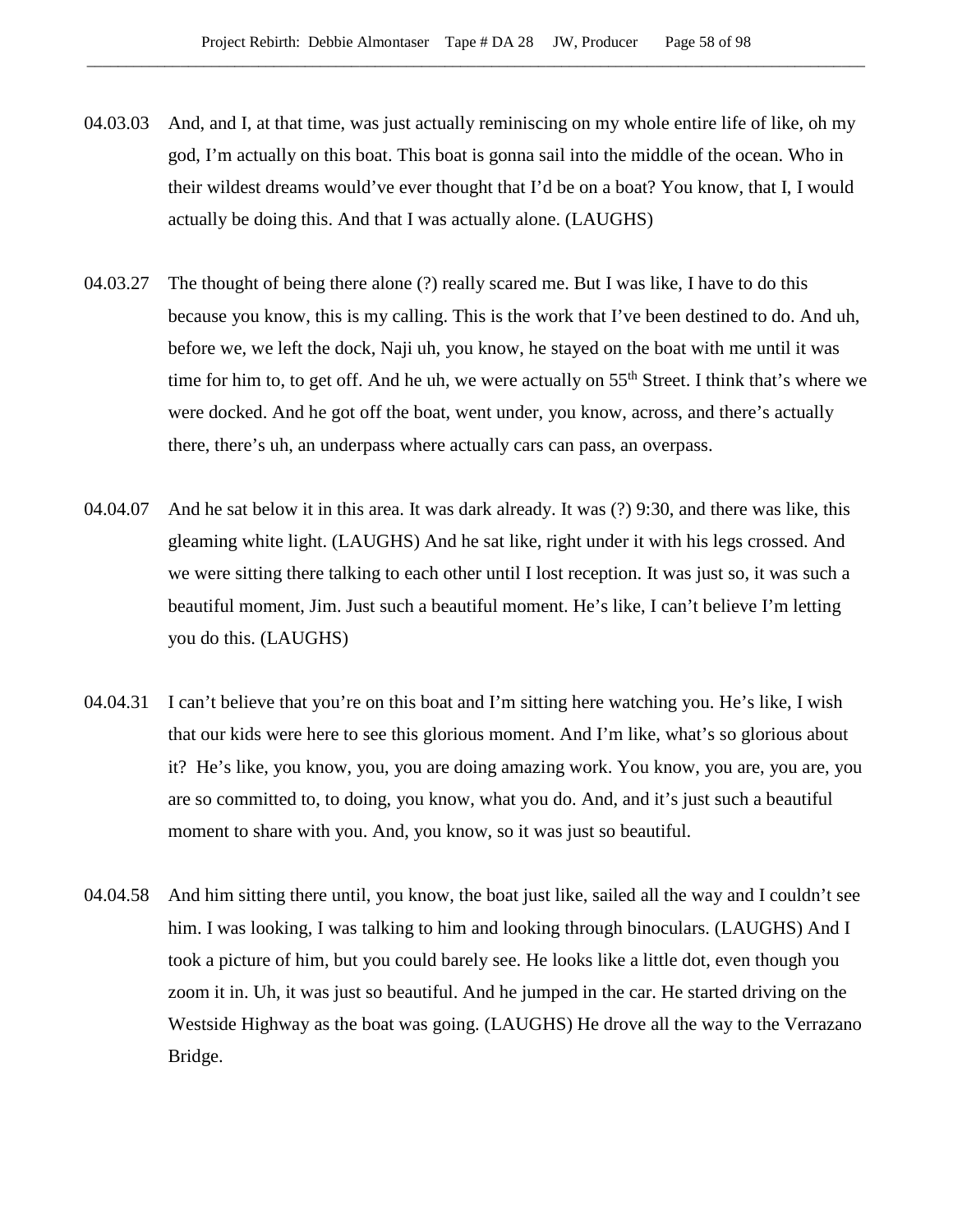04.03.03 And, and I, at that time, was just actually reminiscing on my whole entire life of like, oh my god, I'm actually on this boat. This boat is gonna sail into the middle of the ocean. Who in their wildest dreams would've ever thought that I'd be on a boat? You know, that I, I would actually be doing this. And that I was actually alone. (LAUGHS)

04.03.27 The thought of being there alone (?) really scared me. But I was like, I have to do this because you know, this is my calling. This is the work that I've been destined to do. And uh, before we, we left the dock, Naji uh, you know, he stayed on the boat with me until it was time for him to, to get off. And he uh, we were actually on 55th Street. I think that's where we were docked. And he got off the boat, went under, you know, across, and there's actually there, there's uh, an underpass where actually cars can pass, an overpass.

04.04.07 And he sat below it in this area. It was dark already. It was (?) 9:30, and there was like, this gleaming white light. (LAUGHS) And he sat like, right under it with his legs crossed. And we were sitting there talking to each other until I lost reception. It was just so, it was such a beautiful moment, Jim. Just such a beautiful moment. He's like, I can't believe I'm letting you do this. (LAUGHS)

04.04.31 I can't believe that you're on this boat and I'm sitting here watching you. He's like, I wish that our kids were here to see this glorious moment. And I'm like, what's so glorious about it? He's like, you know, you, you are doing amazing work. You know, you are, you are, you are so committed to, to doing, you know, what you do. And, and it's just such a beautiful moment to share with you. And, you know, so it was just so beautiful.

04.04.58 And him sitting there until, you know, the boat just like, sailed all the way and I couldn't see him. I was looking, I was talking to him and looking through binoculars. (LAUGHS) And I took a picture of him, but you could barely see. He looks like a little dot, even though you zoom it in. Uh, it was just so beautiful. And he jumped in the car. He started driving on the Westside Highway as the boat was going. (LAUGHS) He drove all the way to the Verrazano Bridge.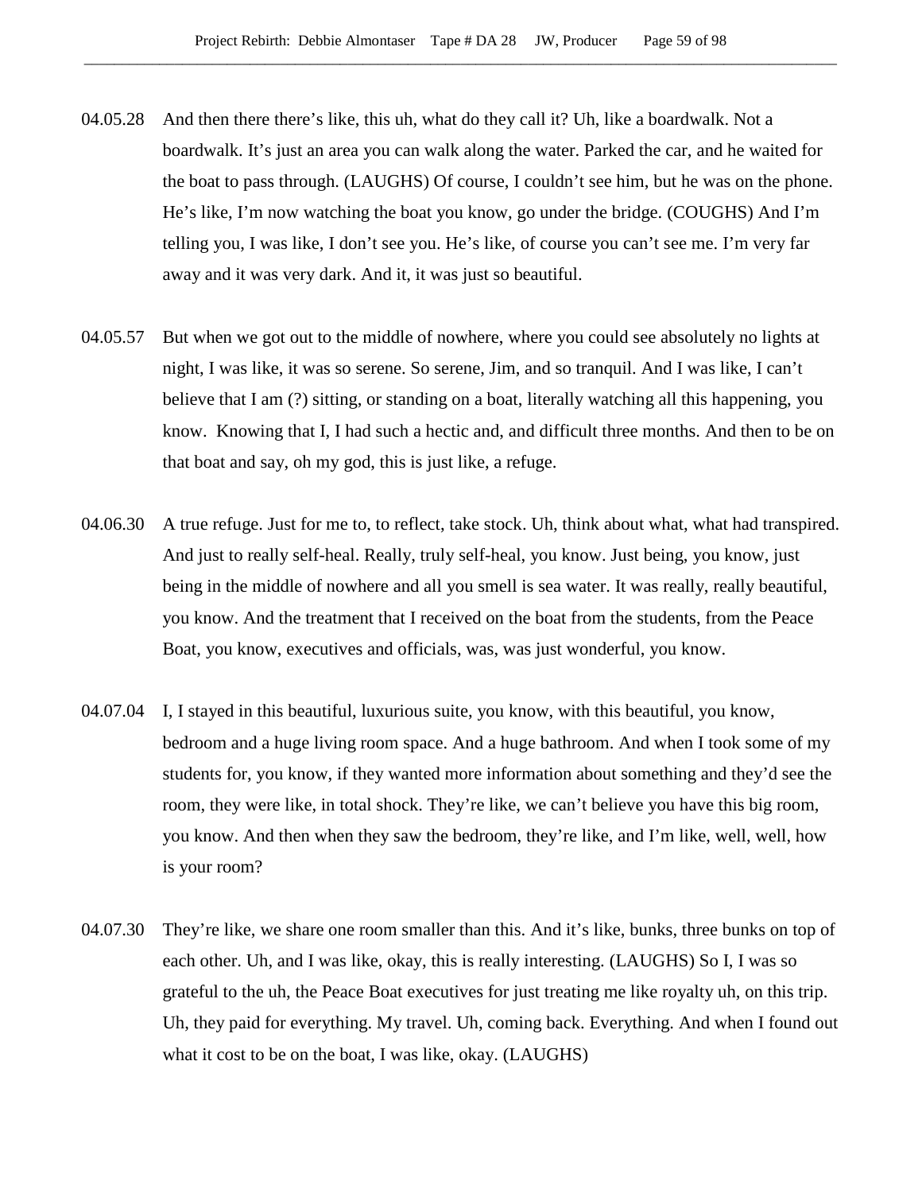04.05.28 And then there there's like, this uh, what do they call it? Uh, like a boardwalk. Not a boardwalk. It's just an area you can walk along the water. Parked the car, and he waited for the boat to pass through. (LAUGHS) Of course, I couldn't see him, but he was on the phone. He's like, I'm now watching the boat you know, go under the bridge. (COUGHS) And I'm telling you, I was like, I don't see you. He's like, of course you can't see me. I'm very far away and it was very dark. And it, it was just so beautiful.

04.05.57 But when we got out to the middle of nowhere, where you could see absolutely no lights at night, I was like, it was so serene. So serene, Jim, and so tranquil. And I was like, I can't believe that I am (?) sitting, or standing on a boat, literally watching all this happening, you know. Knowing that I, I had such a hectic and, and difficult three months. And then to be on that boat and say, oh my god, this is just like, a refuge.

04.06.30 A true refuge. Just for me to, to reflect, take stock. Uh, think about what, what had transpired. And just to really self-heal. Really, truly self-heal, you know. Just being, you know, just being in the middle of nowhere and all you smell is sea water. It was really, really beautiful, you know. And the treatment that I received on the boat from the students, from the Peace Boat, you know, executives and officials, was, was just wonderful, you know.

04.07.04 I, I stayed in this beautiful, luxurious suite, you know, with this beautiful, you know, bedroom and a huge living room space. And a huge bathroom. And when I took some of my students for, you know, if they wanted more information about something and they'd see the room, they were like, in total shock. They're like, we can't believe you have this big room, you know. And then when they saw the bedroom, they're like, and I'm like, well, well, how is your room?

04.07.30 They're like, we share one room smaller than this. And it's like, bunks, three bunks on top of each other. Uh, and I was like, okay, this is really interesting. (LAUGHS) So I, I was so grateful to the uh, the Peace Boat executives for just treating me like royalty uh, on this trip. Uh, they paid for everything. My travel. Uh, coming back. Everything. And when I found out what it cost to be on the boat, I was like, okay. (LAUGHS)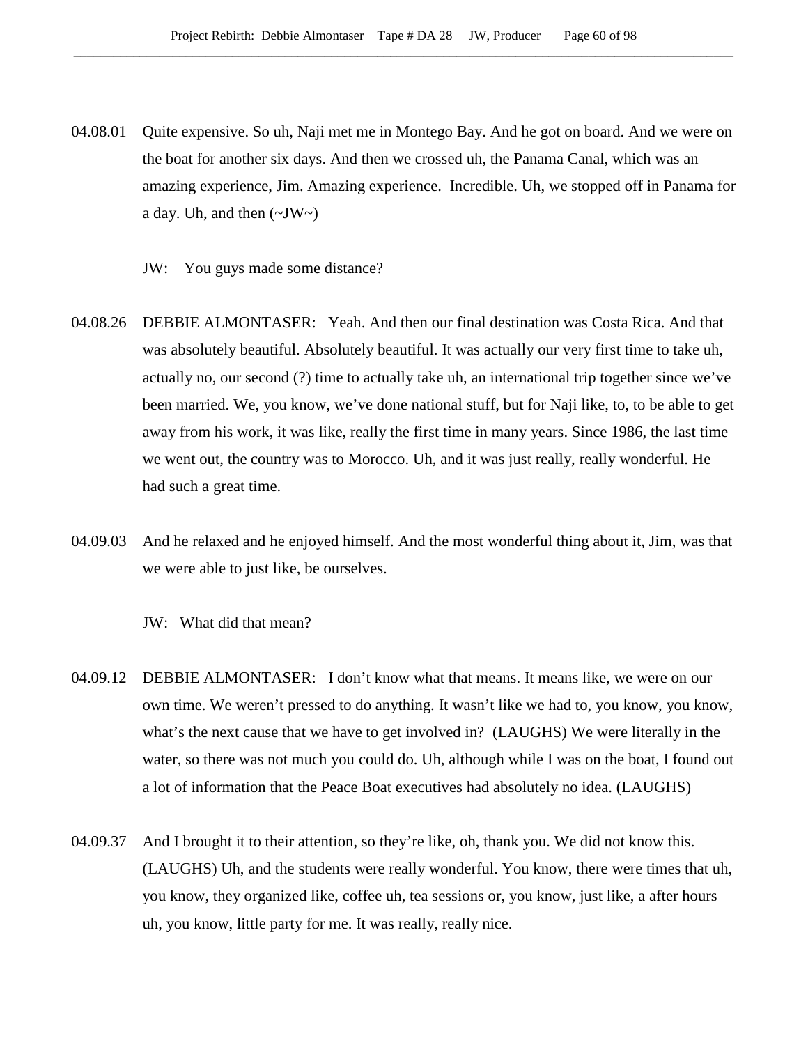04.08.01 Quite expensive. So uh, Naji met me in Montego Bay. And he got on board. And we were on the boat for another six days. And then we crossed uh, the Panama Canal, which was an amazing experience, Jim. Amazing experience. Incredible. Uh, we stopped off in Panama for a day. Uh, and then (~JW~)

JW: You guys made some distance?

04.08.26 DEBBIE ALMONTASER: Yeah. And then our final destination was Costa Rica. And that was absolutely beautiful. Absolutely beautiful. It was actually our very first time to take uh, actually no, our second (?) time to actually take uh, an international trip together since we've been married. We, you know, we've done national stuff, but for Naji like, to, to be able to get away from his work, it was like, really the first time in many years. Since 1986, the last time we went out, the country was to Morocco. Uh, and it was just really, really wonderful. He had such a great time.

04.09.03 And he relaxed and he enjoyed himself. And the most wonderful thing about it, Jim, was that we were able to just like, be ourselves.

JW: What did that mean?

04.09.12 DEBBIE ALMONTASER: I don't know what that means. It means like, we were on our own time. We weren't pressed to do anything. It wasn't like we had to, you know, you know, what's the next cause that we have to get involved in? (LAUGHS) We were literally in the water, so there was not much you could do. Uh, although while I was on the boat, I found out a lot of information that the Peace Boat executives had absolutely no idea. (LAUGHS)

04.09.37 And I brought it to their attention, so they're like, oh, thank you. We did not know this. (LAUGHS) Uh, and the students were really wonderful. You know, there were times that uh, you know, they organized like, coffee uh, tea sessions or, you know, just like, a after hours uh, you know, little party for me. It was really, really nice.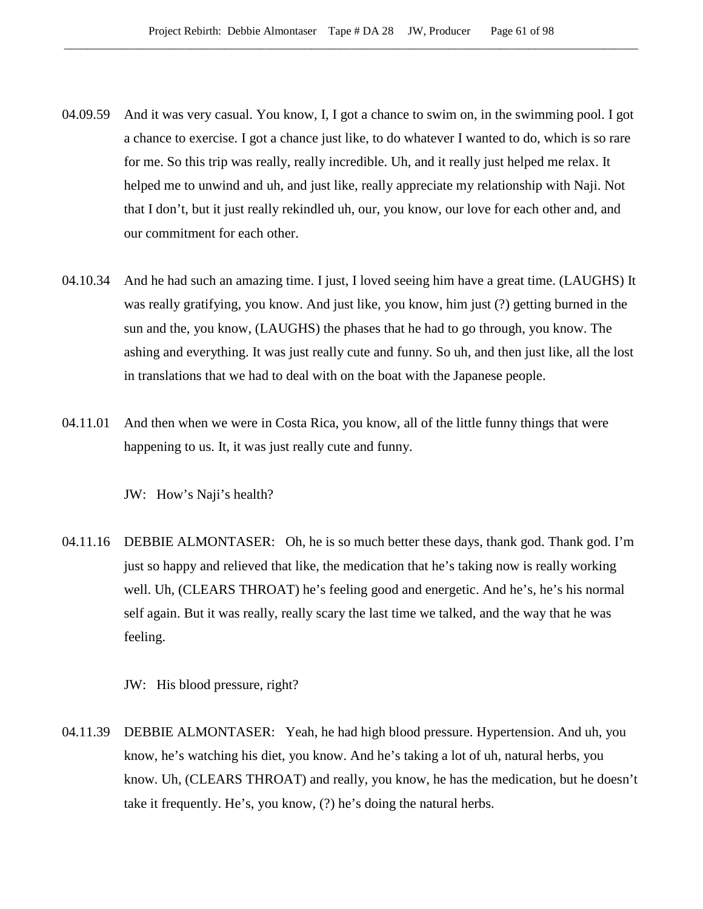04.09.59 And it was very casual. You know, I, I got a chance to swim on, in the swimming pool. I got a chance to exercise. I got a chance just like, to do whatever I wanted to do, which is so rare for me. So this trip was really, really incredible. Uh, and it really just helped me relax. It helped me to unwind and uh, and just like, really appreciate my relationship with Naji. Not that I don't, but it just really rekindled uh, our, you know, our love for each other and, and our commitment for each other.

04.10.34 And he had such an amazing time. I just, I loved seeing him have a great time. (LAUGHS) It was really gratifying, you know. And just like, you know, him just (?) getting burned in the sun and the, you know, (LAUGHS) the phases that he had to go through, you know. The ashing and everything. It was just really cute and funny. So uh, and then just like, all the lost in translations that we had to deal with on the boat with the Japanese people.

04.11.01 And then when we were in Costa Rica, you know, all of the little funny things that were happening to us. It, it was just really cute and funny.

JW: How's Naji's health?

04.11.16 DEBBIE ALMONTASER: Oh, he is so much better these days, thank god. Thank god. I'm just so happy and relieved that like, the medication that he's taking now is really working well. Uh, (CLEARS THROAT) he's feeling good and energetic. And he's, he's his normal self again. But it was really, really scary the last time we talked, and the way that he was feeling.

JW: His blood pressure, right?

04.11.39 DEBBIE ALMONTASER: Yeah, he had high blood pressure. Hypertension. And uh, you know, he's watching his diet, you know. And he's taking a lot of uh, natural herbs, you know. Uh, (CLEARS THROAT) and really, you know, he has the medication, but he doesn't take it frequently. He's, you know, (?) he's doing the natural herbs.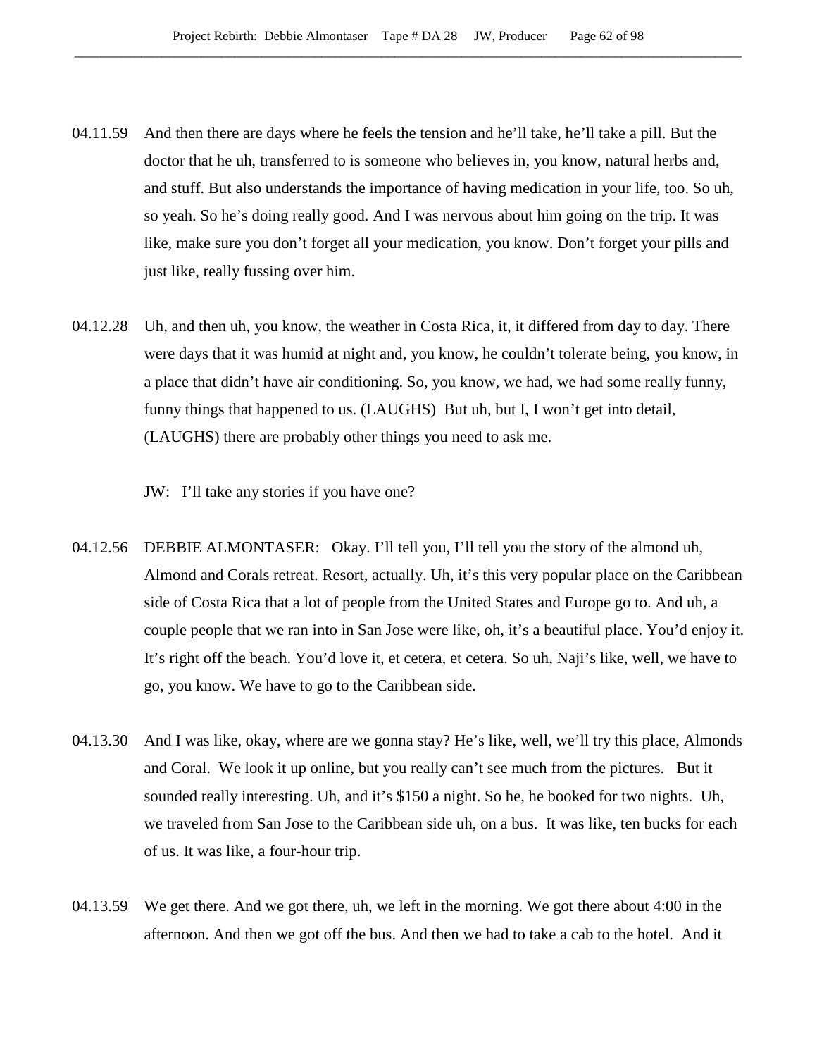04.11.59 And then there are days where he feels the tension and he'll take, he'll take a pill. But the doctor that he uh, transferred to is someone who believes in, you know, natural herbs and, and stuff. But also understands the importance of having medication in your life, too. So uh, so yeah. So he's doing really good. And I was nervous about him going on the trip. It was like, make sure you don't forget all your medication, you know. Don't forget your pills and just like, really fussing over him.

04.12.28 Uh, and then uh, you know, the weather in Costa Rica, it, it differed from day to day. There were days that it was humid at night and, you know, he couldn't tolerate being, you know, in a place that didn't have air conditioning. So, you know, we had, we had some really funny, funny things that happened to us. (LAUGHS) But uh, but I, I won't get into detail, (LAUGHS) there are probably other things you need to ask me.

JW: I'll take any stories if you have one?

04.12.56 DEBBIE ALMONTASER: Okay. I'll tell you, I'll tell you the story of the almond uh, Almond and Corals retreat. Resort, actually. Uh, it's this very popular place on the Caribbean side of Costa Rica that a lot of people from the United States and Europe go to. And uh, a couple people that we ran into in San Jose were like, oh, it's a beautiful place. You'd enjoy it. It's right off the beach. You'd love it, et cetera, et cetera. So uh, Naji's like, well, we have to go, you know. We have to go to the Caribbean side.

04.13.30 And I was like, okay, where are we gonna stay? He's like, well, we'll try this place, Almonds and Coral. We look it up online, but you really can't see much from the pictures. But it sounded really interesting. Uh, and it's $150 a night. So he, he booked for two nights. Uh, we traveled from San Jose to the Caribbean side uh, on a bus. It was like, ten bucks for each of us. It was like, a four-hour trip.

04.13.59 We get there. And we got there, uh, we left in the morning. We got there about 4:00 in the afternoon. And then we got off the bus. And then we had to take a cab to the hotel. And it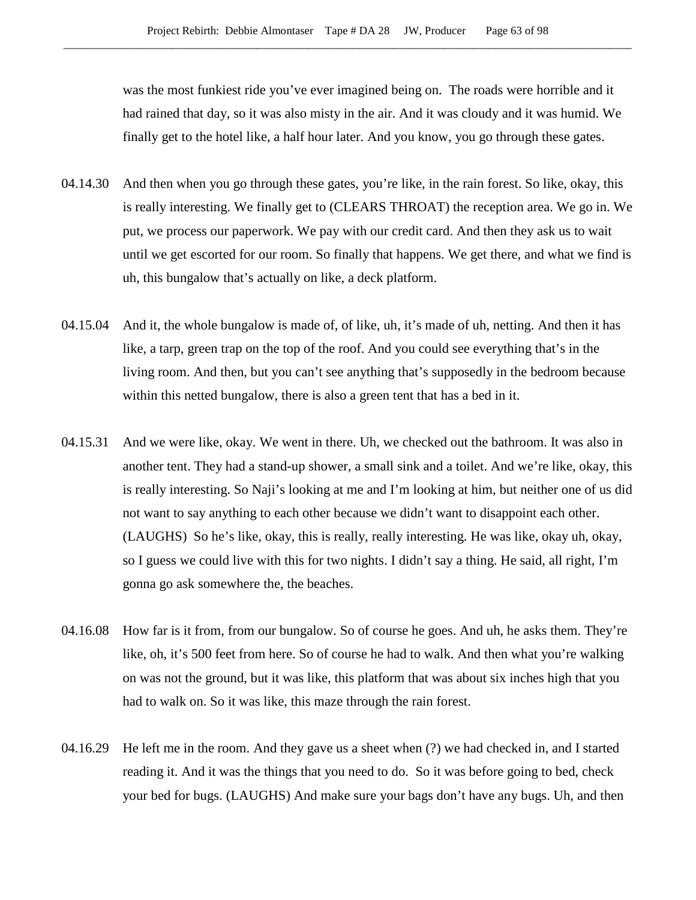was the most funkiest ride you've ever imagined being on. The roads were horrible and it had rained that day, so it was also misty in the air. And it was cloudy and it was humid. We finally get to the hotel like, a half hour later. And you know, you go through these gates.

04.14.30 And then when you go through these gates, you're like, in the rain forest. So like, okay, this is really interesting. We finally get to (CLEARS THROAT) the reception area. We go in. We put, we process our paperwork. We pay with our credit card. And then they ask us to wait until we get escorted for our room. So finally that happens. We get there, and what we find is uh, this bungalow that's actually on like, a deck platform.

04.15.04 And it, the whole bungalow is made of, of like, uh, it's made of uh, netting. And then it has like, a tarp, green trap on the top of the roof. And you could see everything that's in the living room. And then, but you can't see anything that's supposedly in the bedroom because within this netted bungalow, there is also a green tent that has a bed in it.

04.15.31 And we were like, okay. We went in there. Uh, we checked out the bathroom. It was also in another tent. They had a stand-up shower, a small sink and a toilet. And we're like, okay, this is really interesting. So Naji's looking at me and I'm looking at him, but neither one of us did not want to say anything to each other because we didn't want to disappoint each other. (LAUGHS) So he's like, okay, this is really, really interesting. He was like, okay uh, okay, so I guess we could live with this for two nights. I didn't say a thing. He said, all right, I'm gonna go ask somewhere the, the beaches.

04.16.08 How far is it from, from our bungalow. So of course he goes. And uh, he asks them. They're like, oh, it's 500 feet from here. So of course he had to walk. And then what you're walking on was not the ground, but it was like, this platform that was about six inches high that you had to walk on. So it was like, this maze through the rain forest.

04.16.29 He left me in the room. And they gave us a sheet when (?) we had checked in, and I started reading it. And it was the things that you need to do. So it was before going to bed, check your bed for bugs. (LAUGHS) And make sure your bags don't have any bugs. Uh, and then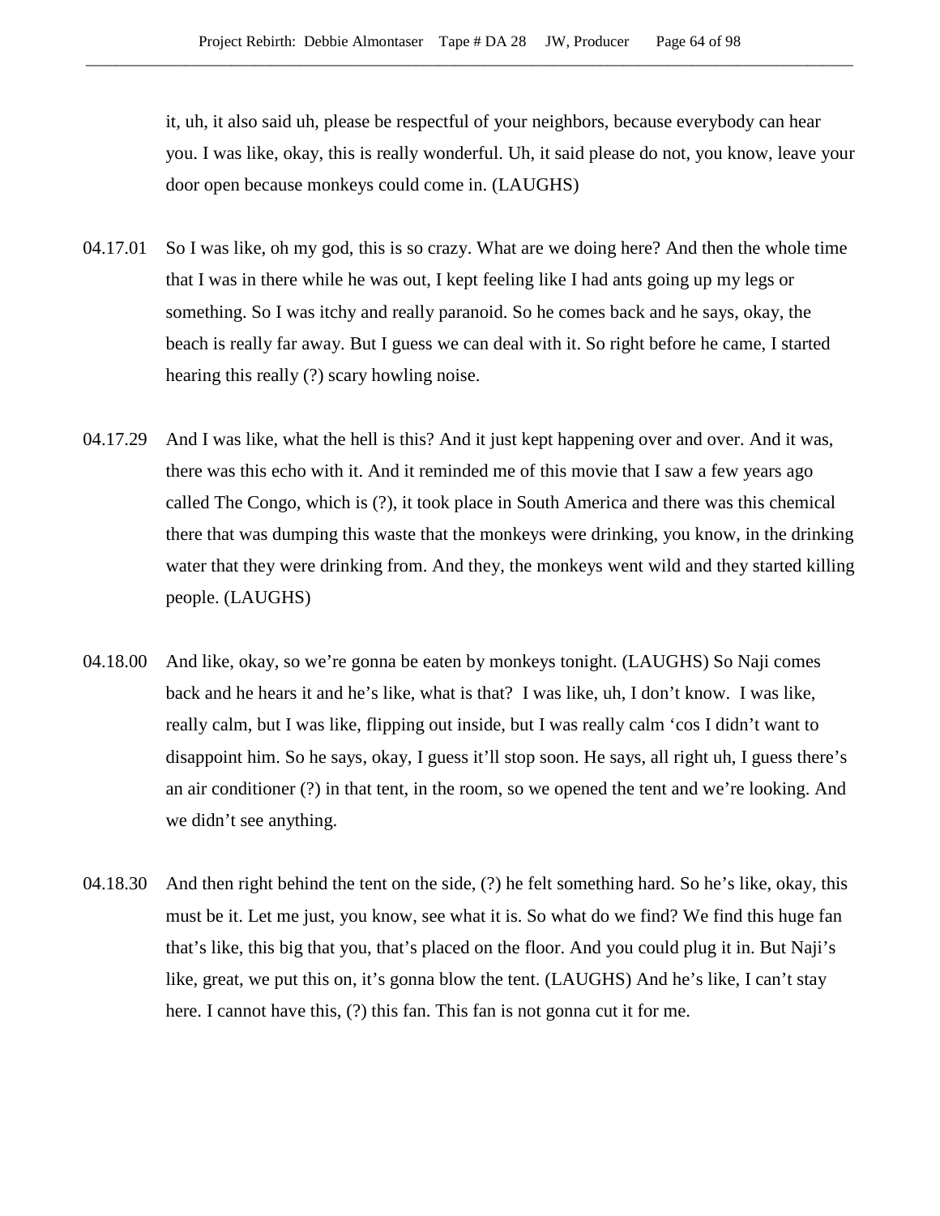it, uh, it also said uh, please be respectful of your neighbors, because everybody can hear you. I was like, okay, this is really wonderful. Uh, it said please do not, you know, leave your door open because monkeys could come in. (LAUGHS)

04.17.01 So I was like, oh my god, this is so crazy. What are we doing here? And then the whole time that I was in there while he was out, I kept feeling like I had ants going up my legs or something. So I was itchy and really paranoid. So he comes back and he says, okay, the beach is really far away. But I guess we can deal with it. So right before he came, I started hearing this really (?) scary howling noise.

04.17.29 And I was like, what the hell is this? And it just kept happening over and over. And it was, there was this echo with it. And it reminded me of this movie that I saw a few years ago called The Congo, which is (?), it took place in South America and there was this chemical there that was dumping this waste that the monkeys were drinking, you know, in the drinking water that they were drinking from. And they, the monkeys went wild and they started killing people. (LAUGHS)

04.18.00 And like, okay, so we're gonna be eaten by monkeys tonight. (LAUGHS) So Naji comes back and he hears it and he's like, what is that? I was like, uh, I don't know. I was like, really calm, but I was like, flipping out inside, but I was really calm 'cos I didn't want to disappoint him. So he says, okay, I guess it'll stop soon. He says, all right uh, I guess there's an air conditioner (?) in that tent, in the room, so we opened the tent and we're looking. And we didn't see anything.

04.18.30 And then right behind the tent on the side, (?) he felt something hard. So he's like, okay, this must be it. Let me just, you know, see what it is. So what do we find? We find this huge fan that's like, this big that you, that's placed on the floor. And you could plug it in. But Naji's like, great, we put this on, it's gonna blow the tent. (LAUGHS) And he's like, I can't stay here. I cannot have this, (?) this fan. This fan is not gonna cut it for me.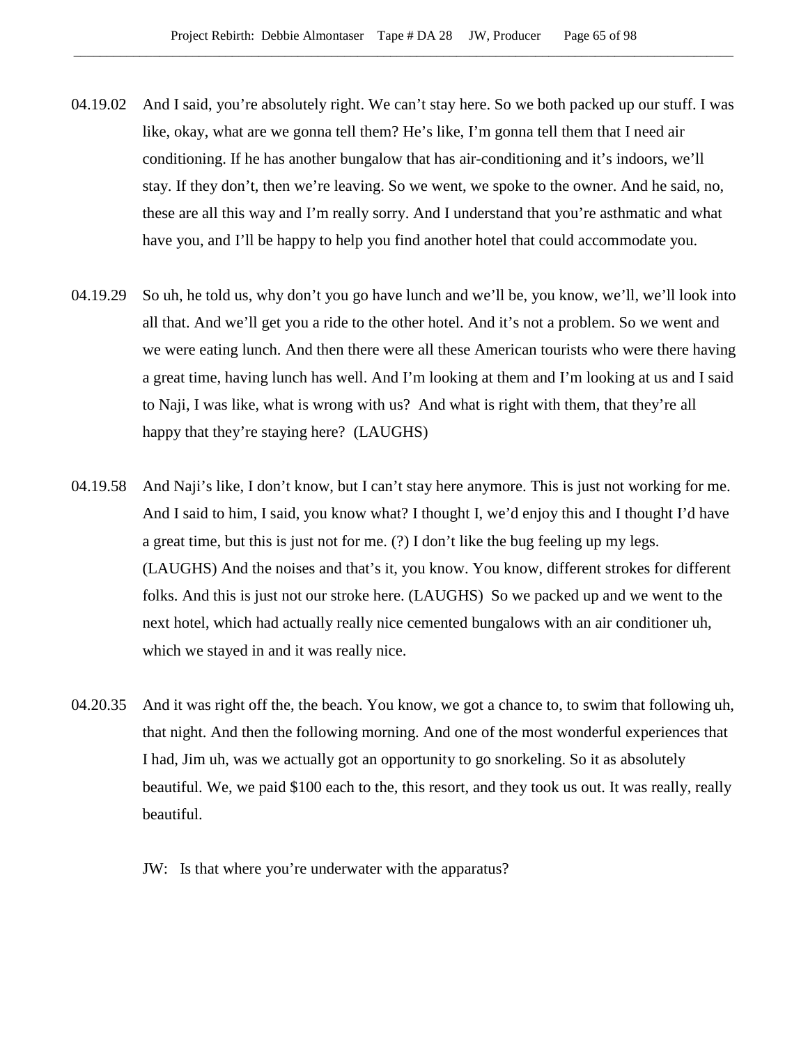04.19.02 And I said, you're absolutely right. We can't stay here. So we both packed up our stuff. I was like, okay, what are we gonna tell them? He's like, I'm gonna tell them that I need air conditioning. If he has another bungalow that has air-conditioning and it's indoors, we'll stay. If they don't, then we're leaving. So we went, we spoke to the owner. And he said, no, these are all this way and I'm really sorry. And I understand that you're asthmatic and what have you, and I'll be happy to help you find another hotel that could accommodate you.

04.19.29 So uh, he told us, why don't you go have lunch and we'll be, you know, we'll, we'll look into all that. And we'll get you a ride to the other hotel. And it's not a problem. So we went and we were eating lunch. And then there were all these American tourists who were there having a great time, having lunch has well. And I'm looking at them and I'm looking at us and I said to Naji, I was like, what is wrong with us? And what is right with them, that they're all happy that they're staying here? (LAUGHS)

04.19.58 And Naji's like, I don't know, but I can't stay here anymore. This is just not working for me. And I said to him, I said, you know what? I thought I, we'd enjoy this and I thought I'd have a great time, but this is just not for me. (?) I don't like the bug feeling up my legs. (LAUGHS) And the noises and that's it, you know. You know, different strokes for different folks. And this is just not our stroke here. (LAUGHS) So we packed up and we went to the next hotel, which had actually really nice cemented bungalows with an air conditioner uh, which we stayed in and it was really nice.

04.20.35 And it was right off the, the beach. You know, we got a chance to, to swim that following uh, that night. And then the following morning. And one of the most wonderful experiences that I had, Jim uh, was we actually got an opportunity to go snorkeling. So it as absolutely beautiful. We, we paid $100 each to the, this resort, and they took us out. It was really, really beautiful.

JW: Is that where you're underwater with the apparatus?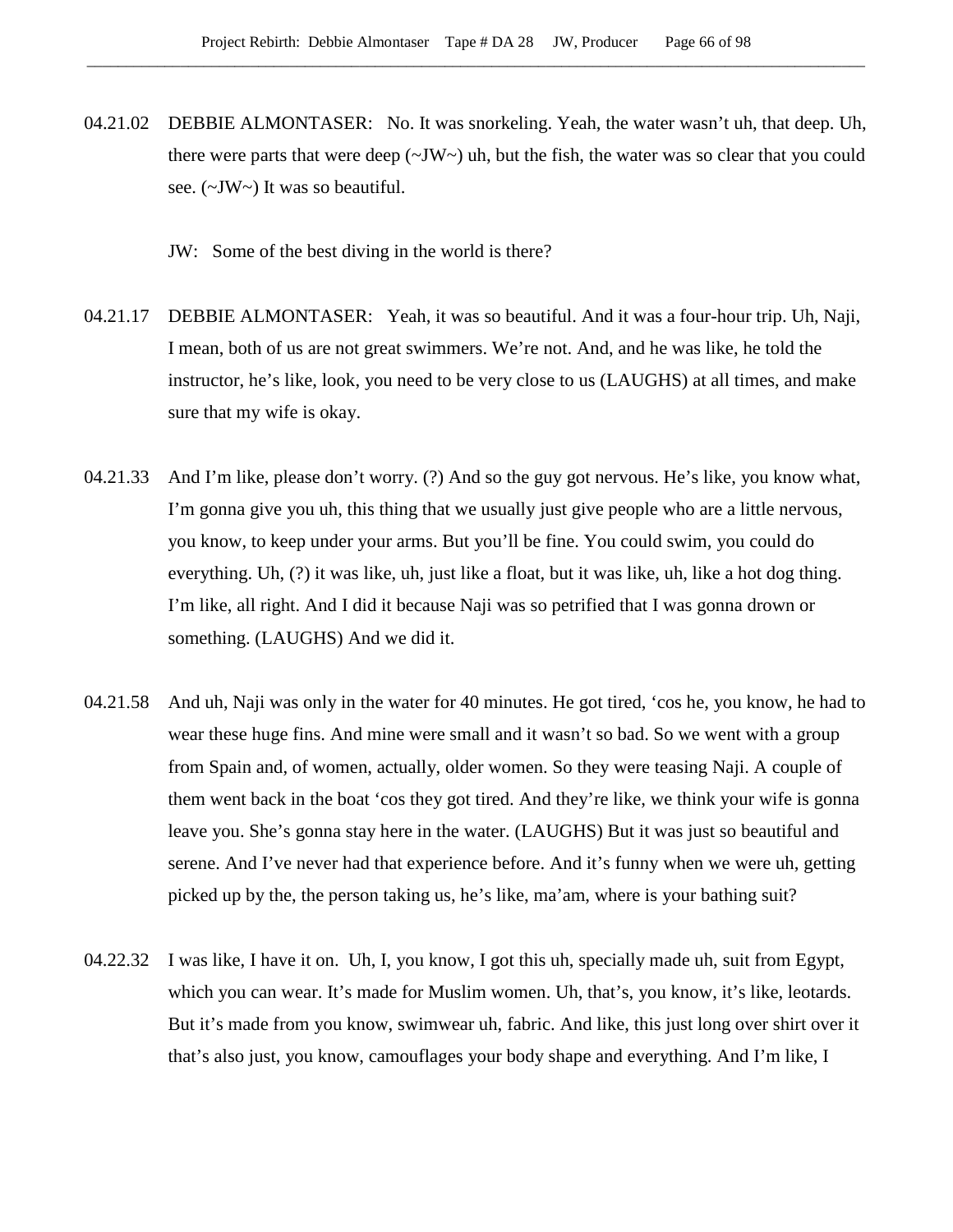04.21.02 DEBBIE ALMONTASER: No. It was snorkeling. Yeah, the water wasn't uh, that deep. Uh, there were parts that were deep (~JW~) uh, but the fish, the water was so clear that you could see. (~JW~) It was so beautiful.

JW: Some of the best diving in the world is there?

04.21.17 DEBBIE ALMONTASER: Yeah, it was so beautiful. And it was a four-hour trip. Uh, Naji, I mean, both of us are not great swimmers. We're not. And, and he was like, he told the instructor, he's like, look, you need to be very close to us (LAUGHS) at all times, and make sure that my wife is okay.

04.21.33 And I'm like, please don't worry. (?) And so the guy got nervous. He's like, you know what, I'm gonna give you uh, this thing that we usually just give people who are a little nervous, you know, to keep under your arms. But you'll be fine. You could swim, you could do everything. Uh, (?) it was like, uh, just like a float, but it was like, uh, like a hot dog thing. I'm like, all right. And I did it because Naji was so petrified that I was gonna drown or something. (LAUGHS) And we did it.

04.21.58 And uh, Naji was only in the water for 40 minutes. He got tired, 'cos he, you know, he had to wear these huge fins. And mine were small and it wasn't so bad. So we went with a group from Spain and, of women, actually, older women. So they were teasing Naji. A couple of them went back in the boat 'cos they got tired. And they're like, we think your wife is gonna leave you. She's gonna stay here in the water. (LAUGHS) But it was just so beautiful and serene. And I've never had that experience before. And it's funny when we were uh, getting picked up by the, the person taking us, he's like, ma'am, where is your bathing suit?

04.22.32 I was like, I have it on. Uh, I, you know, I got this uh, specially made uh, suit from Egypt, which you can wear. It's made for Muslim women. Uh, that's, you know, it's like, leotards. But it's made from you know, swimwear uh, fabric. And like, this just long over shirt over it that's also just, you know, camouflages your body shape and everything. And I'm like, I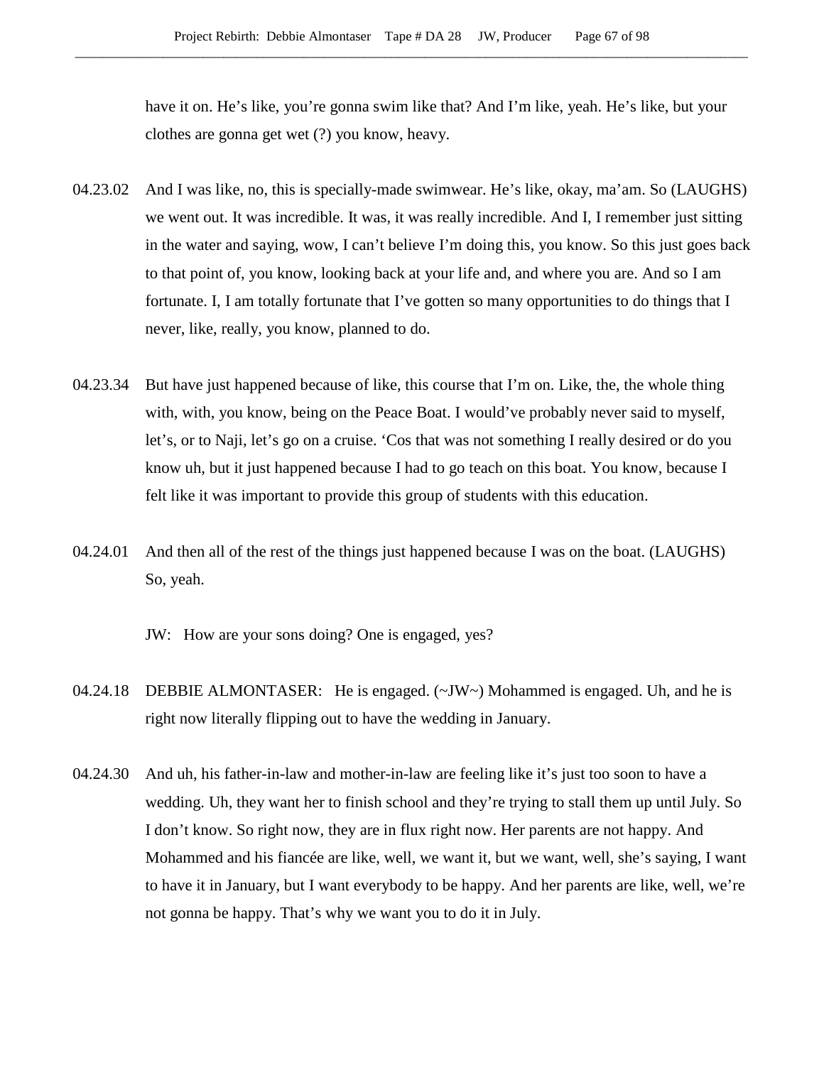have it on. He's like, you're gonna swim like that? And I'm like, yeah. He's like, but your clothes are gonna get wet (?) you know, heavy.

04.23.02 And I was like, no, this is specially-made swimwear. He's like, okay, ma'am. So (LAUGHS) we went out. It was incredible. It was, it was really incredible. And I, I remember just sitting in the water and saying, wow, I can't believe I'm doing this, you know. So this just goes back to that point of, you know, looking back at your life and, and where you are. And so I am fortunate. I, I am totally fortunate that I've gotten so many opportunities to do things that I never, like, really, you know, planned to do.

04.23.34 But have just happened because of like, this course that I'm on. Like, the, the whole thing with, with, you know, being on the Peace Boat. I would've probably never said to myself, let's, or to Naji, let's go on a cruise. 'Cos that was not something I really desired or do you know uh, but it just happened because I had to go teach on this boat. You know, because I felt like it was important to provide this group of students with this education.

04.24.01 And then all of the rest of the things just happened because I was on the boat. (LAUGHS) So, yeah.

JW: How are your sons doing? One is engaged, yes?

04.24.18 DEBBIE ALMONTASER: He is engaged. (~JW~) Mohammed is engaged. Uh, and he is right now literally flipping out to have the wedding in January.

04.24.30 And uh, his father-in-law and mother-in-law are feeling like it's just too soon to have a wedding. Uh, they want her to finish school and they're trying to stall them up until July. So I don't know. So right now, they are in flux right now. Her parents are not happy. And Mohammed and his fiancée are like, well, we want it, but we want, well, she's saying, I want to have it in January, but I want everybody to be happy. And her parents are like, well, we're not gonna be happy. That's why we want you to do it in July.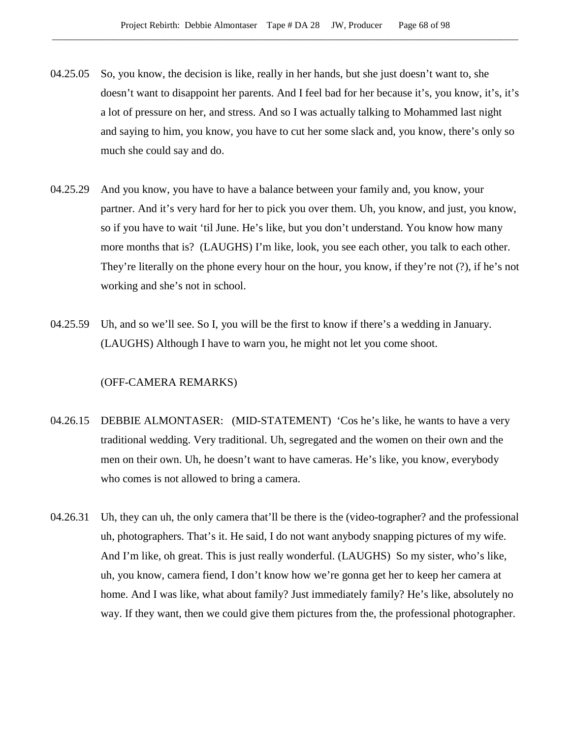04.25.05 So, you know, the decision is like, really in her hands, but she just doesn't want to, she doesn't want to disappoint her parents. And I feel bad for her because it's, you know, it's, it's a lot of pressure on her, and stress. And so I was actually talking to Mohammed last night and saying to him, you know, you have to cut her some slack and, you know, there's only so much she could say and do.

04.25.29 And you know, you have to have a balance between your family and, you know, your partner. And it's very hard for her to pick you over them. Uh, you know, and just, you know, so if you have to wait 'til June. He's like, but you don't understand. You know how many more months that is? (LAUGHS) I'm like, look, you see each other, you talk to each other. They're literally on the phone every hour on the hour, you know, if they're not (?), if he's not working and she's not in school.

04.25.59 Uh, and so we'll see. So I, you will be the first to know if there's a wedding in January. (LAUGHS) Although I have to warn you, he might not let you come shoot.

(OFF-CAMERA REMARKS)

04.26.15 DEBBIE ALMONTASER: (MID-STATEMENT) 'Cos he's like, he wants to have a very traditional wedding. Very traditional. Uh, segregated and the women on their own and the men on their own. Uh, he doesn't want to have cameras. He's like, you know, everybody who comes is not allowed to bring a camera.

04.26.31 Uh, they can uh, the only camera that'll be there is the (video-tographer? and the professional uh, photographers. That's it. He said, I do not want anybody snapping pictures of my wife. And I'm like, oh great. This is just really wonderful. (LAUGHS) So my sister, who's like, uh, you know, camera fiend, I don't know how we're gonna get her to keep her camera at home. And I was like, what about family? Just immediately family? He's like, absolutely no way. If they want, then we could give them pictures from the, the professional photographer.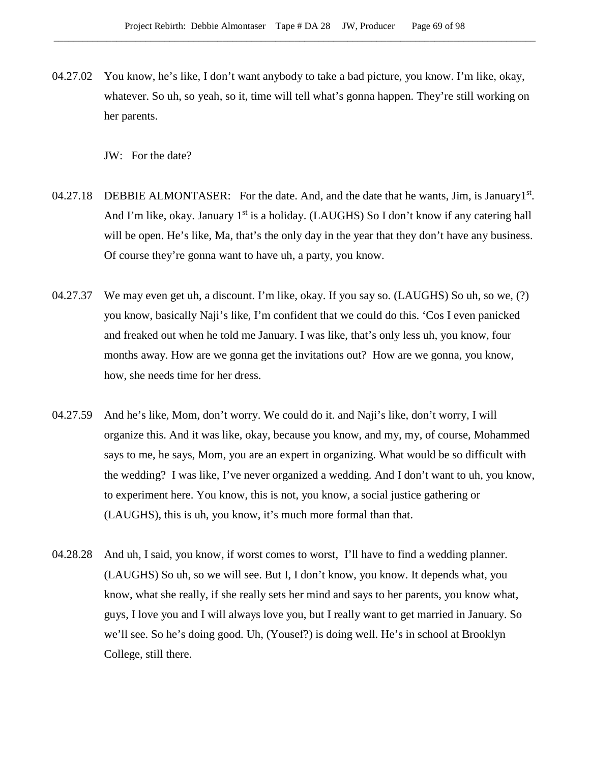04.27.02 You know, he's like, I don't want anybody to take a bad picture, you know. I'm like, okay, whatever. So uh, so yeah, so it, time will tell what's gonna happen. They're still working on her parents.

JW: For the date?

04.27.18 DEBBIE ALMONTASER: For the date. And, and the date that he wants, Jim, is January1st. And I'm like, okay. January 1st is a holiday. (LAUGHS) So I don't know if any catering hall will be open. He's like, Ma, that's the only day in the year that they don't have any business. Of course they're gonna want to have uh, a party, you know.

04.27.37 We may even get uh, a discount. I'm like, okay. If you say so. (LAUGHS) So uh, so we, (?) you know, basically Naji's like, I'm confident that we could do this. 'Cos I even panicked and freaked out when he told me January. I was like, that's only less uh, you know, four months away. How are we gonna get the invitations out? How are we gonna, you know, how, she needs time for her dress.

04.27.59 And he's like, Mom, don't worry. We could do it. and Naji's like, don't worry, I will organize this. And it was like, okay, because you know, and my, my, of course, Mohammed says to me, he says, Mom, you are an expert in organizing. What would be so difficult with the wedding? I was like, I've never organized a wedding. And I don't want to uh, you know, to experiment here. You know, this is not, you know, a social justice gathering or (LAUGHS), this is uh, you know, it's much more formal than that.

04.28.28 And uh, I said, you know, if worst comes to worst, I'll have to find a wedding planner. (LAUGHS) So uh, so we will see. But I, I don't know, you know. It depends what, you know, what she really, if she really sets her mind and says to her parents, you know what, guys, I love you and I will always love you, but I really want to get married in January. So we'll see. So he's doing good. Uh, (Yousef?) is doing well. He's in school at Brooklyn College, still there.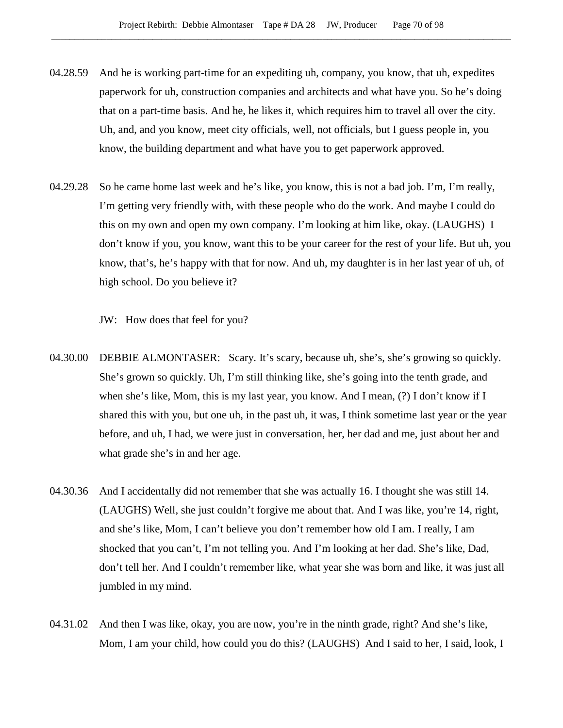04.28.59 And he is working part-time for an expediting uh, company, you know, that uh, expedites paperwork for uh, construction companies and architects and what have you. So he's doing that on a part-time basis. And he, he likes it, which requires him to travel all over the city. Uh, and, and you know, meet city officials, well, not officials, but I guess people in, you know, the building department and what have you to get paperwork approved.

04.29.28 So he came home last week and he's like, you know, this is not a bad job. I'm, I'm really, I'm getting very friendly with, with these people who do the work. And maybe I could do this on my own and open my own company. I'm looking at him like, okay. (LAUGHS) I don't know if you, you know, want this to be your career for the rest of your life. But uh, you know, that's, he's happy with that for now. And uh, my daughter is in her last year of uh, of high school. Do you believe it?

JW: How does that feel for you?

04.30.00 DEBBIE ALMONTASER: Scary. It's scary, because uh, she's, she's growing so quickly. She's grown so quickly. Uh, I'm still thinking like, she's going into the tenth grade, and when she's like, Mom, this is my last year, you know. And I mean, (?) I don't know if I shared this with you, but one uh, in the past uh, it was, I think sometime last year or the year before, and uh, I had, we were just in conversation, her, her dad and me, just about her and what grade she's in and her age.

04.30.36 And I accidentally did not remember that she was actually 16. I thought she was still 14. (LAUGHS) Well, she just couldn't forgive me about that. And I was like, you're 14, right, and she's like, Mom, I can't believe you don't remember how old I am. I really, I am shocked that you can't, I'm not telling you. And I'm looking at her dad. She's like, Dad, don't tell her. And I couldn't remember like, what year she was born and like, it was just all jumbled in my mind.

04.31.02 And then I was like, okay, you are now, you're in the ninth grade, right? And she's like, Mom, I am your child, how could you do this? (LAUGHS) And I said to her, I said, look, I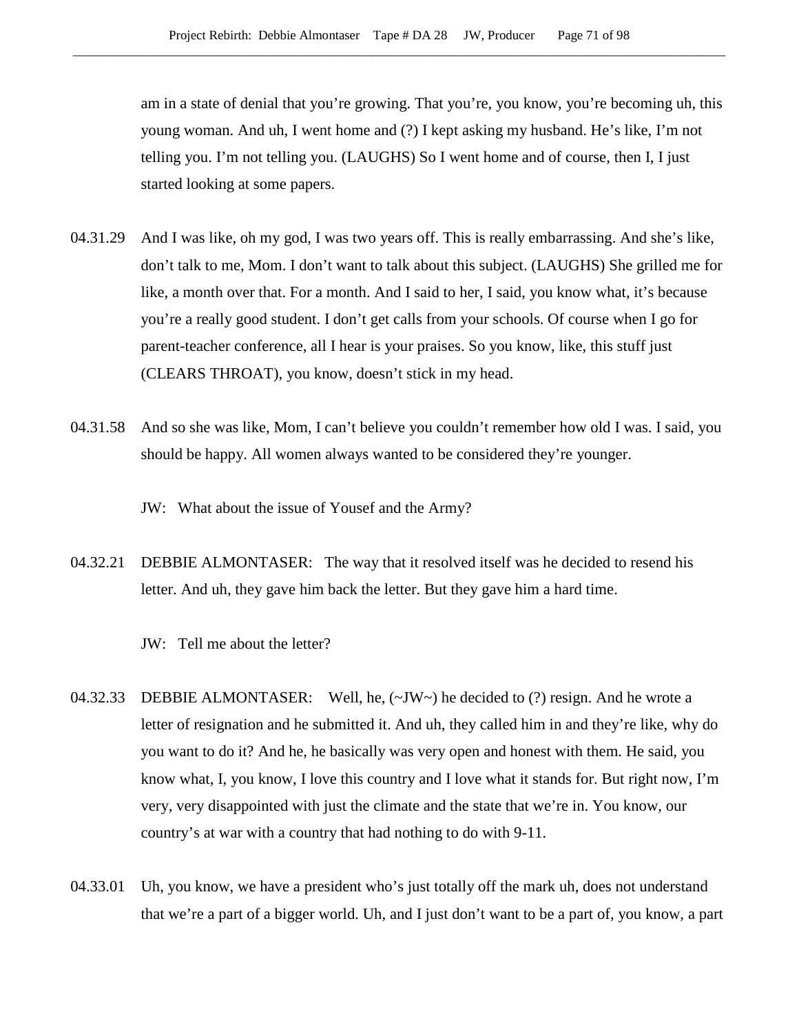am in a state of denial that you're growing. That you're, you know, you're becoming uh, this young woman. And uh, I went home and (?) I kept asking my husband. He's like, I'm not telling you. I'm not telling you. (LAUGHS) So I went home and of course, then I, I just started looking at some papers.

04.31.29 And I was like, oh my god, I was two years off. This is really embarrassing. And she's like, don't talk to me, Mom. I don't want to talk about this subject. (LAUGHS) She grilled me for like, a month over that. For a month. And I said to her, I said, you know what, it's because you're a really good student. I don't get calls from your schools. Of course when I go for parent-teacher conference, all I hear is your praises. So you know, like, this stuff just (CLEARS THROAT), you know, doesn't stick in my head.

04.31.58 And so she was like, Mom, I can't believe you couldn't remember how old I was. I said, you should be happy. All women always wanted to be considered they're younger.

JW: What about the issue of Yousef and the Army?

04.32.21 DEBBIE ALMONTASER: The way that it resolved itself was he decided to resend his letter. And uh, they gave him back the letter. But they gave him a hard time.

JW: Tell me about the letter?

04.32.33 DEBBIE ALMONTASER: Well, he, (~JW~) he decided to (?) resign. And he wrote a letter of resignation and he submitted it. And uh, they called him in and they're like, why do you want to do it? And he, he basically was very open and honest with them. He said, you know what, I, you know, I love this country and I love what it stands for. But right now, I'm very, very disappointed with just the climate and the state that we're in. You know, our country's at war with a country that had nothing to do with 9-11.

04.33.01 Uh, you know, we have a president who's just totally off the mark uh, does not understand that we're a part of a bigger world. Uh, and I just don't want to be a part of, you know, a part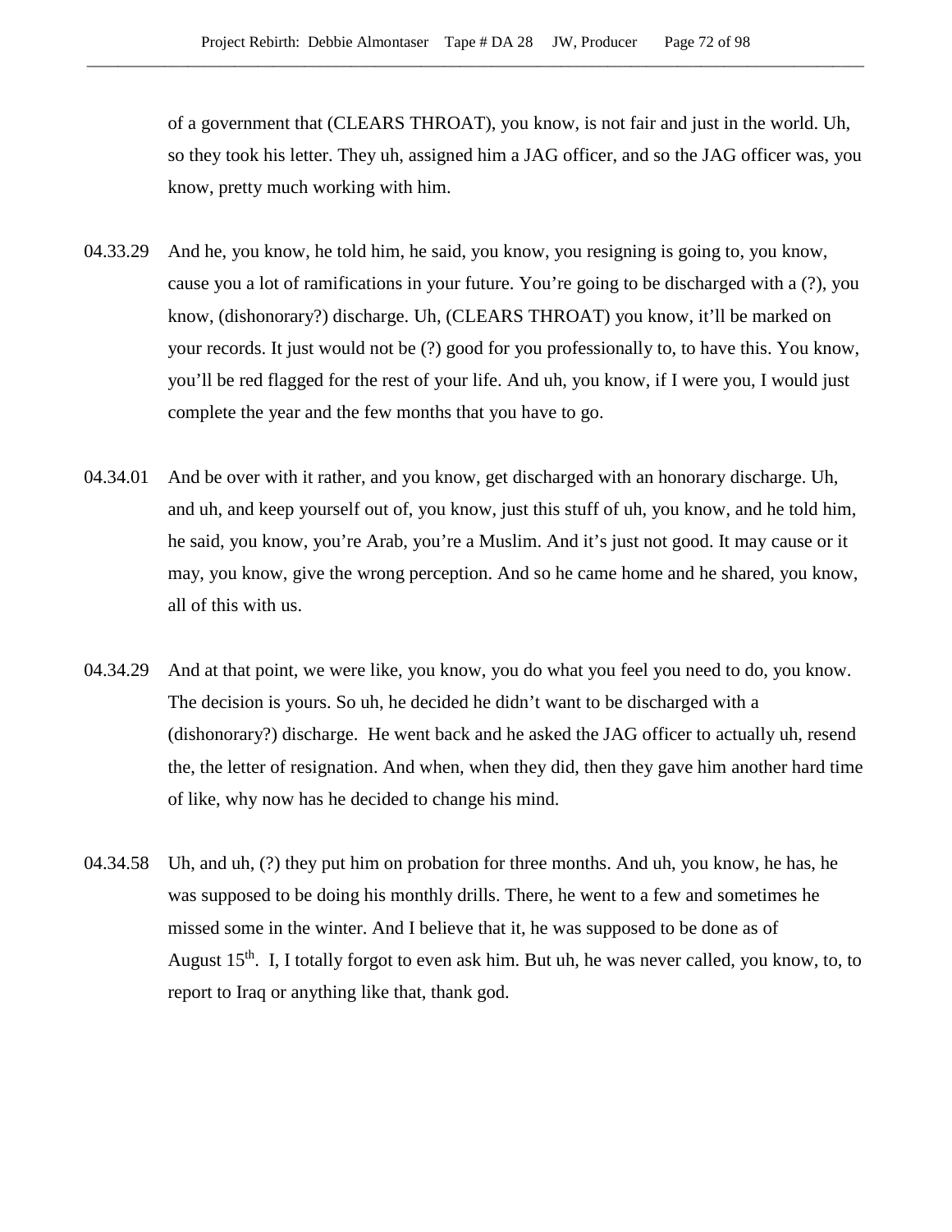of a government that (CLEARS THROAT), you know, is not fair and just in the world. Uh, so they took his letter. They uh, assigned him a JAG officer, and so the JAG officer was, you know, pretty much working with him.

04.33.29 And he, you know, he told him, he said, you know, you resigning is going to, you know, cause you a lot of ramifications in your future. You're going to be discharged with a (?), you know, (dishonorary?) discharge. Uh, (CLEARS THROAT) you know, it'll be marked on your records. It just would not be (?) good for you professionally to, to have this. You know, you'll be red flagged for the rest of your life. And uh, you know, if I were you, I would just complete the year and the few months that you have to go.

04.34.01 And be over with it rather, and you know, get discharged with an honorary discharge. Uh, and uh, and keep yourself out of, you know, just this stuff of uh, you know, and he told him, he said, you know, you're Arab, you're a Muslim. And it's just not good. It may cause or it may, you know, give the wrong perception. And so he came home and he shared, you know, all of this with us.

04.34.29 And at that point, we were like, you know, you do what you feel you need to do, you know. The decision is yours. So uh, he decided he didn't want to be discharged with a (dishonorary?) discharge. He went back and he asked the JAG officer to actually uh, resend the, the letter of resignation. And when, when they did, then they gave him another hard time of like, why now has he decided to change his mind.

04.34.58 Uh, and uh, (?) they put him on probation for three months. And uh, you know, he has, he was supposed to be doing his monthly drills. There, he went to a few and sometimes he missed some in the winter. And I believe that it, he was supposed to be done as of August 15th. I, I totally forgot to even ask him. But uh, he was never called, you know, to, to report to Iraq or anything like that, thank god.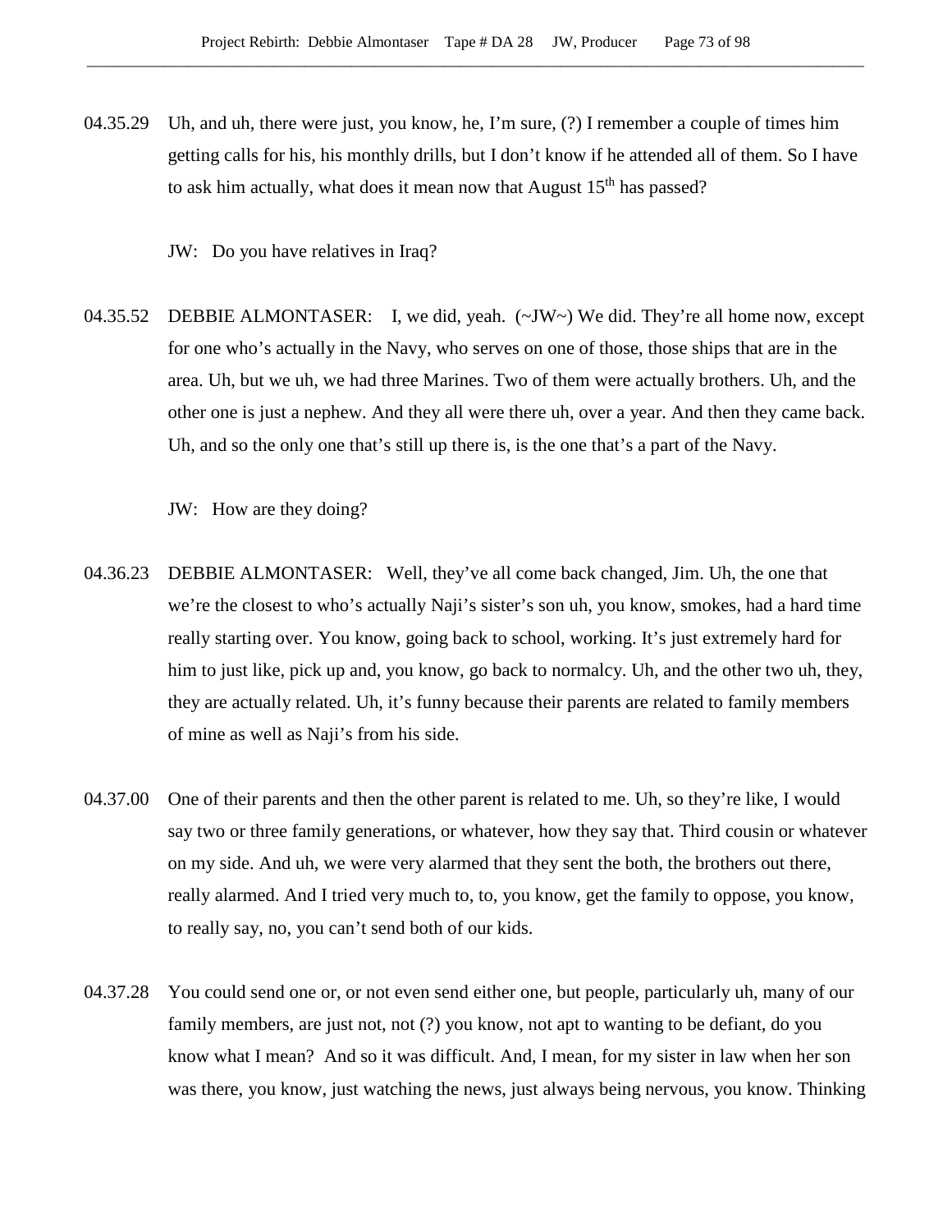04.35.29 Uh, and uh, there were just, you know, he, I'm sure, (?) I remember a couple of times him getting calls for his, his monthly drills, but I don't know if he attended all of them. So I have to ask him actually, what does it mean now that August 15th has passed?

JW: Do you have relatives in Iraq?

04.35.52 DEBBIE ALMONTASER: I, we did, yeah. (~JW~) We did. They're all home now, except for one who's actually in the Navy, who serves on one of those, those ships that are in the area. Uh, but we uh, we had three Marines. Two of them were actually brothers. Uh, and the other one is just a nephew. And they all were there uh, over a year. And then they came back. Uh, and so the only one that's still up there is, is the one that's a part of the Navy.

JW: How are they doing?

04.36.23 DEBBIE ALMONTASER: Well, they've all come back changed, Jim. Uh, the one that we're the closest to who's actually Naji's sister's son uh, you know, smokes, had a hard time really starting over. You know, going back to school, working. It's just extremely hard for him to just like, pick up and, you know, go back to normalcy. Uh, and the other two uh, they, they are actually related. Uh, it's funny because their parents are related to family members of mine as well as Naji's from his side.

04.37.00 One of their parents and then the other parent is related to me. Uh, so they're like, I would say two or three family generations, or whatever, how they say that. Third cousin or whatever on my side. And uh, we were very alarmed that they sent the both, the brothers out there, really alarmed. And I tried very much to, to, you know, get the family to oppose, you know, to really say, no, you can't send both of our kids.

04.37.28 You could send one or, or not even send either one, but people, particularly uh, many of our family members, are just not, not (?) you know, not apt to wanting to be defiant, do you know what I mean? And so it was difficult. And, I mean, for my sister in law when her son was there, you know, just watching the news, just always being nervous, you know. Thinking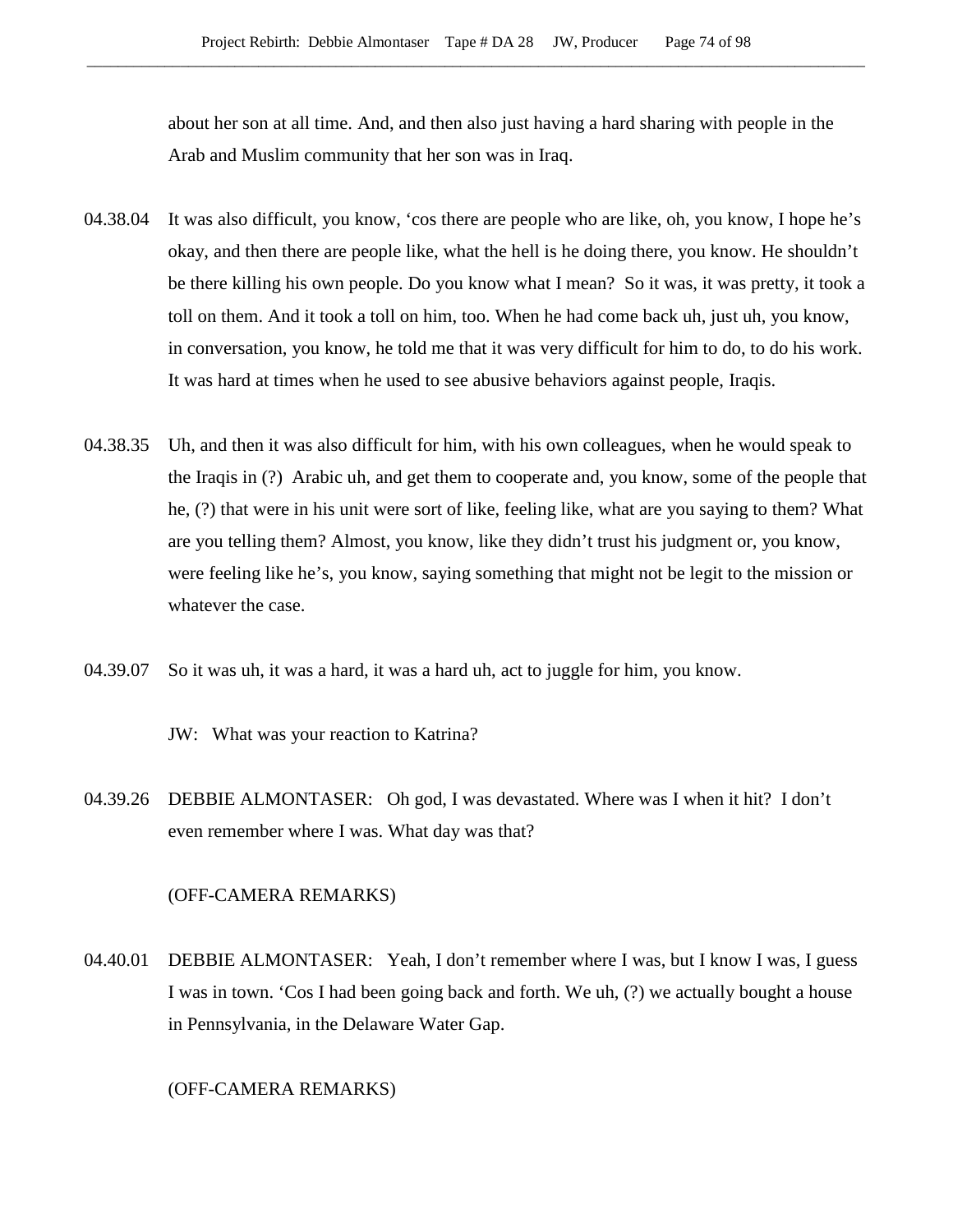about her son at all time. And, and then also just having a hard sharing with people in the Arab and Muslim community that her son was in Iraq.

04.38.04 It was also difficult, you know, 'cos there are people who are like, oh, you know, I hope he's okay, and then there are people like, what the hell is he doing there, you know. He shouldn't be there killing his own people. Do you know what I mean? So it was, it was pretty, it took a toll on them. And it took a toll on him, too. When he had come back uh, just uh, you know, in conversation, you know, he told me that it was very difficult for him to do, to do his work. It was hard at times when he used to see abusive behaviors against people, Iraqis.

04.38.35 Uh, and then it was also difficult for him, with his own colleagues, when he would speak to the Iraqis in (?) Arabic uh, and get them to cooperate and, you know, some of the people that he, (?) that were in his unit were sort of like, feeling like, what are you saying to them? What are you telling them? Almost, you know, like they didn't trust his judgment or, you know, were feeling like he's, you know, saying something that might not be legit to the mission or whatever the case.

04.39.07 So it was uh, it was a hard, it was a hard uh, act to juggle for him, you know.

JW: What was your reaction to Katrina?

04.39.26 DEBBIE ALMONTASER: Oh god, I was devastated. Where was I when it hit? I don't even remember where I was. What day was that?

(OFF-CAMERA REMARKS)

04.40.01 DEBBIE ALMONTASER: Yeah, I don't remember where I was, but I know I was, I guess I was in town. 'Cos I had been going back and forth. We uh, (?) we actually bought a house in Pennsylvania, in the Delaware Water Gap.

(OFF-CAMERA REMARKS)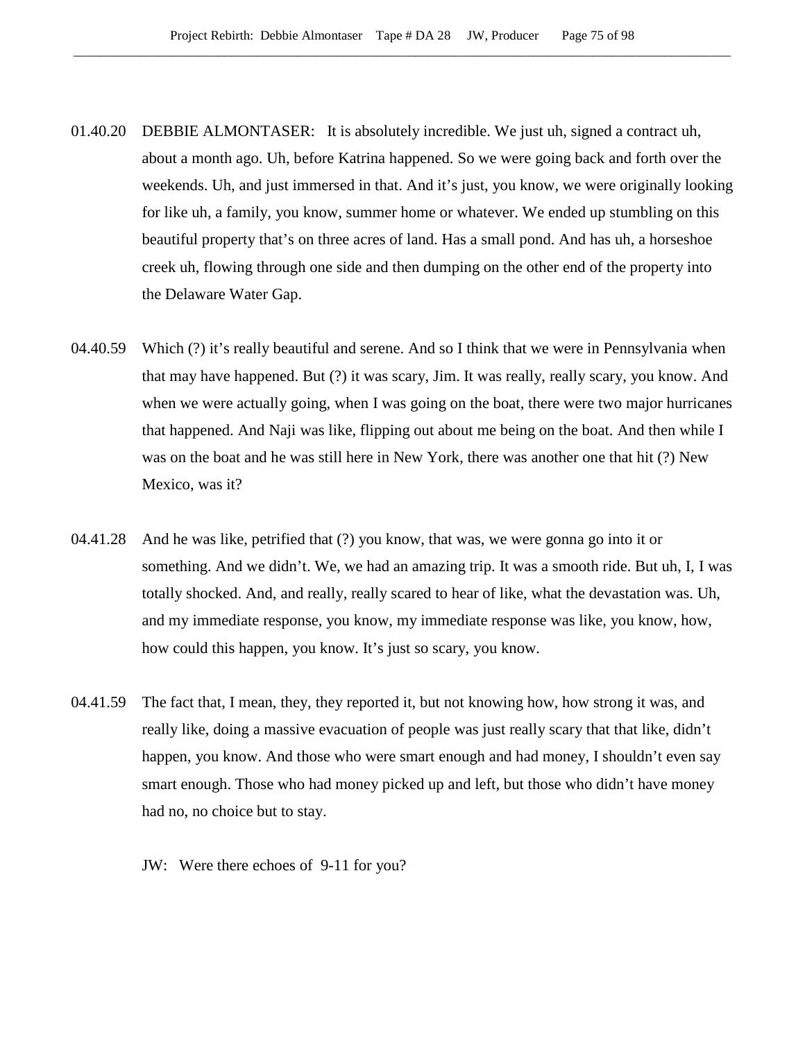01.40.20 DEBBIE ALMONTASER: It is absolutely incredible. We just uh, signed a contract uh, about a month ago. Uh, before Katrina happened. So we were going back and forth over the weekends. Uh, and just immersed in that. And it's just, you know, we were originally looking for like uh, a family, you know, summer home or whatever. We ended up stumbling on this beautiful property that's on three acres of land. Has a small pond. And has uh, a horseshoe creek uh, flowing through one side and then dumping on the other end of the property into the Delaware Water Gap.

04.40.59 Which (?) it's really beautiful and serene. And so I think that we were in Pennsylvania when that may have happened. But (?) it was scary, Jim. It was really, really scary, you know. And when we were actually going, when I was going on the boat, there were two major hurricanes that happened. And Naji was like, flipping out about me being on the boat. And then while I was on the boat and he was still here in New York, there was another one that hit (?) New Mexico, was it?

04.41.28 And he was like, petrified that (?) you know, that was, we were gonna go into it or something. And we didn't. We, we had an amazing trip. It was a smooth ride. But uh, I, I was totally shocked. And, and really, really scared to hear of like, what the devastation was. Uh, and my immediate response, you know, my immediate response was like, you know, how, how could this happen, you know. It's just so scary, you know.

04.41.59 The fact that, I mean, they, they reported it, but not knowing how, how strong it was, and really like, doing a massive evacuation of people was just really scary that that like, didn't happen, you know. And those who were smart enough and had money, I shouldn't even say smart enough. Those who had money picked up and left, but those who didn't have money had no, no choice but to stay.

JW: Were there echoes of 9-11 for you?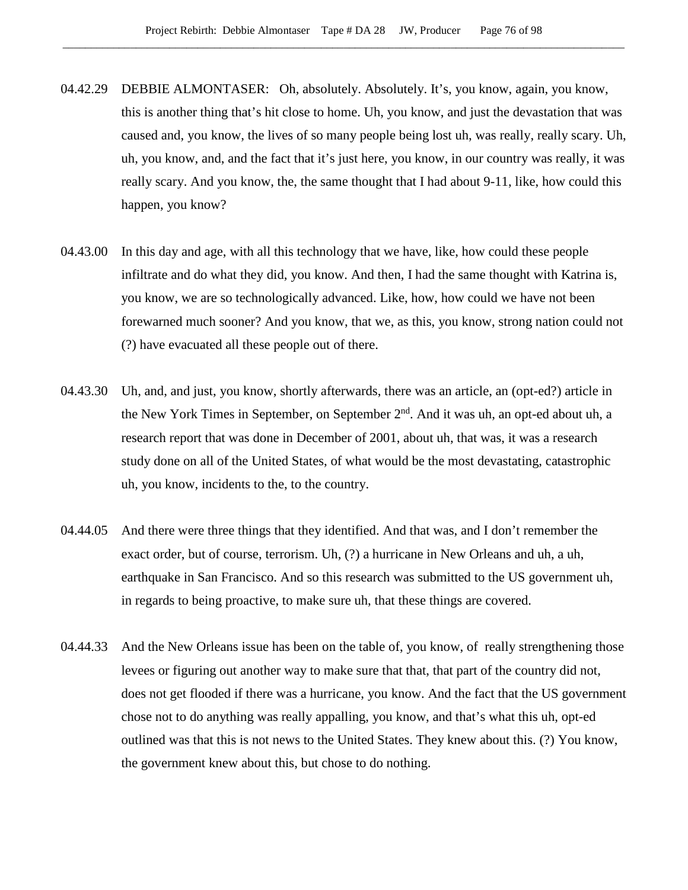04.42.29 DEBBIE ALMONTASER: Oh, absolutely. Absolutely. It's, you know, again, you know, this is another thing that's hit close to home. Uh, you know, and just the devastation that was caused and, you know, the lives of so many people being lost uh, was really, really scary. Uh, uh, you know, and, and the fact that it's just here, you know, in our country was really, it was really scary. And you know, the, the same thought that I had about 9-11, like, how could this happen, you know?

04.43.00 In this day and age, with all this technology that we have, like, how could these people infiltrate and do what they did, you know. And then, I had the same thought with Katrina is, you know, we are so technologically advanced. Like, how, how could we have not been forewarned much sooner? And you know, that we, as this, you know, strong nation could not (?) have evacuated all these people out of there.

04.43.30 Uh, and, and just, you know, shortly afterwards, there was an article, an (opt-ed?) article in the New York Times in September, on September 2nd. And it was uh, an opt-ed about uh, a research report that was done in December of 2001, about uh, that was, it was a research study done on all of the United States, of what would be the most devastating, catastrophic uh, you know, incidents to the, to the country.

04.44.05 And there were three things that they identified. And that was, and I don't remember the exact order, but of course, terrorism. Uh, (?) a hurricane in New Orleans and uh, a uh, earthquake in San Francisco. And so this research was submitted to the US government uh, in regards to being proactive, to make sure uh, that these things are covered.

04.44.33 And the New Orleans issue has been on the table of, you know, of really strengthening those levees or figuring out another way to make sure that that, that part of the country did not, does not get flooded if there was a hurricane, you know. And the fact that the US government chose not to do anything was really appalling, you know, and that's what this uh, opt-ed outlined was that this is not news to the United States. They knew about this. (?) You know, the government knew about this, but chose to do nothing.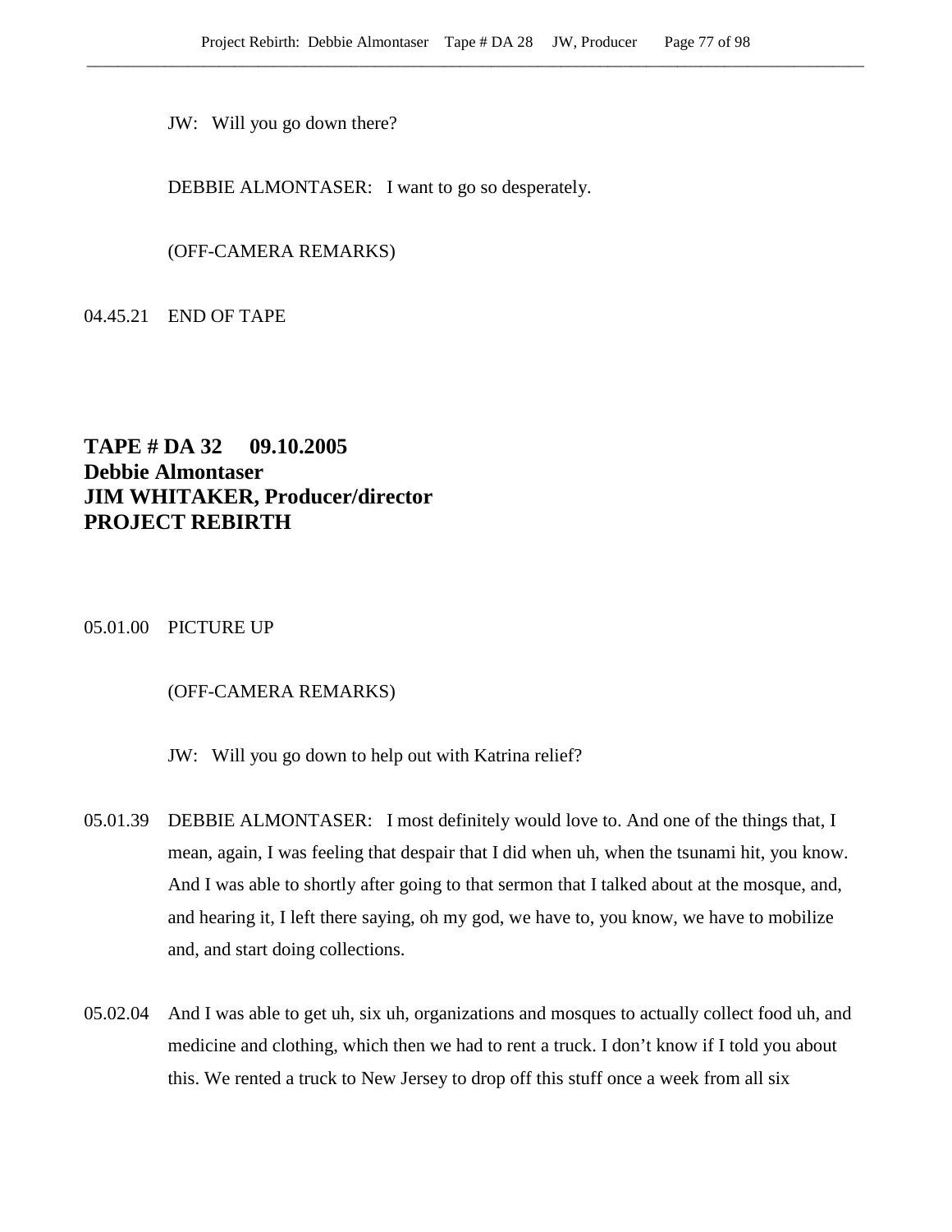JW: Will you go down there?

DEBBIE ALMONTASER: I want to go so desperately.

(OFF-CAMERA REMARKS)

04.45.21 END OF TAPE

## TAPE # DA 32 09.10.2005
## Debbie Almontaser
## JIM WHITAKER, Producer/director
## PROJECT REBIRTH

05.01.00 PICTURE UP

(OFF-CAMERA REMARKS)

JW: Will you go down to help out with Katrina relief?

05.01.39 DEBBIE ALMONTASER: I most definitely would love to. And one of the things that, I mean, again, I was feeling that despair that I did when uh, when the tsunami hit, you know. And I was able to shortly after going to that sermon that I talked about at the mosque, and, and hearing it, I left there saying, oh my god, we have to, you know, we have to mobilize and, and start doing collections.

05.02.04 And I was able to get uh, six uh, organizations and mosques to actually collect food uh, and medicine and clothing, which then we had to rent a truck. I don't know if I told you about this. We rented a truck to New Jersey to drop off this stuff once a week from all six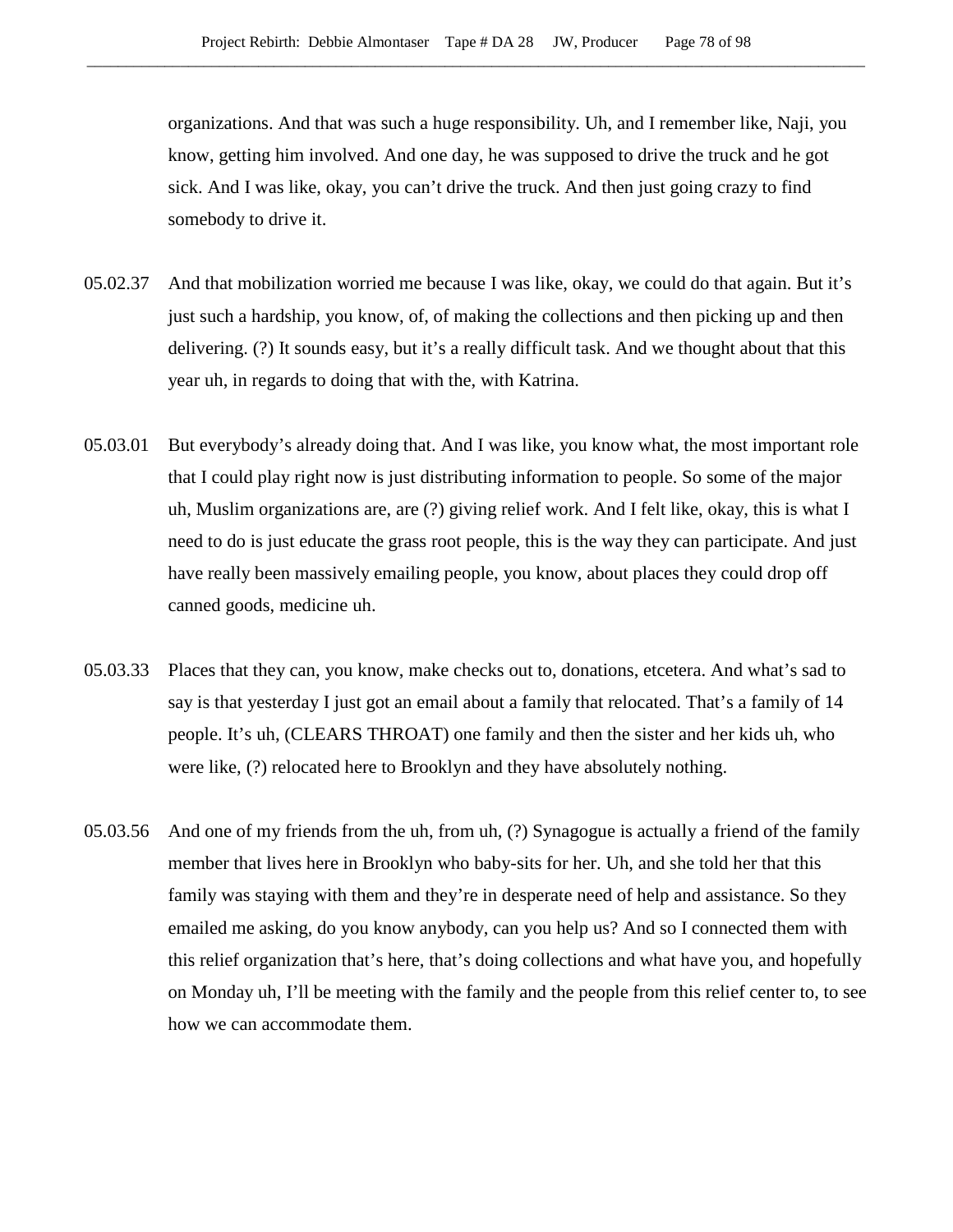organizations. And that was such a huge responsibility. Uh, and I remember like, Naji, you know, getting him involved. And one day, he was supposed to drive the truck and he got sick. And I was like, okay, you can't drive the truck. And then just going crazy to find somebody to drive it.

05.02.37 And that mobilization worried me because I was like, okay, we could do that again. But it's just such a hardship, you know, of, of making the collections and then picking up and then delivering. (?) It sounds easy, but it's a really difficult task. And we thought about that this year uh, in regards to doing that with the, with Katrina.

05.03.01 But everybody's already doing that. And I was like, you know what, the most important role that I could play right now is just distributing information to people. So some of the major uh, Muslim organizations are, are (?) giving relief work. And I felt like, okay, this is what I need to do is just educate the grass root people, this is the way they can participate. And just have really been massively emailing people, you know, about places they could drop off canned goods, medicine uh.

05.03.33 Places that they can, you know, make checks out to, donations, etcetera. And what's sad to say is that yesterday I just got an email about a family that relocated. That's a family of 14 people. It's uh, (CLEARS THROAT) one family and then the sister and her kids uh, who were like, (?) relocated here to Brooklyn and they have absolutely nothing.

05.03.56 And one of my friends from the uh, from uh, (?) Synagogue is actually a friend of the family member that lives here in Brooklyn who baby-sits for her. Uh, and she told her that this family was staying with them and they're in desperate need of help and assistance. So they emailed me asking, do you know anybody, can you help us? And so I connected them with this relief organization that's here, that's doing collections and what have you, and hopefully on Monday uh, I'll be meeting with the family and the people from this relief center to, to see how we can accommodate them.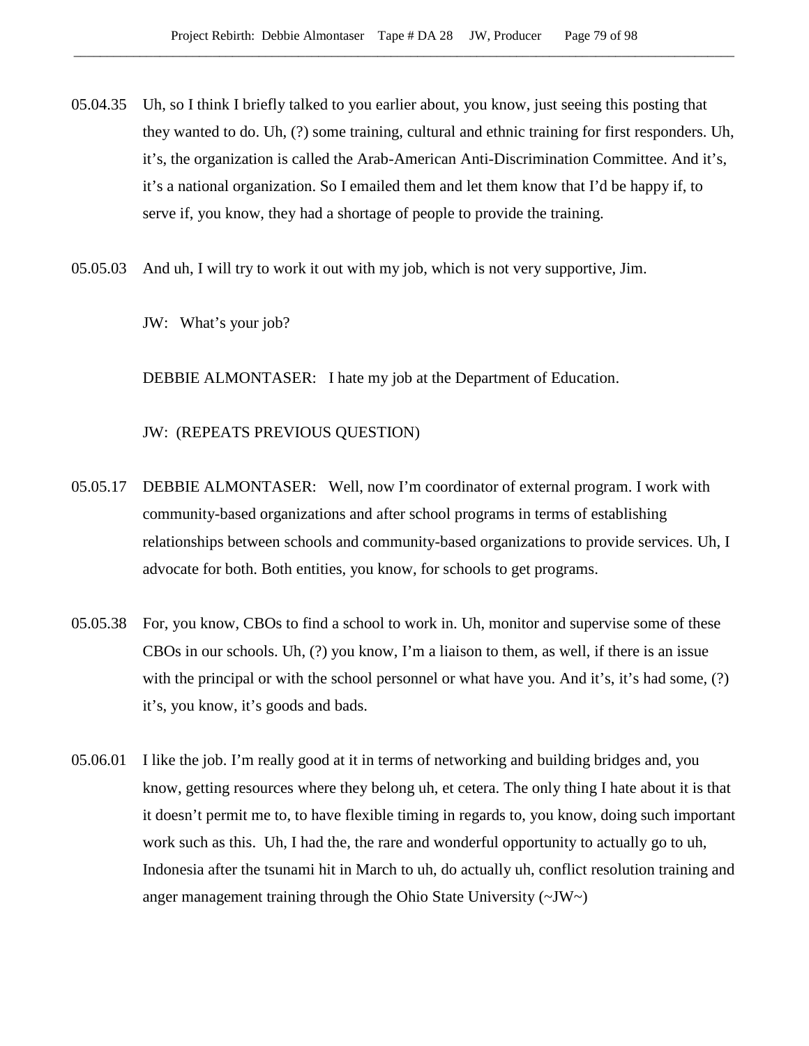05.04.35 Uh, so I think I briefly talked to you earlier about, you know, just seeing this posting that they wanted to do. Uh, (?) some training, cultural and ethnic training for first responders. Uh, it's, the organization is called the Arab-American Anti-Discrimination Committee. And it's, it's a national organization. So I emailed them and let them know that I'd be happy if, to serve if, you know, they had a shortage of people to provide the training.

05.05.03 And uh, I will try to work it out with my job, which is not very supportive, Jim.

JW: What's your job?

DEBBIE ALMONTASER: I hate my job at the Department of Education.

JW: (REPEATS PREVIOUS QUESTION)

05.05.17 DEBBIE ALMONTASER: Well, now I'm coordinator of external program. I work with community-based organizations and after school programs in terms of establishing relationships between schools and community-based organizations to provide services. Uh, I advocate for both. Both entities, you know, for schools to get programs.

05.05.38 For, you know, CBOs to find a school to work in. Uh, monitor and supervise some of these CBOs in our schools. Uh, (?) you know, I'm a liaison to them, as well, if there is an issue with the principal or with the school personnel or what have you. And it's, it's had some, (?) it's, you know, it's goods and bads.

05.06.01 I like the job. I'm really good at it in terms of networking and building bridges and, you know, getting resources where they belong uh, et cetera. The only thing I hate about it is that it doesn't permit me to, to have flexible timing in regards to, you know, doing such important work such as this. Uh, I had the, the rare and wonderful opportunity to actually go to uh, Indonesia after the tsunami hit in March to uh, do actually uh, conflict resolution training and anger management training through the Ohio State University (~JW~)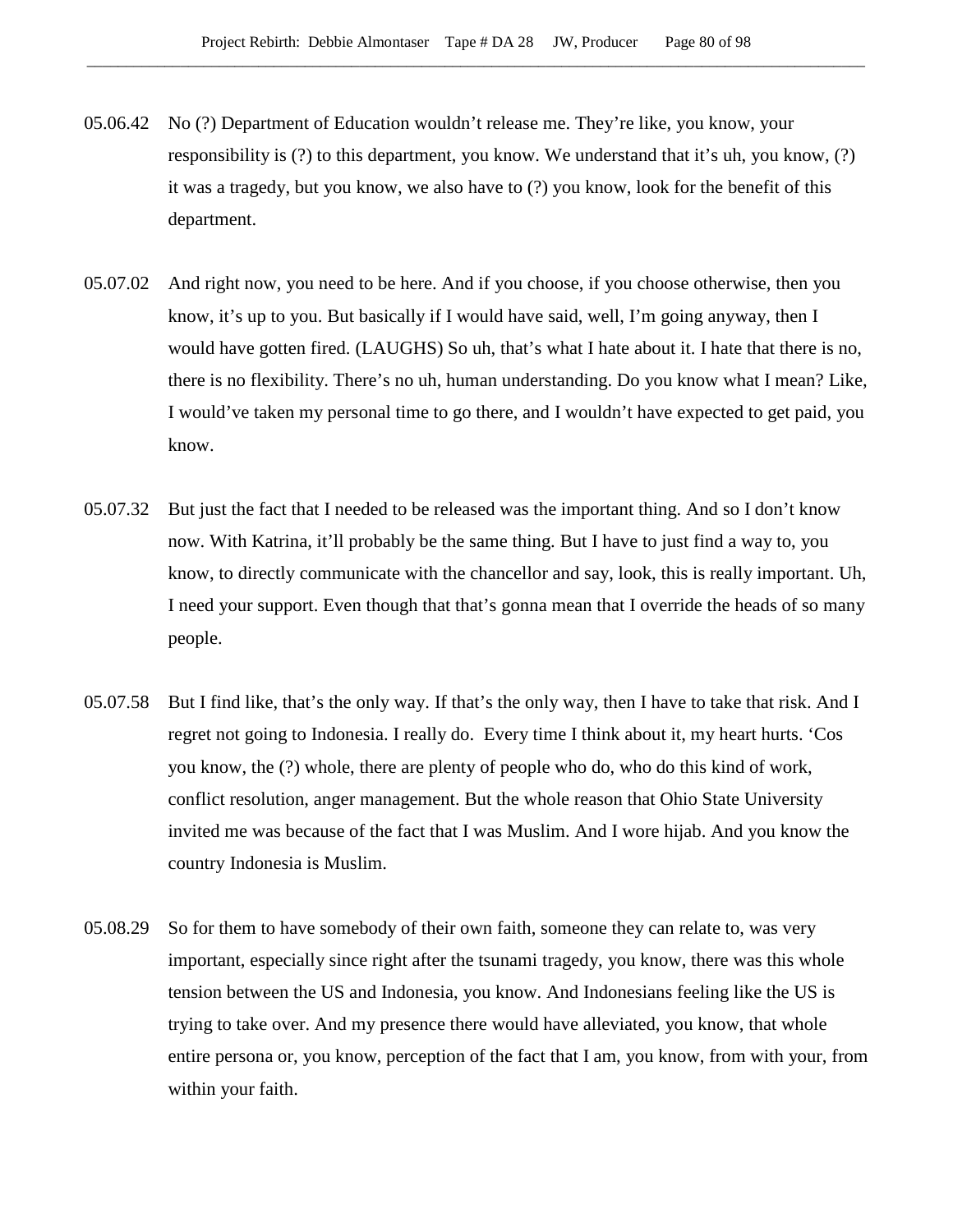05.06.42 No (?) Department of Education wouldn't release me. They're like, you know, your responsibility is (?) to this department, you know. We understand that it's uh, you know, (?) it was a tragedy, but you know, we also have to (?) you know, look for the benefit of this department.

05.07.02 And right now, you need to be here. And if you choose, if you choose otherwise, then you know, it's up to you. But basically if I would have said, well, I'm going anyway, then I would have gotten fired. (LAUGHS) So uh, that's what I hate about it. I hate that there is no, there is no flexibility. There's no uh, human understanding. Do you know what I mean? Like, I would've taken my personal time to go there, and I wouldn't have expected to get paid, you know.

05.07.32 But just the fact that I needed to be released was the important thing. And so I don't know now. With Katrina, it'll probably be the same thing. But I have to just find a way to, you know, to directly communicate with the chancellor and say, look, this is really important. Uh, I need your support. Even though that that's gonna mean that I override the heads of so many people.

05.07.58 But I find like, that's the only way. If that's the only way, then I have to take that risk. And I regret not going to Indonesia. I really do. Every time I think about it, my heart hurts. 'Cos you know, the (?) whole, there are plenty of people who do, who do this kind of work, conflict resolution, anger management. But the whole reason that Ohio State University invited me was because of the fact that I was Muslim. And I wore hijab. And you know the country Indonesia is Muslim.

05.08.29 So for them to have somebody of their own faith, someone they can relate to, was very important, especially since right after the tsunami tragedy, you know, there was this whole tension between the US and Indonesia, you know. And Indonesians feeling like the US is trying to take over. And my presence there would have alleviated, you know, that whole entire persona or, you know, perception of the fact that I am, you know, from with your, from within your faith.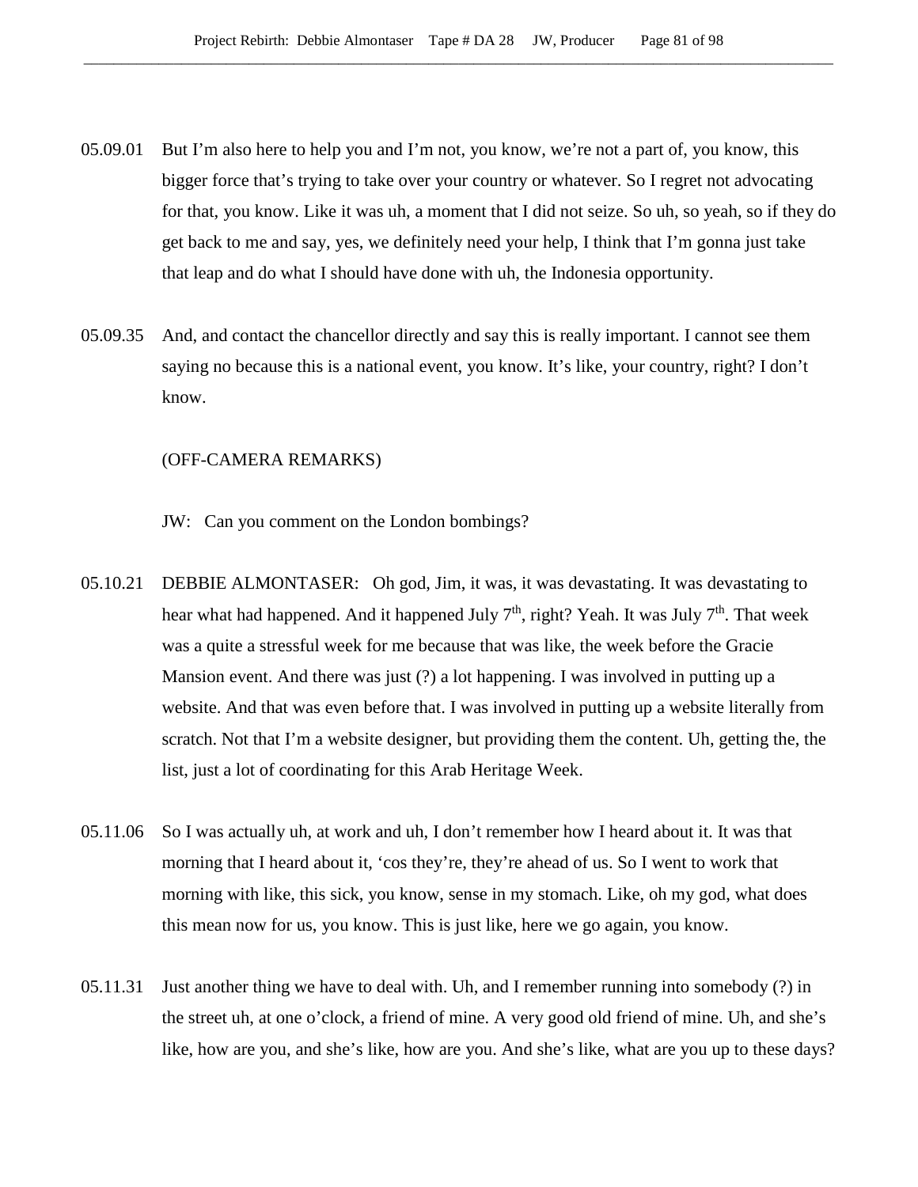05.09.01 But I'm also here to help you and I'm not, you know, we're not a part of, you know, this bigger force that's trying to take over your country or whatever. So I regret not advocating for that, you know. Like it was uh, a moment that I did not seize. So uh, so yeah, so if they do get back to me and say, yes, we definitely need your help, I think that I'm gonna just take that leap and do what I should have done with uh, the Indonesia opportunity.

05.09.35 And, and contact the chancellor directly and say this is really important. I cannot see them saying no because this is a national event, you know. It's like, your country, right? I don't know.

(OFF-CAMERA REMARKS)

JW: Can you comment on the London bombings?

05.10.21 DEBBIE ALMONTASER: Oh god, Jim, it was, it was devastating. It was devastating to hear what had happened. And it happened July 7th, right? Yeah. It was July 7th. That week was a quite a stressful week for me because that was like, the week before the Gracie Mansion event. And there was just (?) a lot happening. I was involved in putting up a website. And that was even before that. I was involved in putting up a website literally from scratch. Not that I'm a website designer, but providing them the content. Uh, getting the, the list, just a lot of coordinating for this Arab Heritage Week.

05.11.06 So I was actually uh, at work and uh, I don't remember how I heard about it. It was that morning that I heard about it, 'cos they're, they're ahead of us. So I went to work that morning with like, this sick, you know, sense in my stomach. Like, oh my god, what does this mean now for us, you know. This is just like, here we go again, you know.

05.11.31 Just another thing we have to deal with. Uh, and I remember running into somebody (?) in the street uh, at one o'clock, a friend of mine. A very good old friend of mine. Uh, and she's like, how are you, and she's like, how are you. And she's like, what are you up to these days?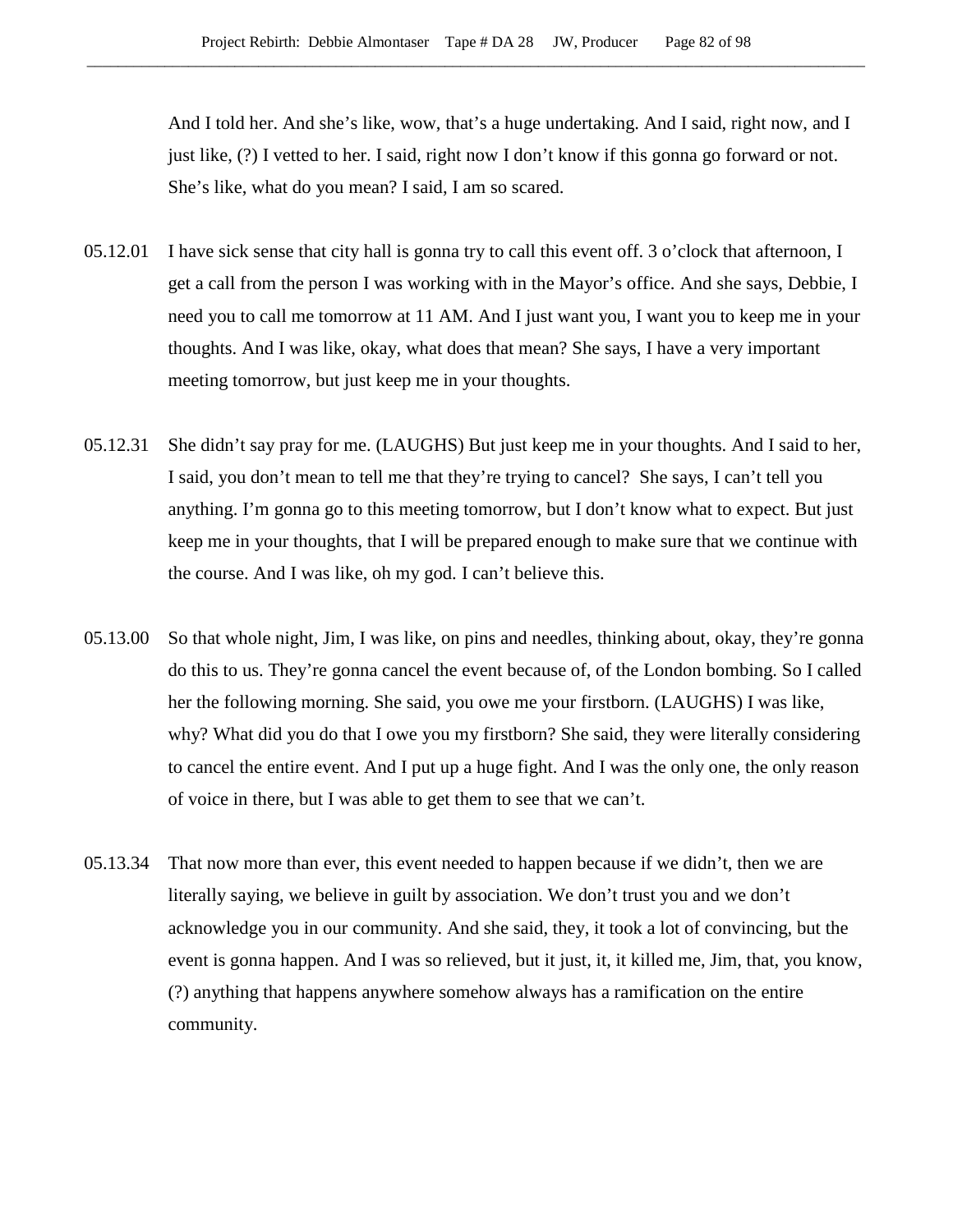And I told her. And she's like, wow, that's a huge undertaking. And I said, right now, and I just like, (?) I vetted to her. I said, right now I don't know if this gonna go forward or not. She's like, what do you mean? I said, I am so scared.

05.12.01 I have sick sense that city hall is gonna try to call this event off. 3 o'clock that afternoon, I get a call from the person I was working with in the Mayor's office. And she says, Debbie, I need you to call me tomorrow at 11 AM. And I just want you, I want you to keep me in your thoughts. And I was like, okay, what does that mean? She says, I have a very important meeting tomorrow, but just keep me in your thoughts.

05.12.31 She didn't say pray for me. (LAUGHS) But just keep me in your thoughts. And I said to her, I said, you don't mean to tell me that they're trying to cancel? She says, I can't tell you anything. I'm gonna go to this meeting tomorrow, but I don't know what to expect. But just keep me in your thoughts, that I will be prepared enough to make sure that we continue with the course. And I was like, oh my god. I can't believe this.

05.13.00 So that whole night, Jim, I was like, on pins and needles, thinking about, okay, they're gonna do this to us. They're gonna cancel the event because of, of the London bombing. So I called her the following morning. She said, you owe me your firstborn. (LAUGHS) I was like, why? What did you do that I owe you my firstborn? She said, they were literally considering to cancel the entire event. And I put up a huge fight. And I was the only one, the only reason of voice in there, but I was able to get them to see that we can't.

05.13.34 That now more than ever, this event needed to happen because if we didn't, then we are literally saying, we believe in guilt by association. We don't trust you and we don't acknowledge you in our community. And she said, they, it took a lot of convincing, but the event is gonna happen. And I was so relieved, but it just, it, it killed me, Jim, that, you know, (?) anything that happens anywhere somehow always has a ramification on the entire community.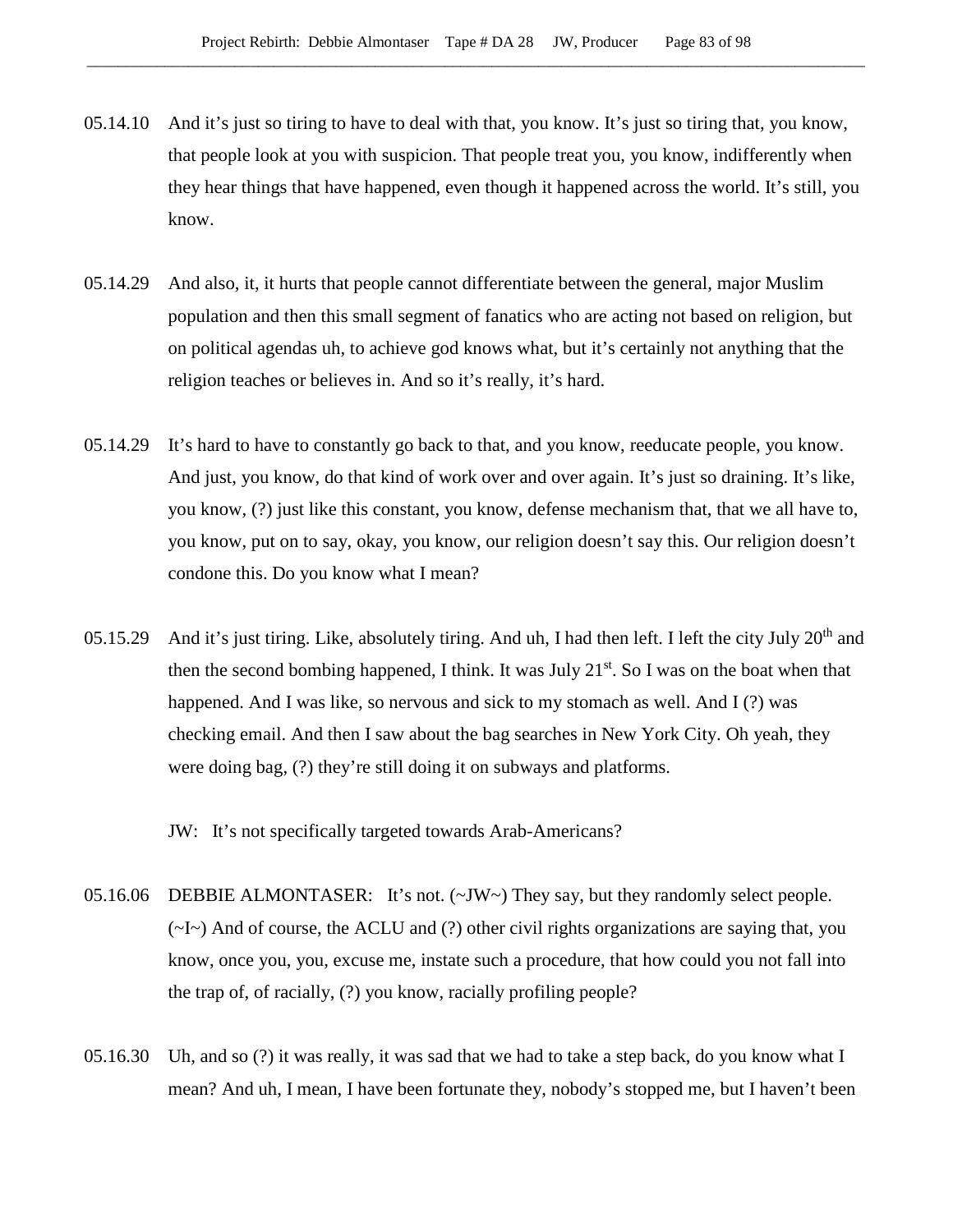05.14.10 And it's just so tiring to have to deal with that, you know. It's just so tiring that, you know, that people look at you with suspicion. That people treat you, you know, indifferently when they hear things that have happened, even though it happened across the world. It's still, you know.

05.14.29 And also, it, it hurts that people cannot differentiate between the general, major Muslim population and then this small segment of fanatics who are acting not based on religion, but on political agendas uh, to achieve god knows what, but it's certainly not anything that the religion teaches or believes in. And so it's really, it's hard.

05.14.29 It's hard to have to constantly go back to that, and you know, reeducate people, you know. And just, you know, do that kind of work over and over again. It's just so draining. It's like, you know, (?) just like this constant, you know, defense mechanism that, that we all have to, you know, put on to say, okay, you know, our religion doesn't say this. Our religion doesn't condone this. Do you know what I mean?

05.15.29 And it's just tiring. Like, absolutely tiring. And uh, I had then left. I left the city July 20th and then the second bombing happened, I think. It was July 21st. So I was on the boat when that happened. And I was like, so nervous and sick to my stomach as well. And I (?) was checking email. And then I saw about the bag searches in New York City. Oh yeah, they were doing bag, (?) they're still doing it on subways and platforms.

JW: It's not specifically targeted towards Arab-Americans?

05.16.06 DEBBIE ALMONTASER: It's not. (~JW~) They say, but they randomly select people. (~I~) And of course, the ACLU and (?) other civil rights organizations are saying that, you know, once you, you, excuse me, instate such a procedure, that how could you not fall into the trap of, of racially, (?) you know, racially profiling people?

05.16.30 Uh, and so (?) it was really, it was sad that we had to take a step back, do you know what I mean? And uh, I mean, I have been fortunate they, nobody's stopped me, but I haven't been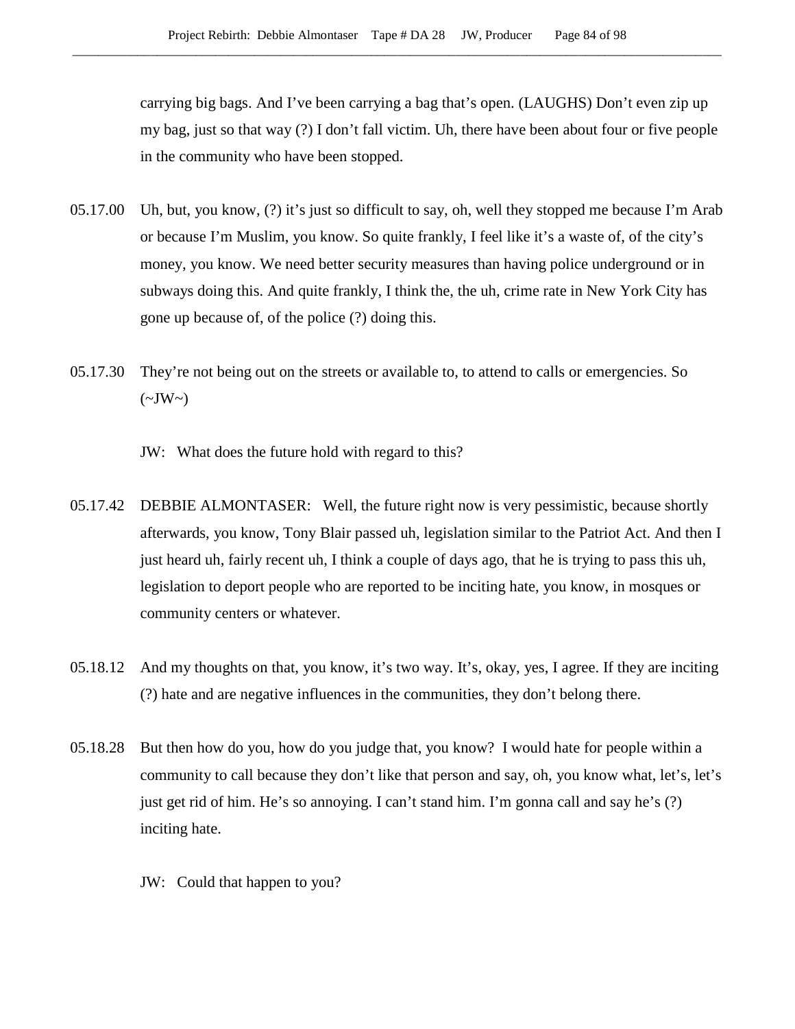carrying big bags. And I've been carrying a bag that's open. (LAUGHS) Don't even zip up my bag, just so that way (?) I don't fall victim. Uh, there have been about four or five people in the community who have been stopped.

05.17.00 Uh, but, you know, (?) it's just so difficult to say, oh, well they stopped me because I'm Arab or because I'm Muslim, you know. So quite frankly, I feel like it's a waste of, of the city's money, you know. We need better security measures than having police underground or in subways doing this. And quite frankly, I think the, the uh, crime rate in New York City has gone up because of, of the police (?) doing this.

05.17.30 They're not being out on the streets or available to, to attend to calls or emergencies. So (~JW~)

JW: What does the future hold with regard to this?

05.17.42 DEBBIE ALMONTASER: Well, the future right now is very pessimistic, because shortly afterwards, you know, Tony Blair passed uh, legislation similar to the Patriot Act. And then I just heard uh, fairly recent uh, I think a couple of days ago, that he is trying to pass this uh, legislation to deport people who are reported to be inciting hate, you know, in mosques or community centers or whatever.

05.18.12 And my thoughts on that, you know, it's two way. It's, okay, yes, I agree. If they are inciting (?) hate and are negative influences in the communities, they don't belong there.

05.18.28 But then how do you, how do you judge that, you know? I would hate for people within a community to call because they don't like that person and say, oh, you know what, let's, let's just get rid of him. He's so annoying. I can't stand him. I'm gonna call and say he's (?) inciting hate.

JW: Could that happen to you?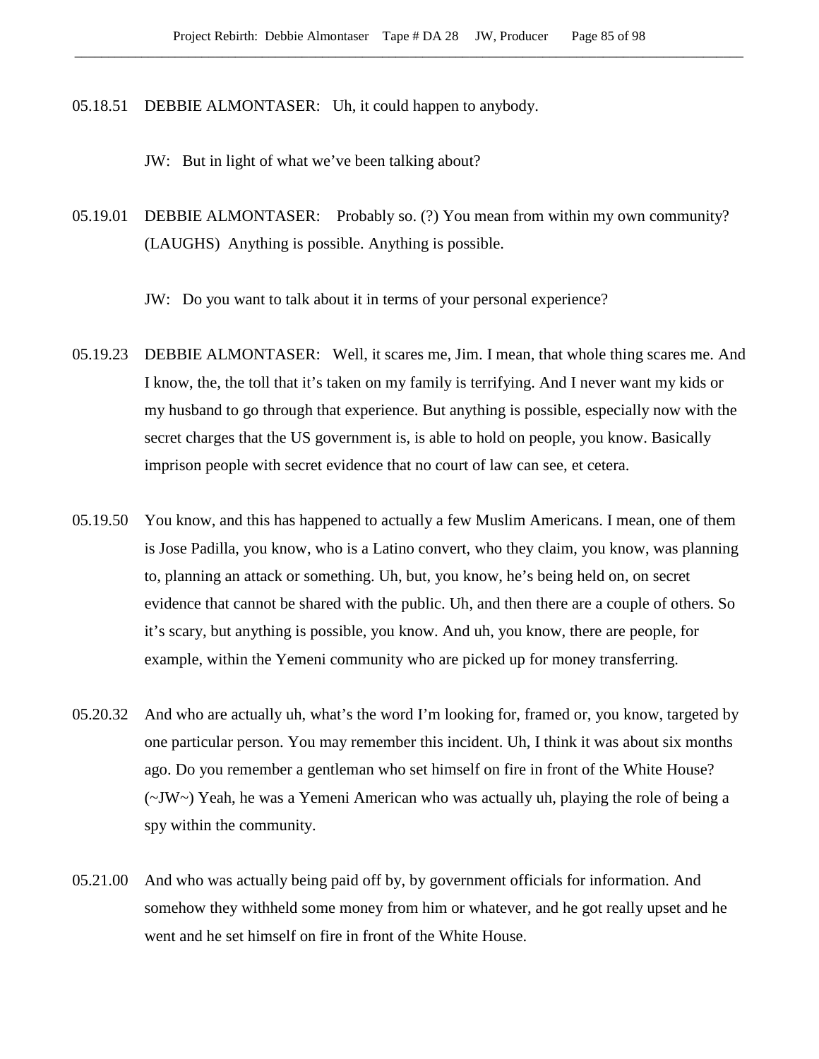05.18.51 DEBBIE ALMONTASER: Uh, it could happen to anybody.

JW: But in light of what we've been talking about?

05.19.01 DEBBIE ALMONTASER: Probably so. (?) You mean from within my own community? (LAUGHS) Anything is possible. Anything is possible.

JW: Do you want to talk about it in terms of your personal experience?

05.19.23 DEBBIE ALMONTASER: Well, it scares me, Jim. I mean, that whole thing scares me. And I know, the, the toll that it's taken on my family is terrifying. And I never want my kids or my husband to go through that experience. But anything is possible, especially now with the secret charges that the US government is, is able to hold on people, you know. Basically imprison people with secret evidence that no court of law can see, et cetera.

05.19.50 You know, and this has happened to actually a few Muslim Americans. I mean, one of them is Jose Padilla, you know, who is a Latino convert, who they claim, you know, was planning to, planning an attack or something. Uh, but, you know, he's being held on, on secret evidence that cannot be shared with the public. Uh, and then there are a couple of others. So it's scary, but anything is possible, you know. And uh, you know, there are people, for example, within the Yemeni community who are picked up for money transferring.

05.20.32 And who are actually uh, what's the word I'm looking for, framed or, you know, targeted by one particular person. You may remember this incident. Uh, I think it was about six months ago. Do you remember a gentleman who set himself on fire in front of the White House? (~JW~) Yeah, he was a Yemeni American who was actually uh, playing the role of being a spy within the community.

05.21.00 And who was actually being paid off by, by government officials for information. And somehow they withheld some money from him or whatever, and he got really upset and he went and he set himself on fire in front of the White House.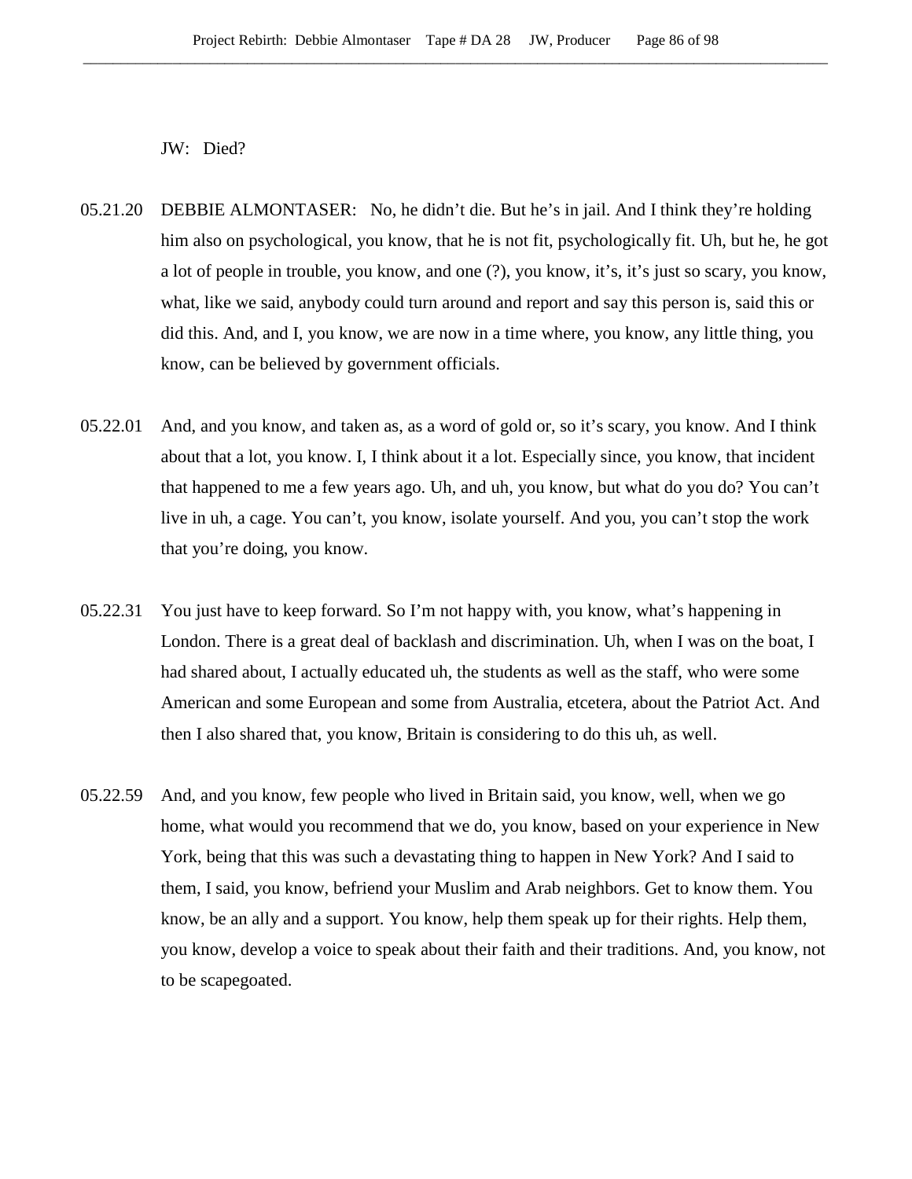JW: Died?

05.21.20 DEBBIE ALMONTASER: No, he didn't die. But he's in jail. And I think they're holding him also on psychological, you know, that he is not fit, psychologically fit. Uh, but he, he got a lot of people in trouble, you know, and one (?), you know, it's, it's just so scary, you know, what, like we said, anybody could turn around and report and say this person is, said this or did this. And, and I, you know, we are now in a time where, you know, any little thing, you know, can be believed by government officials.

05.22.01 And, and you know, and taken as, as a word of gold or, so it's scary, you know. And I think about that a lot, you know. I, I think about it a lot. Especially since, you know, that incident that happened to me a few years ago. Uh, and uh, you know, but what do you do? You can't live in uh, a cage. You can't, you know, isolate yourself. And you, you can't stop the work that you're doing, you know.

05.22.31 You just have to keep forward. So I'm not happy with, you know, what's happening in London. There is a great deal of backlash and discrimination. Uh, when I was on the boat, I had shared about, I actually educated uh, the students as well as the staff, who were some American and some European and some from Australia, etcetera, about the Patriot Act. And then I also shared that, you know, Britain is considering to do this uh, as well.

05.22.59 And, and you know, few people who lived in Britain said, you know, well, when we go home, what would you recommend that we do, you know, based on your experience in New York, being that this was such a devastating thing to happen in New York? And I said to them, I said, you know, befriend your Muslim and Arab neighbors. Get to know them. You know, be an ally and a support. You know, help them speak up for their rights. Help them, you know, develop a voice to speak about their faith and their traditions. And, you know, not to be scapegoated.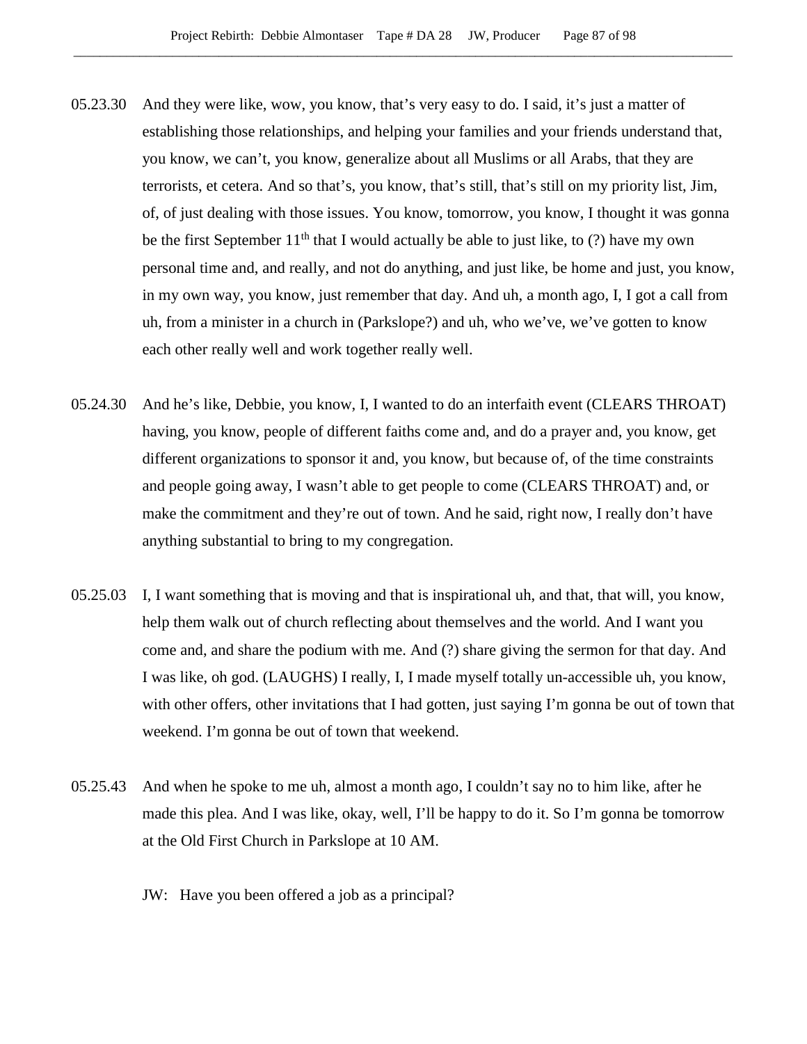05.23.30 And they were like, wow, you know, that's very easy to do. I said, it's just a matter of establishing those relationships, and helping your families and your friends understand that, you know, we can't, you know, generalize about all Muslims or all Arabs, that they are terrorists, et cetera. And so that's, you know, that's still, that's still on my priority list, Jim, of, of just dealing with those issues. You know, tomorrow, you know, I thought it was gonna be the first September 11th that I would actually be able to just like, to (?) have my own personal time and, and really, and not do anything, and just like, be home and just, you know, in my own way, you know, just remember that day. And uh, a month ago, I, I got a call from uh, from a minister in a church in (Parkslope?) and uh, who we've, we've gotten to know each other really well and work together really well.

05.24.30 And he's like, Debbie, you know, I, I wanted to do an interfaith event (CLEARS THROAT) having, you know, people of different faiths come and, and do a prayer and, you know, get different organizations to sponsor it and, you know, but because of, of the time constraints and people going away, I wasn't able to get people to come (CLEARS THROAT) and, or make the commitment and they're out of town. And he said, right now, I really don't have anything substantial to bring to my congregation.

05.25.03 I, I want something that is moving and that is inspirational uh, and that, that will, you know, help them walk out of church reflecting about themselves and the world. And I want you come and, and share the podium with me. And (?) share giving the sermon for that day. And I was like, oh god. (LAUGHS) I really, I, I made myself totally un-accessible uh, you know, with other offers, other invitations that I had gotten, just saying I'm gonna be out of town that weekend. I'm gonna be out of town that weekend.

05.25.43 And when he spoke to me uh, almost a month ago, I couldn't say no to him like, after he made this plea. And I was like, okay, well, I'll be happy to do it. So I'm gonna be tomorrow at the Old First Church in Parkslope at 10 AM.

JW: Have you been offered a job as a principal?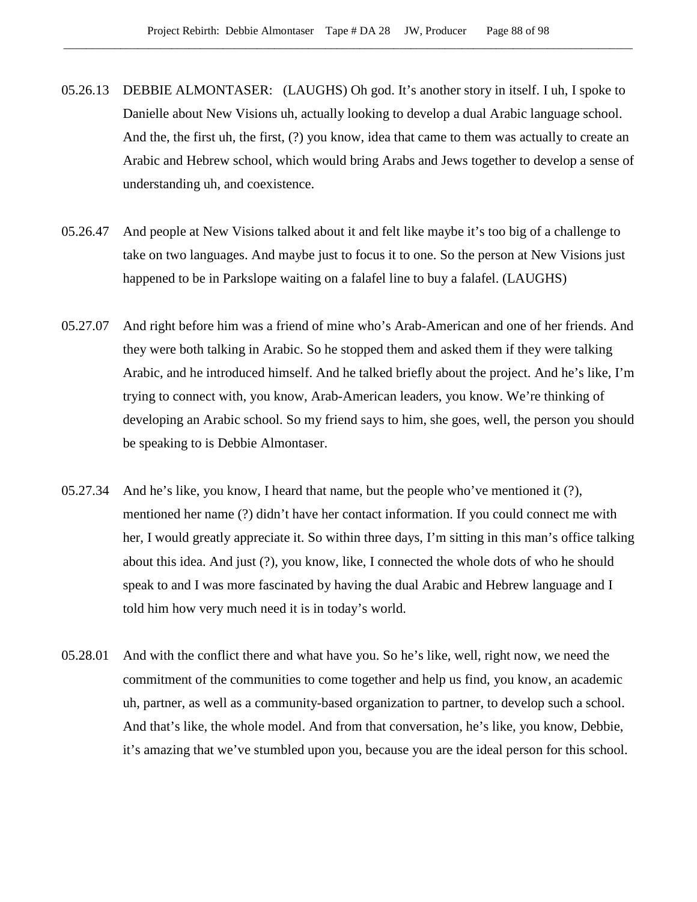05.26.13 DEBBIE ALMONTASER: (LAUGHS) Oh god. It's another story in itself. I uh, I spoke to Danielle about New Visions uh, actually looking to develop a dual Arabic language school. And the, the first uh, the first, (?) you know, idea that came to them was actually to create an Arabic and Hebrew school, which would bring Arabs and Jews together to develop a sense of understanding uh, and coexistence.

05.26.47 And people at New Visions talked about it and felt like maybe it's too big of a challenge to take on two languages. And maybe just to focus it to one. So the person at New Visions just happened to be in Parkslope waiting on a falafel line to buy a falafel. (LAUGHS)

05.27.07 And right before him was a friend of mine who's Arab-American and one of her friends. And they were both talking in Arabic. So he stopped them and asked them if they were talking Arabic, and he introduced himself. And he talked briefly about the project. And he's like, I'm trying to connect with, you know, Arab-American leaders, you know. We're thinking of developing an Arabic school. So my friend says to him, she goes, well, the person you should be speaking to is Debbie Almontaser.

05.27.34 And he's like, you know, I heard that name, but the people who've mentioned it (?), mentioned her name (?) didn't have her contact information. If you could connect me with her, I would greatly appreciate it. So within three days, I'm sitting in this man's office talking about this idea. And just (?), you know, like, I connected the whole dots of who he should speak to and I was more fascinated by having the dual Arabic and Hebrew language and I told him how very much need it is in today's world.

05.28.01 And with the conflict there and what have you. So he's like, well, right now, we need the commitment of the communities to come together and help us find, you know, an academic uh, partner, as well as a community-based organization to partner, to develop such a school. And that's like, the whole model. And from that conversation, he's like, you know, Debbie, it's amazing that we've stumbled upon you, because you are the ideal person for this school.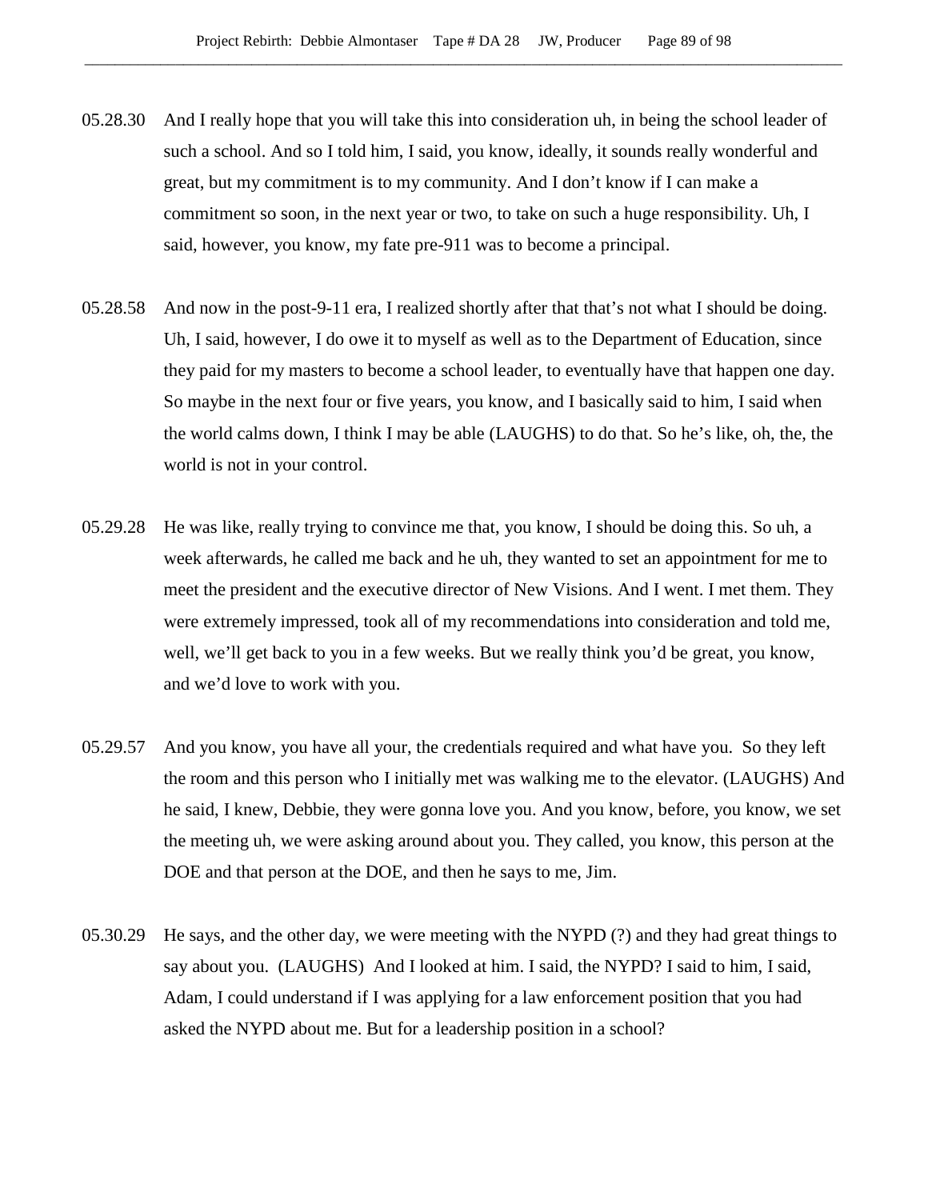05.28.30 And I really hope that you will take this into consideration uh, in being the school leader of such a school. And so I told him, I said, you know, ideally, it sounds really wonderful and great, but my commitment is to my community. And I don't know if I can make a commitment so soon, in the next year or two, to take on such a huge responsibility. Uh, I said, however, you know, my fate pre-911 was to become a principal.

05.28.58 And now in the post-9-11 era, I realized shortly after that that's not what I should be doing. Uh, I said, however, I do owe it to myself as well as to the Department of Education, since they paid for my masters to become a school leader, to eventually have that happen one day. So maybe in the next four or five years, you know, and I basically said to him, I said when the world calms down, I think I may be able (LAUGHS) to do that. So he's like, oh, the, the world is not in your control.

05.29.28 He was like, really trying to convince me that, you know, I should be doing this. So uh, a week afterwards, he called me back and he uh, they wanted to set an appointment for me to meet the president and the executive director of New Visions. And I went. I met them. They were extremely impressed, took all of my recommendations into consideration and told me, well, we'll get back to you in a few weeks. But we really think you'd be great, you know, and we'd love to work with you.

05.29.57 And you know, you have all your, the credentials required and what have you. So they left the room and this person who I initially met was walking me to the elevator. (LAUGHS) And he said, I knew, Debbie, they were gonna love you. And you know, before, you know, we set the meeting uh, we were asking around about you. They called, you know, this person at the DOE and that person at the DOE, and then he says to me, Jim.

05.30.29 He says, and the other day, we were meeting with the NYPD (?) and they had great things to say about you. (LAUGHS) And I looked at him. I said, the NYPD? I said to him, I said, Adam, I could understand if I was applying for a law enforcement position that you had asked the NYPD about me. But for a leadership position in a school?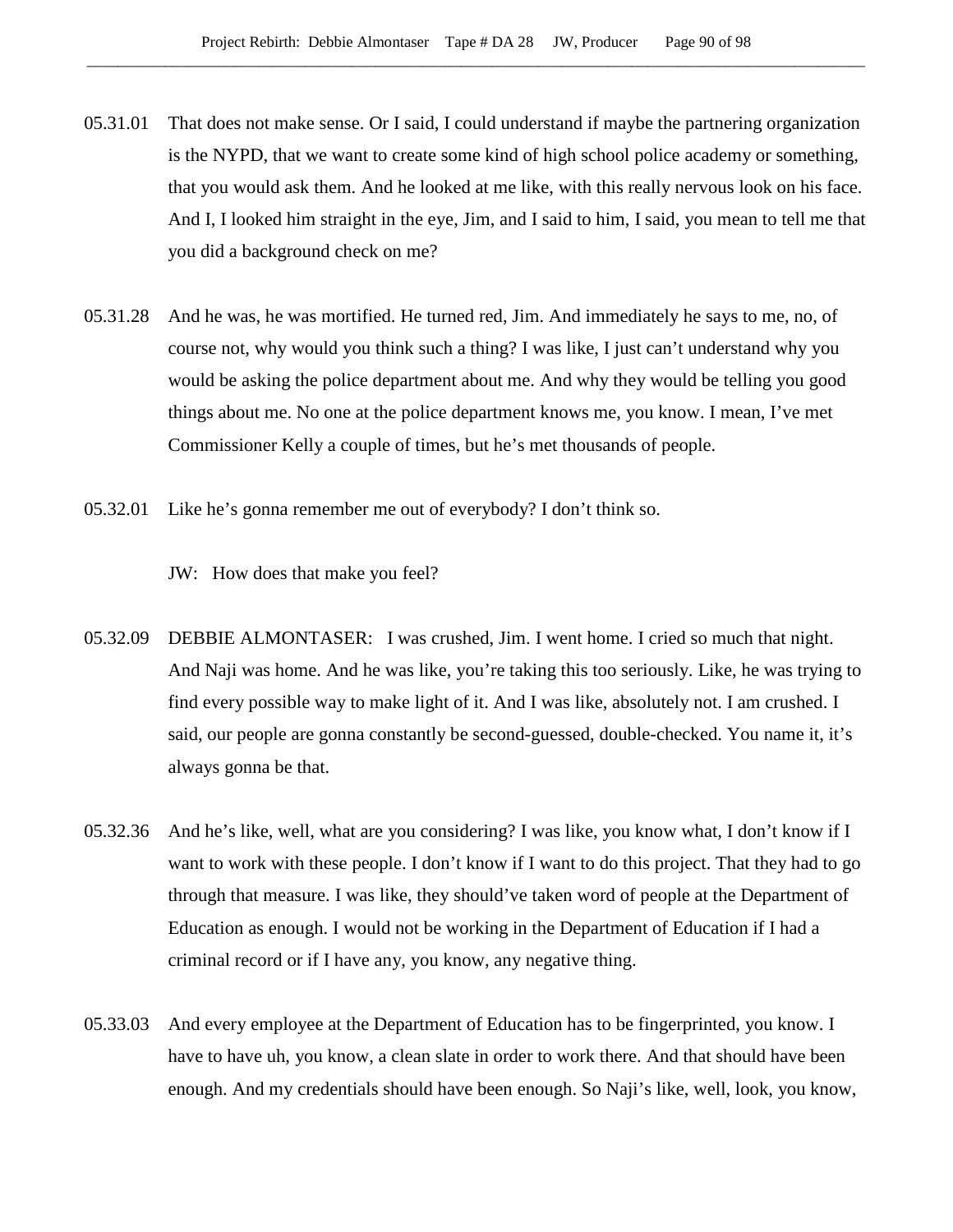05.31.01 That does not make sense. Or I said, I could understand if maybe the partnering organization is the NYPD, that we want to create some kind of high school police academy or something, that you would ask them. And he looked at me like, with this really nervous look on his face. And I, I looked him straight in the eye, Jim, and I said to him, I said, you mean to tell me that you did a background check on me?

05.31.28 And he was, he was mortified. He turned red, Jim. And immediately he says to me, no, of course not, why would you think such a thing? I was like, I just can't understand why you would be asking the police department about me. And why they would be telling you good things about me. No one at the police department knows me, you know. I mean, I've met Commissioner Kelly a couple of times, but he's met thousands of people.

05.32.01 Like he's gonna remember me out of everybody? I don't think so.

JW: How does that make you feel?

05.32.09 DEBBIE ALMONTASER: I was crushed, Jim. I went home. I cried so much that night. And Naji was home. And he was like, you're taking this too seriously. Like, he was trying to find every possible way to make light of it. And I was like, absolutely not. I am crushed. I said, our people are gonna constantly be second-guessed, double-checked. You name it, it's always gonna be that.

05.32.36 And he's like, well, what are you considering? I was like, you know what, I don't know if I want to work with these people. I don't know if I want to do this project. That they had to go through that measure. I was like, they should've taken word of people at the Department of Education as enough. I would not be working in the Department of Education if I had a criminal record or if I have any, you know, any negative thing.

05.33.03 And every employee at the Department of Education has to be fingerprinted, you know. I have to have uh, you know, a clean slate in order to work there. And that should have been enough. And my credentials should have been enough. So Naji's like, well, look, you know,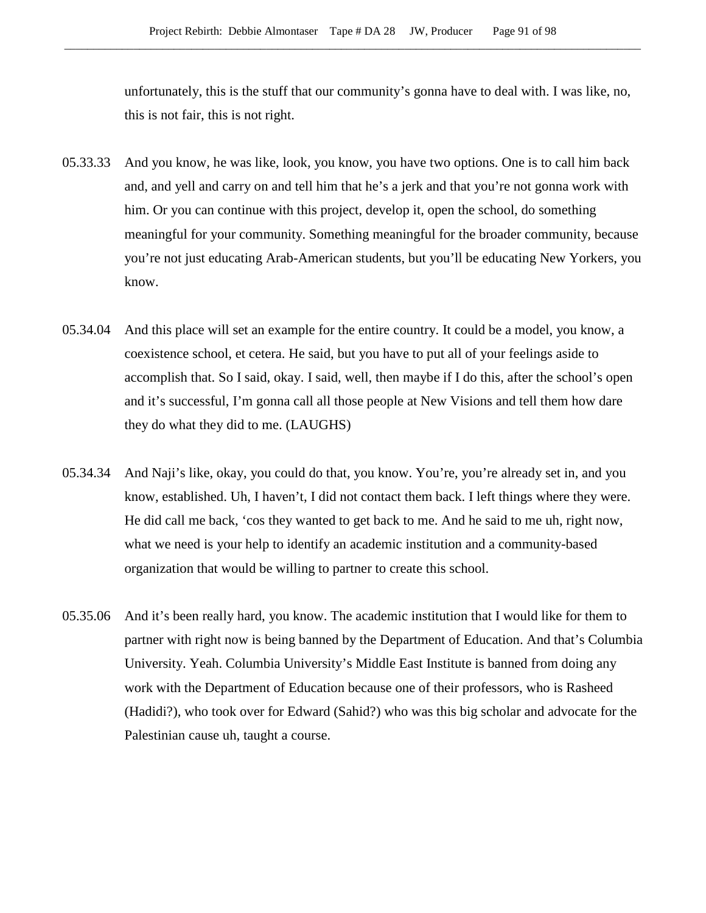unfortunately, this is the stuff that our community's gonna have to deal with. I was like, no, this is not fair, this is not right.

05.33.33 And you know, he was like, look, you know, you have two options. One is to call him back and, and yell and carry on and tell him that he's a jerk and that you're not gonna work with him. Or you can continue with this project, develop it, open the school, do something meaningful for your community. Something meaningful for the broader community, because you're not just educating Arab-American students, but you'll be educating New Yorkers, you know.

05.34.04 And this place will set an example for the entire country. It could be a model, you know, a coexistence school, et cetera. He said, but you have to put all of your feelings aside to accomplish that. So I said, okay. I said, well, then maybe if I do this, after the school's open and it's successful, I'm gonna call all those people at New Visions and tell them how dare they do what they did to me. (LAUGHS)

05.34.34 And Naji's like, okay, you could do that, you know. You're, you're already set in, and you know, established. Uh, I haven't, I did not contact them back. I left things where they were. He did call me back, 'cos they wanted to get back to me. And he said to me uh, right now, what we need is your help to identify an academic institution and a community-based organization that would be willing to partner to create this school.

05.35.06 And it's been really hard, you know. The academic institution that I would like for them to partner with right now is being banned by the Department of Education. And that's Columbia University. Yeah. Columbia University's Middle East Institute is banned from doing any work with the Department of Education because one of their professors, who is Rasheed (Hadidi?), who took over for Edward (Sahid?) who was this big scholar and advocate for the Palestinian cause uh, taught a course.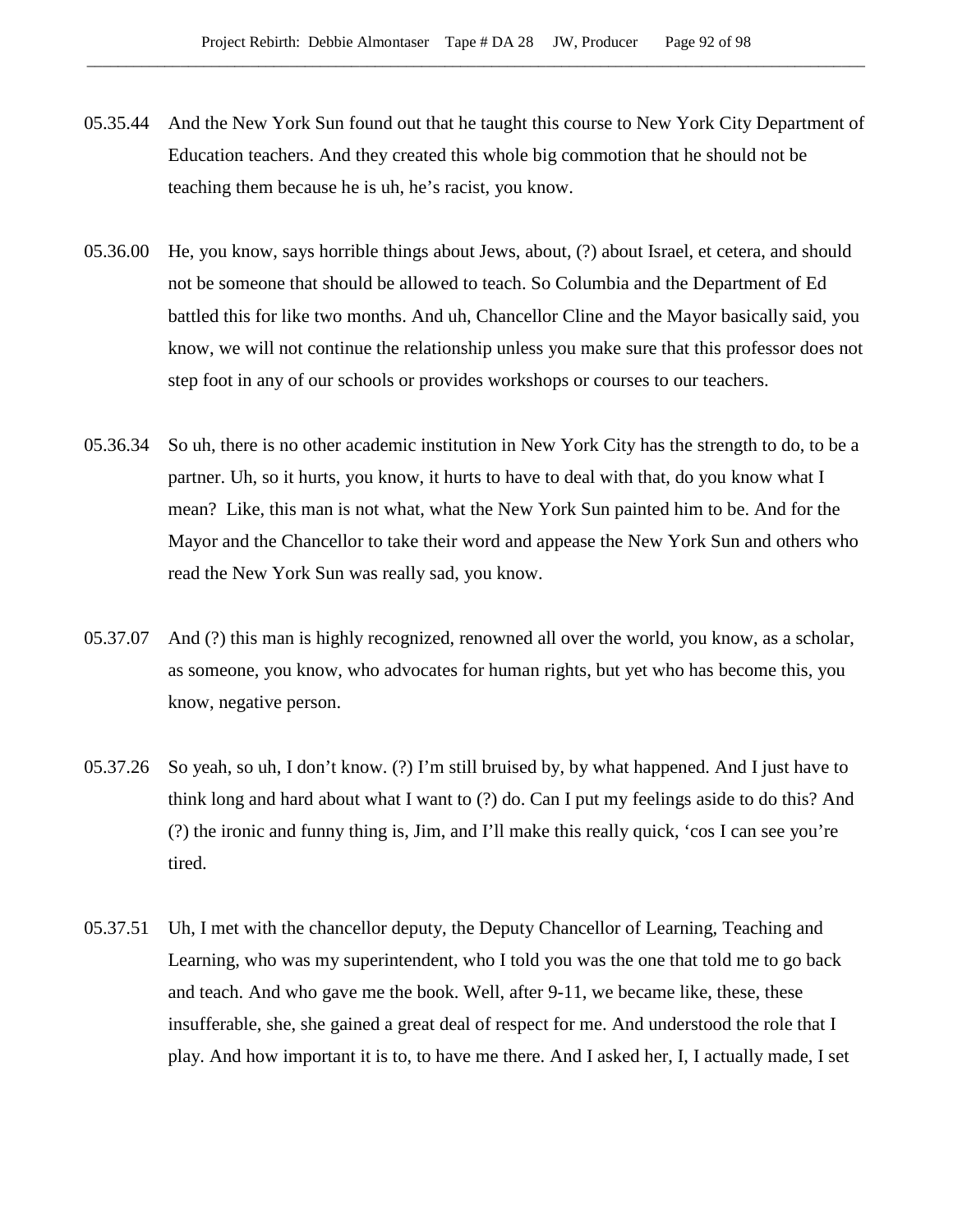05.35.44 And the New York Sun found out that he taught this course to New York City Department of Education teachers. And they created this whole big commotion that he should not be teaching them because he is uh, he's racist, you know.

05.36.00 He, you know, says horrible things about Jews, about, (?) about Israel, et cetera, and should not be someone that should be allowed to teach. So Columbia and the Department of Ed battled this for like two months. And uh, Chancellor Cline and the Mayor basically said, you know, we will not continue the relationship unless you make sure that this professor does not step foot in any of our schools or provides workshops or courses to our teachers.

05.36.34 So uh, there is no other academic institution in New York City has the strength to do, to be a partner. Uh, so it hurts, you know, it hurts to have to deal with that, do you know what I mean? Like, this man is not what, what the New York Sun painted him to be. And for the Mayor and the Chancellor to take their word and appease the New York Sun and others who read the New York Sun was really sad, you know.

05.37.07 And (?) this man is highly recognized, renowned all over the world, you know, as a scholar, as someone, you know, who advocates for human rights, but yet who has become this, you know, negative person.

05.37.26 So yeah, so uh, I don't know. (?) I'm still bruised by, by what happened. And I just have to think long and hard about what I want to (?) do. Can I put my feelings aside to do this? And (?) the ironic and funny thing is, Jim, and I'll make this really quick, 'cos I can see you're tired.

05.37.51 Uh, I met with the chancellor deputy, the Deputy Chancellor of Learning, Teaching and Learning, who was my superintendent, who I told you was the one that told me to go back and teach. And who gave me the book. Well, after 9-11, we became like, these, these insufferable, she, she gained a great deal of respect for me. And understood the role that I play. And how important it is to, to have me there. And I asked her, I, I actually made, I set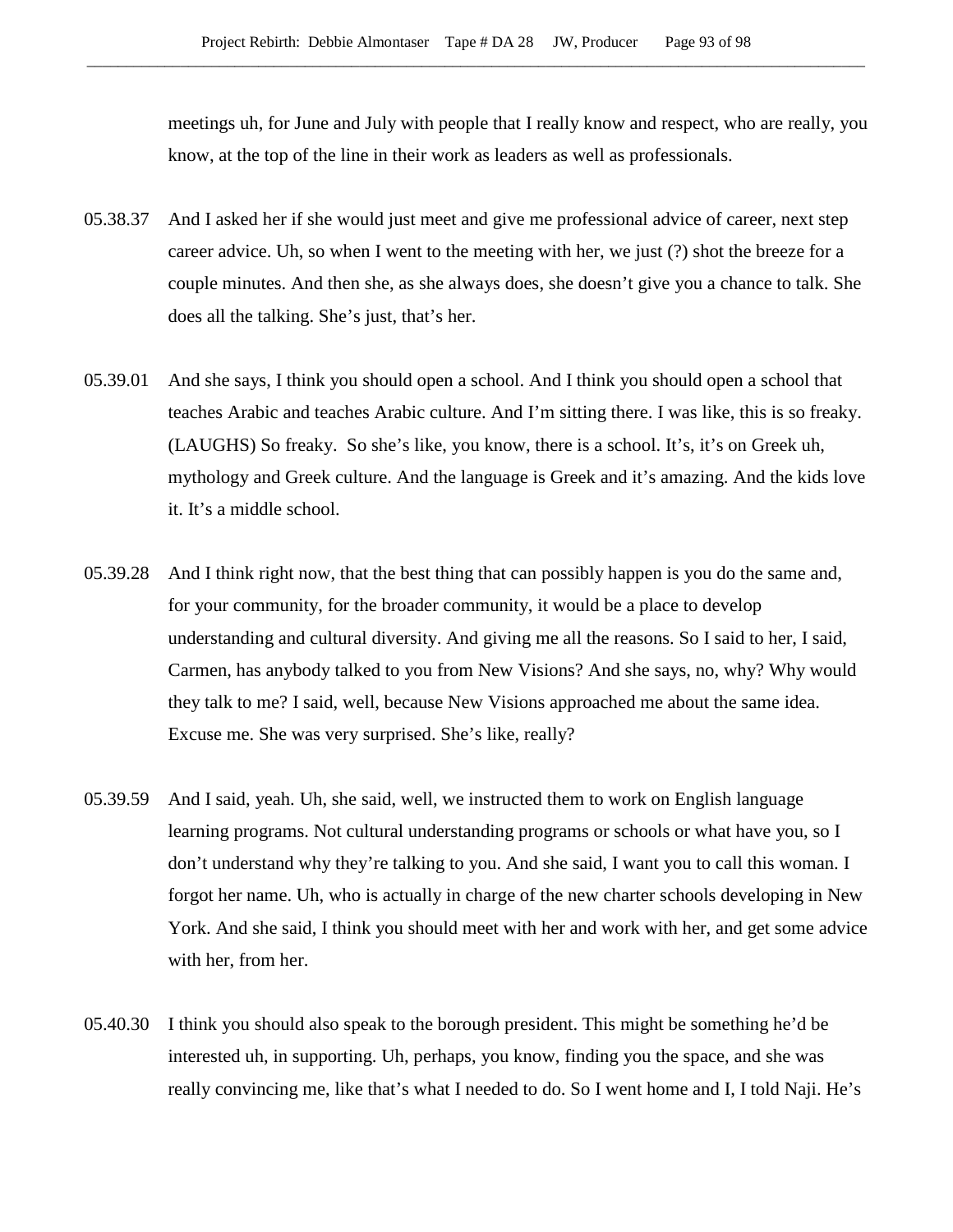meetings uh, for June and July with people that I really know and respect, who are really, you know, at the top of the line in their work as leaders as well as professionals.

05.38.37 And I asked her if she would just meet and give me professional advice of career, next step career advice. Uh, so when I went to the meeting with her, we just (?) shot the breeze for a couple minutes. And then she, as she always does, she doesn't give you a chance to talk. She does all the talking. She's just, that's her.

05.39.01 And she says, I think you should open a school. And I think you should open a school that teaches Arabic and teaches Arabic culture. And I'm sitting there. I was like, this is so freaky. (LAUGHS) So freaky. So she's like, you know, there is a school. It's, it's on Greek uh, mythology and Greek culture. And the language is Greek and it's amazing. And the kids love it. It's a middle school.

05.39.28 And I think right now, that the best thing that can possibly happen is you do the same and, for your community, for the broader community, it would be a place to develop understanding and cultural diversity. And giving me all the reasons. So I said to her, I said, Carmen, has anybody talked to you from New Visions? And she says, no, why? Why would they talk to me? I said, well, because New Visions approached me about the same idea. Excuse me. She was very surprised. She's like, really?

05.39.59 And I said, yeah. Uh, she said, well, we instructed them to work on English language learning programs. Not cultural understanding programs or schools or what have you, so I don't understand why they're talking to you. And she said, I want you to call this woman. I forgot her name. Uh, who is actually in charge of the new charter schools developing in New York. And she said, I think you should meet with her and work with her, and get some advice with her, from her.

05.40.30 I think you should also speak to the borough president. This might be something he'd be interested uh, in supporting. Uh, perhaps, you know, finding you the space, and she was really convincing me, like that's what I needed to do. So I went home and I, I told Naji. He's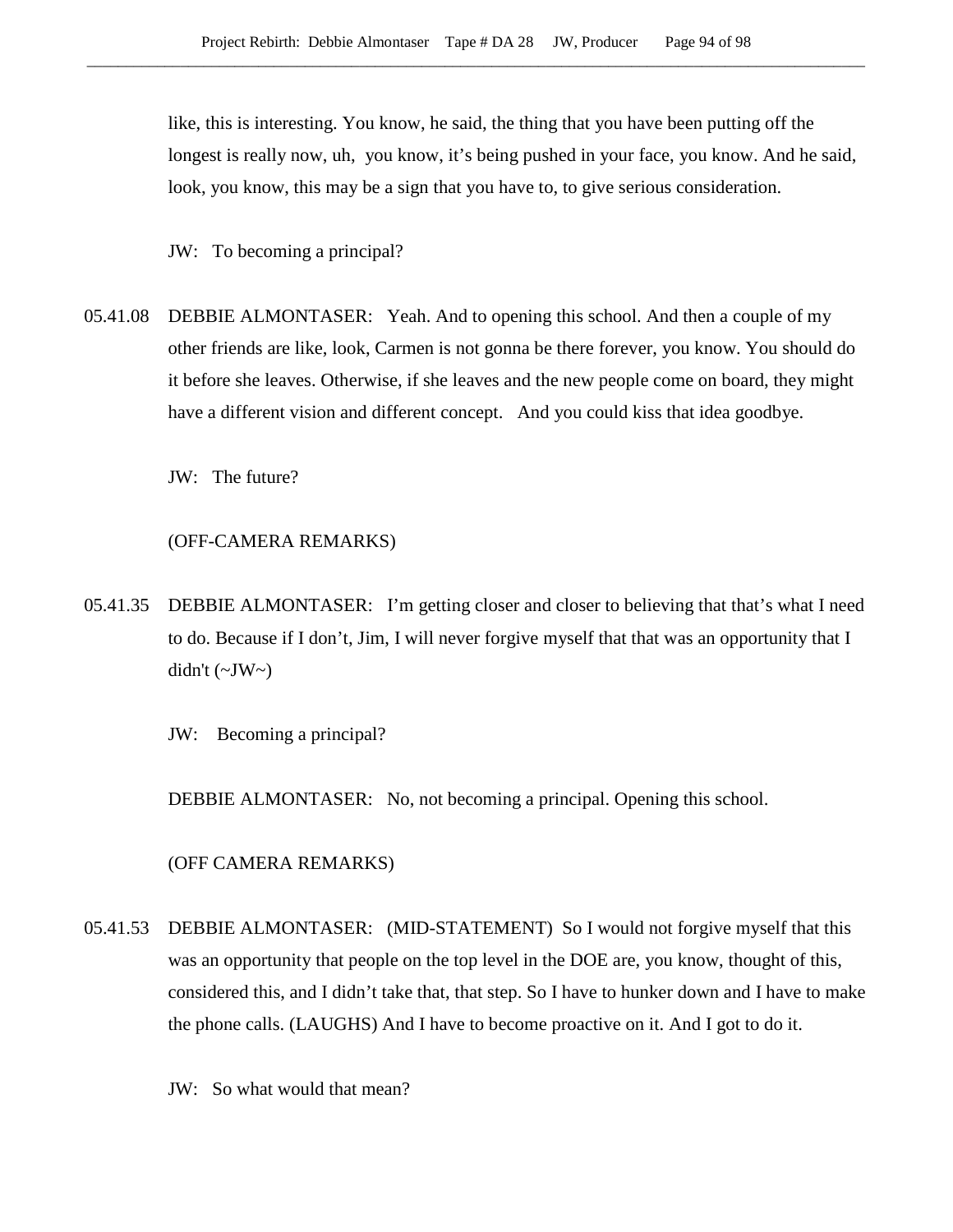like, this is interesting. You know, he said, the thing that you have been putting off the longest is really now, uh, you know, it's being pushed in your face, you know. And he said, look, you know, this may be a sign that you have to, to give serious consideration.

JW: To becoming a principal?

05.41.08 DEBBIE ALMONTASER: Yeah. And to opening this school. And then a couple of my other friends are like, look, Carmen is not gonna be there forever, you know. You should do it before she leaves. Otherwise, if she leaves and the new people come on board, they might have a different vision and different concept. And you could kiss that idea goodbye.

JW: The future?

(OFF-CAMERA REMARKS)

05.41.35 DEBBIE ALMONTASER: I'm getting closer and closer to believing that that's what I need to do. Because if I don't, Jim, I will never forgive myself that that was an opportunity that I didn't (~JW~)

JW: Becoming a principal?

DEBBIE ALMONTASER: No, not becoming a principal. Opening this school.

(OFF CAMERA REMARKS)

05.41.53 DEBBIE ALMONTASER: (MID-STATEMENT) So I would not forgive myself that this was an opportunity that people on the top level in the DOE are, you know, thought of this, considered this, and I didn't take that, that step. So I have to hunker down and I have to make the phone calls. (LAUGHS) And I have to become proactive on it. And I got to do it.

JW: So what would that mean?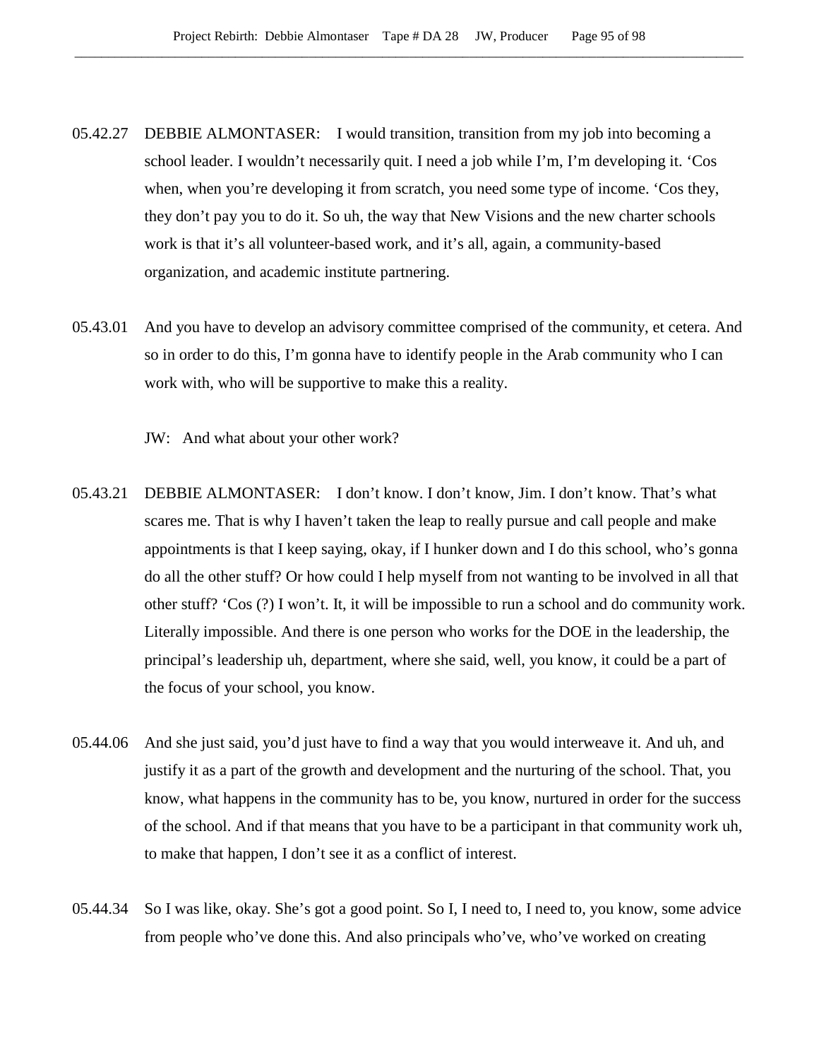05.42.27 DEBBIE ALMONTASER: I would transition, transition from my job into becoming a school leader. I wouldn't necessarily quit. I need a job while I'm, I'm developing it. 'Cos when, when you're developing it from scratch, you need some type of income. 'Cos they, they don't pay you to do it. So uh, the way that New Visions and the new charter schools work is that it's all volunteer-based work, and it's all, again, a community-based organization, and academic institute partnering.

05.43.01 And you have to develop an advisory committee comprised of the community, et cetera. And so in order to do this, I'm gonna have to identify people in the Arab community who I can work with, who will be supportive to make this a reality.

JW: And what about your other work?

05.43.21 DEBBIE ALMONTASER: I don't know. I don't know, Jim. I don't know. That's what scares me. That is why I haven't taken the leap to really pursue and call people and make appointments is that I keep saying, okay, if I hunker down and I do this school, who's gonna do all the other stuff? Or how could I help myself from not wanting to be involved in all that other stuff? 'Cos (?) I won't. It, it will be impossible to run a school and do community work. Literally impossible. And there is one person who works for the DOE in the leadership, the principal's leadership uh, department, where she said, well, you know, it could be a part of the focus of your school, you know.

05.44.06 And she just said, you'd just have to find a way that you would interweave it. And uh, and justify it as a part of the growth and development and the nurturing of the school. That, you know, what happens in the community has to be, you know, nurtured in order for the success of the school. And if that means that you have to be a participant in that community work uh, to make that happen, I don't see it as a conflict of interest.

05.44.34 So I was like, okay. She's got a good point. So I, I need to, I need to, you know, some advice from people who've done this. And also principals who've, who've worked on creating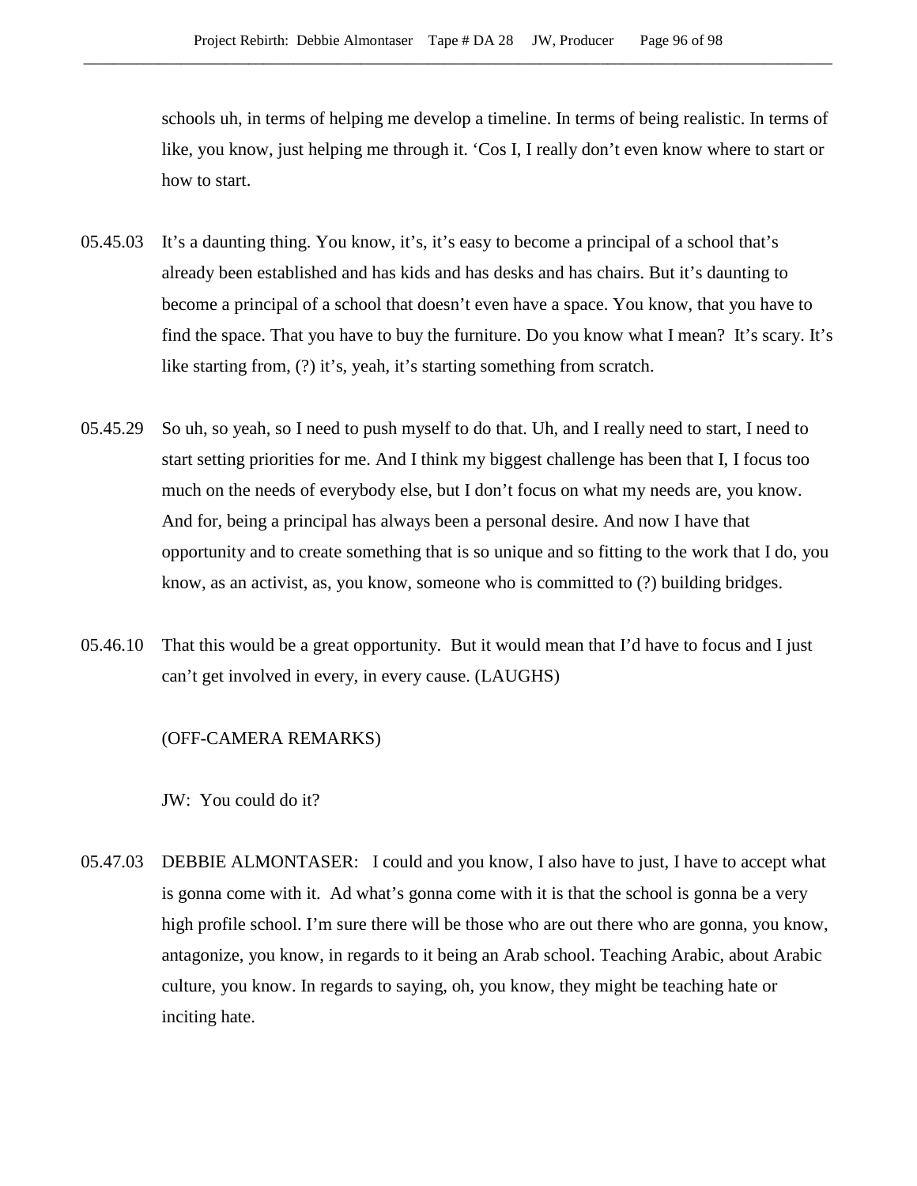schools uh, in terms of helping me develop a timeline. In terms of being realistic. In terms of like, you know, just helping me through it. 'Cos I, I really don't even know where to start or how to start.

05.45.03 It's a daunting thing. You know, it's, it's easy to become a principal of a school that's already been established and has kids and has desks and has chairs. But it's daunting to become a principal of a school that doesn't even have a space. You know, that you have to find the space. That you have to buy the furniture. Do you know what I mean? It's scary. It's like starting from, (?) it's, yeah, it's starting something from scratch.

05.45.29 So uh, so yeah, so I need to push myself to do that. Uh, and I really need to start, I need to start setting priorities for me. And I think my biggest challenge has been that I, I focus too much on the needs of everybody else, but I don't focus on what my needs are, you know. And for, being a principal has always been a personal desire. And now I have that opportunity and to create something that is so unique and so fitting to the work that I do, you know, as an activist, as, you know, someone who is committed to (?) building bridges.

05.46.10 That this would be a great opportunity. But it would mean that I'd have to focus and I just can't get involved in every, in every cause. (LAUGHS)

(OFF-CAMERA REMARKS)

JW: You could do it?

05.47.03 DEBBIE ALMONTASER: I could and you know, I also have to just, I have to accept what is gonna come with it. Ad what's gonna come with it is that the school is gonna be a very high profile school. I'm sure there will be those who are out there who are gonna, you know, antagonize, you know, in regards to it being an Arab school. Teaching Arabic, about Arabic culture, you know. In regards to saying, oh, you know, they might be teaching hate or inciting hate.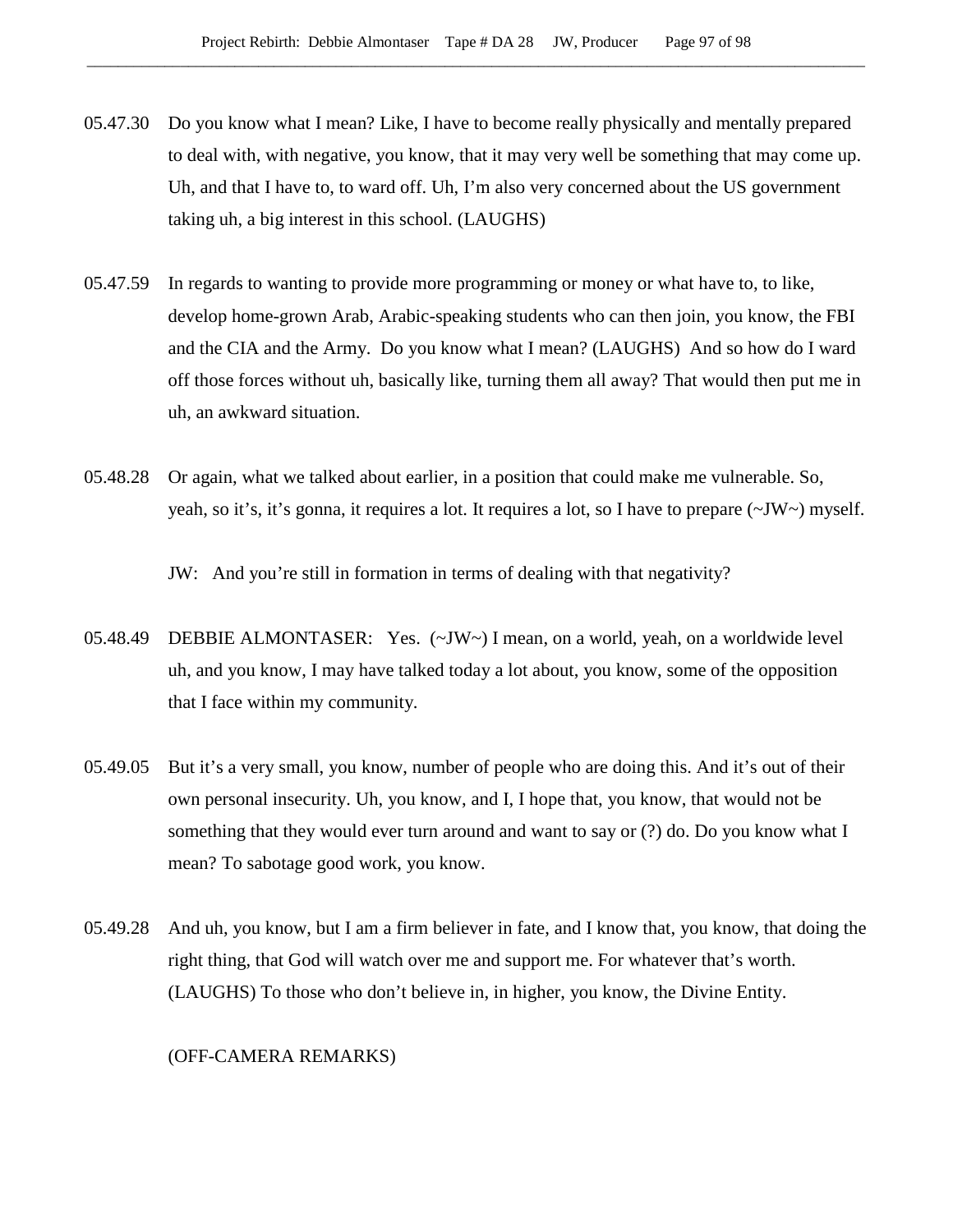05.47.30 Do you know what I mean? Like, I have to become really physically and mentally prepared to deal with, with negative, you know, that it may very well be something that may come up. Uh, and that I have to, to ward off. Uh, I'm also very concerned about the US government taking uh, a big interest in this school. (LAUGHS)

05.47.59 In regards to wanting to provide more programming or money or what have to, to like, develop home-grown Arab, Arabic-speaking students who can then join, you know, the FBI and the CIA and the Army. Do you know what I mean? (LAUGHS) And so how do I ward off those forces without uh, basically like, turning them all away? That would then put me in uh, an awkward situation.

05.48.28 Or again, what we talked about earlier, in a position that could make me vulnerable. So, yeah, so it's, it's gonna, it requires a lot. It requires a lot, so I have to prepare (~JW~) myself.

JW: And you're still in formation in terms of dealing with that negativity?

05.48.49 DEBBIE ALMONTASER: Yes. (~JW~) I mean, on a world, yeah, on a worldwide level uh, and you know, I may have talked today a lot about, you know, some of the opposition that I face within my community.

05.49.05 But it's a very small, you know, number of people who are doing this. And it's out of their own personal insecurity. Uh, you know, and I, I hope that, you know, that would not be something that they would ever turn around and want to say or (?) do. Do you know what I mean? To sabotage good work, you know.

05.49.28 And uh, you know, but I am a firm believer in fate, and I know that, you know, that doing the right thing, that God will watch over me and support me. For whatever that's worth. (LAUGHS) To those who don't believe in, in higher, you know, the Divine Entity.

(OFF-CAMERA REMARKS)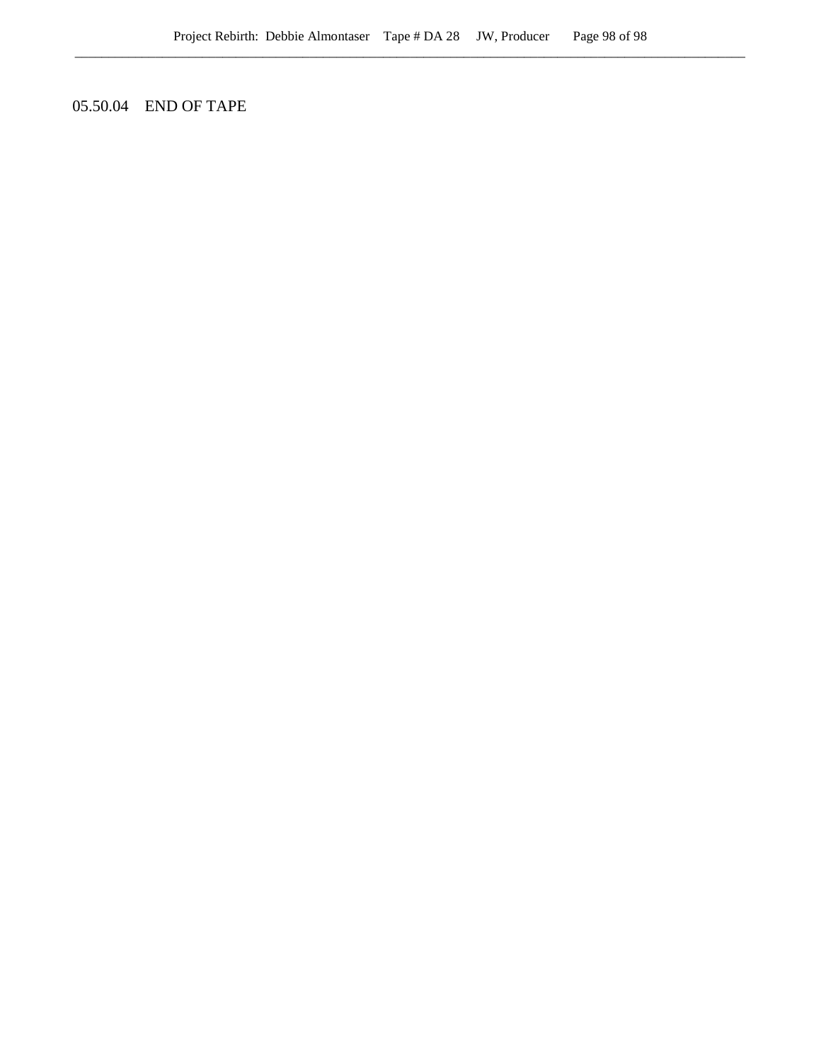05.50.04    END OF TAPE